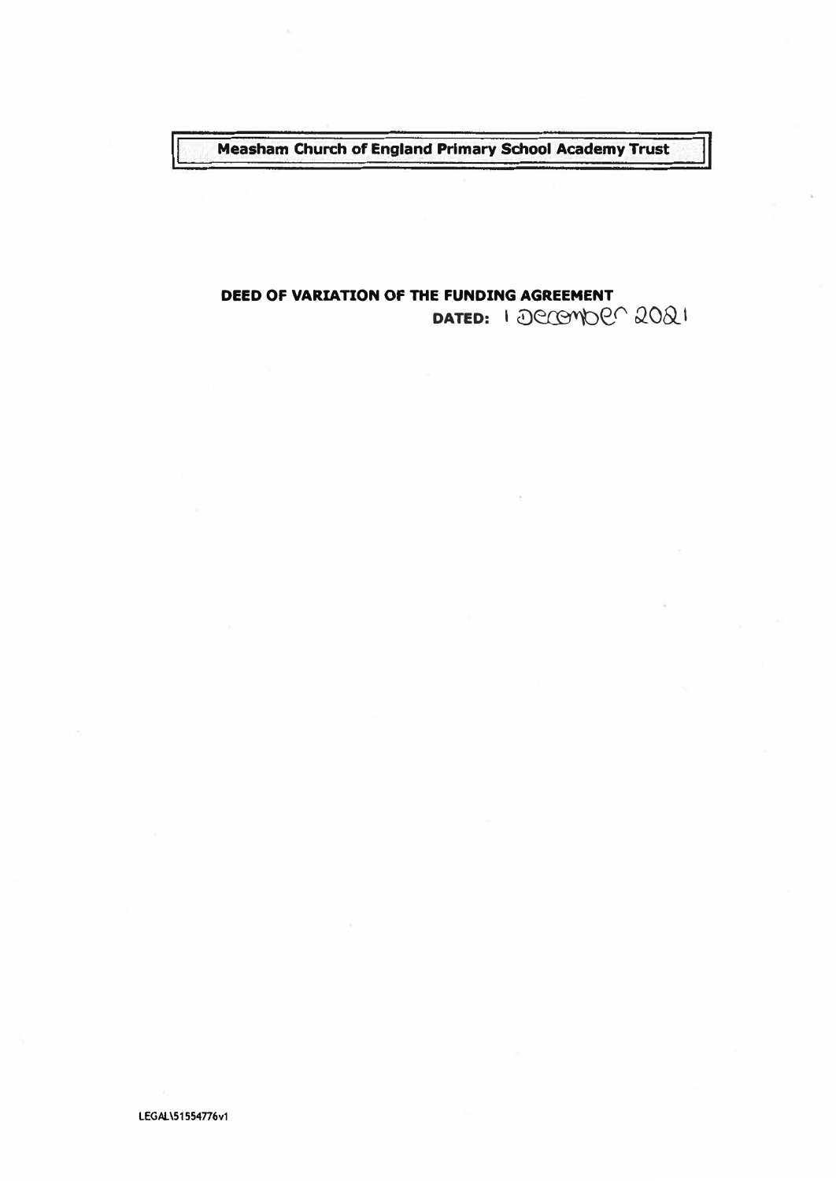**Meassham Church of England Primary School Academy Trust**

**DEED OF VARIATION OF THE FUNDING AGREEMENT**

**DATED:** 1 December 2021

LEGAL\51554776v1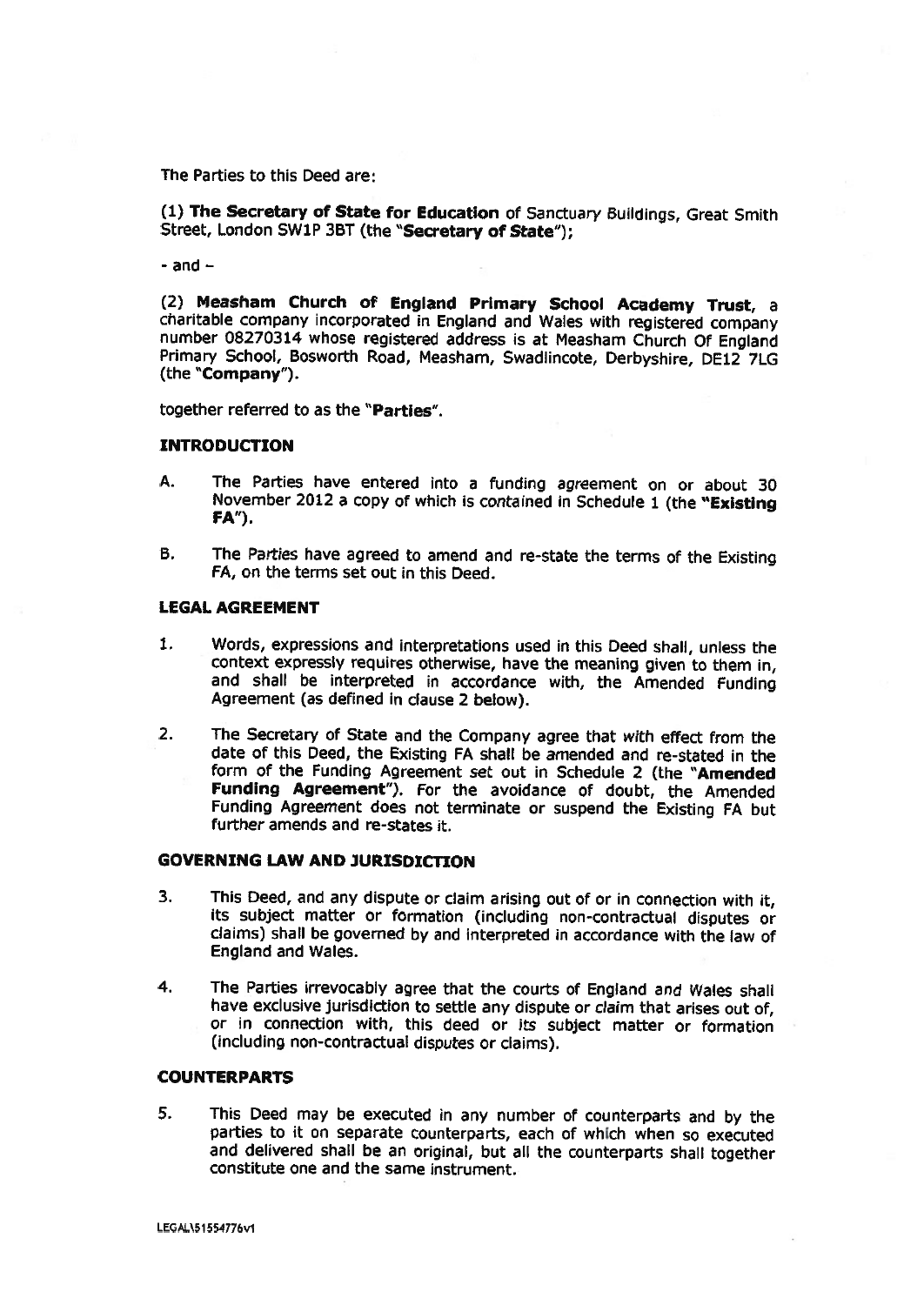The Parties to this Deed are:

(1) **The Secretary of State for Education** of Sanctuary Buildings, Great Smith Street, London SW1P 3BT (the "**Secretary of State**");

- and -

(2) **Measham Church of England Primary School Academy Trust**, a charitable company incorporated in England and Wales with registered company number 08270314 whose registered address is at Measham Church Of England Primary School, Bosworth Road, Measham, Swadlincote, Derbyshire, DE12 7LG (the "**Company**").

together referred to as the "**Parties**".

**INTRODUCTION**

A. The Parties have entered into a funding agreement on or about 30 November 2012 a copy of which is contained in Schedule 1 (the "**Existing FA**").

B. The Parties have agreed to amend and re-state the terms of the Existing FA, on the terms set out in this Deed.

**LEGAL AGREEMENT**

1. Words, expressions and interpretations used in this Deed shall, unless the context expressly requires otherwise, have the meaning given to them in, and shall be interpreted in accordance with, the Amended Funding Agreement (as defined in clause 2 below).

2. The Secretary of State and the Company agree that with effect from the date of this Deed, the Existing FA shall be amended and re-stated in the form of the Funding Agreement set out in Schedule 2 (the "**Amended Funding Agreement**"). For the avoidance of doubt, the Amended Funding Agreement does not terminate or suspend the Existing FA but further amends and re-states it.

**GOVERNING LAW AND JURISDICTION**

3. This Deed, and any dispute or claim arising out of or in connection with it, its subject matter or formation (including non-contractual disputes or claims) shall be governed by and interpreted in accordance with the law of England and Wales.

4. The Parties irrevocably agree that the courts of England and Wales shall have exclusive jurisdiction to settle any dispute or claim that arises out of, or in connection with, this deed or its subject matter or formation (including non-contractual disputes or claims).

**COUNTERPARTS**

5. This Deed may be executed in any number of counterparts and by the parties to it on separate counterparts, each of which when so executed and delivered shall be an original, but all the counterparts shall together constitute one and the same instrument.

LEGAL\51554776v1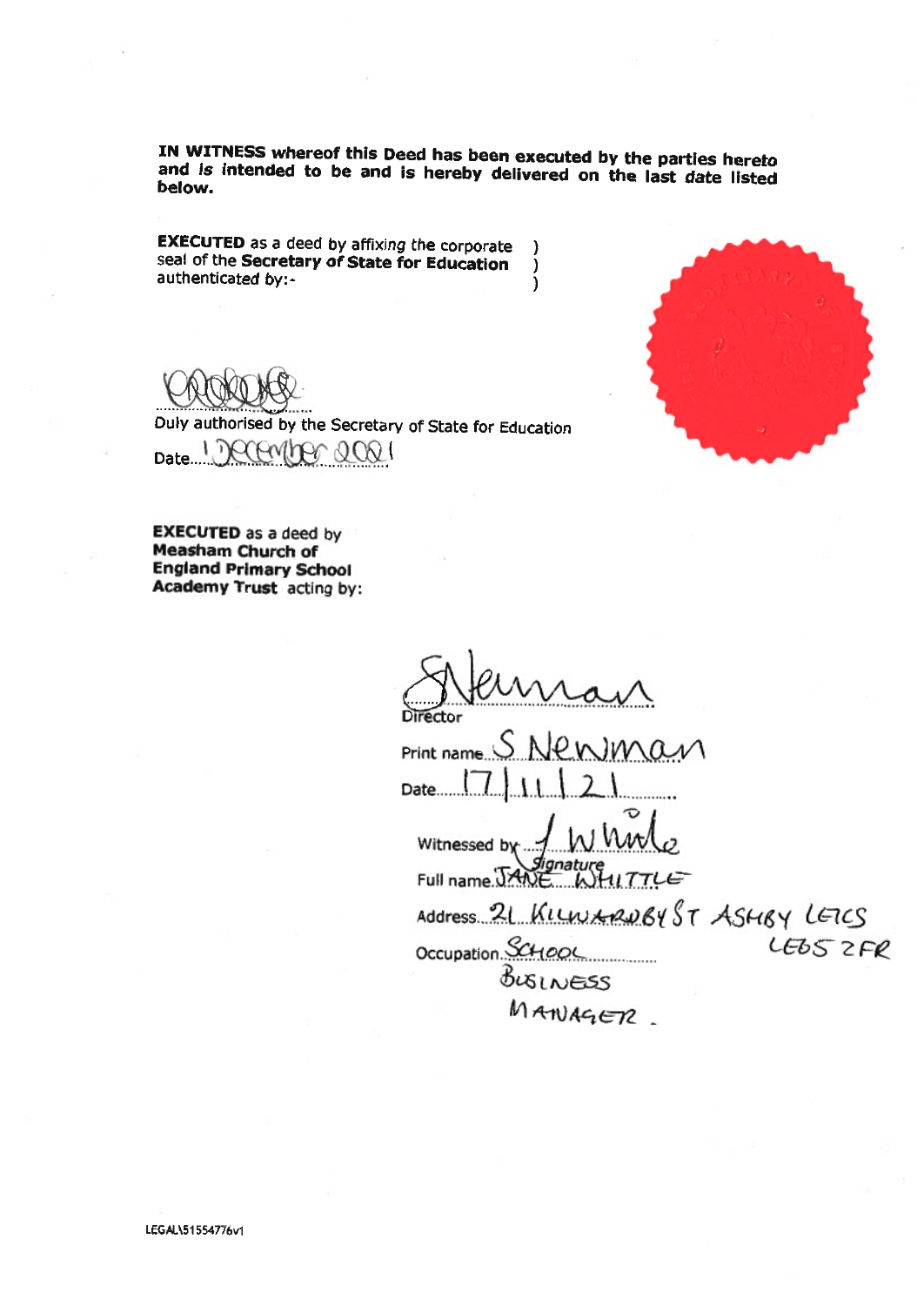**IN WITNESS whereof this Deed has been executed by the parties hereto and is intended to be and is hereby delivered on the last date listed below.**

**EXECUTED** as a deed by affixing the corporate seal of the **Secretary of State for Education** authenticated by:- )

Duly authorised by the Secretary of State for Education

Date 1 December 2021

**EXECUTED** as a deed by **Measham Church of England Primary School Academy Trust** acting by:

Director

Print name S Newman

Date 17/11/21

Witnessed by
Signature

Full name JANE WHITTLE

Address 21 KILWARDBY ST ASHBY LEICS LE65 2FR

Occupation SCHOOL BUSINESS MANAGER.

LEGAL\51554776v1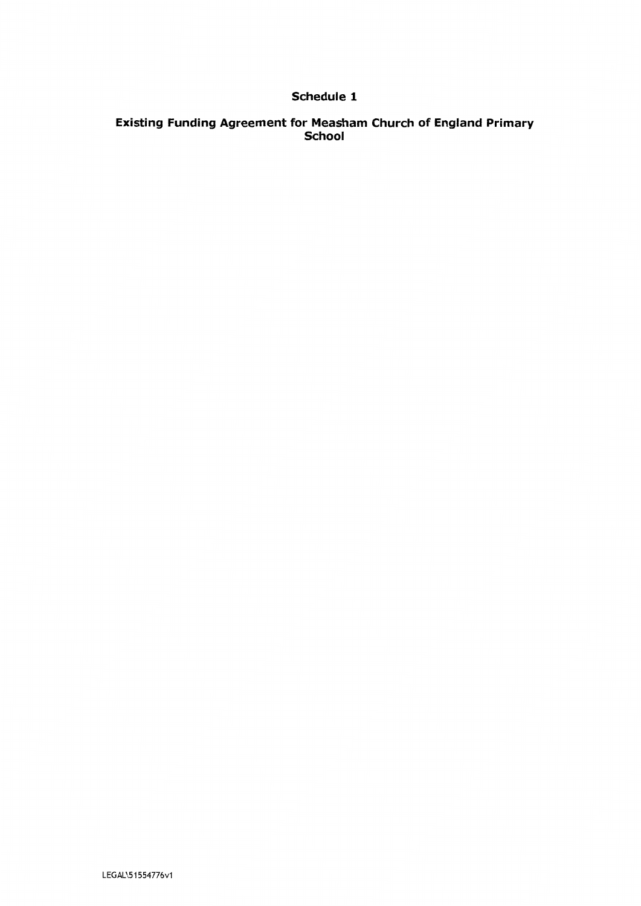# Schedule 1

## Existing Funding Agreement for Measham Church of England Primary School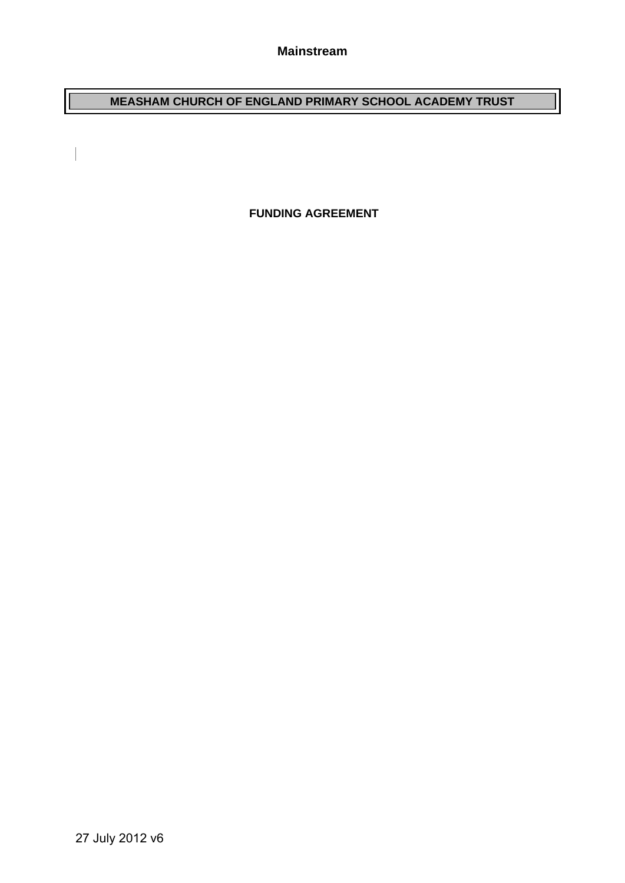**Mainstream**

# MEASHAM CHURCH OF ENGLAND PRIMARY SCHOOL ACADEMY TRUST

**FUNDING AGREEMENT**

27 July 2012 v6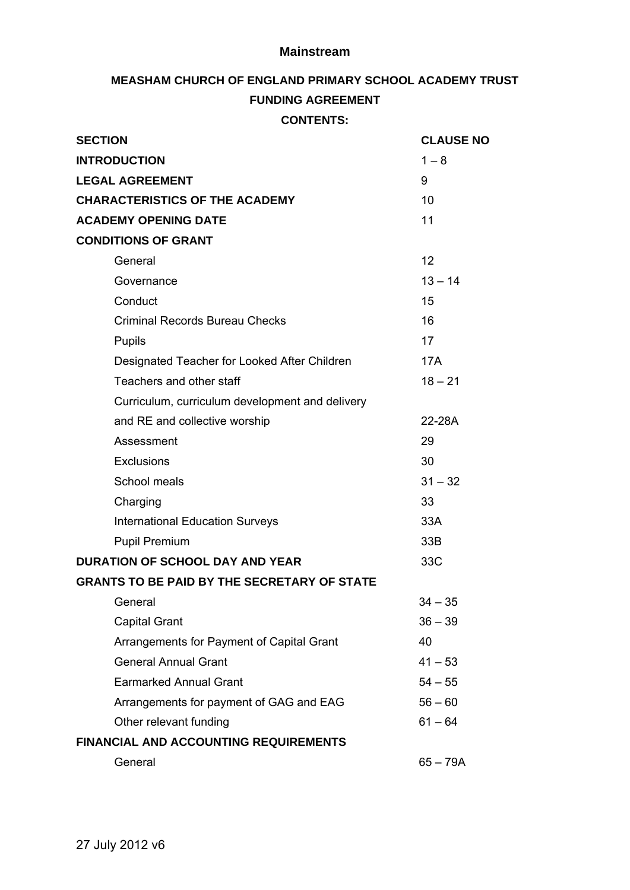**Mainstream**

## MEASHAM CHURCH OF ENGLAND PRIMARY SCHOOL ACADEMY TRUST

## FUNDING AGREEMENT

### CONTENTS:

| SECTION | CLAUSE NO |
|---|---|
| **INTRODUCTION** | 1 – 8 |
| **LEGAL AGREEMENT** | 9 |
| **CHARACTERISTICS OF THE ACADEMY** | 10 |
| **ACADEMY OPENING DATE** | 11 |
| **CONDITIONS OF GRANT** | |
| General | 12 |
| Governance | 13 – 14 |
| Conduct | 15 |
| Criminal Records Bureau Checks | 16 |
| Pupils | 17 |
| Designated Teacher for Looked After Children | 17A |
| Teachers and other staff | 18 – 21 |
| Curriculum, curriculum development and delivery and RE and collective worship | 22-28A |
| Assessment | 29 |
| Exclusions | 30 |
| School meals | 31 – 32 |
| Charging | 33 |
| International Education Surveys | 33A |
| Pupil Premium | 33B |
| **DURATION OF SCHOOL DAY AND YEAR** | 33C |
| **GRANTS TO BE PAID BY THE SECRETARY OF STATE** | |
| General | 34 – 35 |
| Capital Grant | 36 – 39 |
| Arrangements for Payment of Capital Grant | 40 |
| General Annual Grant | 41 – 53 |
| Earmarked Annual Grant | 54 – 55 |
| Arrangements for payment of GAG and EAG | 56 – 60 |
| Other relevant funding | 61 – 64 |
| **FINANCIAL AND ACCOUNTING REQUIREMENTS** | |
| General | 65 – 79A |

27 July 2012 v6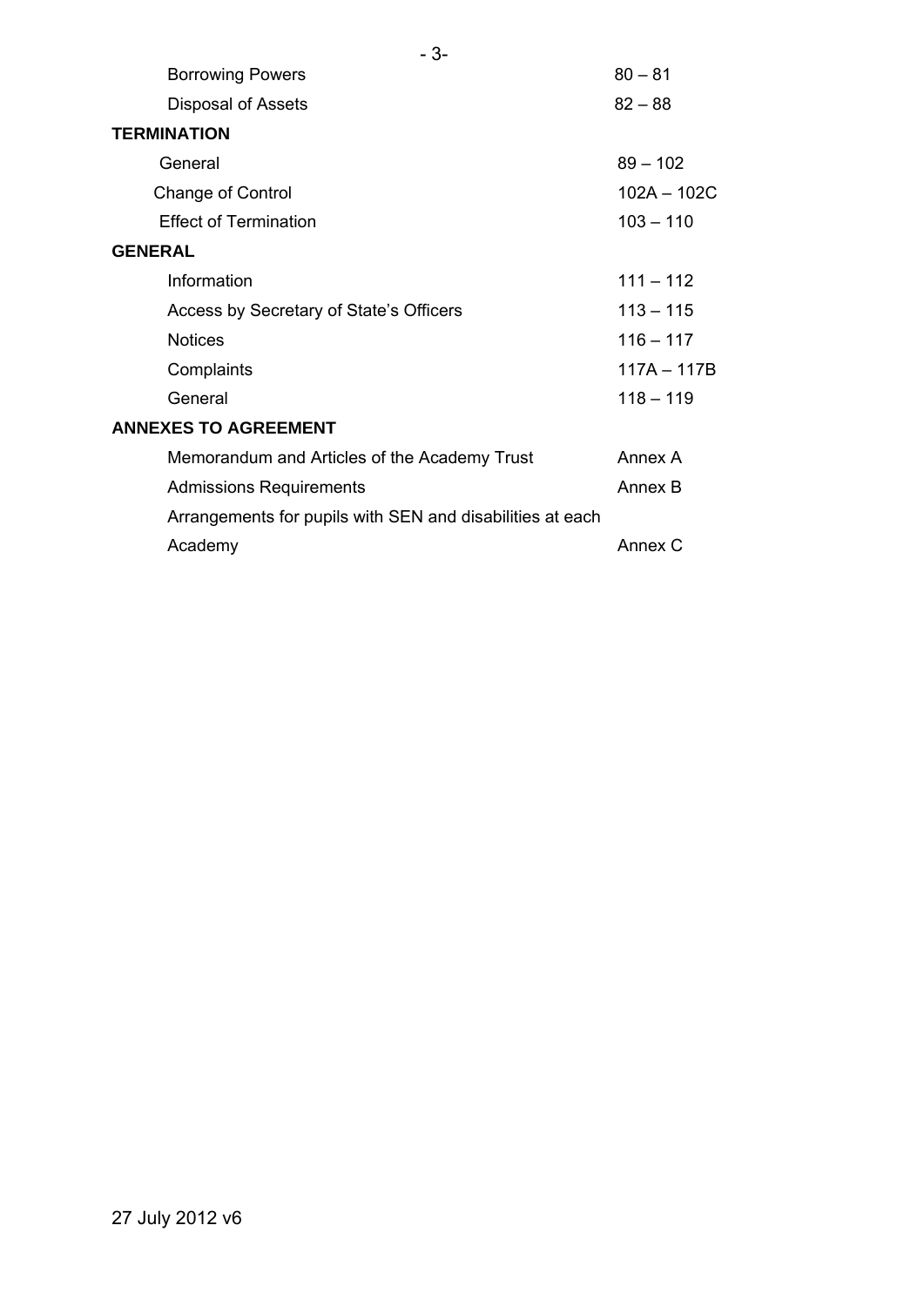| | |
|---|---|
| Borrowing Powers | 80 – 81 |
| Disposal of Assets | 82 – 88 |
| **TERMINATION** | |
| General | 89 – 102 |
| Change of Control | 102A – 102C |
| Effect of Termination | 103 – 110 |
| **GENERAL** | |
| Information | 111 – 112 |
| Access by Secretary of State's Officers | 113 – 115 |
| Notices | 116 – 117 |
| Complaints | 117A – 117B |
| General | 118 – 119 |
| **ANNEXES TO AGREEMENT** | |
| Memorandum and Articles of the Academy Trust | Annex A |
| Admissions Requirements | Annex B |
| Arrangements for pupils with SEN and disabilities at each Academy | Annex C |

27 July 2012 v6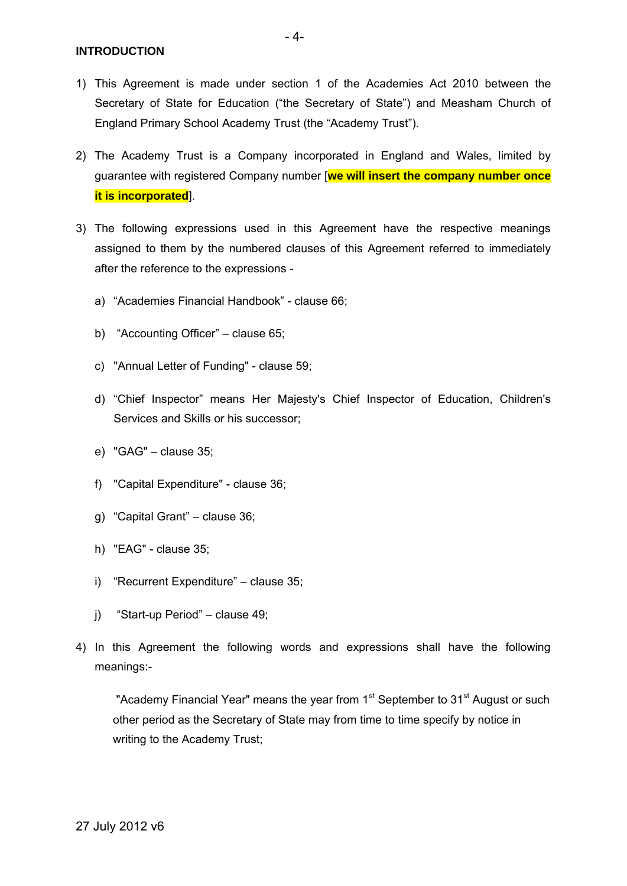**INTRODUCTION**

1) This Agreement is made under section 1 of the Academies Act 2010 between the Secretary of State for Education ("the Secretary of State") and Measham Church of England Primary School Academy Trust (the "Academy Trust").

2) The Academy Trust is a Company incorporated in England and Wales, limited by guarantee with registered Company number [**we will insert the company number once it is incorporated**].

3) The following expressions used in this Agreement have the respective meanings assigned to them by the numbered clauses of this Agreement referred to immediately after the reference to the expressions -

   a) "Academies Financial Handbook" - clause 66;

   b) "Accounting Officer" – clause 65;

   c) "Annual Letter of Funding" - clause 59;

   d) "Chief Inspector" means Her Majesty's Chief Inspector of Education, Children's Services and Skills or his successor;

   e) "GAG" – clause 35;

   f) "Capital Expenditure" - clause 36;

   g) "Capital Grant" – clause 36;

   h) "EAG" - clause 35;

   i) "Recurrent Expenditure" – clause 35;

   j) "Start-up Period" – clause 49;

4) In this Agreement the following words and expressions shall have the following meanings:-

   "Academy Financial Year" means the year from 1st September to 31st August or such other period as the Secretary of State may from time to time specify by notice in writing to the Academy Trust;

27 July 2012 v6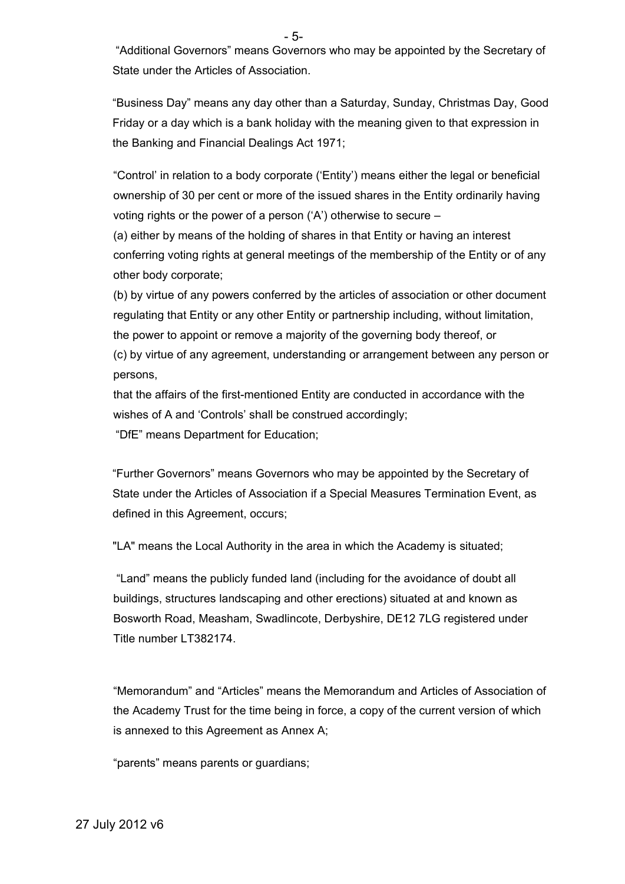"Additional Governors" means Governors who may be appointed by the Secretary of State under the Articles of Association.

"Business Day" means any day other than a Saturday, Sunday, Christmas Day, Good Friday or a day which is a bank holiday with the meaning given to that expression in the Banking and Financial Dealings Act 1971;

"Control' in relation to a body corporate ('Entity') means either the legal or beneficial ownership of 30 per cent or more of the issued shares in the Entity ordinarily having voting rights or the power of a person ('A') otherwise to secure –

(a) either by means of the holding of shares in that Entity or having an interest conferring voting rights at general meetings of the membership of the Entity or of any other body corporate;

(b) by virtue of any powers conferred by the articles of association or other document regulating that Entity or any other Entity or partnership including, without limitation, the power to appoint or remove a majority of the governing body thereof, or

(c) by virtue of any agreement, understanding or arrangement between any person or persons,

that the affairs of the first-mentioned Entity are conducted in accordance with the wishes of A and 'Controls' shall be construed accordingly;

"DfE" means Department for Education;

"Further Governors" means Governors who may be appointed by the Secretary of State under the Articles of Association if a Special Measures Termination Event, as defined in this Agreement, occurs;

"LA" means the Local Authority in the area in which the Academy is situated;

"Land" means the publicly funded land (including for the avoidance of doubt all buildings, structures landscaping and other erections) situated at and known as Bosworth Road, Measham, Swadlincote, Derbyshire, DE12 7LG registered under Title number LT382174.

"Memorandum" and "Articles" means the Memorandum and Articles of Association of the Academy Trust for the time being in force, a copy of the current version of which is annexed to this Agreement as Annex A;

"parents" means parents or guardians;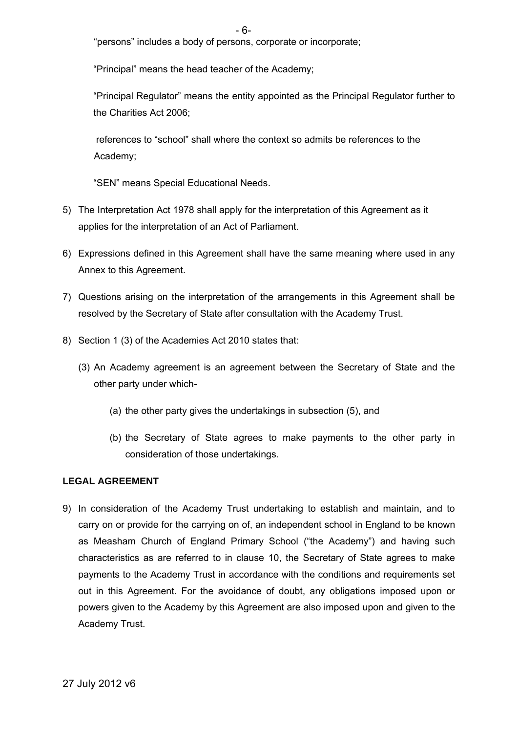"persons" includes a body of persons, corporate or incorporate;

"Principal" means the head teacher of the Academy;

"Principal Regulator" means the entity appointed as the Principal Regulator further to the Charities Act 2006;

references to "school" shall where the context so admits be references to the Academy;

"SEN" means Special Educational Needs.

5) The Interpretation Act 1978 shall apply for the interpretation of this Agreement as it applies for the interpretation of an Act of Parliament.

6) Expressions defined in this Agreement shall have the same meaning where used in any Annex to this Agreement.

7) Questions arising on the interpretation of the arrangements in this Agreement shall be resolved by the Secretary of State after consultation with the Academy Trust.

8) Section 1 (3) of the Academies Act 2010 states that:

   (3) An Academy agreement is an agreement between the Secretary of State and the other party under which-

      (a) the other party gives the undertakings in subsection (5), and

      (b) the Secretary of State agrees to make payments to the other party in consideration of those undertakings.

**LEGAL AGREEMENT**

9) In consideration of the Academy Trust undertaking to establish and maintain, and to carry on or provide for the carrying on of, an independent school in England to be known as Measham Church of England Primary School ("the Academy") and having such characteristics as are referred to in clause 10, the Secretary of State agrees to make payments to the Academy Trust in accordance with the conditions and requirements set out in this Agreement. For the avoidance of doubt, any obligations imposed upon or powers given to the Academy by this Agreement are also imposed upon and given to the Academy Trust.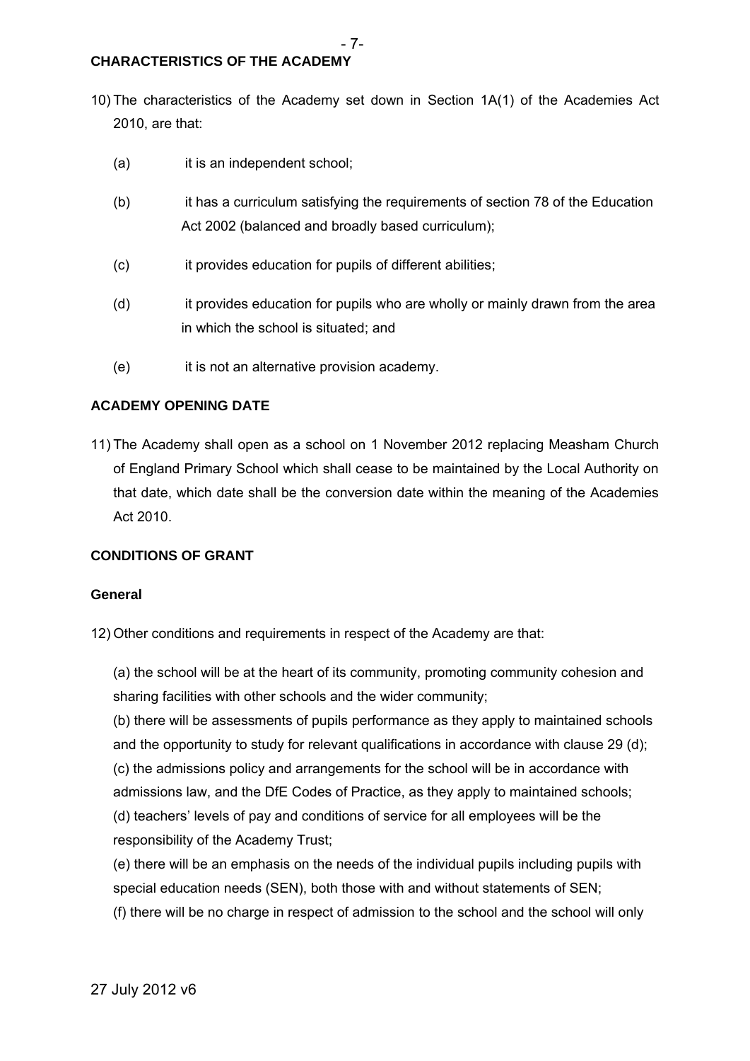## CHARACTERISTICS OF THE ACADEMY

10) The characteristics of the Academy set down in Section 1A(1) of the Academies Act 2010, are that:

(a) it is an independent school;

(b) it has a curriculum satisfying the requirements of section 78 of the Education Act 2002 (balanced and broadly based curriculum);

(c) it provides education for pupils of different abilities;

(d) it provides education for pupils who are wholly or mainly drawn from the area in which the school is situated; and

(e) it is not an alternative provision academy.

## ACADEMY OPENING DATE

11) The Academy shall open as a school on 1 November 2012 replacing Measham Church of England Primary School which shall cease to be maintained by the Local Authority on that date, which date shall be the conversion date within the meaning of the Academies Act 2010.

## CONDITIONS OF GRANT

### General

12) Other conditions and requirements in respect of the Academy are that:

(a) the school will be at the heart of its community, promoting community cohesion and sharing facilities with other schools and the wider community;
(b) there will be assessments of pupils performance as they apply to maintained schools and the opportunity to study for relevant qualifications in accordance with clause 29 (d);
(c) the admissions policy and arrangements for the school will be in accordance with admissions law, and the DfE Codes of Practice, as they apply to maintained schools;
(d) teachers' levels of pay and conditions of service for all employees will be the responsibility of the Academy Trust;
(e) there will be an emphasis on the needs of the individual pupils including pupils with special education needs (SEN), both those with and without statements of SEN;
(f) there will be no charge in respect of admission to the school and the school will only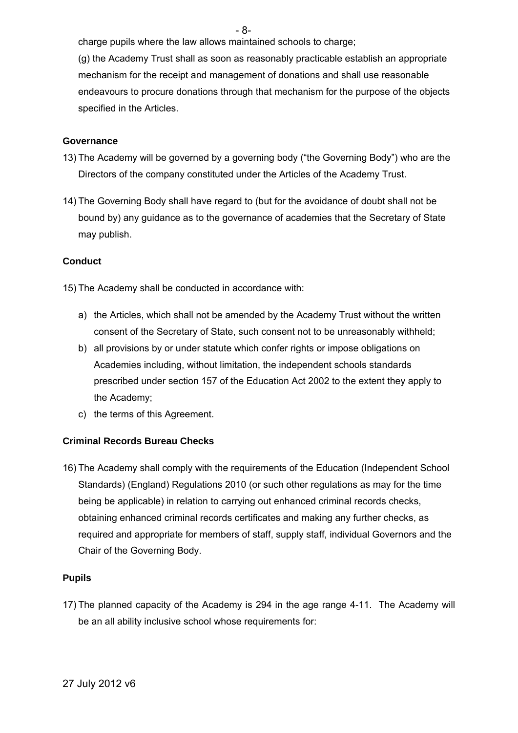charge pupils where the law allows maintained schools to charge;

(g) the Academy Trust shall as soon as reasonably practicable establish an appropriate mechanism for the receipt and management of donations and shall use reasonable endeavours to procure donations through that mechanism for the purpose of the objects specified in the Articles.

**Governance**

13) The Academy will be governed by a governing body ("the Governing Body") who are the Directors of the company constituted under the Articles of the Academy Trust.

14) The Governing Body shall have regard to (but for the avoidance of doubt shall not be bound by) any guidance as to the governance of academies that the Secretary of State may publish.

**Conduct**

15) The Academy shall be conducted in accordance with:

a) the Articles, which shall not be amended by the Academy Trust without the written consent of the Secretary of State, such consent not to be unreasonably withheld;
b) all provisions by or under statute which confer rights or impose obligations on Academies including, without limitation, the independent schools standards prescribed under section 157 of the Education Act 2002 to the extent they apply to the Academy;
c) the terms of this Agreement.

**Criminal Records Bureau Checks**

16) The Academy shall comply with the requirements of the Education (Independent School Standards) (England) Regulations 2010 (or such other regulations as may for the time being be applicable) in relation to carrying out enhanced criminal records checks, obtaining enhanced criminal records certificates and making any further checks, as required and appropriate for members of staff, supply staff, individual Governors and the Chair of the Governing Body.

**Pupils**

17) The planned capacity of the Academy is 294 in the age range 4-11. The Academy will be an all ability inclusive school whose requirements for: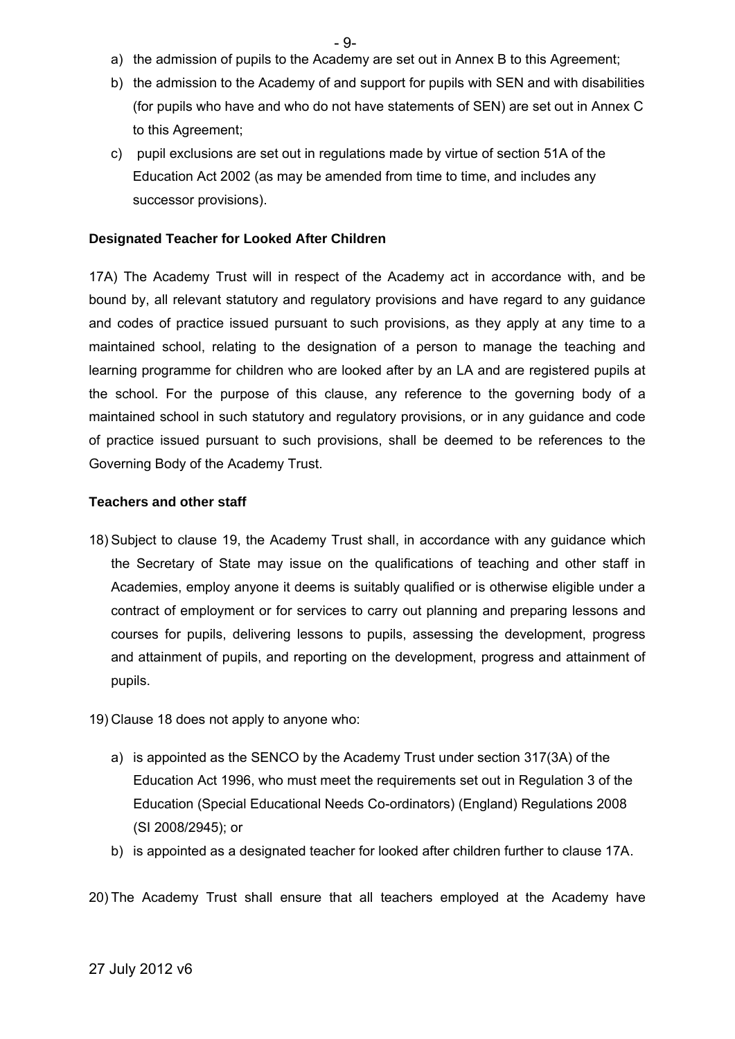a) the admission of pupils to the Academy are set out in Annex B to this Agreement;

b) the admission to the Academy of and support for pupils with SEN and with disabilities (for pupils who have and who do not have statements of SEN) are set out in Annex C to this Agreement;

c) pupil exclusions are set out in regulations made by virtue of section 51A of the Education Act 2002 (as may be amended from time to time, and includes any successor provisions).

**Designated Teacher for Looked After Children**

17A) The Academy Trust will in respect of the Academy act in accordance with, and be bound by, all relevant statutory and regulatory provisions and have regard to any guidance and codes of practice issued pursuant to such provisions, as they apply at any time to a maintained school, relating to the designation of a person to manage the teaching and learning programme for children who are looked after by an LA and are registered pupils at the school. For the purpose of this clause, any reference to the governing body of a maintained school in such statutory and regulatory provisions, or in any guidance and code of practice issued pursuant to such provisions, shall be deemed to be references to the Governing Body of the Academy Trust.

**Teachers and other staff**

18) Subject to clause 19, the Academy Trust shall, in accordance with any guidance which the Secretary of State may issue on the qualifications of teaching and other staff in Academies, employ anyone it deems is suitably qualified or is otherwise eligible under a contract of employment or for services to carry out planning and preparing lessons and courses for pupils, delivering lessons to pupils, assessing the development, progress and attainment of pupils, and reporting on the development, progress and attainment of pupils.

19) Clause 18 does not apply to anyone who:

a) is appointed as the SENCO by the Academy Trust under section 317(3A) of the Education Act 1996, who must meet the requirements set out in Regulation 3 of the Education (Special Educational Needs Co-ordinators) (England) Regulations 2008 (SI 2008/2945); or

b) is appointed as a designated teacher for looked after children further to clause 17A.

20) The Academy Trust shall ensure that all teachers employed at the Academy have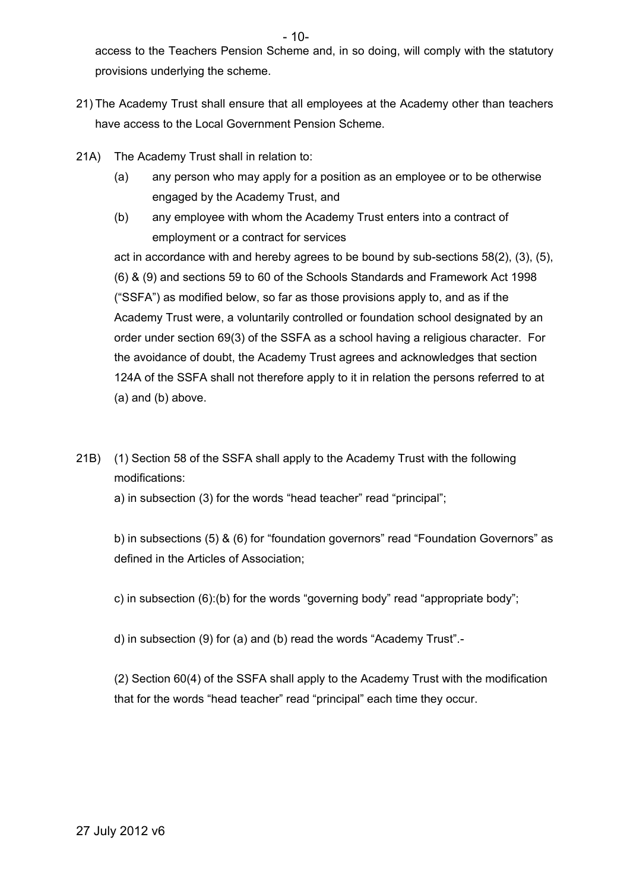access to the Teachers Pension Scheme and, in so doing, will comply with the statutory provisions underlying the scheme.

21) The Academy Trust shall ensure that all employees at the Academy other than teachers have access to the Local Government Pension Scheme.

21A) The Academy Trust shall in relation to:

(a) any person who may apply for a position as an employee or to be otherwise engaged by the Academy Trust, and

(b) any employee with whom the Academy Trust enters into a contract of employment or a contract for services

act in accordance with and hereby agrees to be bound by sub-sections 58(2), (3), (5), (6) & (9) and sections 59 to 60 of the Schools Standards and Framework Act 1998 ("SSFA") as modified below, so far as those provisions apply to, and as if the Academy Trust were, a voluntarily controlled or foundation school designated by an order under section 69(3) of the SSFA as a school having a religious character. For the avoidance of doubt, the Academy Trust agrees and acknowledges that section 124A of the SSFA shall not therefore apply to it in relation the persons referred to at (a) and (b) above.

21B) (1) Section 58 of the SSFA shall apply to the Academy Trust with the following modifications:

a) in subsection (3) for the words "head teacher" read "principal";

b) in subsections (5) & (6) for "foundation governors" read "Foundation Governors" as defined in the Articles of Association;

c) in subsection (6):(b) for the words "governing body" read "appropriate body";

d) in subsection (9) for (a) and (b) read the words "Academy Trust".-

(2) Section 60(4) of the SSFA shall apply to the Academy Trust with the modification that for the words "head teacher" read "principal" each time they occur.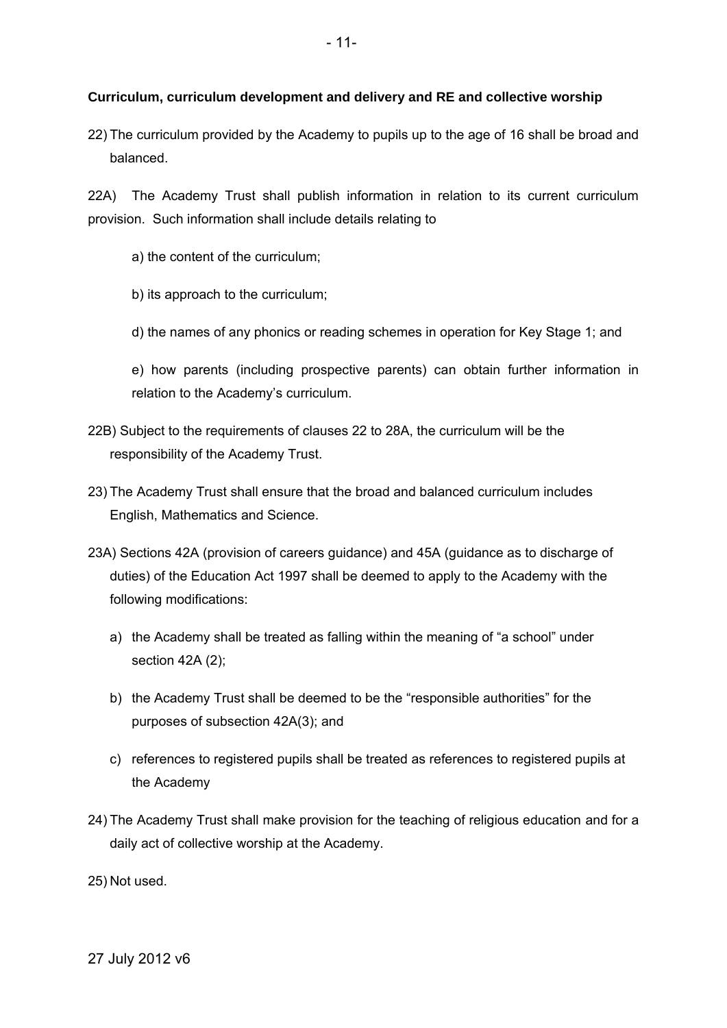**Curriculum, curriculum development and delivery and RE and collective worship**

22) The curriculum provided by the Academy to pupils up to the age of 16 shall be broad and balanced.

22A) The Academy Trust shall publish information in relation to its current curriculum provision. Such information shall include details relating to

a) the content of the curriculum;

b) its approach to the curriculum;

d) the names of any phonics or reading schemes in operation for Key Stage 1; and

e) how parents (including prospective parents) can obtain further information in relation to the Academy's curriculum.

22B) Subject to the requirements of clauses 22 to 28A, the curriculum will be the responsibility of the Academy Trust.

23) The Academy Trust shall ensure that the broad and balanced curriculum includes English, Mathematics and Science.

23A) Sections 42A (provision of careers guidance) and 45A (guidance as to discharge of duties) of the Education Act 1997 shall be deemed to apply to the Academy with the following modifications:

a) the Academy shall be treated as falling within the meaning of "a school" under section 42A (2);

b) the Academy Trust shall be deemed to be the "responsible authorities" for the purposes of subsection 42A(3); and

c) references to registered pupils shall be treated as references to registered pupils at the Academy

24) The Academy Trust shall make provision for the teaching of religious education and for a daily act of collective worship at the Academy.

25) Not used.

27 July 2012 v6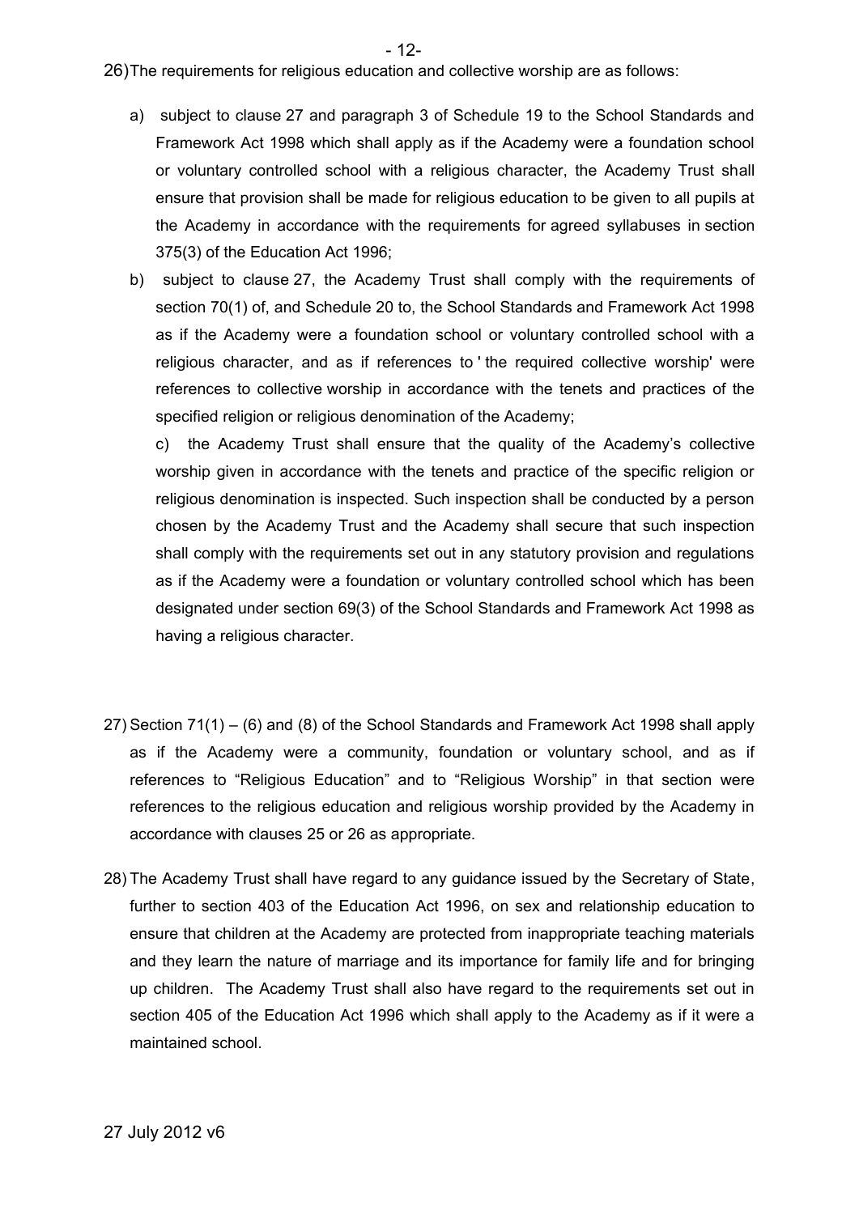26) The requirements for religious education and collective worship are as follows:

a) subject to clause 27 and paragraph 3 of Schedule 19 to the School Standards and Framework Act 1998 which shall apply as if the Academy were a foundation school or voluntary controlled school with a religious character, the Academy Trust shall ensure that provision shall be made for religious education to be given to all pupils at the Academy in accordance with the requirements for agreed syllabuses in section 375(3) of the Education Act 1996;

b) subject to clause 27, the Academy Trust shall comply with the requirements of section 70(1) of, and Schedule 20 to, the School Standards and Framework Act 1998 as if the Academy were a foundation school or voluntary controlled school with a religious character, and as if references to 'the required collective worship' were references to collective worship in accordance with the tenets and practices of the specified religion or religious denomination of the Academy;

c) the Academy Trust shall ensure that the quality of the Academy's collective worship given in accordance with the tenets and practice of the specific religion or religious denomination is inspected. Such inspection shall be conducted by a person chosen by the Academy Trust and the Academy shall secure that such inspection shall comply with the requirements set out in any statutory provision and regulations as if the Academy were a foundation or voluntary controlled school which has been designated under section 69(3) of the School Standards and Framework Act 1998 as having a religious character.

27) Section 71(1) – (6) and (8) of the School Standards and Framework Act 1998 shall apply as if the Academy were a community, foundation or voluntary school, and as if references to "Religious Education" and to "Religious Worship" in that section were references to the religious education and religious worship provided by the Academy in accordance with clauses 25 or 26 as appropriate.

28) The Academy Trust shall have regard to any guidance issued by the Secretary of State, further to section 403 of the Education Act 1996, on sex and relationship education to ensure that children at the Academy are protected from inappropriate teaching materials and they learn the nature of marriage and its importance for family life and for bringing up children. The Academy Trust shall also have regard to the requirements set out in section 405 of the Education Act 1996 which shall apply to the Academy as if it were a maintained school.

27 July 2012 v6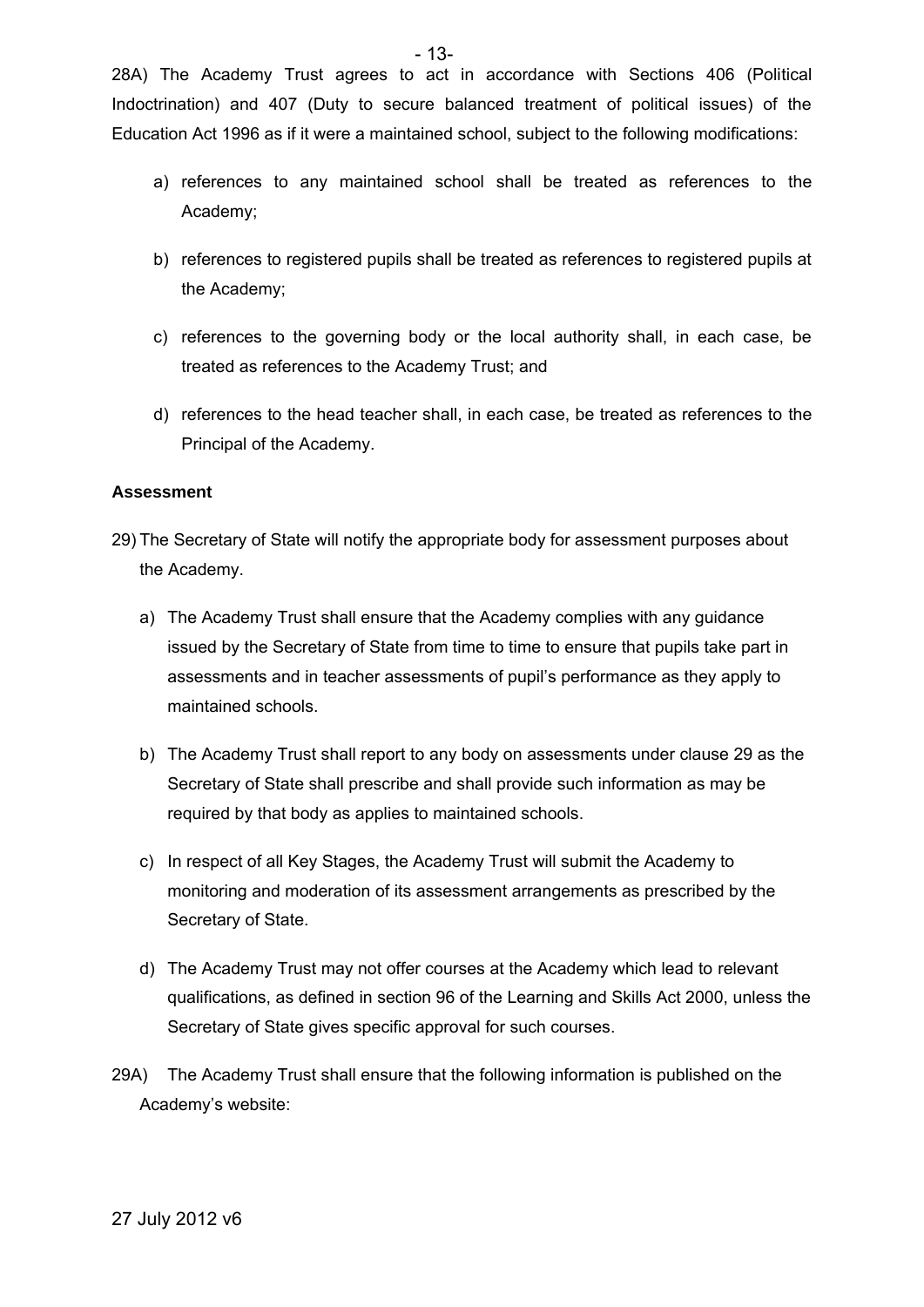28A) The Academy Trust agrees to act in accordance with Sections 406 (Political Indoctrination) and 407 (Duty to secure balanced treatment of political issues) of the Education Act 1996 as if it were a maintained school, subject to the following modifications:

a) references to any maintained school shall be treated as references to the Academy;

b) references to registered pupils shall be treated as references to registered pupils at the Academy;

c) references to the governing body or the local authority shall, in each case, be treated as references to the Academy Trust; and

d) references to the head teacher shall, in each case, be treated as references to the Principal of the Academy.

**Assessment**

29) The Secretary of State will notify the appropriate body for assessment purposes about the Academy.

a) The Academy Trust shall ensure that the Academy complies with any guidance issued by the Secretary of State from time to time to ensure that pupils take part in assessments and in teacher assessments of pupil's performance as they apply to maintained schools.

b) The Academy Trust shall report to any body on assessments under clause 29 as the Secretary of State shall prescribe and shall provide such information as may be required by that body as applies to maintained schools.

c) In respect of all Key Stages, the Academy Trust will submit the Academy to monitoring and moderation of its assessment arrangements as prescribed by the Secretary of State.

d) The Academy Trust may not offer courses at the Academy which lead to relevant qualifications, as defined in section 96 of the Learning and Skills Act 2000, unless the Secretary of State gives specific approval for such courses.

29A) The Academy Trust shall ensure that the following information is published on the Academy's website: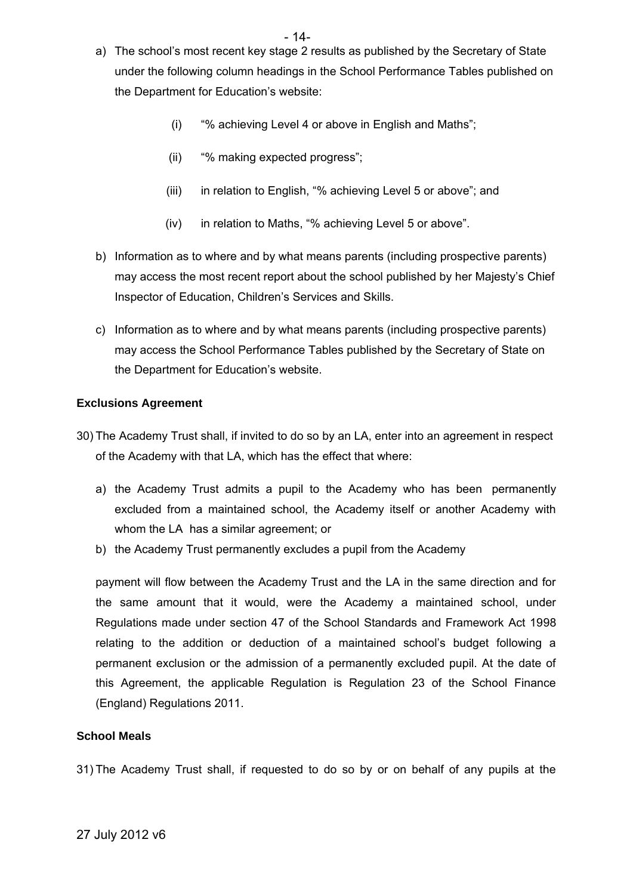a) The school's most recent key stage 2 results as published by the Secretary of State under the following column headings in the School Performance Tables published on the Department for Education's website:

   (i) "% achieving Level 4 or above in English and Maths";

   (ii) "% making expected progress";

   (iii) in relation to English, "% achieving Level 5 or above"; and

   (iv) in relation to Maths, "% achieving Level 5 or above".

b) Information as to where and by what means parents (including prospective parents) may access the most recent report about the school published by her Majesty's Chief Inspector of Education, Children's Services and Skills.

c) Information as to where and by what means parents (including prospective parents) may access the School Performance Tables published by the Secretary of State on the Department for Education's website.

**Exclusions Agreement**

30) The Academy Trust shall, if invited to do so by an LA, enter into an agreement in respect of the Academy with that LA, which has the effect that where:

   a) the Academy Trust admits a pupil to the Academy who has been permanently excluded from a maintained school, the Academy itself or another Academy with whom the LA has a similar agreement; or

   b) the Academy Trust permanently excludes a pupil from the Academy

   payment will flow between the Academy Trust and the LA in the same direction and for the same amount that it would, were the Academy a maintained school, under Regulations made under section 47 of the School Standards and Framework Act 1998 relating to the addition or deduction of a maintained school's budget following a permanent exclusion or the admission of a permanently excluded pupil. At the date of this Agreement, the applicable Regulation is Regulation 23 of the School Finance (England) Regulations 2011.

**School Meals**

31) The Academy Trust shall, if requested to do so by or on behalf of any pupils at the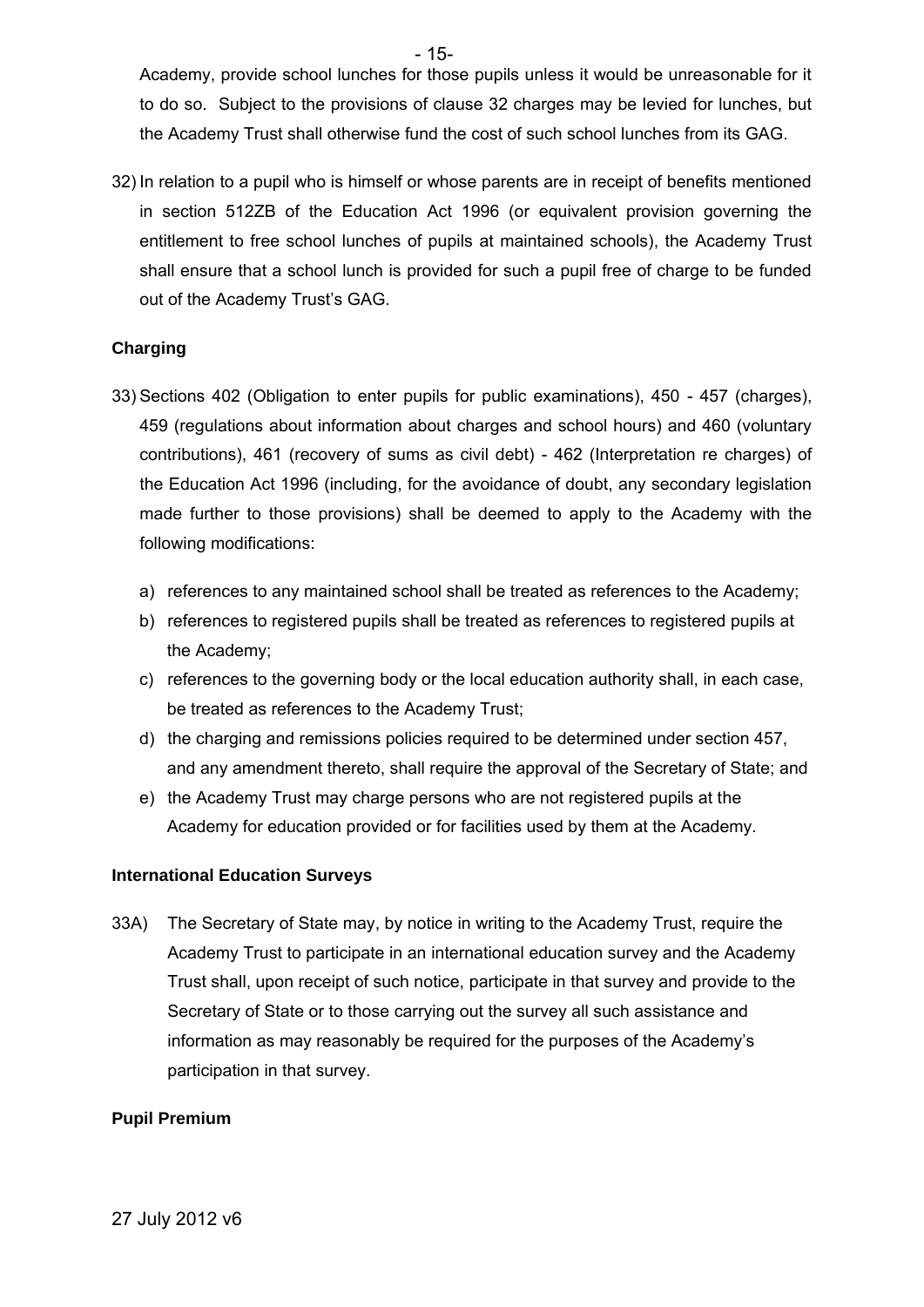Academy, provide school lunches for those pupils unless it would be unreasonable for it to do so. Subject to the provisions of clause 32 charges may be levied for lunches, but the Academy Trust shall otherwise fund the cost of such school lunches from its GAG.

32) In relation to a pupil who is himself or whose parents are in receipt of benefits mentioned in section 512ZB of the Education Act 1996 (or equivalent provision governing the entitlement to free school lunches of pupils at maintained schools), the Academy Trust shall ensure that a school lunch is provided for such a pupil free of charge to be funded out of the Academy Trust's GAG.

**Charging**

33) Sections 402 (Obligation to enter pupils for public examinations), 450 - 457 (charges), 459 (regulations about information about charges and school hours) and 460 (voluntary contributions), 461 (recovery of sums as civil debt) - 462 (Interpretation re charges) of the Education Act 1996 (including, for the avoidance of doubt, any secondary legislation made further to those provisions) shall be deemed to apply to the Academy with the following modifications:

   a) references to any maintained school shall be treated as references to the Academy;
   b) references to registered pupils shall be treated as references to registered pupils at the Academy;
   c) references to the governing body or the local education authority shall, in each case, be treated as references to the Academy Trust;
   d) the charging and remissions policies required to be determined under section 457, and any amendment thereto, shall require the approval of the Secretary of State; and
   e) the Academy Trust may charge persons who are not registered pupils at the Academy for education provided or for facilities used by them at the Academy.

**International Education Surveys**

33A) The Secretary of State may, by notice in writing to the Academy Trust, require the Academy Trust to participate in an international education survey and the Academy Trust shall, upon receipt of such notice, participate in that survey and provide to the Secretary of State or to those carrying out the survey all such assistance and information as may reasonably be required for the purposes of the Academy's participation in that survey.

**Pupil Premium**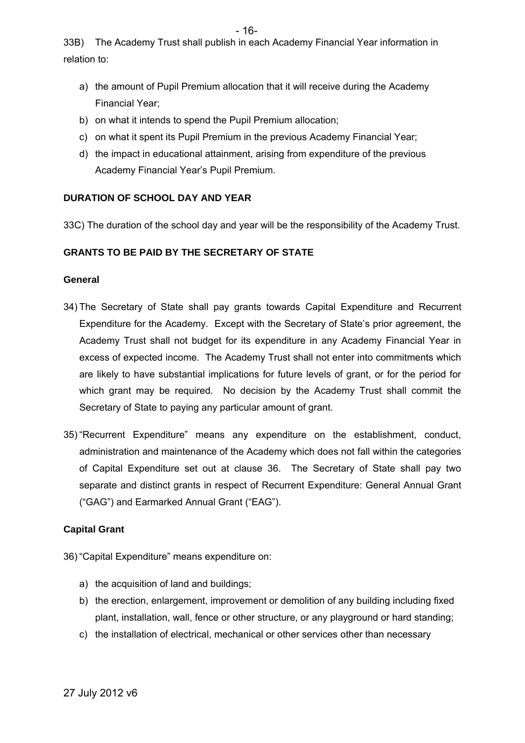33B) The Academy Trust shall publish in each Academy Financial Year information in relation to:

a) the amount of Pupil Premium allocation that it will receive during the Academy Financial Year;
b) on what it intends to spend the Pupil Premium allocation;
c) on what it spent its Pupil Premium in the previous Academy Financial Year;
d) the impact in educational attainment, arising from expenditure of the previous Academy Financial Year's Pupil Premium.

**DURATION OF SCHOOL DAY AND YEAR**

33C) The duration of the school day and year will be the responsibility of the Academy Trust.

**GRANTS TO BE PAID BY THE SECRETARY OF STATE**

**General**

34) The Secretary of State shall pay grants towards Capital Expenditure and Recurrent Expenditure for the Academy. Except with the Secretary of State's prior agreement, the Academy Trust shall not budget for its expenditure in any Academy Financial Year in excess of expected income. The Academy Trust shall not enter into commitments which are likely to have substantial implications for future levels of grant, or for the period for which grant may be required. No decision by the Academy Trust shall commit the Secretary of State to paying any particular amount of grant.

35) "Recurrent Expenditure" means any expenditure on the establishment, conduct, administration and maintenance of the Academy which does not fall within the categories of Capital Expenditure set out at clause 36. The Secretary of State shall pay two separate and distinct grants in respect of Recurrent Expenditure: General Annual Grant ("GAG") and Earmarked Annual Grant ("EAG").

**Capital Grant**

36) "Capital Expenditure" means expenditure on:

a) the acquisition of land and buildings;
b) the erection, enlargement, improvement or demolition of any building including fixed plant, installation, wall, fence or other structure, or any playground or hard standing;
c) the installation of electrical, mechanical or other services other than necessary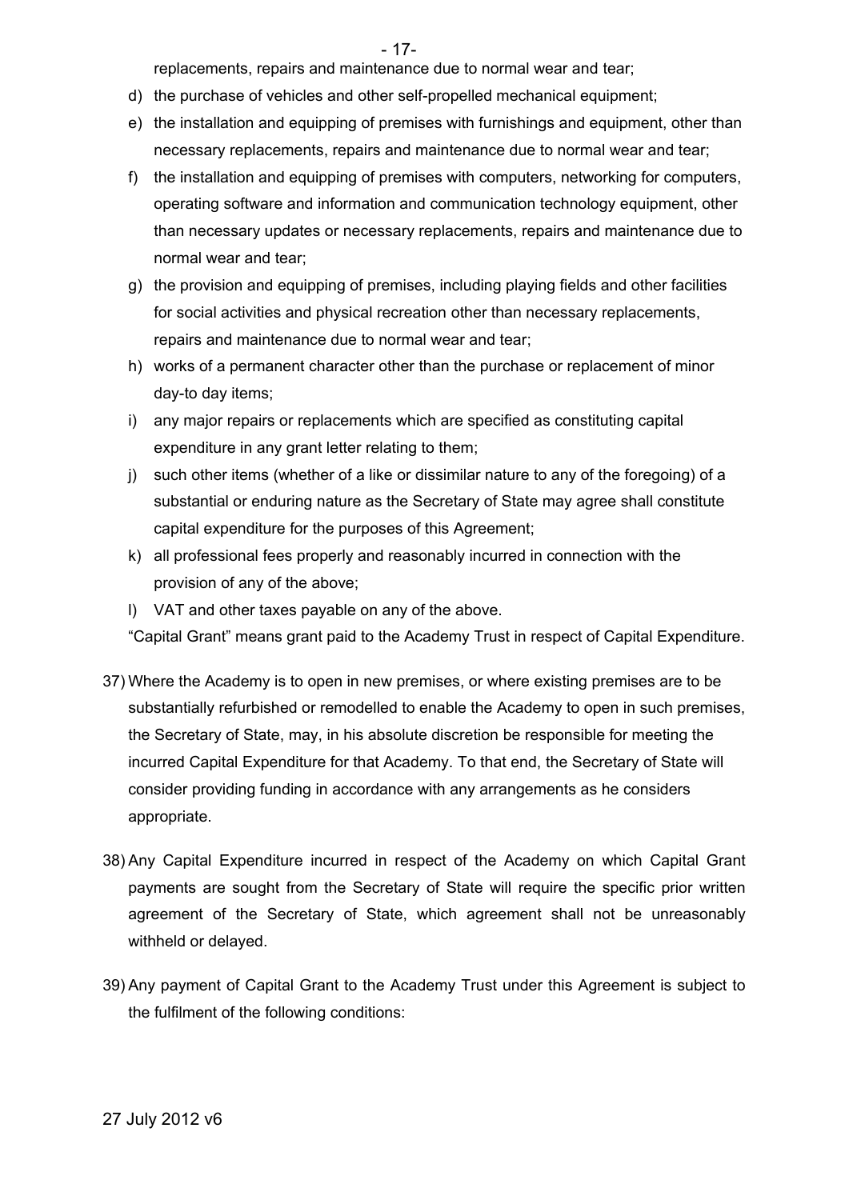replacements, repairs and maintenance due to normal wear and tear;

d) the purchase of vehicles and other self-propelled mechanical equipment;

e) the installation and equipping of premises with furnishings and equipment, other than necessary replacements, repairs and maintenance due to normal wear and tear;

f) the installation and equipping of premises with computers, networking for computers, operating software and information and communication technology equipment, other than necessary updates or necessary replacements, repairs and maintenance due to normal wear and tear;

g) the provision and equipping of premises, including playing fields and other facilities for social activities and physical recreation other than necessary replacements, repairs and maintenance due to normal wear and tear;

h) works of a permanent character other than the purchase or replacement of minor day-to day items;

i) any major repairs or replacements which are specified as constituting capital expenditure in any grant letter relating to them;

j) such other items (whether of a like or dissimilar nature to any of the foregoing) of a substantial or enduring nature as the Secretary of State may agree shall constitute capital expenditure for the purposes of this Agreement;

k) all professional fees properly and reasonably incurred in connection with the provision of any of the above;

l) VAT and other taxes payable on any of the above.

"Capital Grant" means grant paid to the Academy Trust in respect of Capital Expenditure.

37) Where the Academy is to open in new premises, or where existing premises are to be substantially refurbished or remodelled to enable the Academy to open in such premises, the Secretary of State, may, in his absolute discretion be responsible for meeting the incurred Capital Expenditure for that Academy. To that end, the Secretary of State will consider providing funding in accordance with any arrangements as he considers appropriate.

38) Any Capital Expenditure incurred in respect of the Academy on which Capital Grant payments are sought from the Secretary of State will require the specific prior written agreement of the Secretary of State, which agreement shall not be unreasonably withheld or delayed.

39) Any payment of Capital Grant to the Academy Trust under this Agreement is subject to the fulfilment of the following conditions: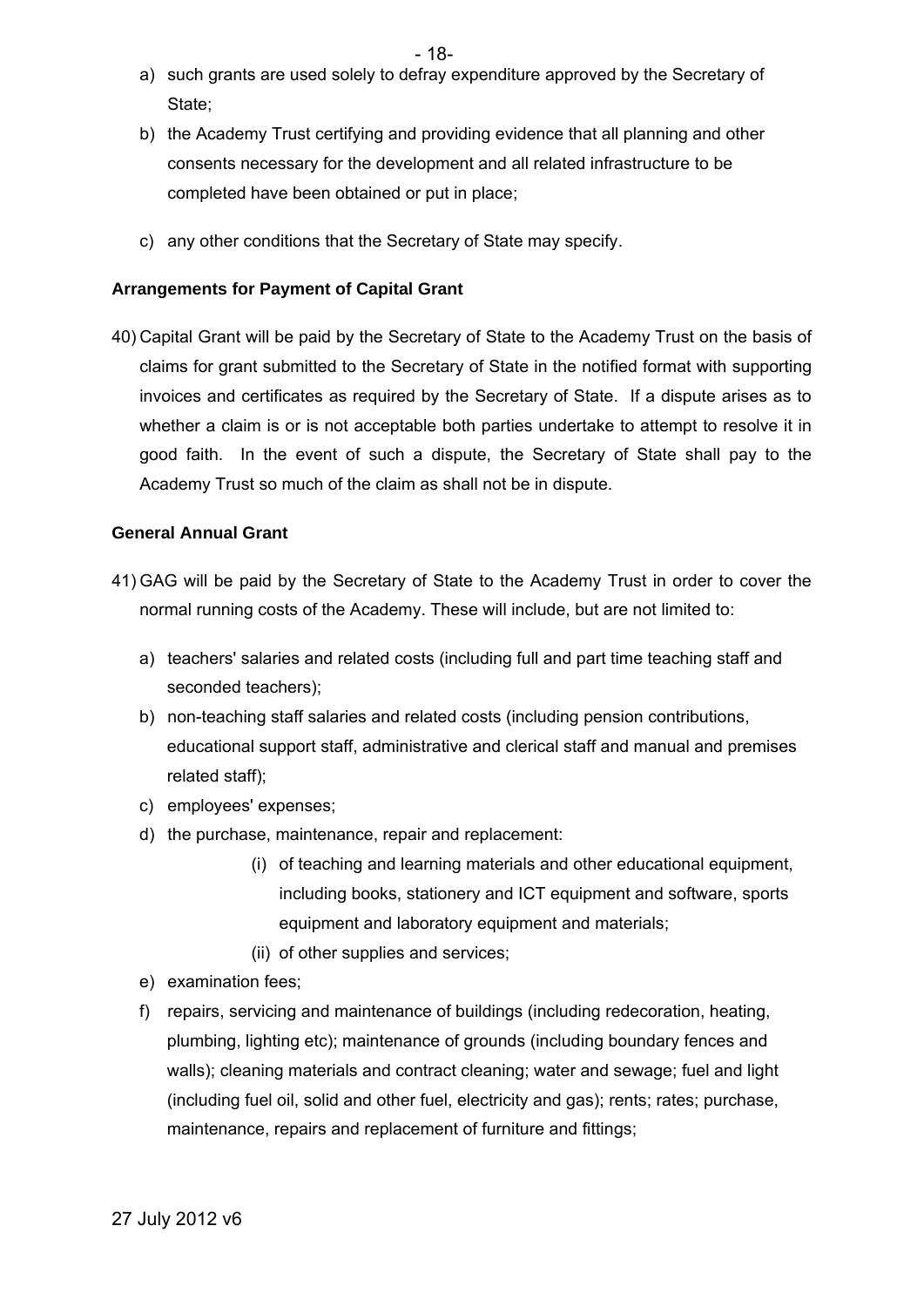a) such grants are used solely to defray expenditure approved by the Secretary of State;

b) the Academy Trust certifying and providing evidence that all planning and other consents necessary for the development and all related infrastructure to be completed have been obtained or put in place;

c) any other conditions that the Secretary of State may specify.

**Arrangements for Payment of Capital Grant**

40) Capital Grant will be paid by the Secretary of State to the Academy Trust on the basis of claims for grant submitted to the Secretary of State in the notified format with supporting invoices and certificates as required by the Secretary of State. If a dispute arises as to whether a claim is or is not acceptable both parties undertake to attempt to resolve it in good faith. In the event of such a dispute, the Secretary of State shall pay to the Academy Trust so much of the claim as shall not be in dispute.

**General Annual Grant**

41) GAG will be paid by the Secretary of State to the Academy Trust in order to cover the normal running costs of the Academy. These will include, but are not limited to:

a) teachers' salaries and related costs (including full and part time teaching staff and seconded teachers);

b) non-teaching staff salaries and related costs (including pension contributions, educational support staff, administrative and clerical staff and manual and premises related staff);

c) employees' expenses;

d) the purchase, maintenance, repair and replacement:

   (i) of teaching and learning materials and other educational equipment, including books, stationery and ICT equipment and software, sports equipment and laboratory equipment and materials;

   (ii) of other supplies and services;

e) examination fees;

f) repairs, servicing and maintenance of buildings (including redecoration, heating, plumbing, lighting etc); maintenance of grounds (including boundary fences and walls); cleaning materials and contract cleaning; water and sewage; fuel and light (including fuel oil, solid and other fuel, electricity and gas); rents; rates; purchase, maintenance, repairs and replacement of furniture and fittings;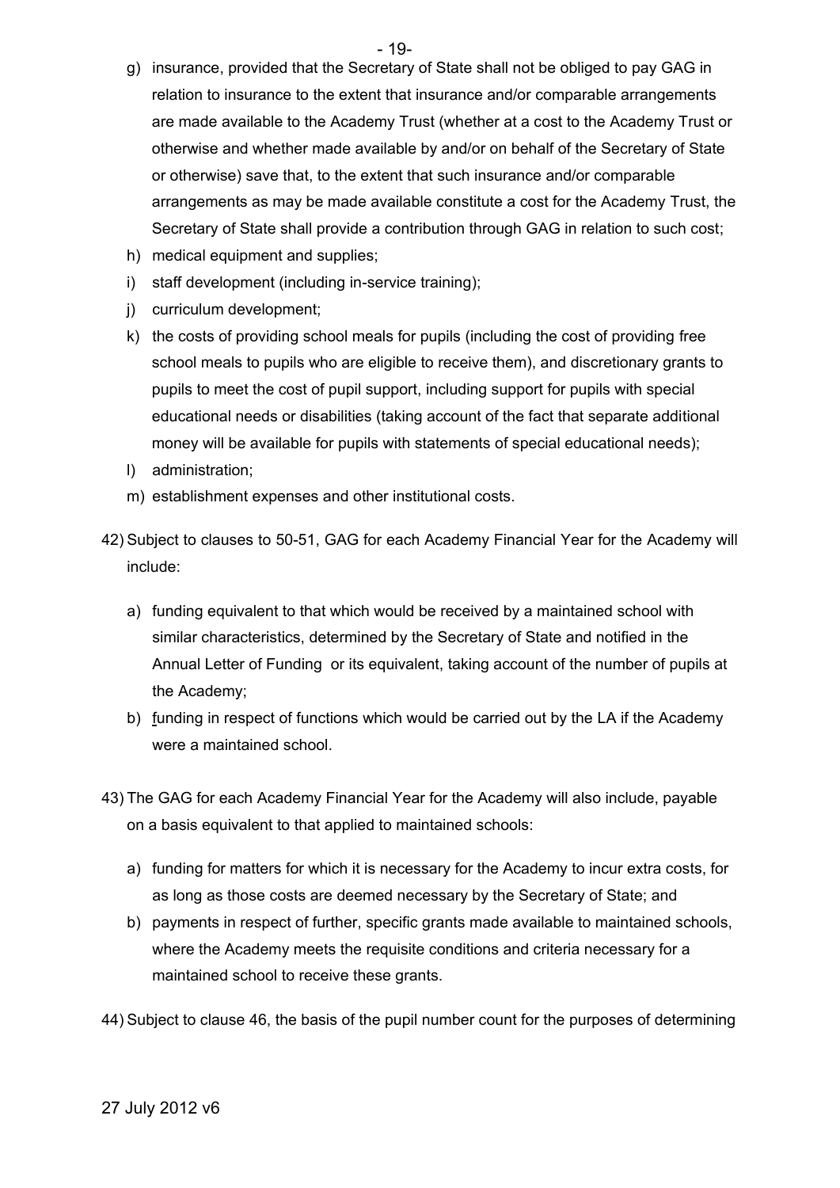g) insurance, provided that the Secretary of State shall not be obliged to pay GAG in relation to insurance to the extent that insurance and/or comparable arrangements are made available to the Academy Trust (whether at a cost to the Academy Trust or otherwise and whether made available by and/or on behalf of the Secretary of State or otherwise) save that, to the extent that such insurance and/or comparable arrangements as may be made available constitute a cost for the Academy Trust, the Secretary of State shall provide a contribution through GAG in relation to such cost;
h) medical equipment and supplies;
i) staff development (including in-service training);
j) curriculum development;
k) the costs of providing school meals for pupils (including the cost of providing free school meals to pupils who are eligible to receive them), and discretionary grants to pupils to meet the cost of pupil support, including support for pupils with special educational needs or disabilities (taking account of the fact that separate additional money will be available for pupils with statements of special educational needs);
l) administration;
m) establishment expenses and other institutional costs.

42) Subject to clauses to 50-51, GAG for each Academy Financial Year for the Academy will include:

a) funding equivalent to that which would be received by a maintained school with similar characteristics, determined by the Secretary of State and notified in the Annual Letter of Funding or its equivalent, taking account of the number of pupils at the Academy;
b) funding in respect of functions which would be carried out by the LA if the Academy were a maintained school.

43) The GAG for each Academy Financial Year for the Academy will also include, payable on a basis equivalent to that applied to maintained schools:

a) funding for matters for which it is necessary for the Academy to incur extra costs, for as long as those costs are deemed necessary by the Secretary of State; and
b) payments in respect of further, specific grants made available to maintained schools, where the Academy meets the requisite conditions and criteria necessary for a maintained school to receive these grants.

44) Subject to clause 46, the basis of the pupil number count for the purposes of determining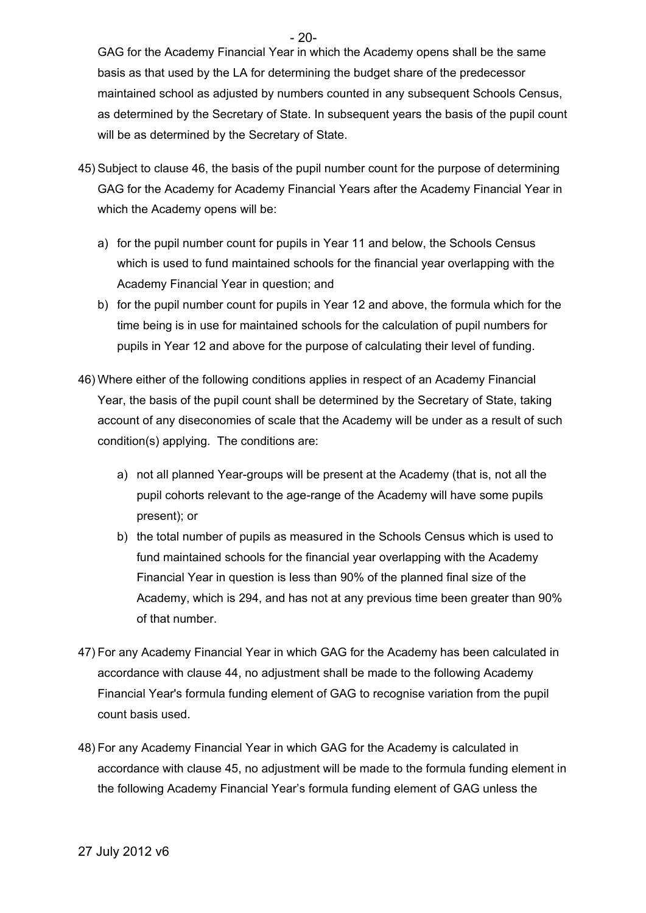GAG for the Academy Financial Year in which the Academy opens shall be the same basis as that used by the LA for determining the budget share of the predecessor maintained school as adjusted by numbers counted in any subsequent Schools Census, as determined by the Secretary of State. In subsequent years the basis of the pupil count will be as determined by the Secretary of State.

45) Subject to clause 46, the basis of the pupil number count for the purpose of determining GAG for the Academy for Academy Financial Years after the Academy Financial Year in which the Academy opens will be:

   a) for the pupil number count for pupils in Year 11 and below, the Schools Census which is used to fund maintained schools for the financial year overlapping with the Academy Financial Year in question; and
   b) for the pupil number count for pupils in Year 12 and above, the formula which for the time being is in use for maintained schools for the calculation of pupil numbers for pupils in Year 12 and above for the purpose of calculating their level of funding.

46) Where either of the following conditions applies in respect of an Academy Financial Year, the basis of the pupil count shall be determined by the Secretary of State, taking account of any diseconomies of scale that the Academy will be under as a result of such condition(s) applying. The conditions are:

   a) not all planned Year-groups will be present at the Academy (that is, not all the pupil cohorts relevant to the age-range of the Academy will have some pupils present); or
   b) the total number of pupils as measured in the Schools Census which is used to fund maintained schools for the financial year overlapping with the Academy Financial Year in question is less than 90% of the planned final size of the Academy, which is 294, and has not at any previous time been greater than 90% of that number.

47) For any Academy Financial Year in which GAG for the Academy has been calculated in accordance with clause 44, no adjustment shall be made to the following Academy Financial Year's formula funding element of GAG to recognise variation from the pupil count basis used.

48) For any Academy Financial Year in which GAG for the Academy is calculated in accordance with clause 45, no adjustment will be made to the formula funding element in the following Academy Financial Year's formula funding element of GAG unless the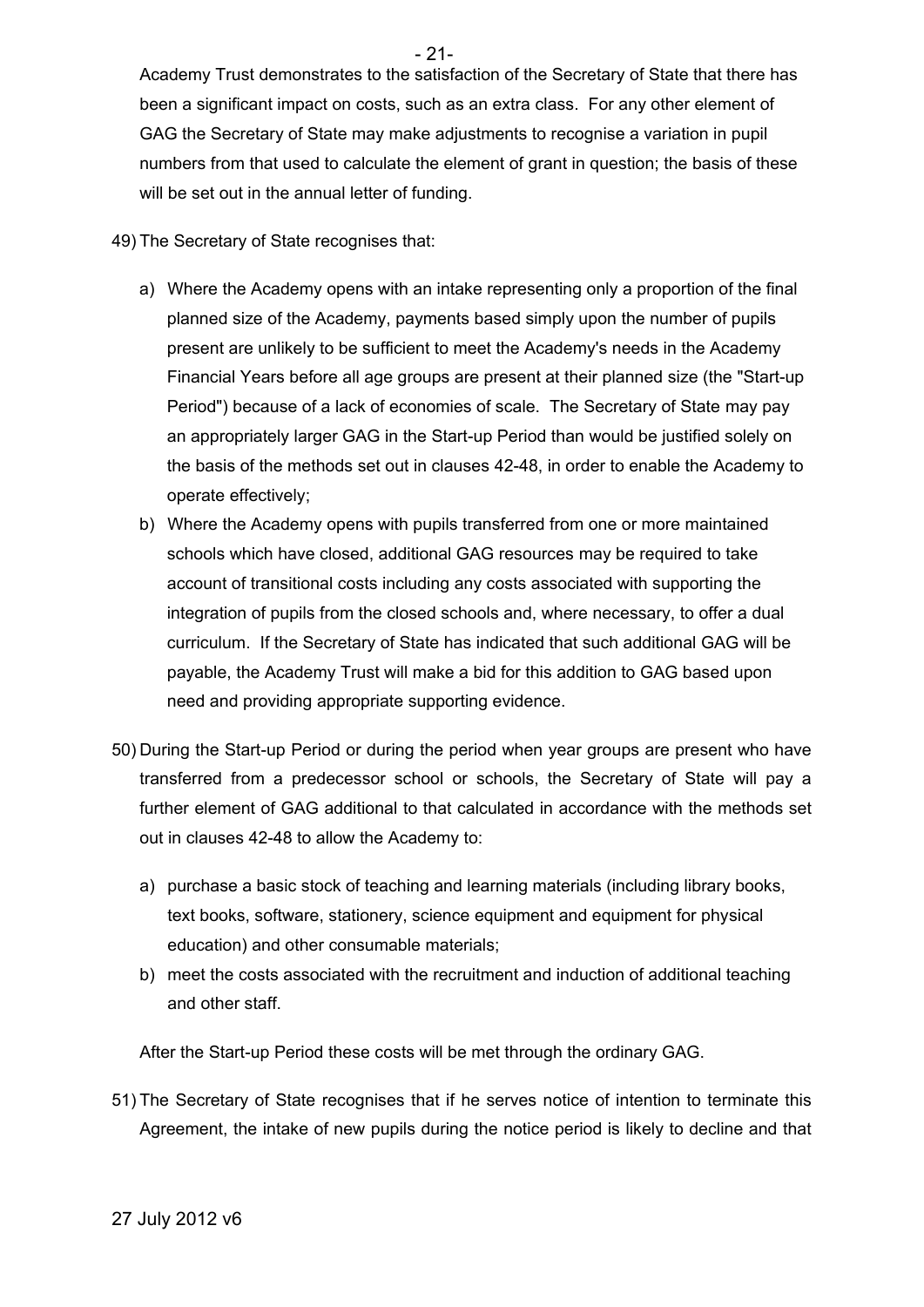Academy Trust demonstrates to the satisfaction of the Secretary of State that there has been a significant impact on costs, such as an extra class. For any other element of GAG the Secretary of State may make adjustments to recognise a variation in pupil numbers from that used to calculate the element of grant in question; the basis of these will be set out in the annual letter of funding.

49) The Secretary of State recognises that:

a) Where the Academy opens with an intake representing only a proportion of the final planned size of the Academy, payments based simply upon the number of pupils present are unlikely to be sufficient to meet the Academy's needs in the Academy Financial Years before all age groups are present at their planned size (the "Start-up Period") because of a lack of economies of scale. The Secretary of State may pay an appropriately larger GAG in the Start-up Period than would be justified solely on the basis of the methods set out in clauses 42-48, in order to enable the Academy to operate effectively;

b) Where the Academy opens with pupils transferred from one or more maintained schools which have closed, additional GAG resources may be required to take account of transitional costs including any costs associated with supporting the integration of pupils from the closed schools and, where necessary, to offer a dual curriculum. If the Secretary of State has indicated that such additional GAG will be payable, the Academy Trust will make a bid for this addition to GAG based upon need and providing appropriate supporting evidence.

50) During the Start-up Period or during the period when year groups are present who have transferred from a predecessor school or schools, the Secretary of State will pay a further element of GAG additional to that calculated in accordance with the methods set out in clauses 42-48 to allow the Academy to:

a) purchase a basic stock of teaching and learning materials (including library books, text books, software, stationery, science equipment and equipment for physical education) and other consumable materials;

b) meet the costs associated with the recruitment and induction of additional teaching and other staff.

After the Start-up Period these costs will be met through the ordinary GAG.

51) The Secretary of State recognises that if he serves notice of intention to terminate this Agreement, the intake of new pupils during the notice period is likely to decline and that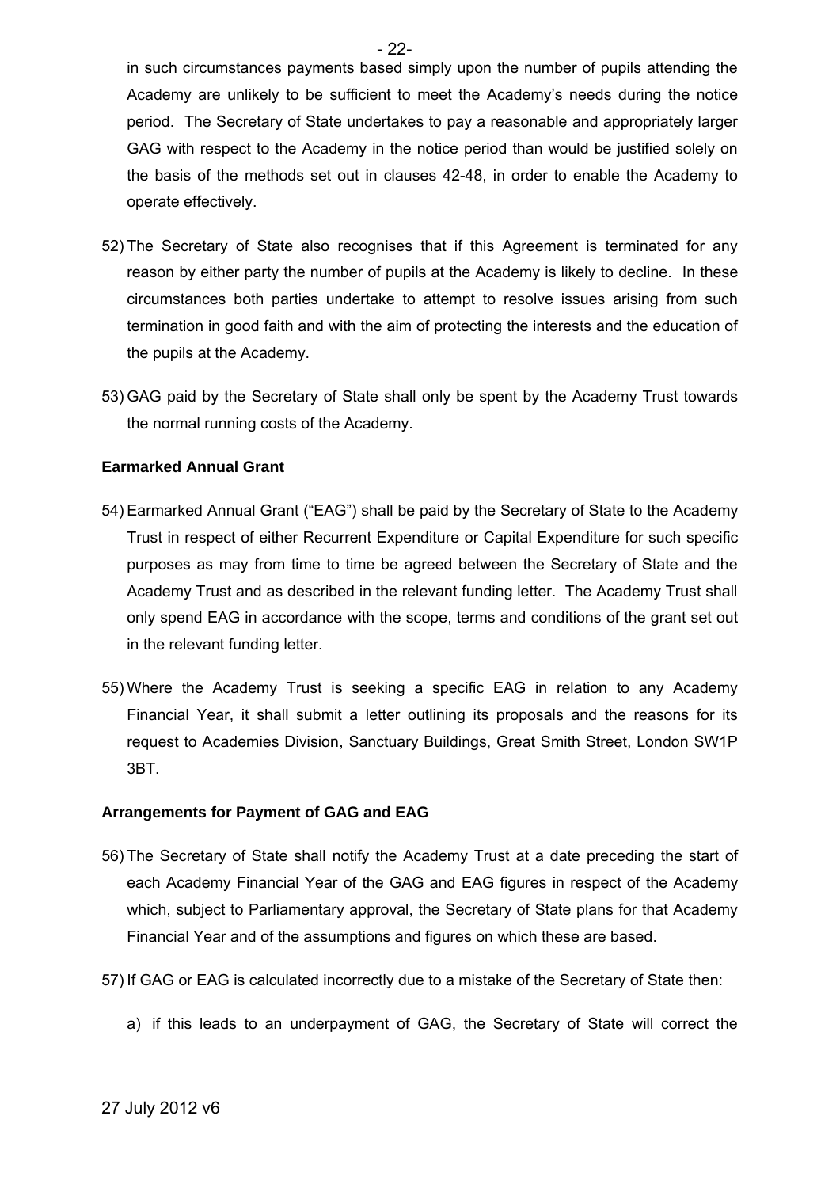in such circumstances payments based simply upon the number of pupils attending the Academy are unlikely to be sufficient to meet the Academy's needs during the notice period. The Secretary of State undertakes to pay a reasonable and appropriately larger GAG with respect to the Academy in the notice period than would be justified solely on the basis of the methods set out in clauses 42-48, in order to enable the Academy to operate effectively.

52) The Secretary of State also recognises that if this Agreement is terminated for any reason by either party the number of pupils at the Academy is likely to decline. In these circumstances both parties undertake to attempt to resolve issues arising from such termination in good faith and with the aim of protecting the interests and the education of the pupils at the Academy.

53) GAG paid by the Secretary of State shall only be spent by the Academy Trust towards the normal running costs of the Academy.

**Earmarked Annual Grant**

54) Earmarked Annual Grant ("EAG") shall be paid by the Secretary of State to the Academy Trust in respect of either Recurrent Expenditure or Capital Expenditure for such specific purposes as may from time to time be agreed between the Secretary of State and the Academy Trust and as described in the relevant funding letter. The Academy Trust shall only spend EAG in accordance with the scope, terms and conditions of the grant set out in the relevant funding letter.

55) Where the Academy Trust is seeking a specific EAG in relation to any Academy Financial Year, it shall submit a letter outlining its proposals and the reasons for its request to Academies Division, Sanctuary Buildings, Great Smith Street, London SW1P 3BT.

**Arrangements for Payment of GAG and EAG**

56) The Secretary of State shall notify the Academy Trust at a date preceding the start of each Academy Financial Year of the GAG and EAG figures in respect of the Academy which, subject to Parliamentary approval, the Secretary of State plans for that Academy Financial Year and of the assumptions and figures on which these are based.

57) If GAG or EAG is calculated incorrectly due to a mistake of the Secretary of State then:

a) if this leads to an underpayment of GAG, the Secretary of State will correct the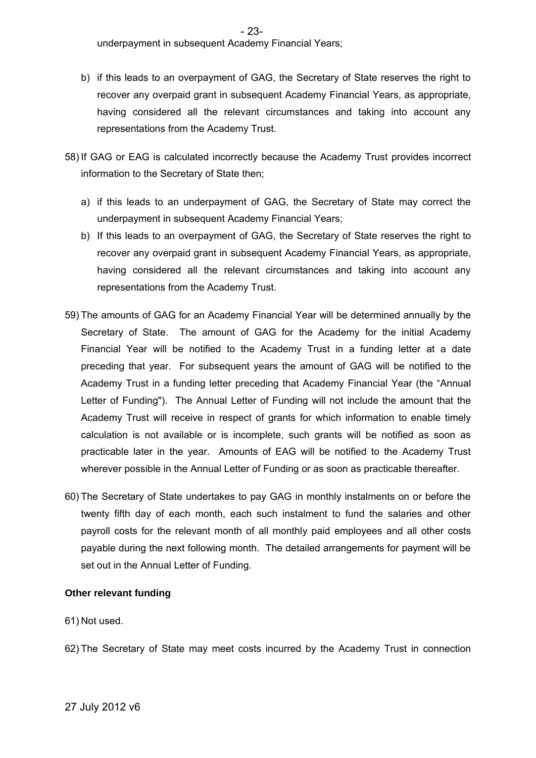underpayment in subsequent Academy Financial Years;

b) if this leads to an overpayment of GAG, the Secretary of State reserves the right to recover any overpaid grant in subsequent Academy Financial Years, as appropriate, having considered all the relevant circumstances and taking into account any representations from the Academy Trust.

58) If GAG or EAG is calculated incorrectly because the Academy Trust provides incorrect information to the Secretary of State then;

a) if this leads to an underpayment of GAG, the Secretary of State may correct the underpayment in subsequent Academy Financial Years;

b) If this leads to an overpayment of GAG, the Secretary of State reserves the right to recover any overpaid grant in subsequent Academy Financial Years, as appropriate, having considered all the relevant circumstances and taking into account any representations from the Academy Trust.

59) The amounts of GAG for an Academy Financial Year will be determined annually by the Secretary of State. The amount of GAG for the Academy for the initial Academy Financial Year will be notified to the Academy Trust in a funding letter at a date preceding that year. For subsequent years the amount of GAG will be notified to the Academy Trust in a funding letter preceding that Academy Financial Year (the "Annual Letter of Funding"). The Annual Letter of Funding will not include the amount that the Academy Trust will receive in respect of grants for which information to enable timely calculation is not available or is incomplete, such grants will be notified as soon as practicable later in the year. Amounts of EAG will be notified to the Academy Trust wherever possible in the Annual Letter of Funding or as soon as practicable thereafter.

60) The Secretary of State undertakes to pay GAG in monthly instalments on or before the twenty fifth day of each month, each such instalment to fund the salaries and other payroll costs for the relevant month of all monthly paid employees and all other costs payable during the next following month. The detailed arrangements for payment will be set out in the Annual Letter of Funding.

**Other relevant funding**

61) Not used.

62) The Secretary of State may meet costs incurred by the Academy Trust in connection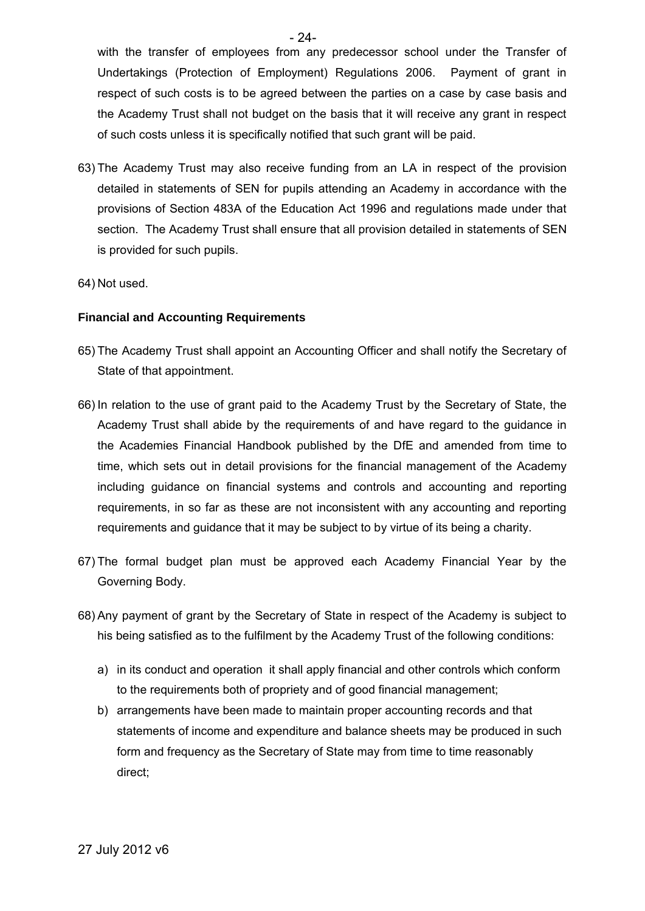with the transfer of employees from any predecessor school under the Transfer of Undertakings (Protection of Employment) Regulations 2006. Payment of grant in respect of such costs is to be agreed between the parties on a case by case basis and the Academy Trust shall not budget on the basis that it will receive any grant in respect of such costs unless it is specifically notified that such grant will be paid.

63) The Academy Trust may also receive funding from an LA in respect of the provision detailed in statements of SEN for pupils attending an Academy in accordance with the provisions of Section 483A of the Education Act 1996 and regulations made under that section. The Academy Trust shall ensure that all provision detailed in statements of SEN is provided for such pupils.

64) Not used.

**Financial and Accounting Requirements**

65) The Academy Trust shall appoint an Accounting Officer and shall notify the Secretary of State of that appointment.

66) In relation to the use of grant paid to the Academy Trust by the Secretary of State, the Academy Trust shall abide by the requirements of and have regard to the guidance in the Academies Financial Handbook published by the DfE and amended from time to time, which sets out in detail provisions for the financial management of the Academy including guidance on financial systems and controls and accounting and reporting requirements, in so far as these are not inconsistent with any accounting and reporting requirements and guidance that it may be subject to by virtue of its being a charity.

67) The formal budget plan must be approved each Academy Financial Year by the Governing Body.

68) Any payment of grant by the Secretary of State in respect of the Academy is subject to his being satisfied as to the fulfilment by the Academy Trust of the following conditions:

a) in its conduct and operation it shall apply financial and other controls which conform to the requirements both of propriety and of good financial management;
b) arrangements have been made to maintain proper accounting records and that statements of income and expenditure and balance sheets may be produced in such form and frequency as the Secretary of State may from time to time reasonably direct;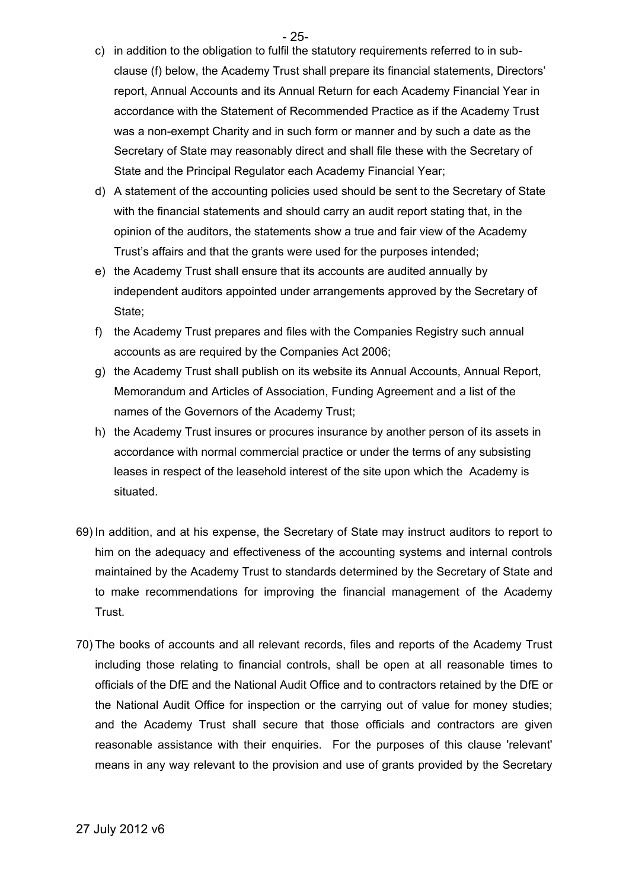c) in addition to the obligation to fulfil the statutory requirements referred to in sub-clause (f) below, the Academy Trust shall prepare its financial statements, Directors' report, Annual Accounts and its Annual Return for each Academy Financial Year in accordance with the Statement of Recommended Practice as if the Academy Trust was a non-exempt Charity and in such form or manner and by such a date as the Secretary of State may reasonably direct and shall file these with the Secretary of State and the Principal Regulator each Academy Financial Year;

d) A statement of the accounting policies used should be sent to the Secretary of State with the financial statements and should carry an audit report stating that, in the opinion of the auditors, the statements show a true and fair view of the Academy Trust's affairs and that the grants were used for the purposes intended;

e) the Academy Trust shall ensure that its accounts are audited annually by independent auditors appointed under arrangements approved by the Secretary of State;

f) the Academy Trust prepares and files with the Companies Registry such annual accounts as are required by the Companies Act 2006;

g) the Academy Trust shall publish on its website its Annual Accounts, Annual Report, Memorandum and Articles of Association, Funding Agreement and a list of the names of the Governors of the Academy Trust;

h) the Academy Trust insures or procures insurance by another person of its assets in accordance with normal commercial practice or under the terms of any subsisting leases in respect of the leasehold interest of the site upon which the Academy is situated.

69) In addition, and at his expense, the Secretary of State may instruct auditors to report to him on the adequacy and effectiveness of the accounting systems and internal controls maintained by the Academy Trust to standards determined by the Secretary of State and to make recommendations for improving the financial management of the Academy Trust.

70) The books of accounts and all relevant records, files and reports of the Academy Trust including those relating to financial controls, shall be open at all reasonable times to officials of the DfE and the National Audit Office and to contractors retained by the DfE or the National Audit Office for inspection or the carrying out of value for money studies; and the Academy Trust shall secure that those officials and contractors are given reasonable assistance with their enquiries. For the purposes of this clause 'relevant' means in any way relevant to the provision and use of grants provided by the Secretary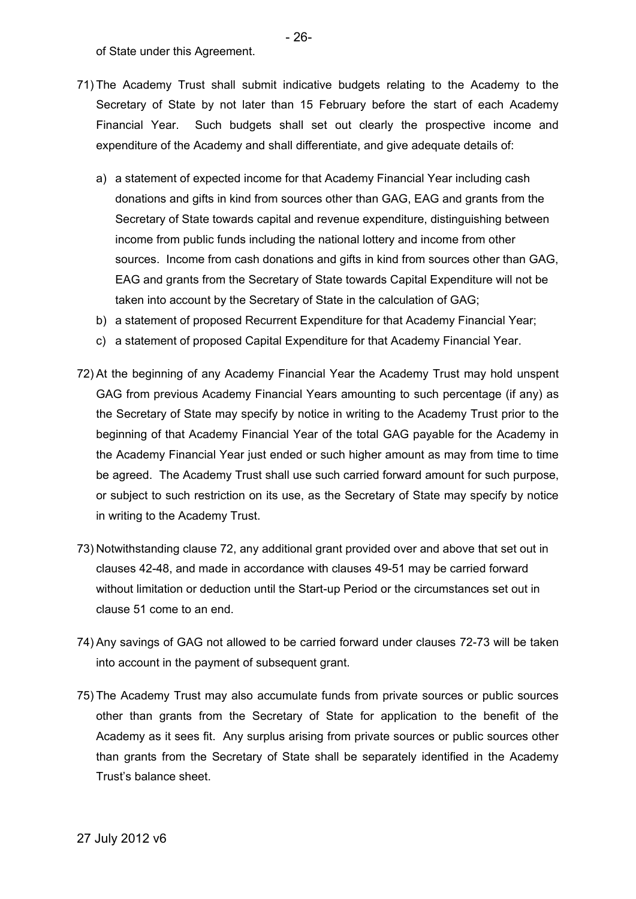of State under this Agreement.

71) The Academy Trust shall submit indicative budgets relating to the Academy to the Secretary of State by not later than 15 February before the start of each Academy Financial Year. Such budgets shall set out clearly the prospective income and expenditure of the Academy and shall differentiate, and give adequate details of:

a) a statement of expected income for that Academy Financial Year including cash donations and gifts in kind from sources other than GAG, EAG and grants from the Secretary of State towards capital and revenue expenditure, distinguishing between income from public funds including the national lottery and income from other sources. Income from cash donations and gifts in kind from sources other than GAG, EAG and grants from the Secretary of State towards Capital Expenditure will not be taken into account by the Secretary of State in the calculation of GAG;

b) a statement of proposed Recurrent Expenditure for that Academy Financial Year;

c) a statement of proposed Capital Expenditure for that Academy Financial Year.

72) At the beginning of any Academy Financial Year the Academy Trust may hold unspent GAG from previous Academy Financial Years amounting to such percentage (if any) as the Secretary of State may specify by notice in writing to the Academy Trust prior to the beginning of that Academy Financial Year of the total GAG payable for the Academy in the Academy Financial Year just ended or such higher amount as may from time to time be agreed. The Academy Trust shall use such carried forward amount for such purpose, or subject to such restriction on its use, as the Secretary of State may specify by notice in writing to the Academy Trust.

73) Notwithstanding clause 72, any additional grant provided over and above that set out in clauses 42-48, and made in accordance with clauses 49-51 may be carried forward without limitation or deduction until the Start-up Period or the circumstances set out in clause 51 come to an end.

74) Any savings of GAG not allowed to be carried forward under clauses 72-73 will be taken into account in the payment of subsequent grant.

75) The Academy Trust may also accumulate funds from private sources or public sources other than grants from the Secretary of State for application to the benefit of the Academy as it sees fit. Any surplus arising from private sources or public sources other than grants from the Secretary of State shall be separately identified in the Academy Trust's balance sheet.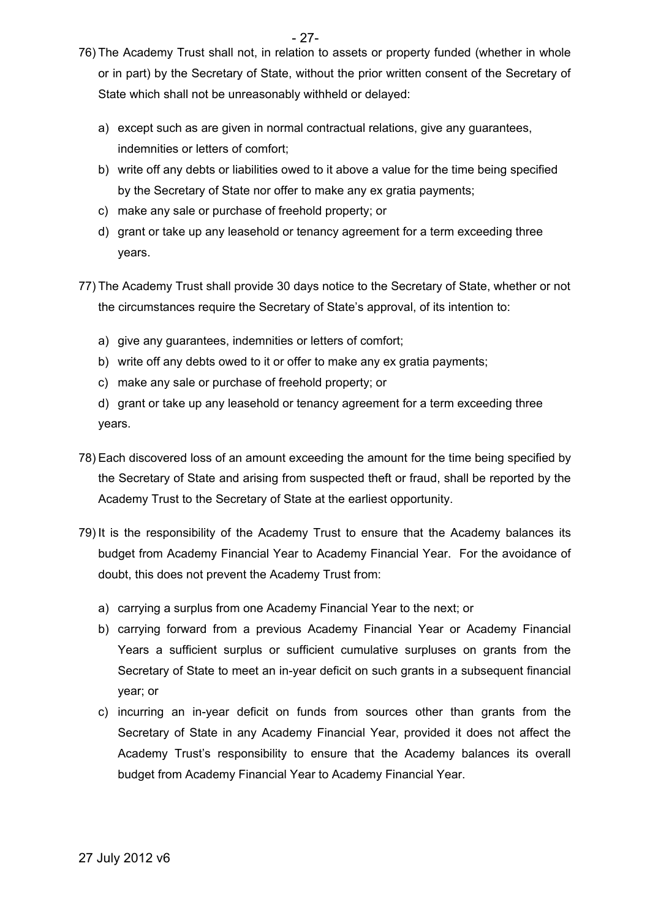76) The Academy Trust shall not, in relation to assets or property funded (whether in whole or in part) by the Secretary of State, without the prior written consent of the Secretary of State which shall not be unreasonably withheld or delayed:

   a) except such as are given in normal contractual relations, give any guarantees, indemnities or letters of comfort;
   b) write off any debts or liabilities owed to it above a value for the time being specified by the Secretary of State nor offer to make any ex gratia payments;
   c) make any sale or purchase of freehold property; or
   d) grant or take up any leasehold or tenancy agreement for a term exceeding three years.

77) The Academy Trust shall provide 30 days notice to the Secretary of State, whether or not the circumstances require the Secretary of State's approval, of its intention to:

   a) give any guarantees, indemnities or letters of comfort;
   b) write off any debts owed to it or offer to make any ex gratia payments;
   c) make any sale or purchase of freehold property; or
   d) grant or take up any leasehold or tenancy agreement for a term exceeding three years.

78) Each discovered loss of an amount exceeding the amount for the time being specified by the Secretary of State and arising from suspected theft or fraud, shall be reported by the Academy Trust to the Secretary of State at the earliest opportunity.

79) It is the responsibility of the Academy Trust to ensure that the Academy balances its budget from Academy Financial Year to Academy Financial Year. For the avoidance of doubt, this does not prevent the Academy Trust from:

   a) carrying a surplus from one Academy Financial Year to the next; or
   b) carrying forward from a previous Academy Financial Year or Academy Financial Years a sufficient surplus or sufficient cumulative surpluses on grants from the Secretary of State to meet an in-year deficit on such grants in a subsequent financial year; or
   c) incurring an in-year deficit on funds from sources other than grants from the Secretary of State in any Academy Financial Year, provided it does not affect the Academy Trust's responsibility to ensure that the Academy balances its overall budget from Academy Financial Year to Academy Financial Year.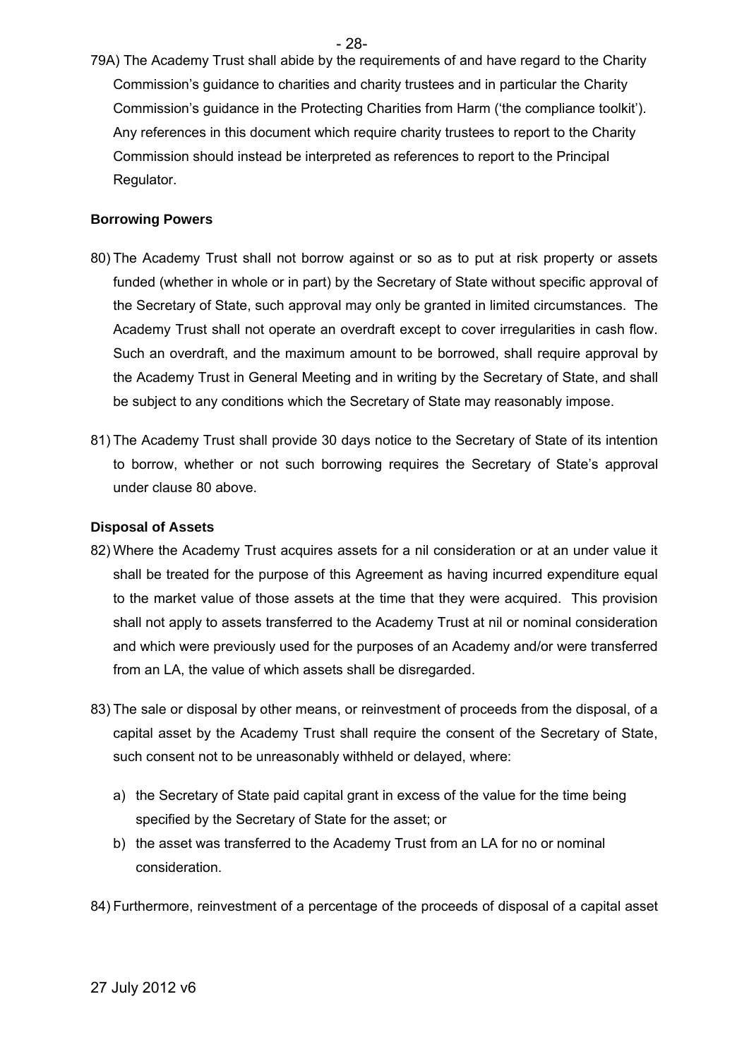79A) The Academy Trust shall abide by the requirements of and have regard to the Charity Commission's guidance to charities and charity trustees and in particular the Charity Commission's guidance in the Protecting Charities from Harm ('the compliance toolkit'). Any references in this document which require charity trustees to report to the Charity Commission should instead be interpreted as references to report to the Principal Regulator.

**Borrowing Powers**

80) The Academy Trust shall not borrow against or so as to put at risk property or assets funded (whether in whole or in part) by the Secretary of State without specific approval of the Secretary of State, such approval may only be granted in limited circumstances. The Academy Trust shall not operate an overdraft except to cover irregularities in cash flow. Such an overdraft, and the maximum amount to be borrowed, shall require approval by the Academy Trust in General Meeting and in writing by the Secretary of State, and shall be subject to any conditions which the Secretary of State may reasonably impose.

81) The Academy Trust shall provide 30 days notice to the Secretary of State of its intention to borrow, whether or not such borrowing requires the Secretary of State's approval under clause 80 above.

**Disposal of Assets**

82) Where the Academy Trust acquires assets for a nil consideration or at an under value it shall be treated for the purpose of this Agreement as having incurred expenditure equal to the market value of those assets at the time that they were acquired. This provision shall not apply to assets transferred to the Academy Trust at nil or nominal consideration and which were previously used for the purposes of an Academy and/or were transferred from an LA, the value of which assets shall be disregarded.

83) The sale or disposal by other means, or reinvestment of proceeds from the disposal, of a capital asset by the Academy Trust shall require the consent of the Secretary of State, such consent not to be unreasonably withheld or delayed, where:

a) the Secretary of State paid capital grant in excess of the value for the time being specified by the Secretary of State for the asset; or
b) the asset was transferred to the Academy Trust from an LA for no or nominal consideration.

84) Furthermore, reinvestment of a percentage of the proceeds of disposal of a capital asset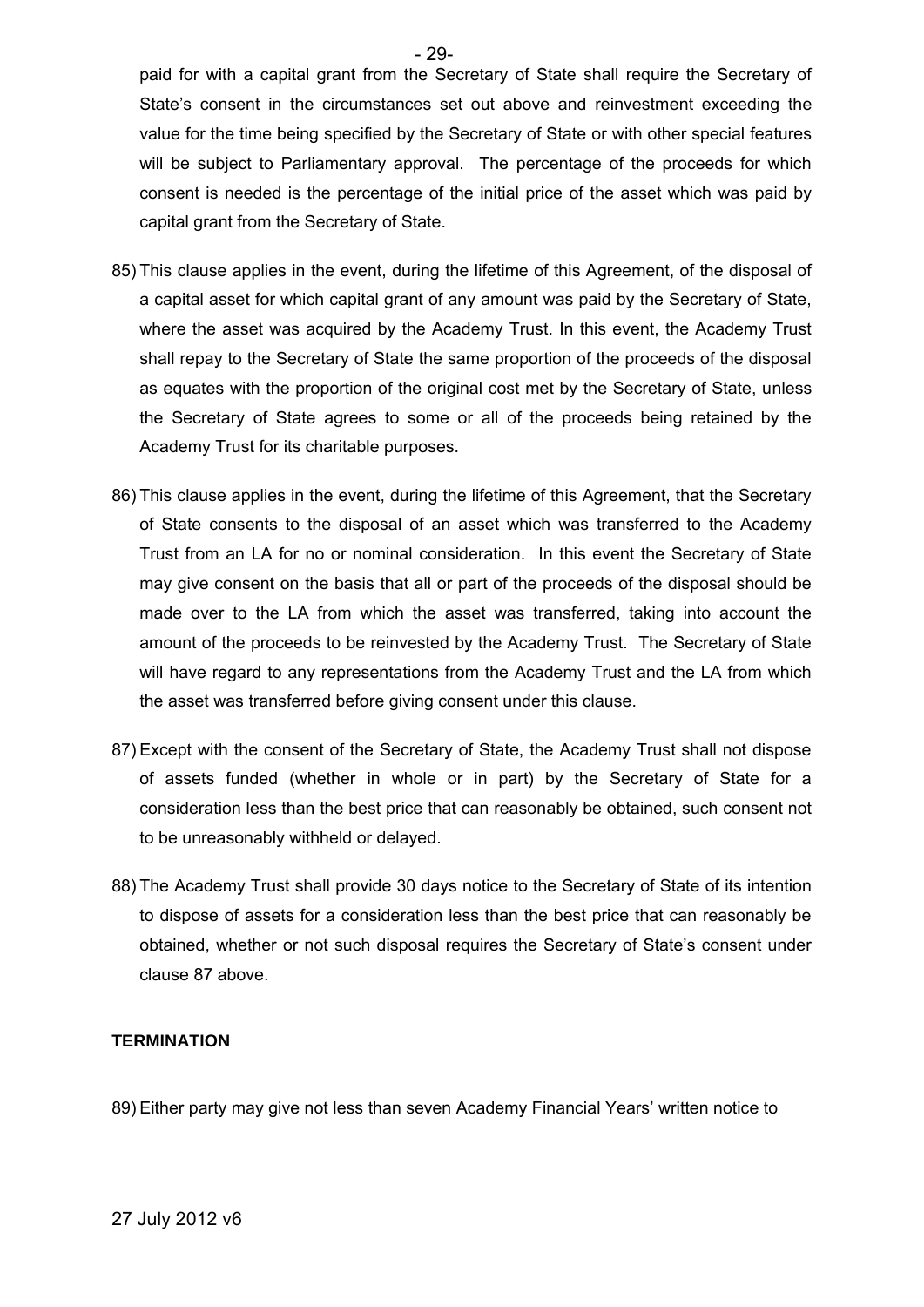paid for with a capital grant from the Secretary of State shall require the Secretary of State's consent in the circumstances set out above and reinvestment exceeding the value for the time being specified by the Secretary of State or with other special features will be subject to Parliamentary approval. The percentage of the proceeds for which consent is needed is the percentage of the initial price of the asset which was paid by capital grant from the Secretary of State.

85) This clause applies in the event, during the lifetime of this Agreement, of the disposal of a capital asset for which capital grant of any amount was paid by the Secretary of State, where the asset was acquired by the Academy Trust. In this event, the Academy Trust shall repay to the Secretary of State the same proportion of the proceeds of the disposal as equates with the proportion of the original cost met by the Secretary of State, unless the Secretary of State agrees to some or all of the proceeds being retained by the Academy Trust for its charitable purposes.

86) This clause applies in the event, during the lifetime of this Agreement, that the Secretary of State consents to the disposal of an asset which was transferred to the Academy Trust from an LA for no or nominal consideration. In this event the Secretary of State may give consent on the basis that all or part of the proceeds of the disposal should be made over to the LA from which the asset was transferred, taking into account the amount of the proceeds to be reinvested by the Academy Trust. The Secretary of State will have regard to any representations from the Academy Trust and the LA from which the asset was transferred before giving consent under this clause.

87) Except with the consent of the Secretary of State, the Academy Trust shall not dispose of assets funded (whether in whole or in part) by the Secretary of State for a consideration less than the best price that can reasonably be obtained, such consent not to be unreasonably withheld or delayed.

88) The Academy Trust shall provide 30 days notice to the Secretary of State of its intention to dispose of assets for a consideration less than the best price that can reasonably be obtained, whether or not such disposal requires the Secretary of State's consent under clause 87 above.

**TERMINATION**

89) Either party may give not less than seven Academy Financial Years' written notice to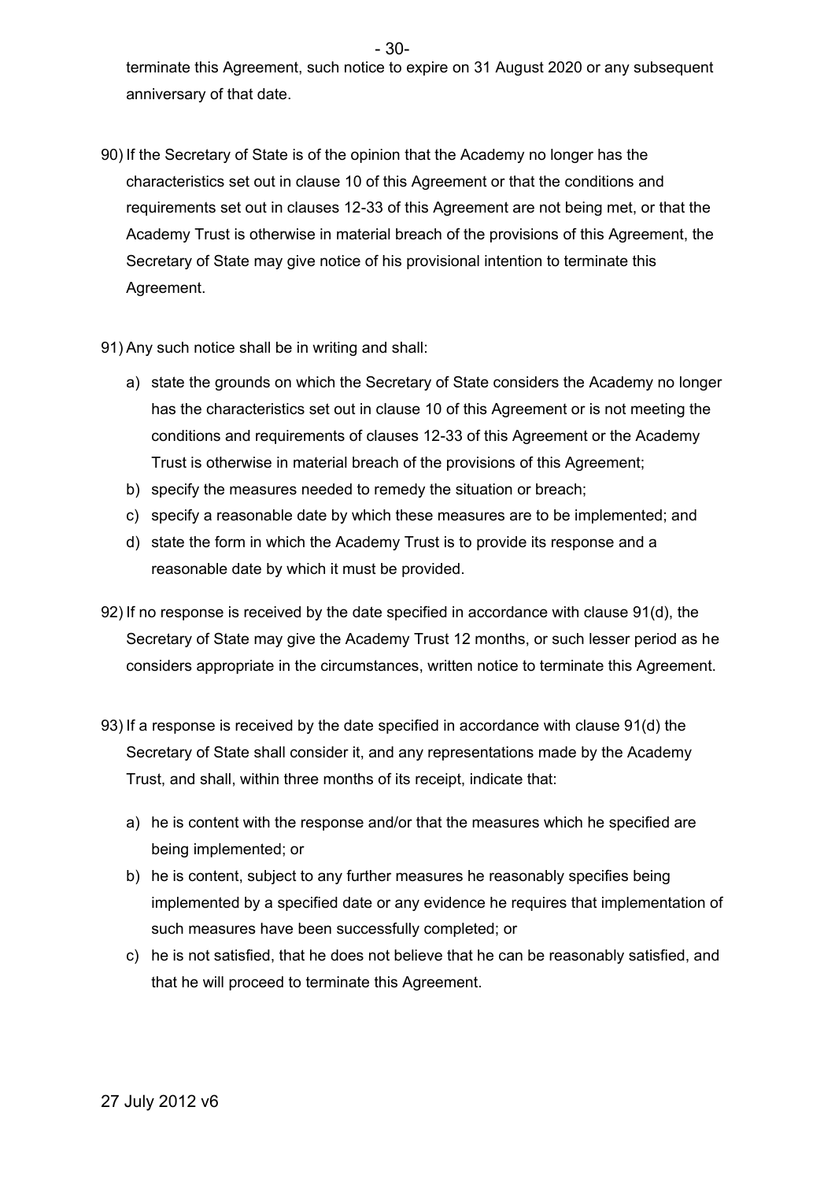terminate this Agreement, such notice to expire on 31 August 2020 or any subsequent anniversary of that date.

90) If the Secretary of State is of the opinion that the Academy no longer has the characteristics set out in clause 10 of this Agreement or that the conditions and requirements set out in clauses 12-33 of this Agreement are not being met, or that the Academy Trust is otherwise in material breach of the provisions of this Agreement, the Secretary of State may give notice of his provisional intention to terminate this Agreement.

91) Any such notice shall be in writing and shall:

   a) state the grounds on which the Secretary of State considers the Academy no longer has the characteristics set out in clause 10 of this Agreement or is not meeting the conditions and requirements of clauses 12-33 of this Agreement or the Academy Trust is otherwise in material breach of the provisions of this Agreement;
   b) specify the measures needed to remedy the situation or breach;
   c) specify a reasonable date by which these measures are to be implemented; and
   d) state the form in which the Academy Trust is to provide its response and a reasonable date by which it must be provided.

92) If no response is received by the date specified in accordance with clause 91(d), the Secretary of State may give the Academy Trust 12 months, or such lesser period as he considers appropriate in the circumstances, written notice to terminate this Agreement.

93) If a response is received by the date specified in accordance with clause 91(d) the Secretary of State shall consider it, and any representations made by the Academy Trust, and shall, within three months of its receipt, indicate that:

   a) he is content with the response and/or that the measures which he specified are being implemented; or
   b) he is content, subject to any further measures he reasonably specifies being implemented by a specified date or any evidence he requires that implementation of such measures have been successfully completed; or
   c) he is not satisfied, that he does not believe that he can be reasonably satisfied, and that he will proceed to terminate this Agreement.

27 July 2012 v6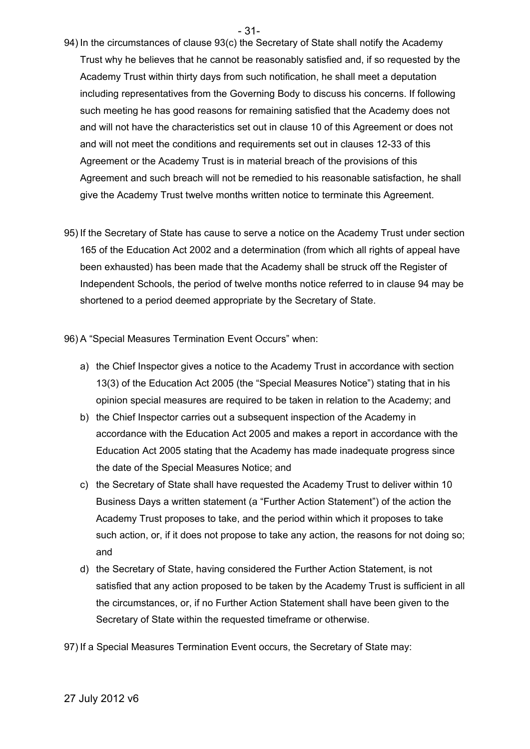94) In the circumstances of clause 93(c) the Secretary of State shall notify the Academy Trust why he believes that he cannot be reasonably satisfied and, if so requested by the Academy Trust within thirty days from such notification, he shall meet a deputation including representatives from the Governing Body to discuss his concerns. If following such meeting he has good reasons for remaining satisfied that the Academy does not and will not have the characteristics set out in clause 10 of this Agreement or does not and will not meet the conditions and requirements set out in clauses 12-33 of this Agreement or the Academy Trust is in material breach of the provisions of this Agreement and such breach will not be remedied to his reasonable satisfaction, he shall give the Academy Trust twelve months written notice to terminate this Agreement.

95) If the Secretary of State has cause to serve a notice on the Academy Trust under section 165 of the Education Act 2002 and a determination (from which all rights of appeal have been exhausted) has been made that the Academy shall be struck off the Register of Independent Schools, the period of twelve months notice referred to in clause 94 may be shortened to a period deemed appropriate by the Secretary of State.

96) A "Special Measures Termination Event Occurs" when:

a) the Chief Inspector gives a notice to the Academy Trust in accordance with section 13(3) of the Education Act 2005 (the "Special Measures Notice") stating that in his opinion special measures are required to be taken in relation to the Academy; and
b) the Chief Inspector carries out a subsequent inspection of the Academy in accordance with the Education Act 2005 and makes a report in accordance with the Education Act 2005 stating that the Academy has made inadequate progress since the date of the Special Measures Notice; and
c) the Secretary of State shall have requested the Academy Trust to deliver within 10 Business Days a written statement (a "Further Action Statement") of the action the Academy Trust proposes to take, and the period within which it proposes to take such action, or, if it does not propose to take any action, the reasons for not doing so; and
d) the Secretary of State, having considered the Further Action Statement, is not satisfied that any action proposed to be taken by the Academy Trust is sufficient in all the circumstances, or, if no Further Action Statement shall have been given to the Secretary of State within the requested timeframe or otherwise.

97) If a Special Measures Termination Event occurs, the Secretary of State may: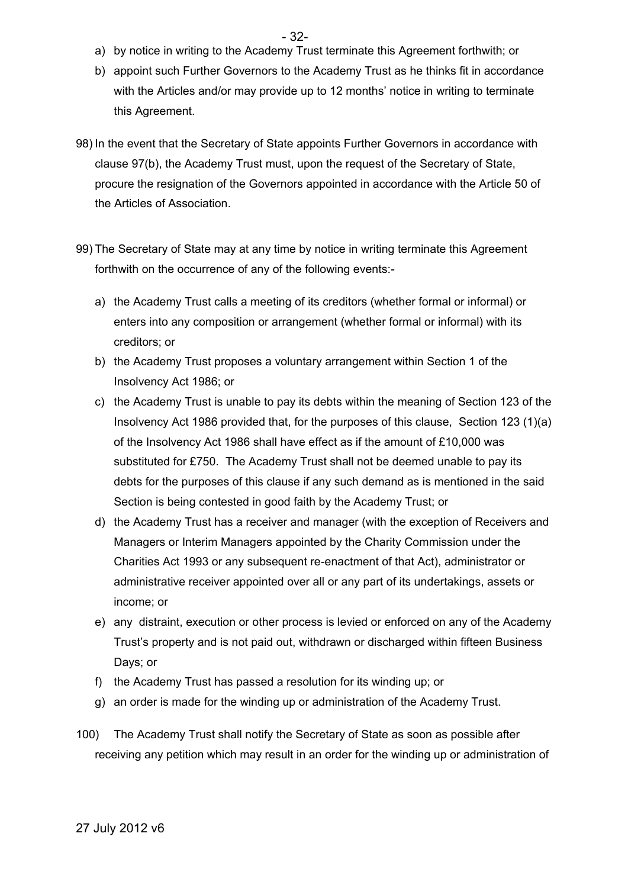a) by notice in writing to the Academy Trust terminate this Agreement forthwith; or
b) appoint such Further Governors to the Academy Trust as he thinks fit in accordance with the Articles and/or may provide up to 12 months' notice in writing to terminate this Agreement.

98) In the event that the Secretary of State appoints Further Governors in accordance with clause 97(b), the Academy Trust must, upon the request of the Secretary of State, procure the resignation of the Governors appointed in accordance with the Article 50 of the Articles of Association.

99) The Secretary of State may at any time by notice in writing terminate this Agreement forthwith on the occurrence of any of the following events:-

a) the Academy Trust calls a meeting of its creditors (whether formal or informal) or enters into any composition or arrangement (whether formal or informal) with its creditors; or
b) the Academy Trust proposes a voluntary arrangement within Section 1 of the Insolvency Act 1986; or
c) the Academy Trust is unable to pay its debts within the meaning of Section 123 of the Insolvency Act 1986 provided that, for the purposes of this clause, Section 123 (1)(a) of the Insolvency Act 1986 shall have effect as if the amount of £10,000 was substituted for £750. The Academy Trust shall not be deemed unable to pay its debts for the purposes of this clause if any such demand as is mentioned in the said Section is being contested in good faith by the Academy Trust; or
d) the Academy Trust has a receiver and manager (with the exception of Receivers and Managers or Interim Managers appointed by the Charity Commission under the Charities Act 1993 or any subsequent re-enactment of that Act), administrator or administrative receiver appointed over all or any part of its undertakings, assets or income; or
e) any distraint, execution or other process is levied or enforced on any of the Academy Trust's property and is not paid out, withdrawn or discharged within fifteen Business Days; or
f) the Academy Trust has passed a resolution for its winding up; or
g) an order is made for the winding up or administration of the Academy Trust.

100) The Academy Trust shall notify the Secretary of State as soon as possible after receiving any petition which may result in an order for the winding up or administration of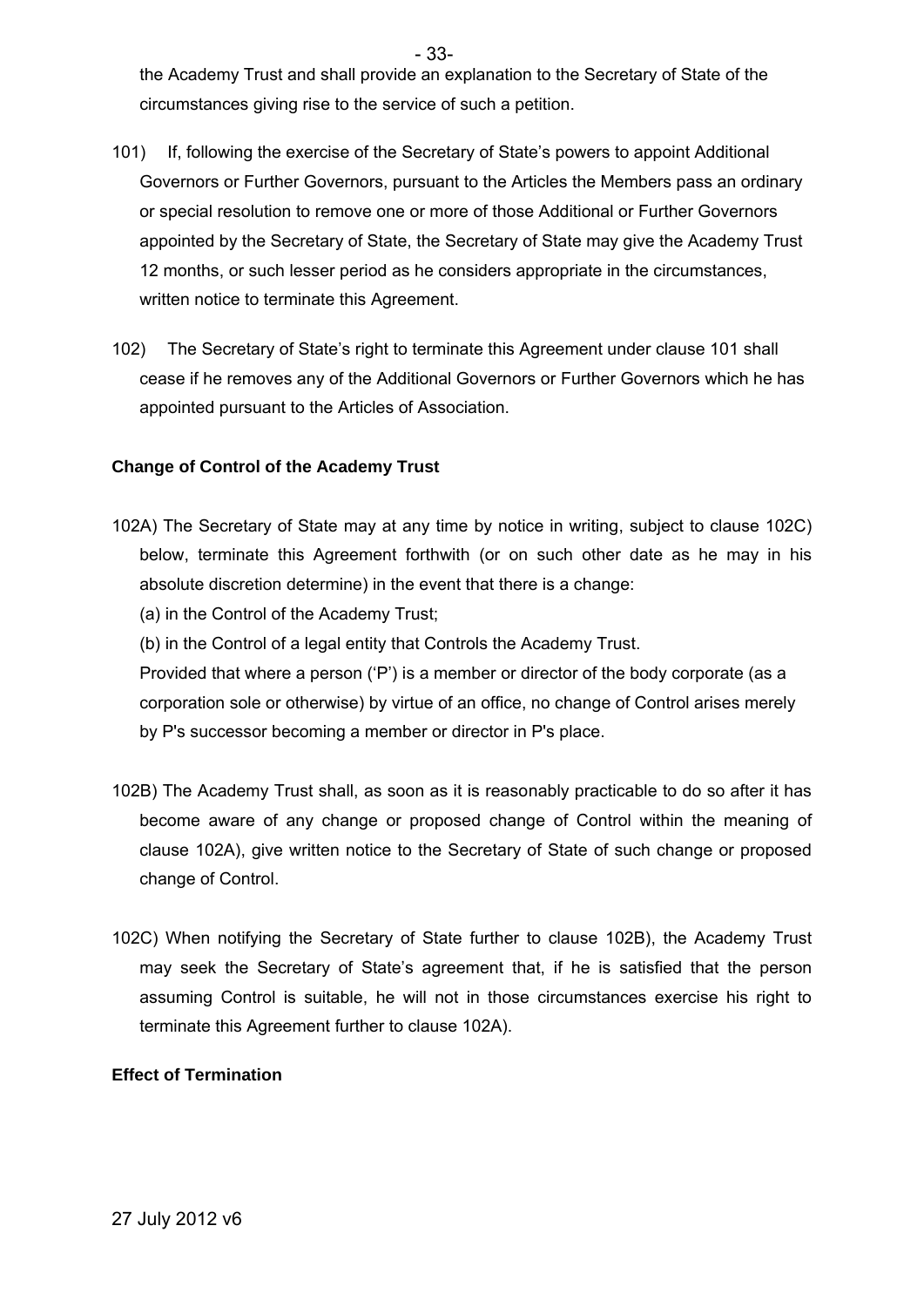the Academy Trust and shall provide an explanation to the Secretary of State of the circumstances giving rise to the service of such a petition.

101) If, following the exercise of the Secretary of State's powers to appoint Additional Governors or Further Governors, pursuant to the Articles the Members pass an ordinary or special resolution to remove one or more of those Additional or Further Governors appointed by the Secretary of State, the Secretary of State may give the Academy Trust 12 months, or such lesser period as he considers appropriate in the circumstances, written notice to terminate this Agreement.

102) The Secretary of State's right to terminate this Agreement under clause 101 shall cease if he removes any of the Additional Governors or Further Governors which he has appointed pursuant to the Articles of Association.

**Change of Control of the Academy Trust**

102A) The Secretary of State may at any time by notice in writing, subject to clause 102C) below, terminate this Agreement forthwith (or on such other date as he may in his absolute discretion determine) in the event that there is a change:

(a) in the Control of the Academy Trust;

(b) in the Control of a legal entity that Controls the Academy Trust.

Provided that where a person ('P') is a member or director of the body corporate (as a corporation sole or otherwise) by virtue of an office, no change of Control arises merely by P's successor becoming a member or director in P's place.

102B) The Academy Trust shall, as soon as it is reasonably practicable to do so after it has become aware of any change or proposed change of Control within the meaning of clause 102A), give written notice to the Secretary of State of such change or proposed change of Control.

102C) When notifying the Secretary of State further to clause 102B), the Academy Trust may seek the Secretary of State's agreement that, if he is satisfied that the person assuming Control is suitable, he will not in those circumstances exercise his right to terminate this Agreement further to clause 102A).

**Effect of Termination**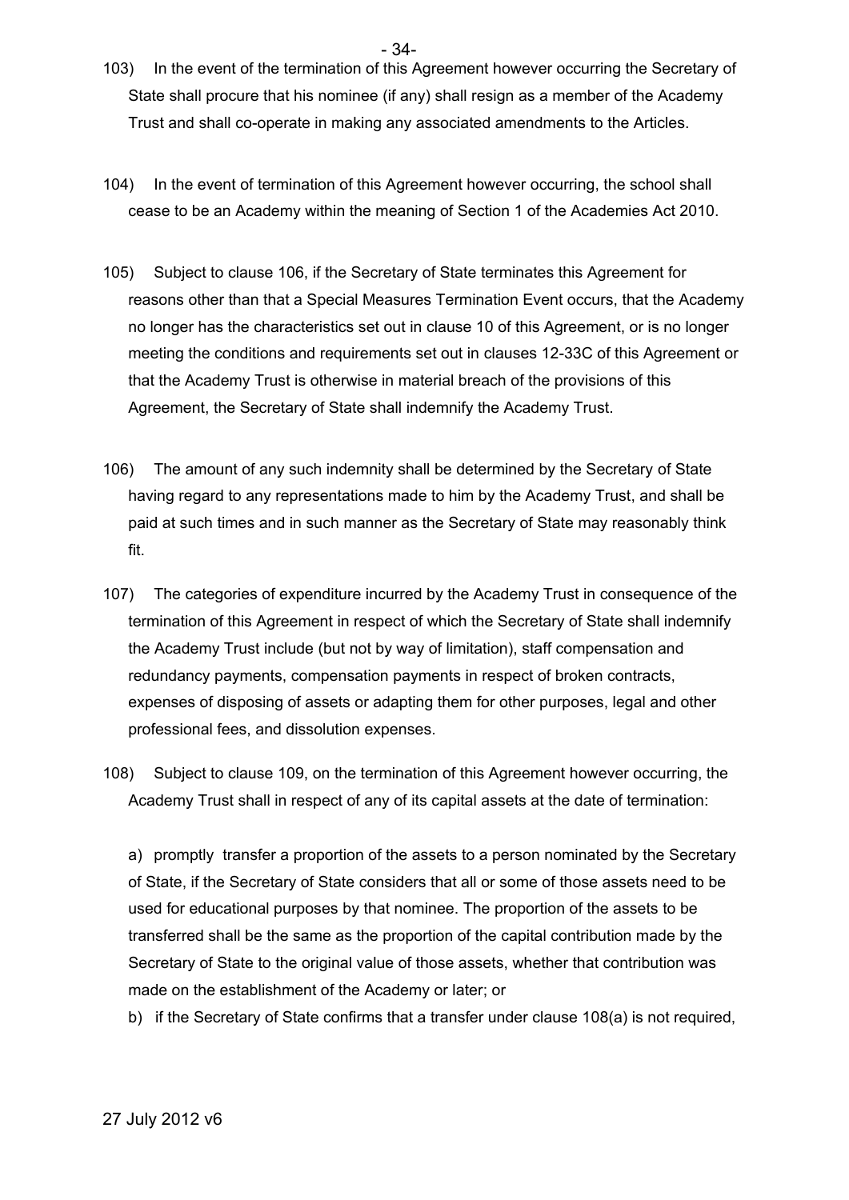103) In the event of the termination of this Agreement however occurring the Secretary of State shall procure that his nominee (if any) shall resign as a member of the Academy Trust and shall co-operate in making any associated amendments to the Articles.

104) In the event of termination of this Agreement however occurring, the school shall cease to be an Academy within the meaning of Section 1 of the Academies Act 2010.

105) Subject to clause 106, if the Secretary of State terminates this Agreement for reasons other than that a Special Measures Termination Event occurs, that the Academy no longer has the characteristics set out in clause 10 of this Agreement, or is no longer meeting the conditions and requirements set out in clauses 12-33C of this Agreement or that the Academy Trust is otherwise in material breach of the provisions of this Agreement, the Secretary of State shall indemnify the Academy Trust.

106) The amount of any such indemnity shall be determined by the Secretary of State having regard to any representations made to him by the Academy Trust, and shall be paid at such times and in such manner as the Secretary of State may reasonably think fit.

107) The categories of expenditure incurred by the Academy Trust in consequence of the termination of this Agreement in respect of which the Secretary of State shall indemnify the Academy Trust include (but not by way of limitation), staff compensation and redundancy payments, compensation payments in respect of broken contracts, expenses of disposing of assets or adapting them for other purposes, legal and other professional fees, and dissolution expenses.

108) Subject to clause 109, on the termination of this Agreement however occurring, the Academy Trust shall in respect of any of its capital assets at the date of termination:

a) promptly transfer a proportion of the assets to a person nominated by the Secretary of State, if the Secretary of State considers that all or some of those assets need to be used for educational purposes by that nominee. The proportion of the assets to be transferred shall be the same as the proportion of the capital contribution made by the Secretary of State to the original value of those assets, whether that contribution was made on the establishment of the Academy or later; or

b) if the Secretary of State confirms that a transfer under clause 108(a) is not required,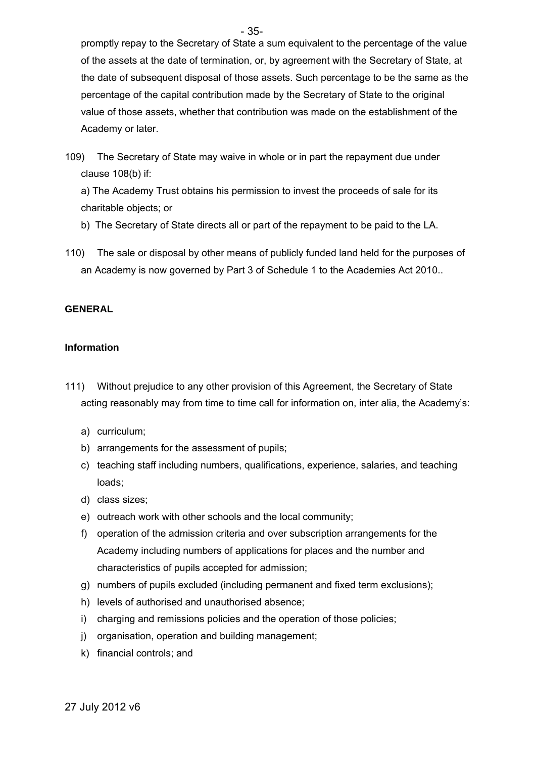promptly repay to the Secretary of State a sum equivalent to the percentage of the value of the assets at the date of termination, or, by agreement with the Secretary of State, at the date of subsequent disposal of those assets. Such percentage to be the same as the percentage of the capital contribution made by the Secretary of State to the original value of those assets, whether that contribution was made on the establishment of the Academy or later.

109) The Secretary of State may waive in whole or in part the repayment due under clause 108(b) if:

a) The Academy Trust obtains his permission to invest the proceeds of sale for its charitable objects; or

b) The Secretary of State directs all or part of the repayment to be paid to the LA.

110) The sale or disposal by other means of publicly funded land held for the purposes of an Academy is now governed by Part 3 of Schedule 1 to the Academies Act 2010..

**GENERAL**

**Information**

111) Without prejudice to any other provision of this Agreement, the Secretary of State acting reasonably may from time to time call for information on, inter alia, the Academy's:

a) curriculum;
b) arrangements for the assessment of pupils;
c) teaching staff including numbers, qualifications, experience, salaries, and teaching loads;
d) class sizes;
e) outreach work with other schools and the local community;
f) operation of the admission criteria and over subscription arrangements for the Academy including numbers of applications for places and the number and characteristics of pupils accepted for admission;
g) numbers of pupils excluded (including permanent and fixed term exclusions);
h) levels of authorised and unauthorised absence;
i) charging and remissions policies and the operation of those policies;
j) organisation, operation and building management;
k) financial controls; and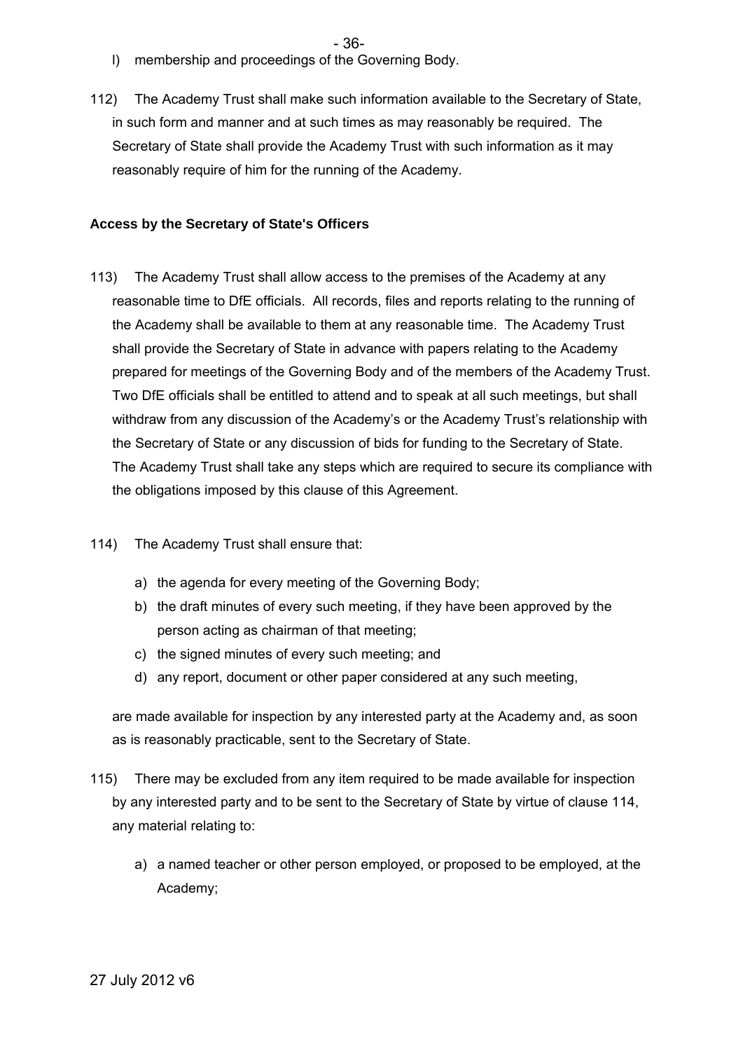l) membership and proceedings of the Governing Body.

112) The Academy Trust shall make such information available to the Secretary of State, in such form and manner and at such times as may reasonably be required. The Secretary of State shall provide the Academy Trust with such information as it may reasonably require of him for the running of the Academy.

**Access by the Secretary of State's Officers**

113) The Academy Trust shall allow access to the premises of the Academy at any reasonable time to DfE officials. All records, files and reports relating to the running of the Academy shall be available to them at any reasonable time. The Academy Trust shall provide the Secretary of State in advance with papers relating to the Academy prepared for meetings of the Governing Body and of the members of the Academy Trust. Two DfE officials shall be entitled to attend and to speak at all such meetings, but shall withdraw from any discussion of the Academy's or the Academy Trust's relationship with the Secretary of State or any discussion of bids for funding to the Secretary of State. The Academy Trust shall take any steps which are required to secure its compliance with the obligations imposed by this clause of this Agreement.

114) The Academy Trust shall ensure that:

a) the agenda for every meeting of the Governing Body;
b) the draft minutes of every such meeting, if they have been approved by the person acting as chairman of that meeting;
c) the signed minutes of every such meeting; and
d) any report, document or other paper considered at any such meeting,

are made available for inspection by any interested party at the Academy and, as soon as is reasonably practicable, sent to the Secretary of State.

115) There may be excluded from any item required to be made available for inspection by any interested party and to be sent to the Secretary of State by virtue of clause 114, any material relating to:

a) a named teacher or other person employed, or proposed to be employed, at the Academy;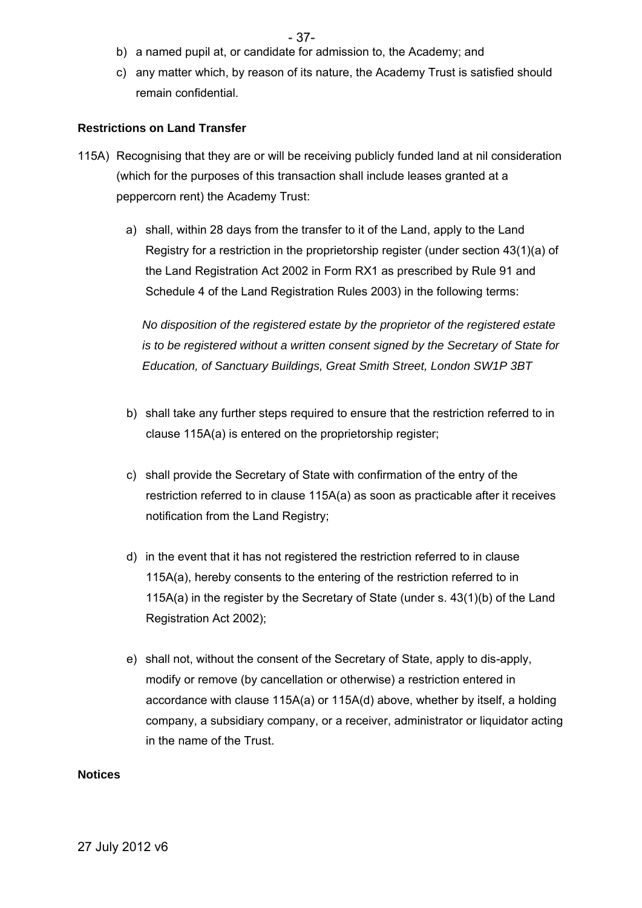b) a named pupil at, or candidate for admission to, the Academy; and

c) any matter which, by reason of its nature, the Academy Trust is satisfied should remain confidential.

**Restrictions on Land Transfer**

115A) Recognising that they are or will be receiving publicly funded land at nil consideration (which for the purposes of this transaction shall include leases granted at a peppercorn rent) the Academy Trust:

a) shall, within 28 days from the transfer to it of the Land, apply to the Land Registry for a restriction in the proprietorship register (under section 43(1)(a) of the Land Registration Act 2002 in Form RX1 as prescribed by Rule 91 and Schedule 4 of the Land Registration Rules 2003) in the following terms:

*No disposition of the registered estate by the proprietor of the registered estate is to be registered without a written consent signed by the Secretary of State for Education, of Sanctuary Buildings, Great Smith Street, London SW1P 3BT*

b) shall take any further steps required to ensure that the restriction referred to in clause 115A(a) is entered on the proprietorship register;

c) shall provide the Secretary of State with confirmation of the entry of the restriction referred to in clause 115A(a) as soon as practicable after it receives notification from the Land Registry;

d) in the event that it has not registered the restriction referred to in clause 115A(a), hereby consents to the entering of the restriction referred to in 115A(a) in the register by the Secretary of State (under s. 43(1)(b) of the Land Registration Act 2002);

e) shall not, without the consent of the Secretary of State, apply to dis-apply, modify or remove (by cancellation or otherwise) a restriction entered in accordance with clause 115A(a) or 115A(d) above, whether by itself, a holding company, a subsidiary company, or a receiver, administrator or liquidator acting in the name of the Trust.

**Notices**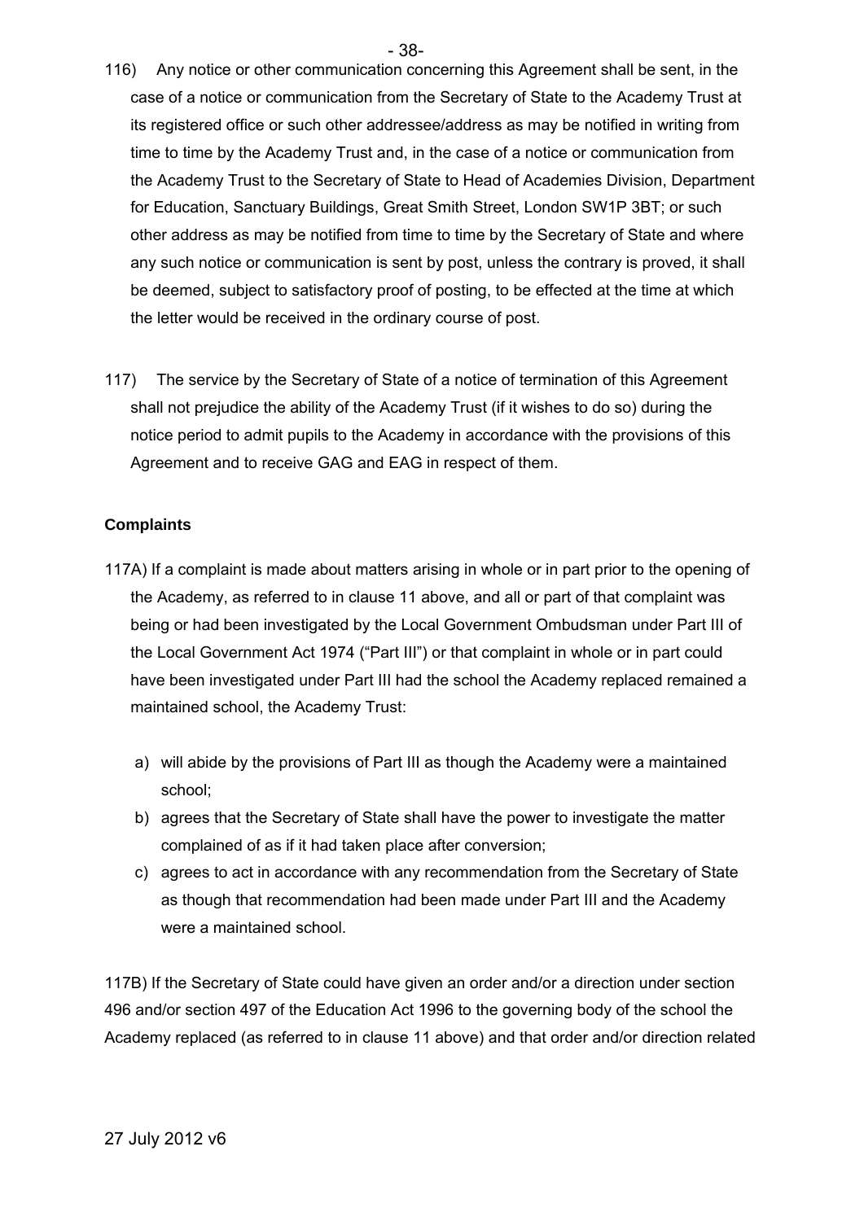116) Any notice or other communication concerning this Agreement shall be sent, in the case of a notice or communication from the Secretary of State to the Academy Trust at its registered office or such other addressee/address as may be notified in writing from time to time by the Academy Trust and, in the case of a notice or communication from the Academy Trust to the Secretary of State to Head of Academies Division, Department for Education, Sanctuary Buildings, Great Smith Street, London SW1P 3BT; or such other address as may be notified from time to time by the Secretary of State and where any such notice or communication is sent by post, unless the contrary is proved, it shall be deemed, subject to satisfactory proof of posting, to be effected at the time at which the letter would be received in the ordinary course of post.

117) The service by the Secretary of State of a notice of termination of this Agreement shall not prejudice the ability of the Academy Trust (if it wishes to do so) during the notice period to admit pupils to the Academy in accordance with the provisions of this Agreement and to receive GAG and EAG in respect of them.

**Complaints**

117A) If a complaint is made about matters arising in whole or in part prior to the opening of the Academy, as referred to in clause 11 above, and all or part of that complaint was being or had been investigated by the Local Government Ombudsman under Part III of the Local Government Act 1974 ("Part III") or that complaint in whole or in part could have been investigated under Part III had the school the Academy replaced remained a maintained school, the Academy Trust:

a) will abide by the provisions of Part III as though the Academy were a maintained school;
b) agrees that the Secretary of State shall have the power to investigate the matter complained of as if it had taken place after conversion;
c) agrees to act in accordance with any recommendation from the Secretary of State as though that recommendation had been made under Part III and the Academy were a maintained school.

117B) If the Secretary of State could have given an order and/or a direction under section 496 and/or section 497 of the Education Act 1996 to the governing body of the school the Academy replaced (as referred to in clause 11 above) and that order and/or direction related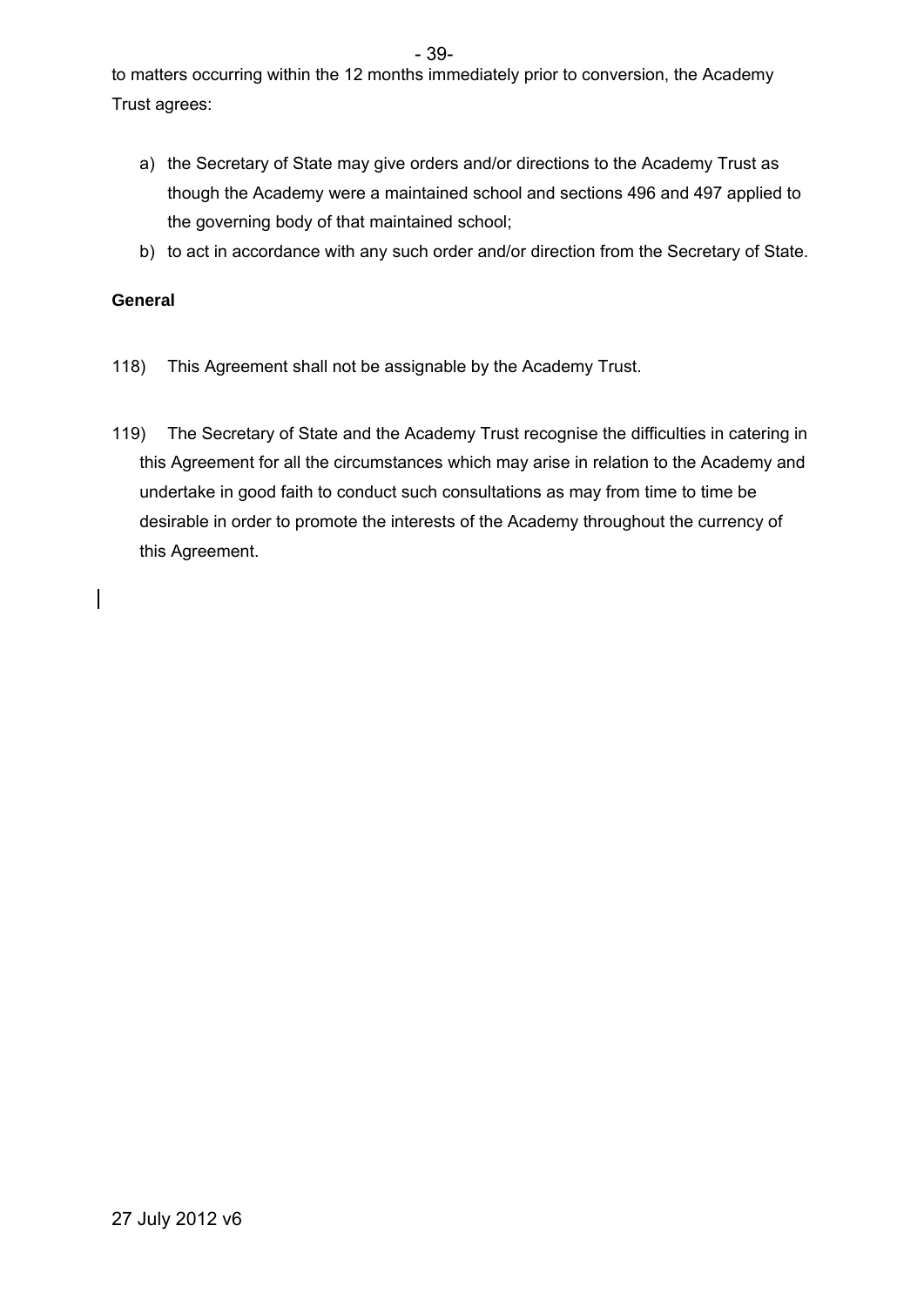to matters occurring within the 12 months immediately prior to conversion, the Academy Trust agrees:

a) the Secretary of State may give orders and/or directions to the Academy Trust as though the Academy were a maintained school and sections 496 and 497 applied to the governing body of that maintained school;
b) to act in accordance with any such order and/or direction from the Secretary of State.

**General**

118) This Agreement shall not be assignable by the Academy Trust.

119) The Secretary of State and the Academy Trust recognise the difficulties in catering in this Agreement for all the circumstances which may arise in relation to the Academy and undertake in good faith to conduct such consultations as may from time to time be desirable in order to promote the interests of the Academy throughout the currency of this Agreement.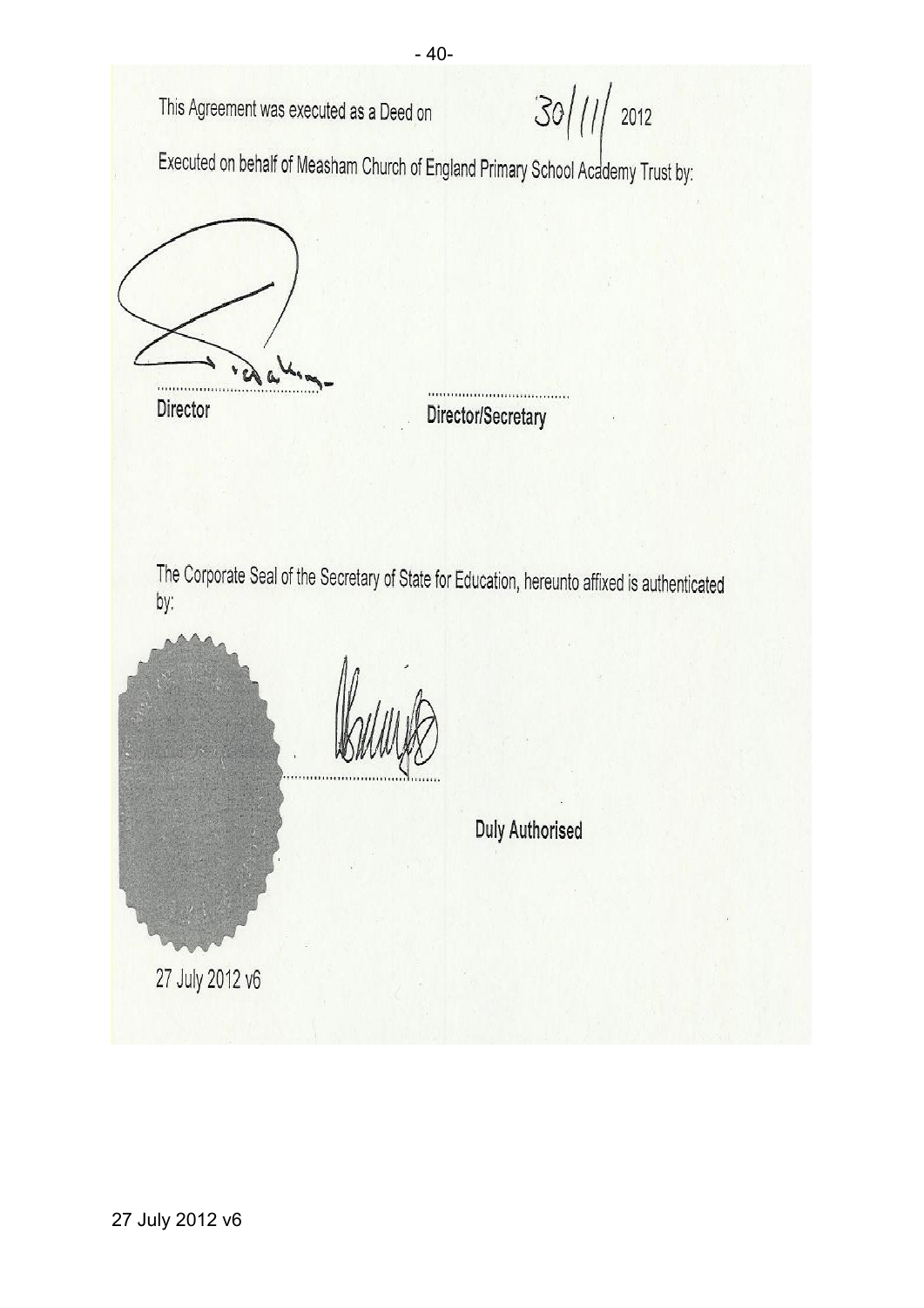This Agreement was executed as a Deed on 30/11/ 2012

Executed on behalf of Measham Church of England Primary School Academy Trust by:

.................................. ..................................

Director Director/Secretary

The Corporate Seal of the Secretary of State for Education, hereunto affixed is authenticated by:

..................................

Duly Authorised

27 July 2012 v6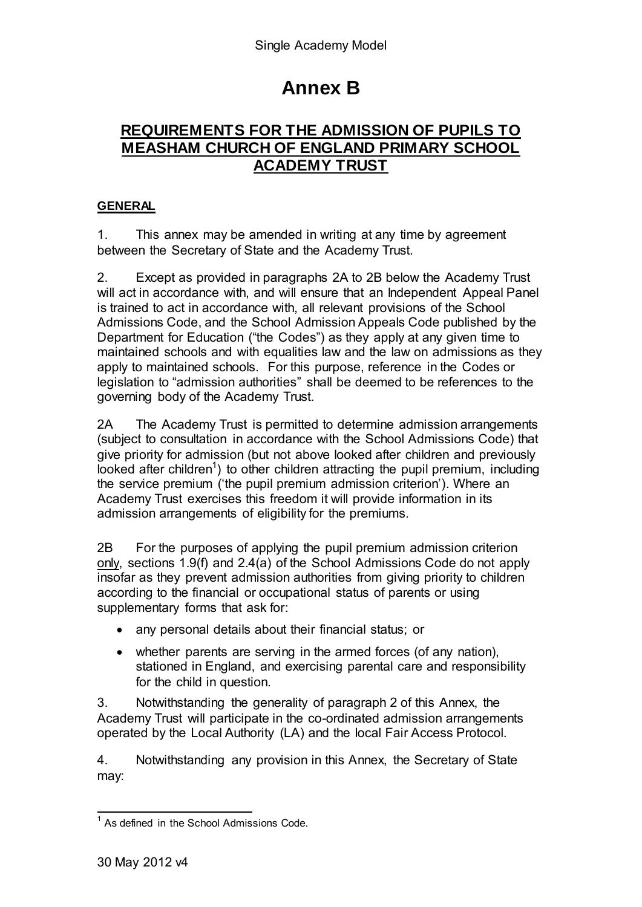# Annex B

## REQUIREMENTS FOR THE ADMISSION OF PUPILS TO MEASHAM CHURCH OF ENGLAND PRIMARY SCHOOL ACADEMY TRUST

**GENERAL**

1. This annex may be amended in writing at any time by agreement between the Secretary of State and the Academy Trust.

2. Except as provided in paragraphs 2A to 2B below the Academy Trust will act in accordance with, and will ensure that an Independent Appeal Panel is trained to act in accordance with, all relevant provisions of the School Admissions Code, and the School Admission Appeals Code published by the Department for Education ("the Codes") as they apply at any given time to maintained schools and with equalities law and the law on admissions as they apply to maintained schools. For this purpose, reference in the Codes or legislation to "admission authorities" shall be deemed to be references to the governing body of the Academy Trust.

2A The Academy Trust is permitted to determine admission arrangements (subject to consultation in accordance with the School Admissions Code) that give priority for admission (but not above looked after children and previously looked after children[1]) to other children attracting the pupil premium, including the service premium ('the pupil premium admission criterion'). Where an Academy Trust exercises this freedom it will provide information in its admission arrangements of eligibility for the premiums.

2B For the purposes of applying the pupil premium admission criterion only, sections 1.9(f) and 2.4(a) of the School Admissions Code do not apply insofar as they prevent admission authorities from giving priority to children according to the financial or occupational status of parents or using supplementary forms that ask for:

- any personal details about their financial status; or
- whether parents are serving in the armed forces (of any nation), stationed in England, and exercising parental care and responsibility for the child in question.

3. Notwithstanding the generality of paragraph 2 of this Annex, the Academy Trust will participate in the co-ordinated admission arrangements operated by the Local Authority (LA) and the local Fair Access Protocol.

4. Notwithstanding any provision in this Annex, the Secretary of State may:

[1] As defined in the School Admissions Code.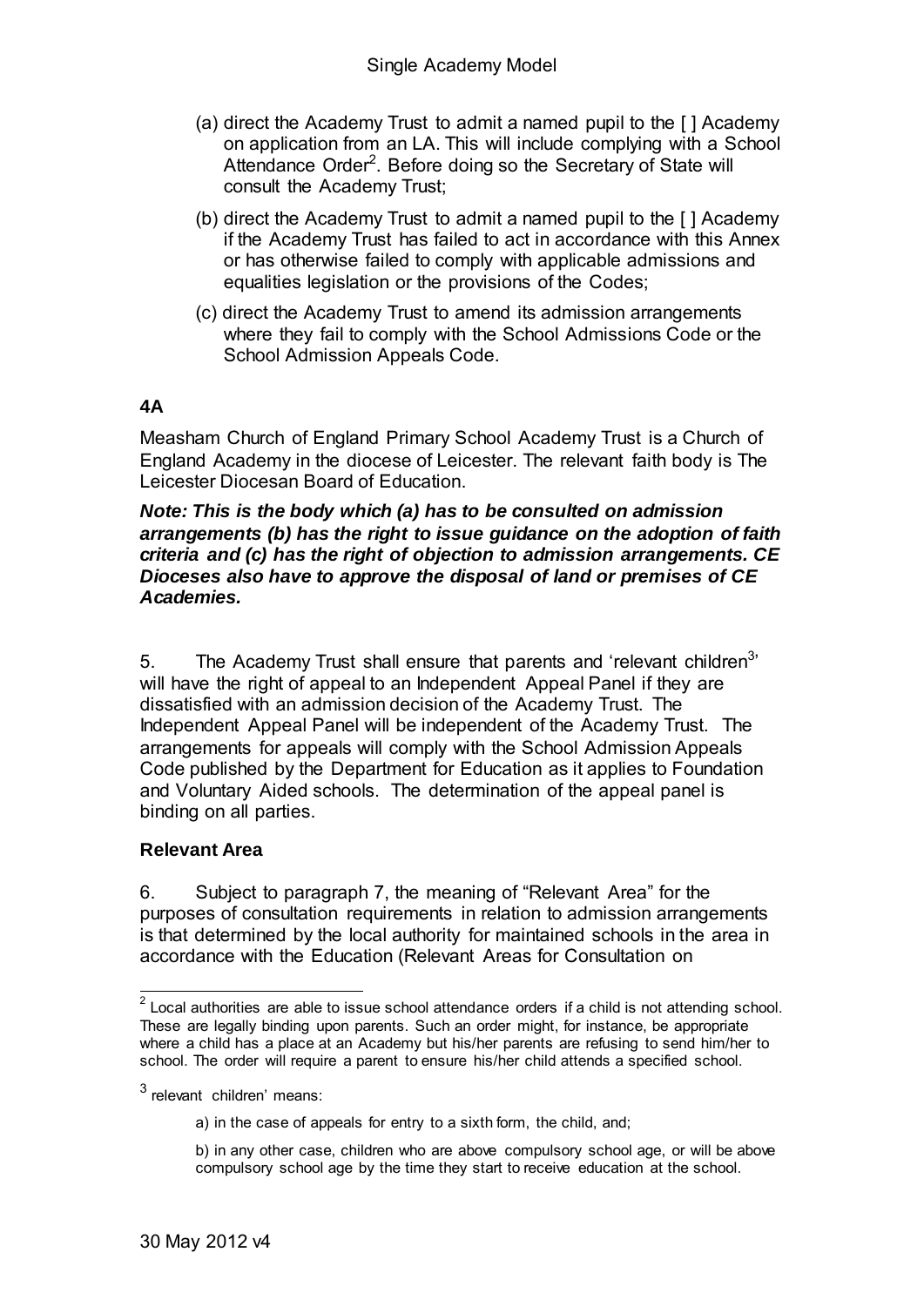(a) direct the Academy Trust to admit a named pupil to the [ ] Academy on application from an LA. This will include complying with a School Attendance Order[2]. Before doing so the Secretary of State will consult the Academy Trust;

(b) direct the Academy Trust to admit a named pupil to the [ ] Academy if the Academy Trust has failed to act in accordance with this Annex or has otherwise failed to comply with applicable admissions and equalities legislation or the provisions of the Codes;

(c) direct the Academy Trust to amend its admission arrangements where they fail to comply with the School Admissions Code or the School Admission Appeals Code.

**4A**

Measham Church of England Primary School Academy Trust is a Church of England Academy in the diocese of Leicester. The relevant faith body is The Leicester Diocesan Board of Education.

***Note: This is the body which (a) has to be consulted on admission arrangements (b) has the right to issue guidance on the adoption of faith criteria and (c) has the right of objection to admission arrangements. CE Dioceses also have to approve the disposal of land or premises of CE Academies.***

5. The Academy Trust shall ensure that parents and 'relevant children[3]' will have the right of appeal to an Independent Appeal Panel if they are dissatisfied with an admission decision of the Academy Trust. The Independent Appeal Panel will be independent of the Academy Trust. The arrangements for appeals will comply with the School Admission Appeals Code published by the Department for Education as it applies to Foundation and Voluntary Aided schools. The determination of the appeal panel is binding on all parties.

**Relevant Area**

6. Subject to paragraph 7, the meaning of "Relevant Area" for the purposes of consultation requirements in relation to admission arrangements is that determined by the local authority for maintained schools in the area in accordance with the Education (Relevant Areas for Consultation on

[2] Local authorities are able to issue school attendance orders if a child is not attending school. These are legally binding upon parents. Such an order might, for instance, be appropriate where a child has a place at an Academy but his/her parents are refusing to send him/her to school. The order will require a parent to ensure his/her child attends a specified school.

[3] relevant children' means:

a) in the case of appeals for entry to a sixth form, the child, and;

b) in any other case, children who are above compulsory school age, or will be above compulsory school age by the time they start to receive education at the school.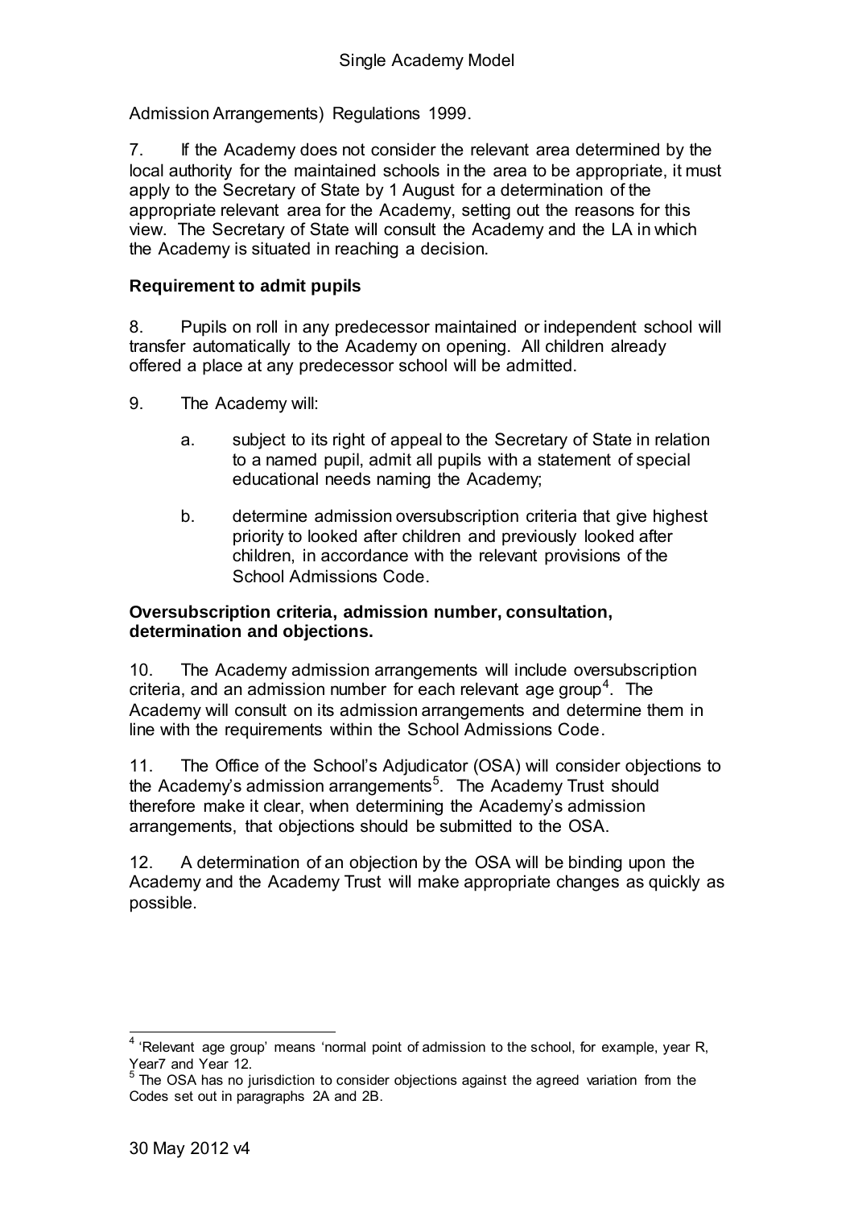Admission Arrangements) Regulations 1999.

7. If the Academy does not consider the relevant area determined by the local authority for the maintained schools in the area to be appropriate, it must apply to the Secretary of State by 1 August for a determination of the appropriate relevant area for the Academy, setting out the reasons for this view. The Secretary of State will consult the Academy and the LA in which the Academy is situated in reaching a decision.

**Requirement to admit pupils**

8. Pupils on roll in any predecessor maintained or independent school will transfer automatically to the Academy on opening. All children already offered a place at any predecessor school will be admitted.

9. The Academy will:

   a. subject to its right of appeal to the Secretary of State in relation to a named pupil, admit all pupils with a statement of special educational needs naming the Academy;

   b. determine admission oversubscription criteria that give highest priority to looked after children and previously looked after children, in accordance with the relevant provisions of the School Admissions Code.

**Oversubscription criteria, admission number, consultation, determination and objections.**

10. The Academy admission arrangements will include oversubscription criteria, and an admission number for each relevant age group[4]. The Academy will consult on its admission arrangements and determine them in line with the requirements within the School Admissions Code.

11. The Office of the School's Adjudicator (OSA) will consider objections to the Academy's admission arrangements[5]. The Academy Trust should therefore make it clear, when determining the Academy's admission arrangements, that objections should be submitted to the OSA.

12. A determination of an objection by the OSA will be binding upon the Academy and the Academy Trust will make appropriate changes as quickly as possible.

---

[4] 'Relevant age group' means 'normal point of admission to the school, for example, year R, Year7 and Year 12.

[5] The OSA has no jurisdiction to consider objections against the agreed variation from the Codes set out in paragraphs 2A and 2B.

30 May 2012 v4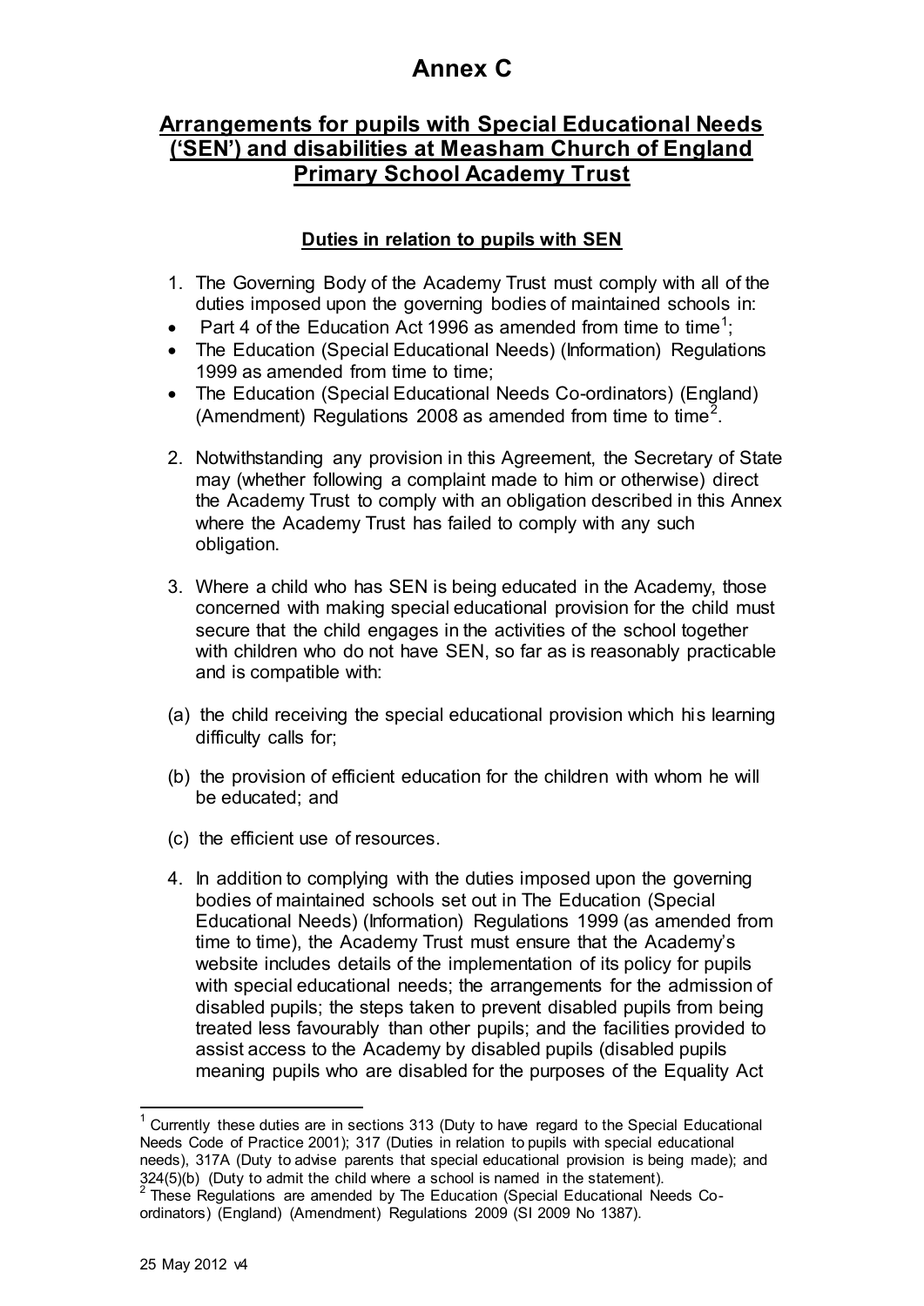# Annex C

## Arrangements for pupils with Special Educational Needs ('SEN') and disabilities at Measham Church of England Primary School Academy Trust

### Duties in relation to pupils with SEN

1. The Governing Body of the Academy Trust must comply with all of the duties imposed upon the governing bodies of maintained schools in:

- Part 4 of the Education Act 1996 as amended from time to time[1];
- The Education (Special Educational Needs) (Information) Regulations 1999 as amended from time to time;
- The Education (Special Educational Needs Co-ordinators) (England) (Amendment) Regulations 2008 as amended from time to time[2].

2. Notwithstanding any provision in this Agreement, the Secretary of State may (whether following a complaint made to him or otherwise) direct the Academy Trust to comply with an obligation described in this Annex where the Academy Trust has failed to comply with any such obligation.

3. Where a child who has SEN is being educated in the Academy, those concerned with making special educational provision for the child must secure that the child engages in the activities of the school together with children who do not have SEN, so far as is reasonably practicable and is compatible with:

(a) the child receiving the special educational provision which his learning difficulty calls for;

(b) the provision of efficient education for the children with whom he will be educated; and

(c) the efficient use of resources.

4. In addition to complying with the duties imposed upon the governing bodies of maintained schools set out in The Education (Special Educational Needs) (Information) Regulations 1999 (as amended from time to time), the Academy Trust must ensure that the Academy's website includes details of the implementation of its policy for pupils with special educational needs; the arrangements for the admission of disabled pupils; the steps taken to prevent disabled pupils from being treated less favourably than other pupils; and the facilities provided to assist access to the Academy by disabled pupils (disabled pupils meaning pupils who are disabled for the purposes of the Equality Act

---

[1] Currently these duties are in sections 313 (Duty to have regard to the Special Educational Needs Code of Practice 2001); 317 (Duties in relation to pupils with special educational needs), 317A (Duty to advise parents that special educational provision is being made); and 324(5)(b) (Duty to admit the child where a school is named in the statement).

[2] These Regulations are amended by The Education (Special Educational Needs Co-ordinators) (England) (Amendment) Regulations 2009 (SI 2009 No 1387).

25 May 2012 v4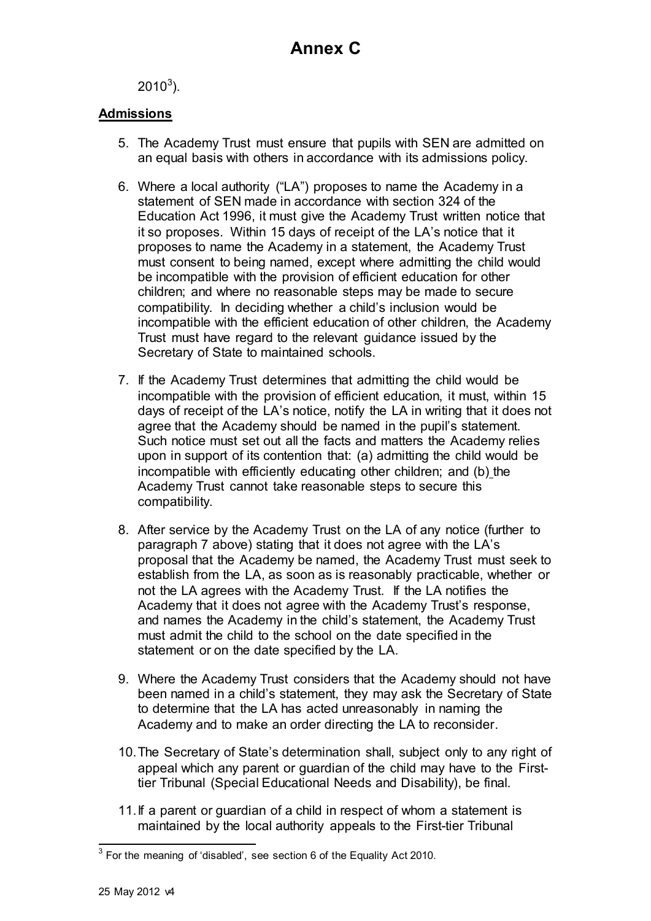# Annex C

2010[3]).

**Admissions**

5. The Academy Trust must ensure that pupils with SEN are admitted on an equal basis with others in accordance with its admissions policy.

6. Where a local authority ("LA") proposes to name the Academy in a statement of SEN made in accordance with section 324 of the Education Act 1996, it must give the Academy Trust written notice that it so proposes. Within 15 days of receipt of the LA's notice that it proposes to name the Academy in a statement, the Academy Trust must consent to being named, except where admitting the child would be incompatible with the provision of efficient education for other children; and where no reasonable steps may be made to secure compatibility. In deciding whether a child's inclusion would be incompatible with the efficient education of other children, the Academy Trust must have regard to the relevant guidance issued by the Secretary of State to maintained schools.

7. If the Academy Trust determines that admitting the child would be incompatible with the provision of efficient education, it must, within 15 days of receipt of the LA's notice, notify the LA in writing that it does not agree that the Academy should be named in the pupil's statement. Such notice must set out all the facts and matters the Academy relies upon in support of its contention that: (a) admitting the child would be incompatible with efficiently educating other children; and (b) the Academy Trust cannot take reasonable steps to secure this compatibility.

8. After service by the Academy Trust on the LA of any notice (further to paragraph 7 above) stating that it does not agree with the LA's proposal that the Academy be named, the Academy Trust must seek to establish from the LA, as soon as is reasonably practicable, whether or not the LA agrees with the Academy Trust. If the LA notifies the Academy that it does not agree with the Academy Trust's response, and names the Academy in the child's statement, the Academy Trust must admit the child to the school on the date specified in the statement or on the date specified by the LA.

9. Where the Academy Trust considers that the Academy should not have been named in a child's statement, they may ask the Secretary of State to determine that the LA has acted unreasonably in naming the Academy and to make an order directing the LA to reconsider.

10. The Secretary of State's determination shall, subject only to any right of appeal which any parent or guardian of the child may have to the First-tier Tribunal (Special Educational Needs and Disability), be final.

11. If a parent or guardian of a child in respect of whom a statement is maintained by the local authority appeals to the First-tier Tribunal

[3] For the meaning of 'disabled', see section 6 of the Equality Act 2010.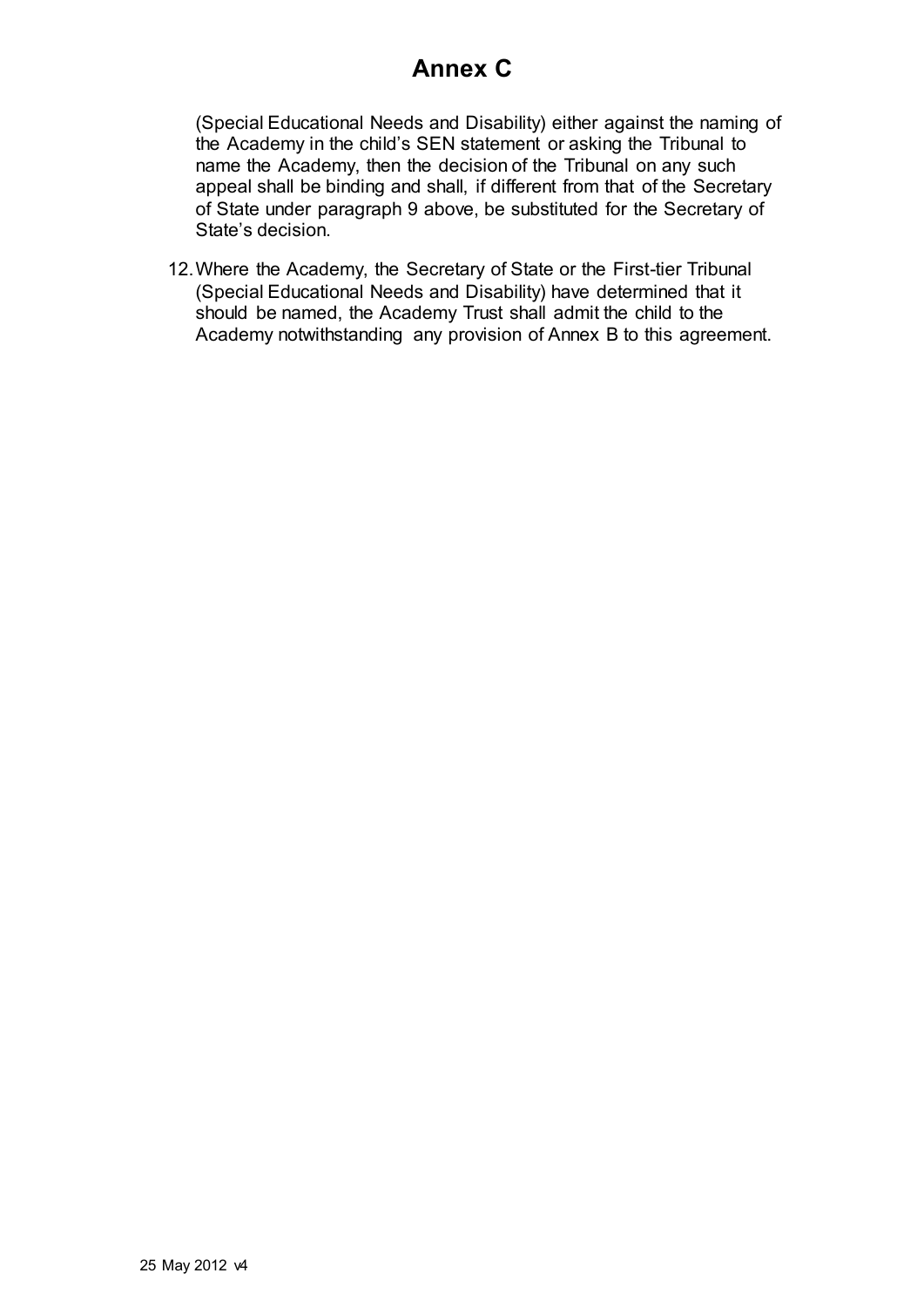# Annex C

(Special Educational Needs and Disability) either against the naming of the Academy in the child's SEN statement or asking the Tribunal to name the Academy, then the decision of the Tribunal on any such appeal shall be binding and shall, if different from that of the Secretary of State under paragraph 9 above, be substituted for the Secretary of State's decision.

12. Where the Academy, the Secretary of State or the First-tier Tribunal (Special Educational Needs and Disability) have determined that it should be named, the Academy Trust shall admit the child to the Academy notwithstanding any provision of Annex B to this agreement.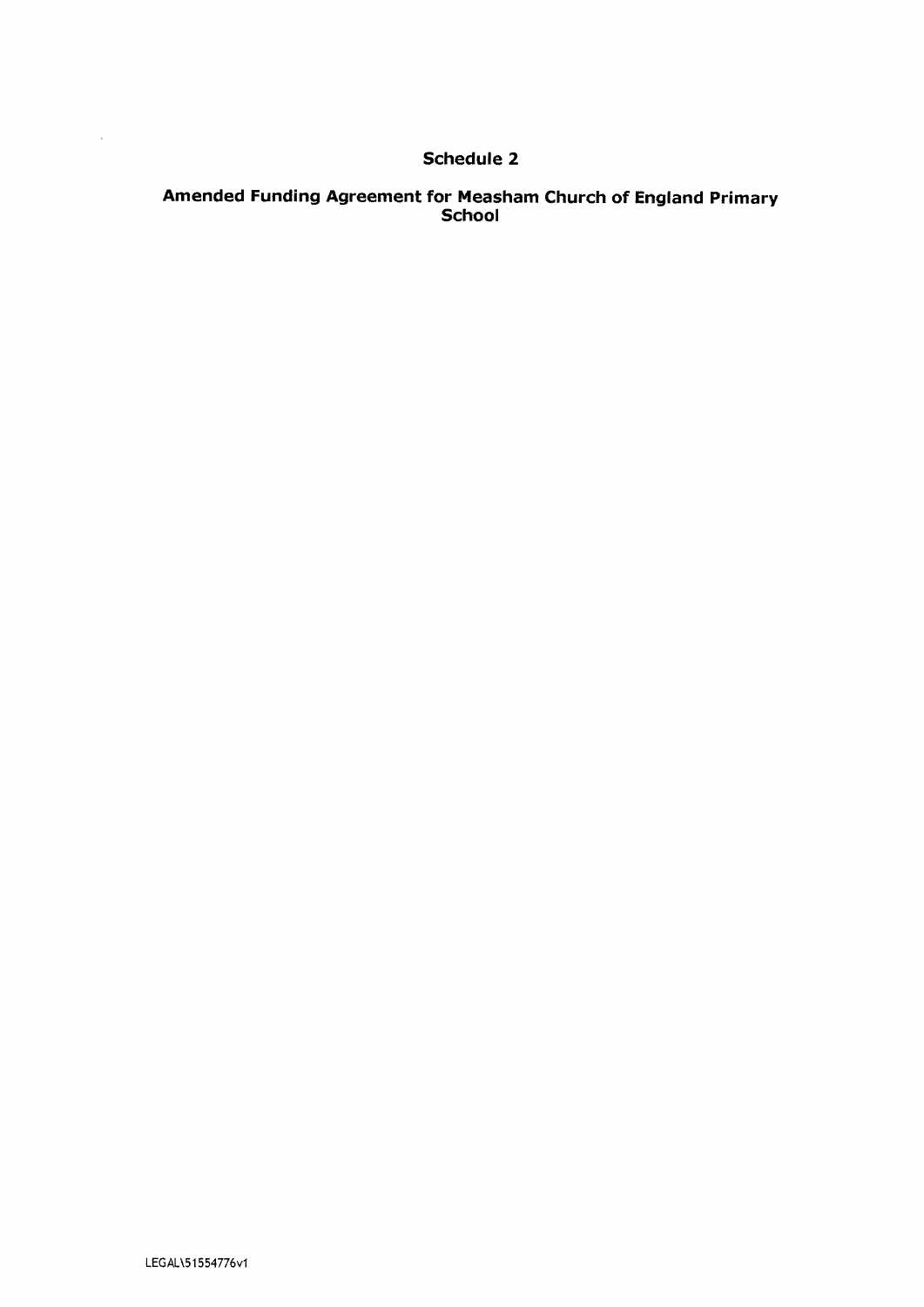# Schedule 2

## Amended Funding Agreement for Measham Church of England Primary School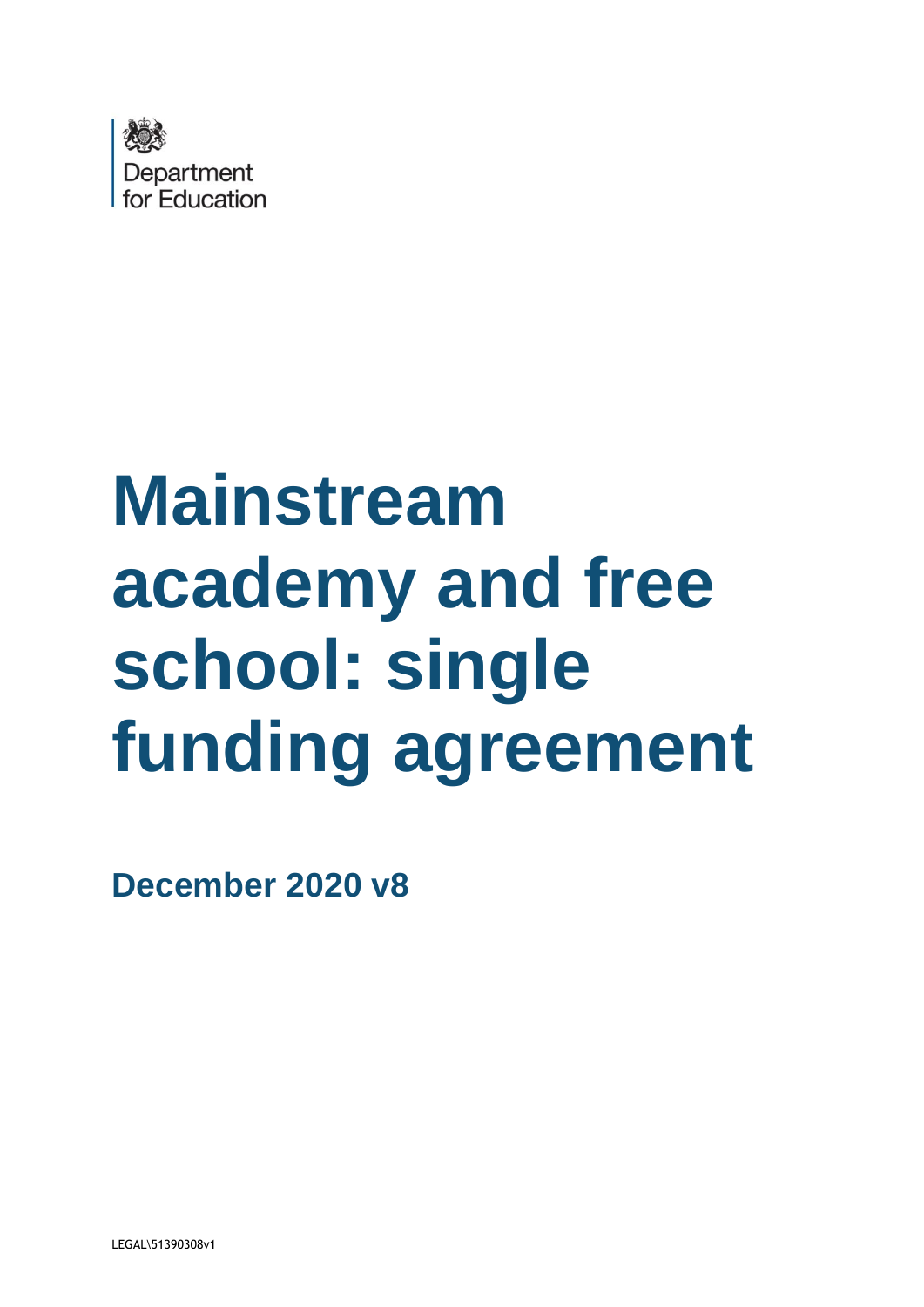Department for Education

# Mainstream academy and free school: single funding agreement

**December 2020 v8**

LEGAL\51390308v1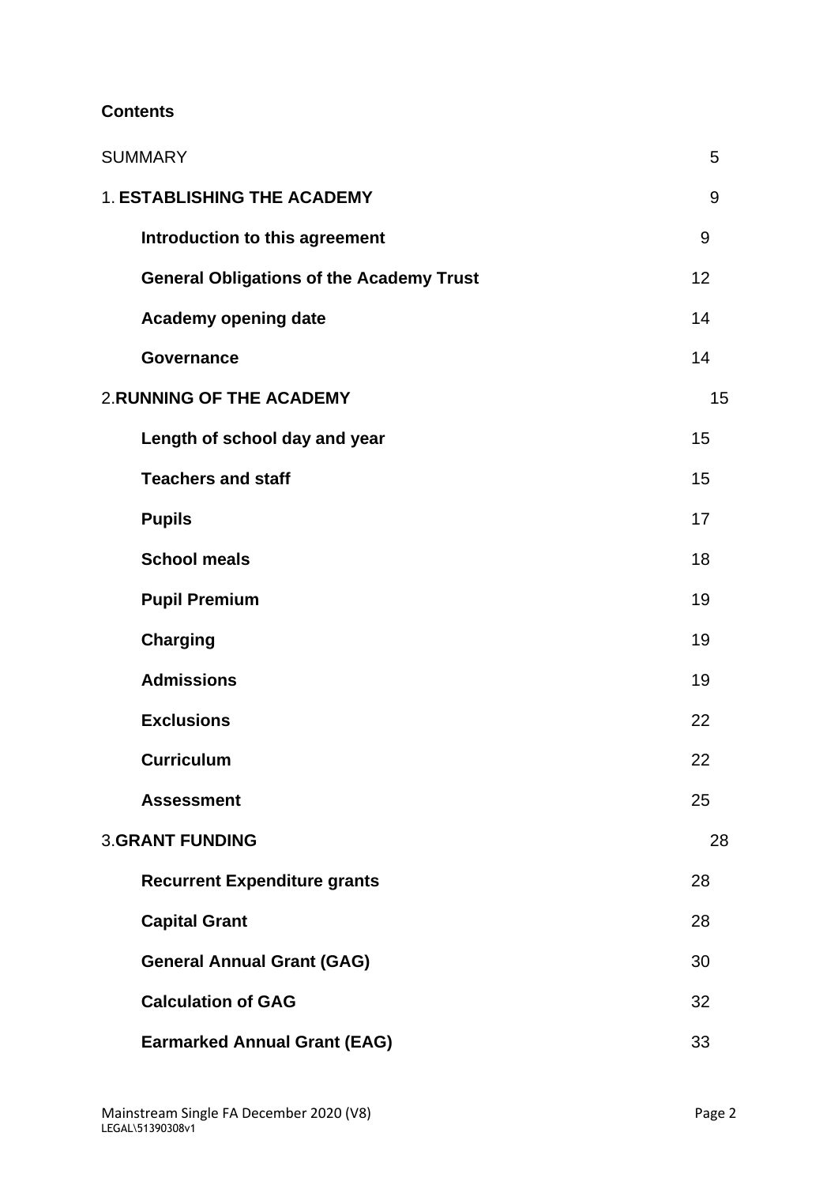**Contents**

| | |
|---|---|
| SUMMARY | 5 |
| 1. **ESTABLISHING THE ACADEMY** | 9 |
| **Introduction to this agreement** | 9 |
| **General Obligations of the Academy Trust** | 12 |
| **Academy opening date** | 14 |
| **Governance** | 14 |
| 2.**RUNNING OF THE ACADEMY** | 15 |
| **Length of school day and year** | 15 |
| **Teachers and staff** | 15 |
| **Pupils** | 17 |
| **School meals** | 18 |
| **Pupil Premium** | 19 |
| **Charging** | 19 |
| **Admissions** | 19 |
| **Exclusions** | 22 |
| **Curriculum** | 22 |
| **Assessment** | 25 |
| 3.**GRANT FUNDING** | 28 |
| **Recurrent Expenditure grants** | 28 |
| **Capital Grant** | 28 |
| **General Annual Grant (GAG)** | 30 |
| **Calculation of GAG** | 32 |
| **Earmarked Annual Grant (EAG)** | 33 |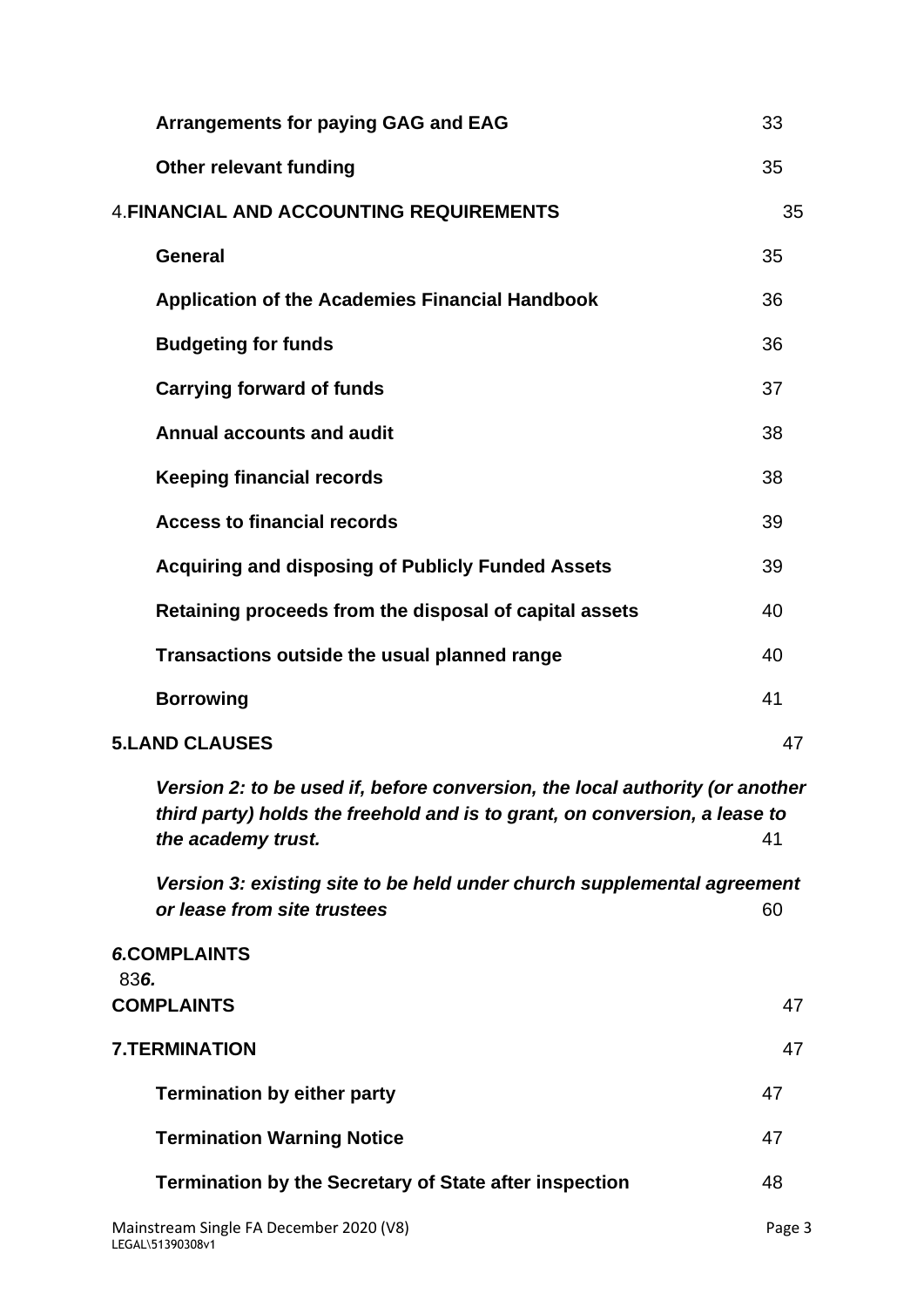| | |
|---|---|
| **Arrangements for paying GAG and EAG** | 33 |
| **Other relevant funding** | 35 |
| 4.**FINANCIAL AND ACCOUNTING REQUIREMENTS** | 35 |
| **General** | 35 |
| **Application of the Academies Financial Handbook** | 36 |
| **Budgeting for funds** | 36 |
| **Carrying forward of funds** | 37 |
| **Annual accounts and audit** | 38 |
| **Keeping financial records** | 38 |
| **Access to financial records** | 39 |
| **Acquiring and disposing of Publicly Funded Assets** | 39 |
| **Retaining proceeds from the disposal of capital assets** | 40 |
| **Transactions outside the usual planned range** | 40 |
| **Borrowing** | 41 |
| **5.LAND CLAUSES** | 47 |
| ***Version 2: to be used if, before conversion, the local authority (or another third party) holds the freehold and is to grant, on conversion, a lease to the academy trust.*** | 41 |
| ***Version 3: existing site to be held under church supplemental agreement or lease from site trustees*** | 60 |
| ***6.*COMPLAINTS** 83***6.*** | |
| **COMPLAINTS** | 47 |
| **7.TERMINATION** | 47 |
| **Termination by either party** | 47 |
| **Termination Warning Notice** | 47 |
| **Termination by the Secretary of State after inspection** | 48 |

Mainstream Single FA December 2020 (V8)
LEGAL\51390308v1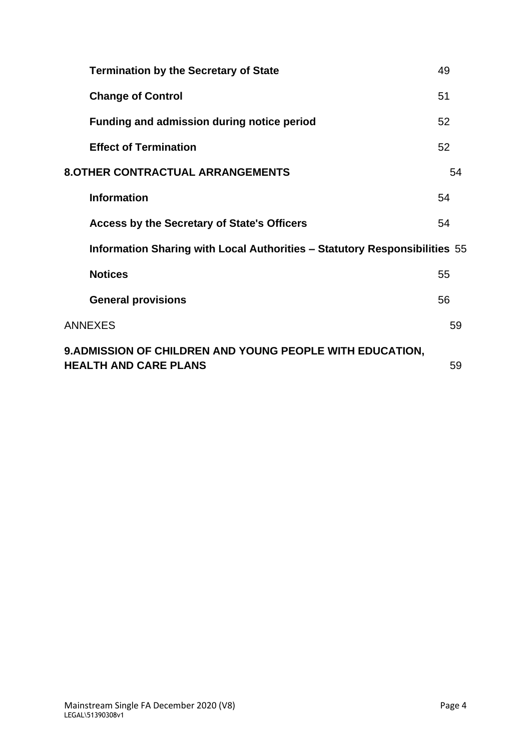| | |
|---|---|
| **Termination by the Secretary of State** | 49 |
| **Change of Control** | 51 |
| **Funding and admission during notice period** | 52 |
| **Effect of Termination** | 52 |
| **8.OTHER CONTRACTUAL ARRANGEMENTS** | 54 |
| **Information** | 54 |
| **Access by the Secretary of State's Officers** | 54 |
| **Information Sharing with Local Authorities – Statutory Responsibilities** | 55 |
| **Notices** | 55 |
| **General provisions** | 56 |
| ANNEXES | 59 |
| **9.ADMISSION OF CHILDREN AND YOUNG PEOPLE WITH EDUCATION, HEALTH AND CARE PLANS** | 59 |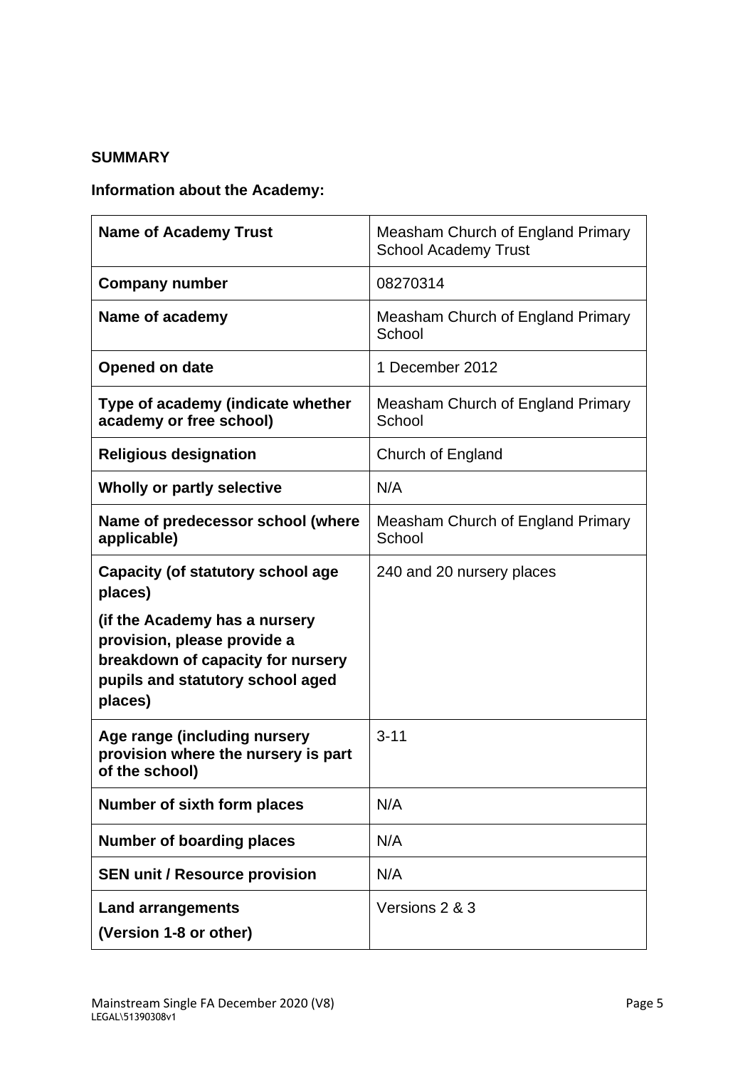**SUMMARY**

**Information about the Academy:**

| **Name of Academy Trust** | Measham Church of England Primary School Academy Trust |
|---|---|
| **Company number** | 08270314 |
| **Name of academy** | Measham Church of England Primary School |
| **Opened on date** | 1 December 2012 |
| **Type of academy (indicate whether academy or free school)** | Measham Church of England Primary School |
| **Religious designation** | Church of England |
| **Wholly or partly selective** | N/A |
| **Name of predecessor school (where applicable)** | Measham Church of England Primary School |
| **Capacity (of statutory school age places)** <br><br> **(if the Academy has a nursery provision, please provide a breakdown of capacity for nursery pupils and statutory school aged places)** | 240 and 20 nursery places |
| **Age range (including nursery provision where the nursery is part of the school)** | 3-11 |
| **Number of sixth form places** | N/A |
| **Number of boarding places** | N/A |
| **SEN unit / Resource provision** | N/A |
| **Land arrangements** <br> **(Version 1-8 or other)** | Versions 2 & 3 |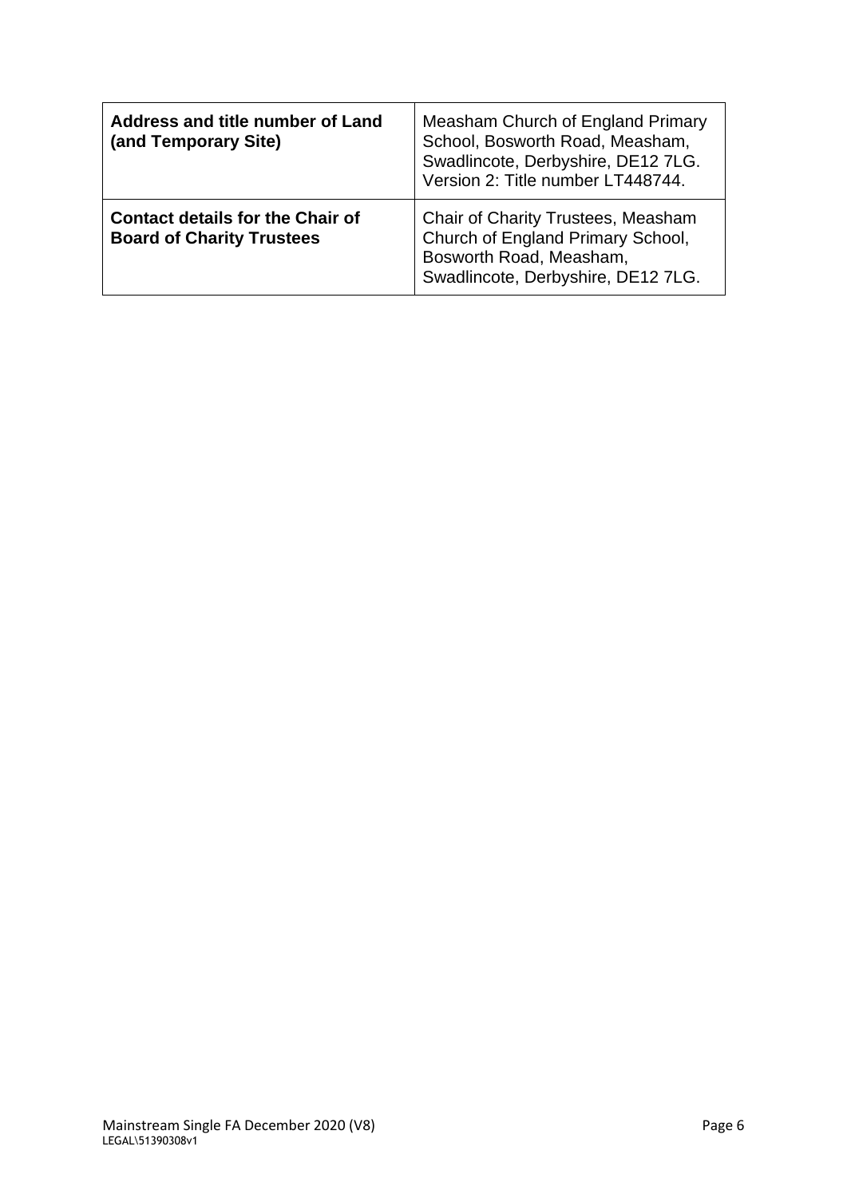| **Address and title number of Land (and Temporary Site)** | Measham Church of England Primary School, Bosworth Road, Measham, Swadlincote, Derbyshire, DE12 7LG. Version 2: Title number LT448744. |
|---|---|
| **Contact details for the Chair of Board of Charity Trustees** | Chair of Charity Trustees, Measham Church of England Primary School, Bosworth Road, Measham, Swadlincote, Derbyshire, DE12 7LG. |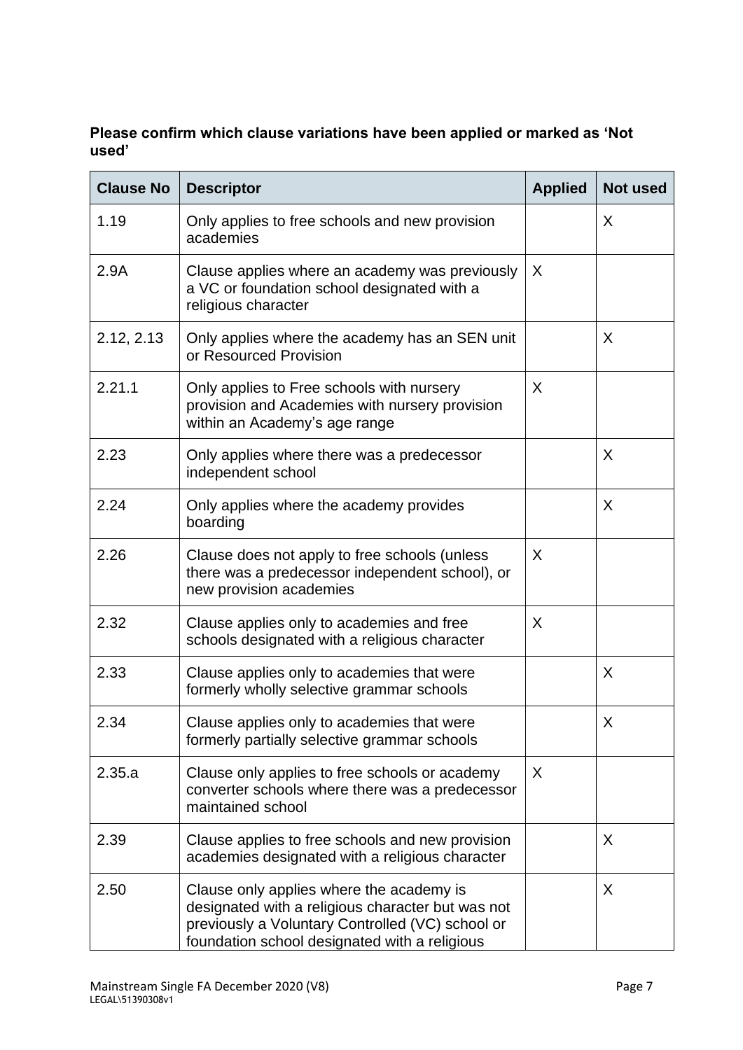**Please confirm which clause variations have been applied or marked as 'Not used'**

| Clause No | Descriptor | Applied | Not used |
|---|---|---|---|
| 1.19 | Only applies to free schools and new provision academies | | X |
| 2.9A | Clause applies where an academy was previously a VC or foundation school designated with a religious character | X | |
| 2.12, 2.13 | Only applies where the academy has an SEN unit or Resourced Provision | | X |
| 2.21.1 | Only applies to Free schools with nursery provision and Academies with nursery provision within an Academy's age range | X | |
| 2.23 | Only applies where there was a predecessor independent school | | X |
| 2.24 | Only applies where the academy provides boarding | | X |
| 2.26 | Clause does not apply to free schools (unless there was a predecessor independent school), or new provision academies | X | |
| 2.32 | Clause applies only to academies and free schools designated with a religious character | X | |
| 2.33 | Clause applies only to academies that were formerly wholly selective grammar schools | | X |
| 2.34 | Clause applies only to academies that were formerly partially selective grammar schools | | X |
| 2.35.a | Clause only applies to free schools or academy converter schools where there was a predecessor maintained school | X | |
| 2.39 | Clause applies to free schools and new provision academies designated with a religious character | | X |
| 2.50 | Clause only applies where the academy is designated with a religious character but was not previously a Voluntary Controlled (VC) school or foundation school designated with a religious | | X |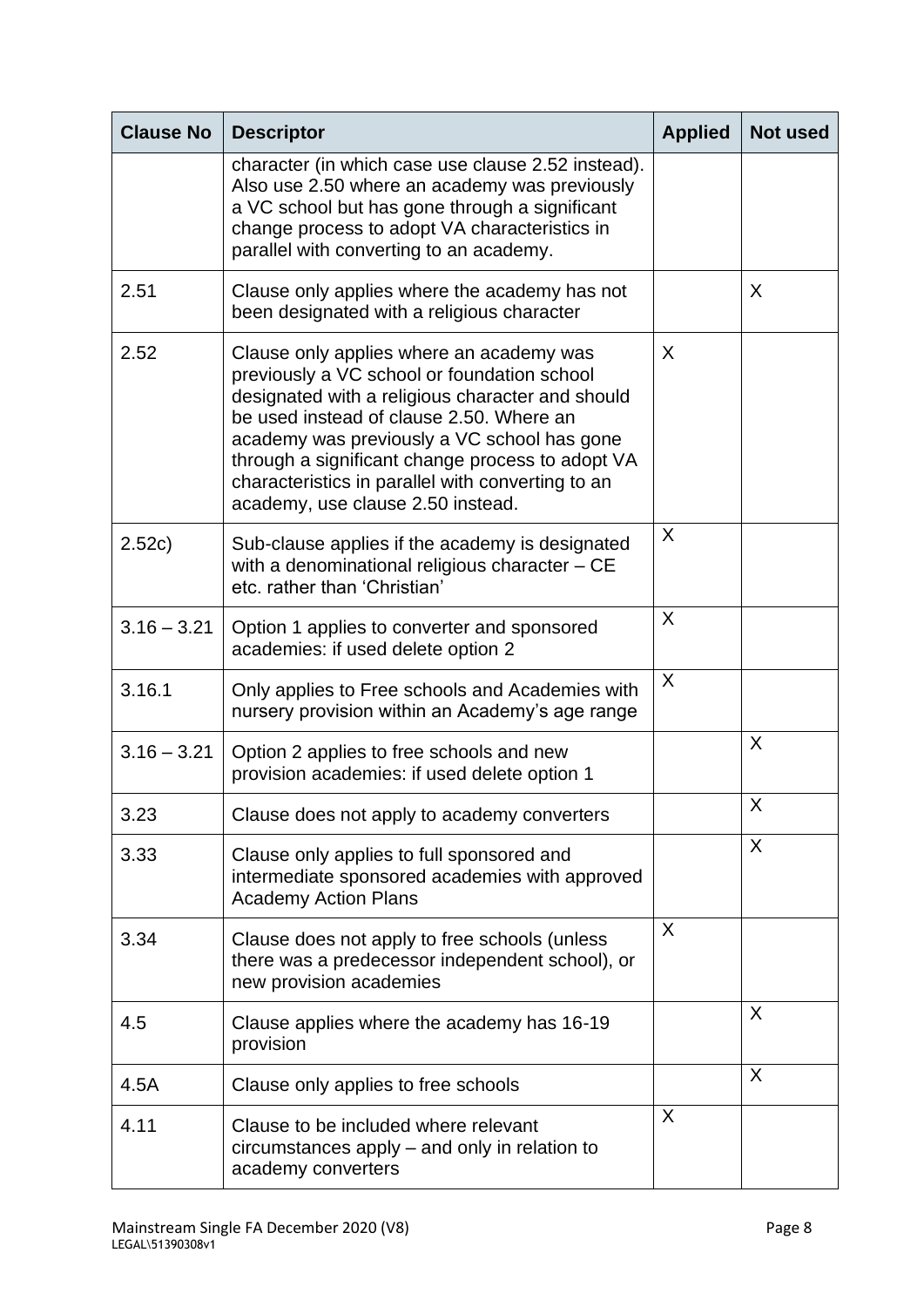| Clause No | Descriptor | Applied | Not used |
|---|---|---|---|
| | character (in which case use clause 2.52 instead). Also use 2.50 where an academy was previously a VC school but has gone through a significant change process to adopt VA characteristics in parallel with converting to an academy. | | |
| 2.51 | Clause only applies where the academy has not been designated with a religious character | | X |
| 2.52 | Clause only applies where an academy was previously a VC school or foundation school designated with a religious character and should be used instead of clause 2.50. Where an academy was previously a VC school has gone through a significant change process to adopt VA characteristics in parallel with converting to an academy, use clause 2.50 instead. | X | |
| 2.52c) | Sub-clause applies if the academy is designated with a denominational religious character – CE etc. rather than 'Christian' | X | |
| 3.16 – 3.21 | Option 1 applies to converter and sponsored academies: if used delete option 2 | X | |
| 3.16.1 | Only applies to Free schools and Academies with nursery provision within an Academy's age range | X | |
| 3.16 – 3.21 | Option 2 applies to free schools and new provision academies: if used delete option 1 | | X |
| 3.23 | Clause does not apply to academy converters | | X |
| 3.33 | Clause only applies to full sponsored and intermediate sponsored academies with approved Academy Action Plans | | X |
| 3.34 | Clause does not apply to free schools (unless there was a predecessor independent school), or new provision academies | X | |
| 4.5 | Clause applies where the academy has 16-19 provision | | X |
| 4.5A | Clause only applies to free schools | | X |
| 4.11 | Clause to be included where relevant circumstances apply – and only in relation to academy converters | X | |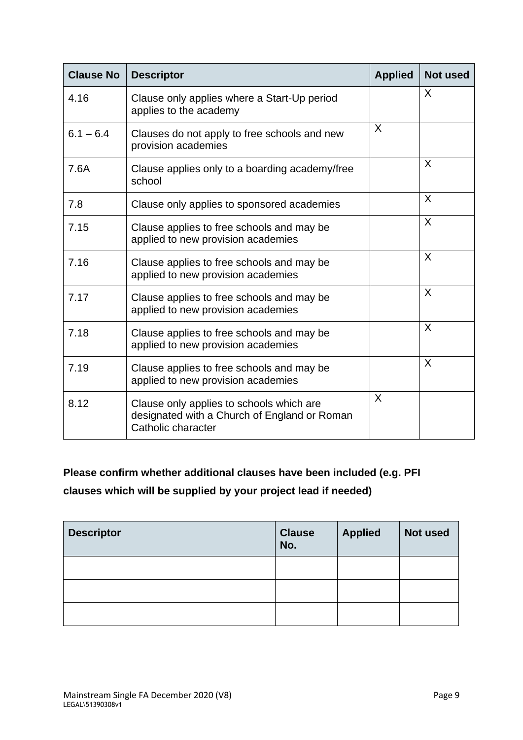| Clause No | Descriptor | Applied | Not used |
|---|---|---|---|
| 4.16 | Clause only applies where a Start-Up period applies to the academy | | X |
| 6.1 – 6.4 | Clauses do not apply to free schools and new provision academies | X | |
| 7.6A | Clause applies only to a boarding academy/free school | | X |
| 7.8 | Clause only applies to sponsored academies | | X |
| 7.15 | Clause applies to free schools and may be applied to new provision academies | | X |
| 7.16 | Clause applies to free schools and may be applied to new provision academies | | X |
| 7.17 | Clause applies to free schools and may be applied to new provision academies | | X |
| 7.18 | Clause applies to free schools and may be applied to new provision academies | | X |
| 7.19 | Clause applies to free schools and may be applied to new provision academies | | X |
| 8.12 | Clause only applies to schools which are designated with a Church of England or Roman Catholic character | X | |

**Please confirm whether additional clauses have been included (e.g. PFI clauses which will be supplied by your project lead if needed)**

| Descriptor | Clause No. | Applied | Not used |
|---|---|---|---|
| | | | |
| | | | |
| | | | |

Mainstream Single FA December 2020 (V8)
LEGAL\51390308v1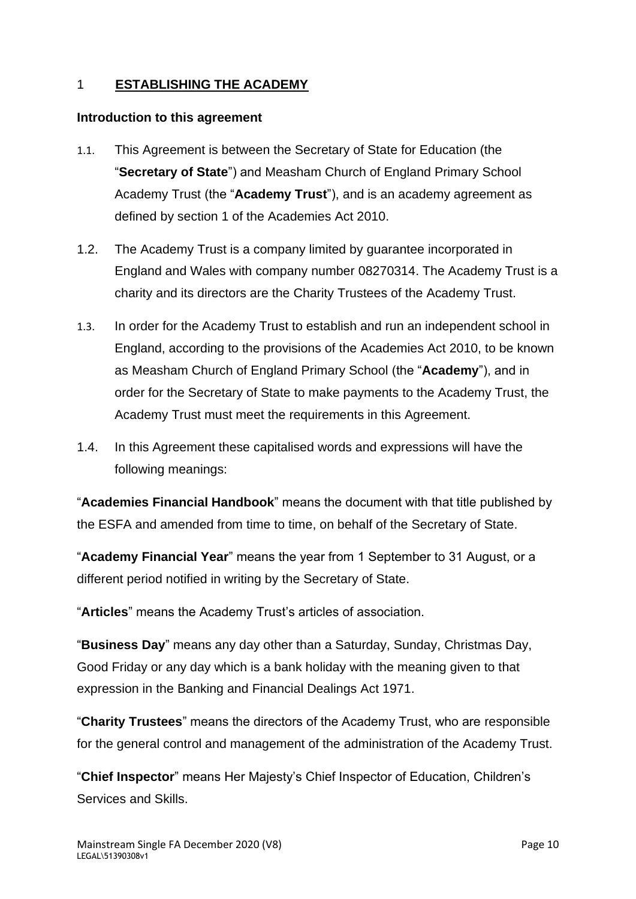# 1 ESTABLISHING THE ACADEMY

**Introduction to this agreement**

1.1. This Agreement is between the Secretary of State for Education (the "**Secretary of State**") and Measham Church of England Primary School Academy Trust (the "**Academy Trust**"), and is an academy agreement as defined by section 1 of the Academies Act 2010.

1.2. The Academy Trust is a company limited by guarantee incorporated in England and Wales with company number 08270314. The Academy Trust is a charity and its directors are the Charity Trustees of the Academy Trust.

1.3. In order for the Academy Trust to establish and run an independent school in England, according to the provisions of the Academies Act 2010, to be known as Measham Church of England Primary School (the "**Academy**"), and in order for the Secretary of State to make payments to the Academy Trust, the Academy Trust must meet the requirements in this Agreement.

1.4. In this Agreement these capitalised words and expressions will have the following meanings:

"**Academies Financial Handbook**" means the document with that title published by the ESFA and amended from time to time, on behalf of the Secretary of State.

"**Academy Financial Year**" means the year from 1 September to 31 August, or a different period notified in writing by the Secretary of State.

"**Articles**" means the Academy Trust's articles of association.

"**Business Day**" means any day other than a Saturday, Sunday, Christmas Day, Good Friday or any day which is a bank holiday with the meaning given to that expression in the Banking and Financial Dealings Act 1971.

"**Charity Trustees**" means the directors of the Academy Trust, who are responsible for the general control and management of the administration of the Academy Trust.

"**Chief Inspector**" means Her Majesty's Chief Inspector of Education, Children's Services and Skills.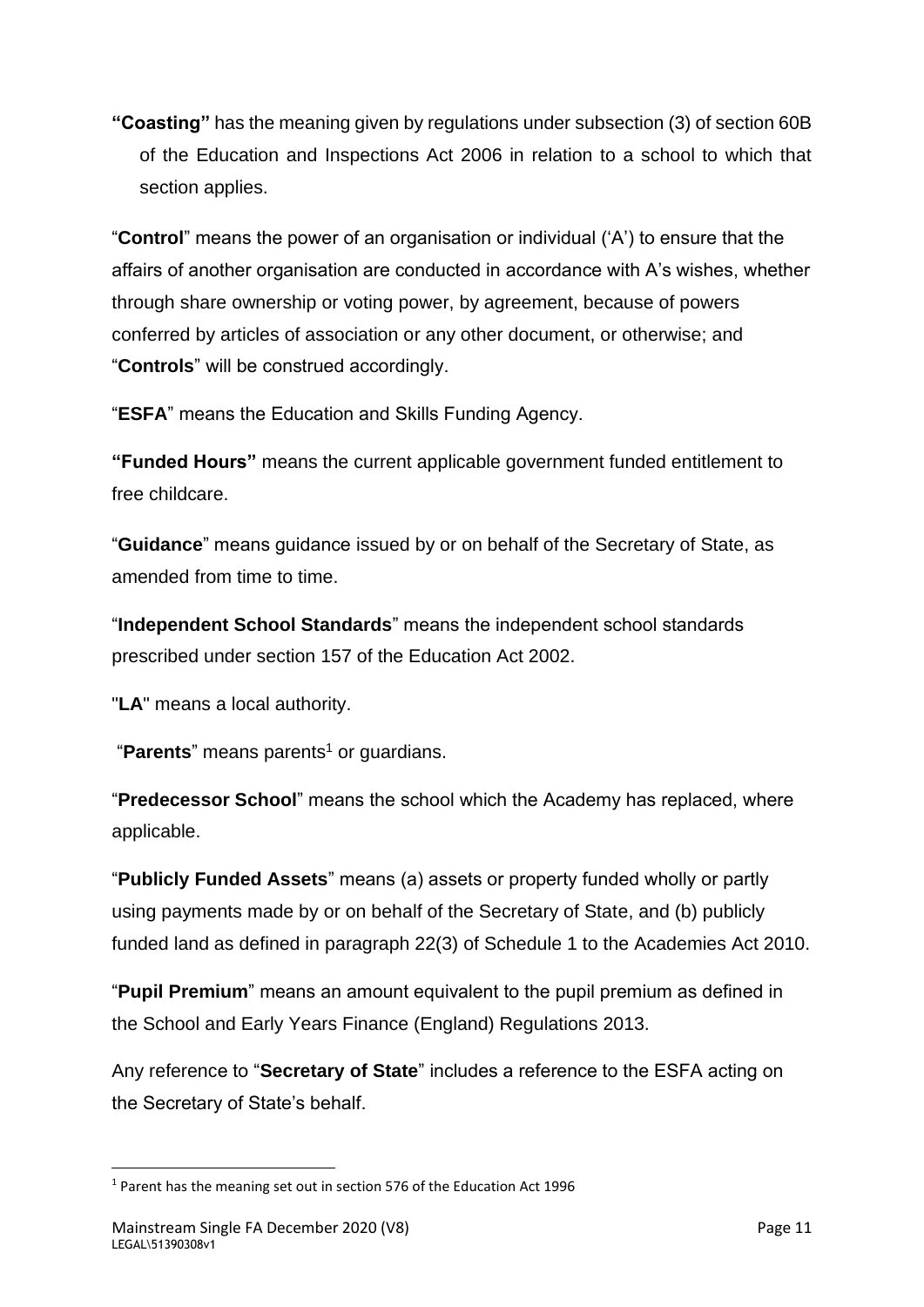**"Coasting"** has the meaning given by regulations under subsection (3) of section 60B of the Education and Inspections Act 2006 in relation to a school to which that section applies.

"**Control**" means the power of an organisation or individual ('A') to ensure that the affairs of another organisation are conducted in accordance with A's wishes, whether through share ownership or voting power, by agreement, because of powers conferred by articles of association or any other document, or otherwise; and "**Controls**" will be construed accordingly.

"**ESFA**" means the Education and Skills Funding Agency.

**"Funded Hours"** means the current applicable government funded entitlement to free childcare.

"**Guidance**" means guidance issued by or on behalf of the Secretary of State, as amended from time to time.

"**Independent School Standards**" means the independent school standards prescribed under section 157 of the Education Act 2002.

"**LA**" means a local authority.

"**Parents**" means parents[1] or guardians.

"**Predecessor School**" means the school which the Academy has replaced, where applicable.

"**Publicly Funded Assets**" means (a) assets or property funded wholly or partly using payments made by or on behalf of the Secretary of State, and (b) publicly funded land as defined in paragraph 22(3) of Schedule 1 to the Academies Act 2010.

"**Pupil Premium**" means an amount equivalent to the pupil premium as defined in the School and Early Years Finance (England) Regulations 2013.

Any reference to "**Secretary of State**" includes a reference to the ESFA acting on the Secretary of State's behalf.

[1] Parent has the meaning set out in section 576 of the Education Act 1996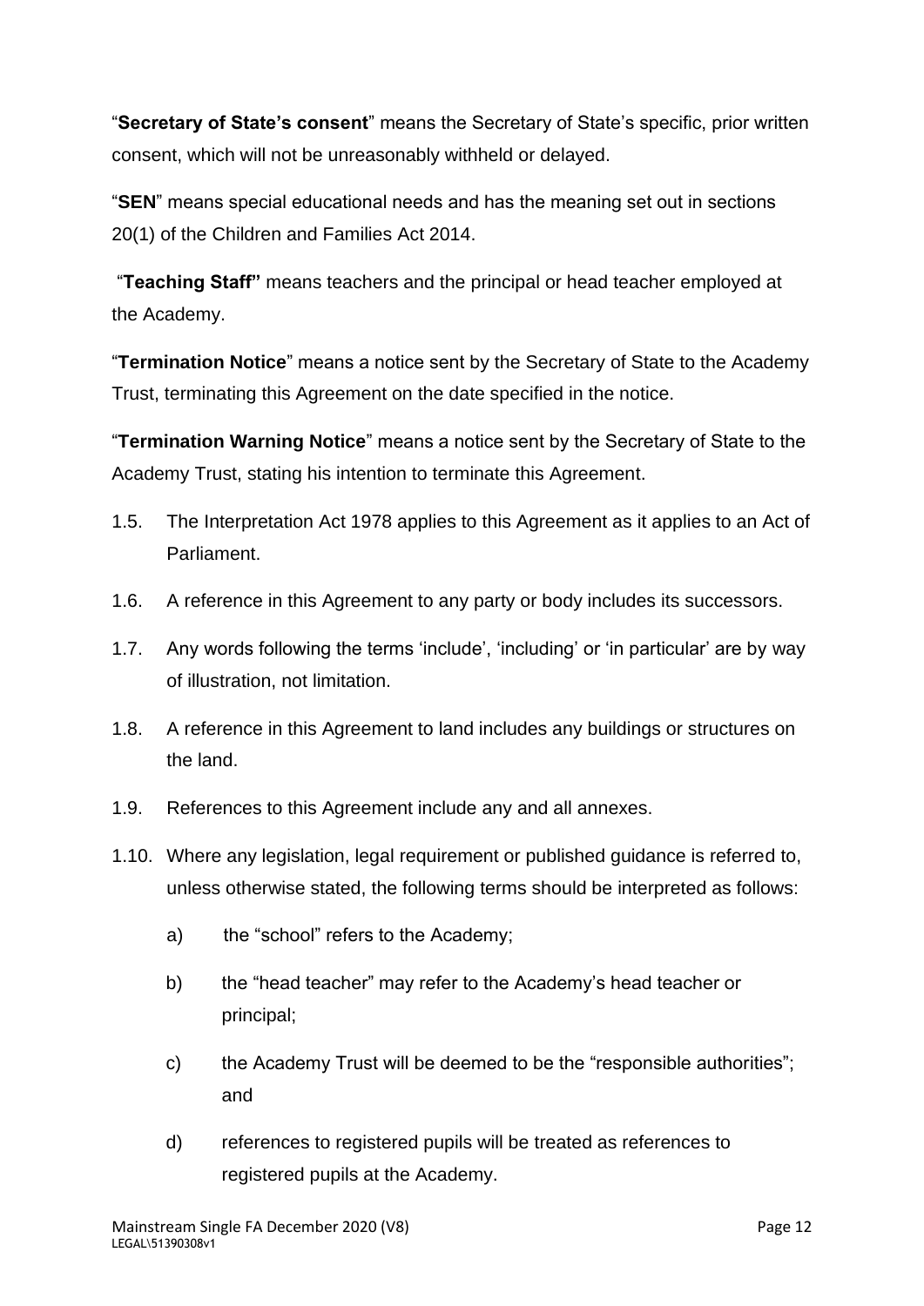"**Secretary of State's consent**" means the Secretary of State's specific, prior written consent, which will not be unreasonably withheld or delayed.

"**SEN**" means special educational needs and has the meaning set out in sections 20(1) of the Children and Families Act 2014.

"**Teaching Staff"** means teachers and the principal or head teacher employed at the Academy.

"**Termination Notice**" means a notice sent by the Secretary of State to the Academy Trust, terminating this Agreement on the date specified in the notice.

"**Termination Warning Notice**" means a notice sent by the Secretary of State to the Academy Trust, stating his intention to terminate this Agreement.

1.5. The Interpretation Act 1978 applies to this Agreement as it applies to an Act of Parliament.

1.6. A reference in this Agreement to any party or body includes its successors.

1.7. Any words following the terms 'include', 'including' or 'in particular' are by way of illustration, not limitation.

1.8. A reference in this Agreement to land includes any buildings or structures on the land.

1.9. References to this Agreement include any and all annexes.

1.10. Where any legislation, legal requirement or published guidance is referred to, unless otherwise stated, the following terms should be interpreted as follows:

a) the "school" refers to the Academy;

b) the "head teacher" may refer to the Academy's head teacher or principal;

c) the Academy Trust will be deemed to be the "responsible authorities"; and

d) references to registered pupils will be treated as references to registered pupils at the Academy.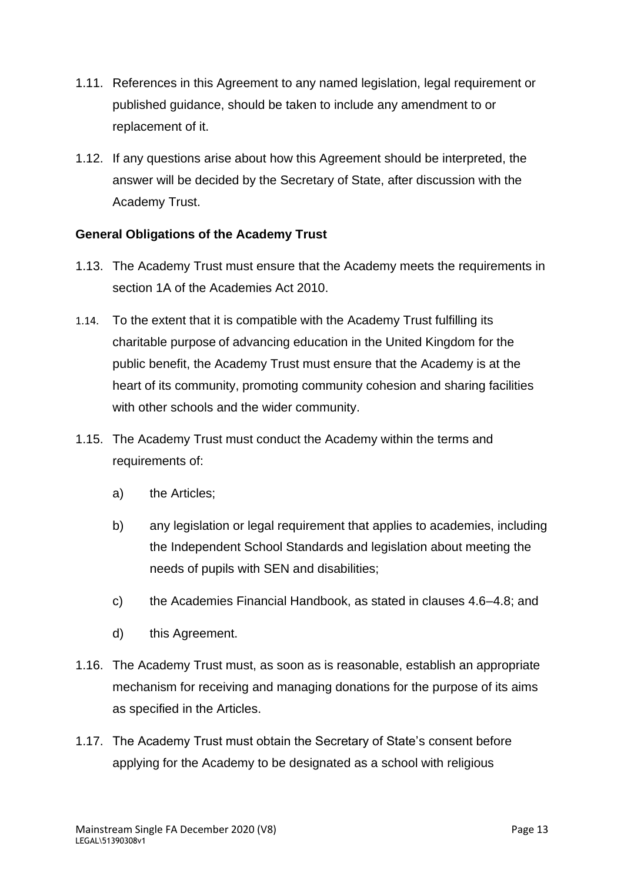1.11. References in this Agreement to any named legislation, legal requirement or published guidance, should be taken to include any amendment to or replacement of it.

1.12. If any questions arise about how this Agreement should be interpreted, the answer will be decided by the Secretary of State, after discussion with the Academy Trust.

**General Obligations of the Academy Trust**

1.13. The Academy Trust must ensure that the Academy meets the requirements in section 1A of the Academies Act 2010.

1.14. To the extent that it is compatible with the Academy Trust fulfilling its charitable purpose of advancing education in the United Kingdom for the public benefit, the Academy Trust must ensure that the Academy is at the heart of its community, promoting community cohesion and sharing facilities with other schools and the wider community.

1.15. The Academy Trust must conduct the Academy within the terms and requirements of:

a) the Articles;

b) any legislation or legal requirement that applies to academies, including the Independent School Standards and legislation about meeting the needs of pupils with SEN and disabilities;

c) the Academies Financial Handbook, as stated in clauses 4.6–4.8; and

d) this Agreement.

1.16. The Academy Trust must, as soon as is reasonable, establish an appropriate mechanism for receiving and managing donations for the purpose of its aims as specified in the Articles.

1.17. The Academy Trust must obtain the Secretary of State's consent before applying for the Academy to be designated as a school with religious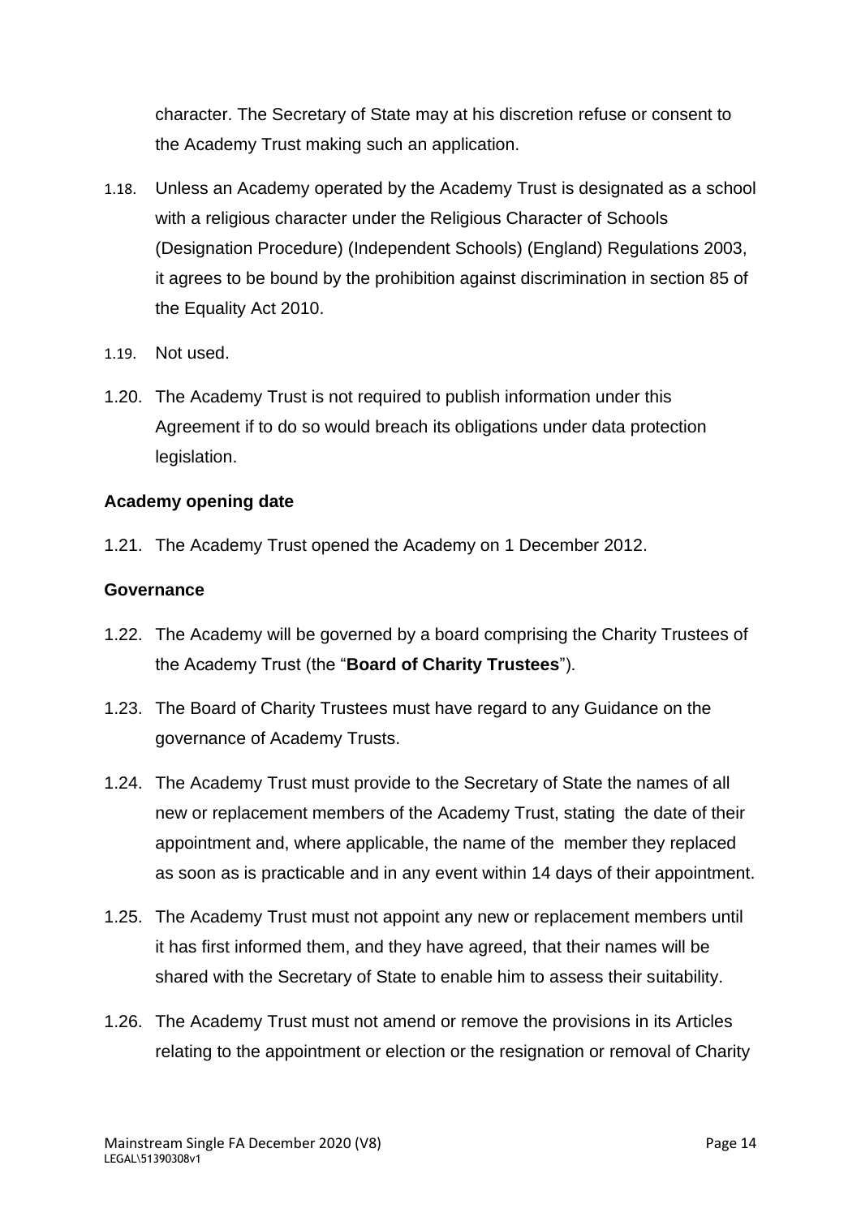character. The Secretary of State may at his discretion refuse or consent to the Academy Trust making such an application.

1.18. Unless an Academy operated by the Academy Trust is designated as a school with a religious character under the Religious Character of Schools (Designation Procedure) (Independent Schools) (England) Regulations 2003, it agrees to be bound by the prohibition against discrimination in section 85 of the Equality Act 2010.

1.19. Not used.

1.20. The Academy Trust is not required to publish information under this Agreement if to do so would breach its obligations under data protection legislation.

**Academy opening date**

1.21. The Academy Trust opened the Academy on 1 December 2012.

**Governance**

1.22. The Academy will be governed by a board comprising the Charity Trustees of the Academy Trust (the "**Board of Charity Trustees**").

1.23. The Board of Charity Trustees must have regard to any Guidance on the governance of Academy Trusts.

1.24. The Academy Trust must provide to the Secretary of State the names of all new or replacement members of the Academy Trust, stating the date of their appointment and, where applicable, the name of the member they replaced as soon as is practicable and in any event within 14 days of their appointment.

1.25. The Academy Trust must not appoint any new or replacement members until it has first informed them, and they have agreed, that their names will be shared with the Secretary of State to enable him to assess their suitability.

1.26. The Academy Trust must not amend or remove the provisions in its Articles relating to the appointment or election or the resignation or removal of Charity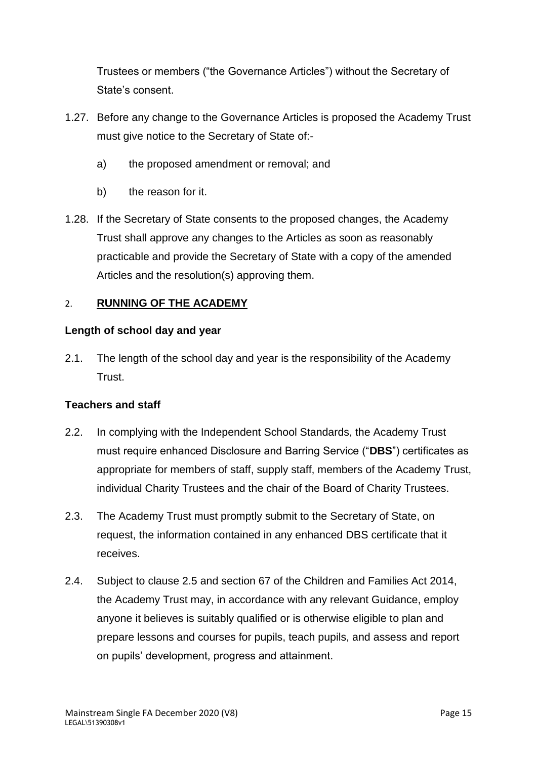Trustees or members ("the Governance Articles") without the Secretary of State's consent.

1.27. Before any change to the Governance Articles is proposed the Academy Trust must give notice to the Secretary of State of:-

a) the proposed amendment or removal; and

b) the reason for it.

1.28. If the Secretary of State consents to the proposed changes, the Academy Trust shall approve any changes to the Articles as soon as reasonably practicable and provide the Secretary of State with a copy of the amended Articles and the resolution(s) approving them.

## 2. RUNNING OF THE ACADEMY

### Length of school day and year

2.1. The length of the school day and year is the responsibility of the Academy Trust.

### Teachers and staff

2.2. In complying with the Independent School Standards, the Academy Trust must require enhanced Disclosure and Barring Service ("**DBS**") certificates as appropriate for members of staff, supply staff, members of the Academy Trust, individual Charity Trustees and the chair of the Board of Charity Trustees.

2.3. The Academy Trust must promptly submit to the Secretary of State, on request, the information contained in any enhanced DBS certificate that it receives.

2.4. Subject to clause 2.5 and section 67 of the Children and Families Act 2014, the Academy Trust may, in accordance with any relevant Guidance, employ anyone it believes is suitably qualified or is otherwise eligible to plan and prepare lessons and courses for pupils, teach pupils, and assess and report on pupils' development, progress and attainment.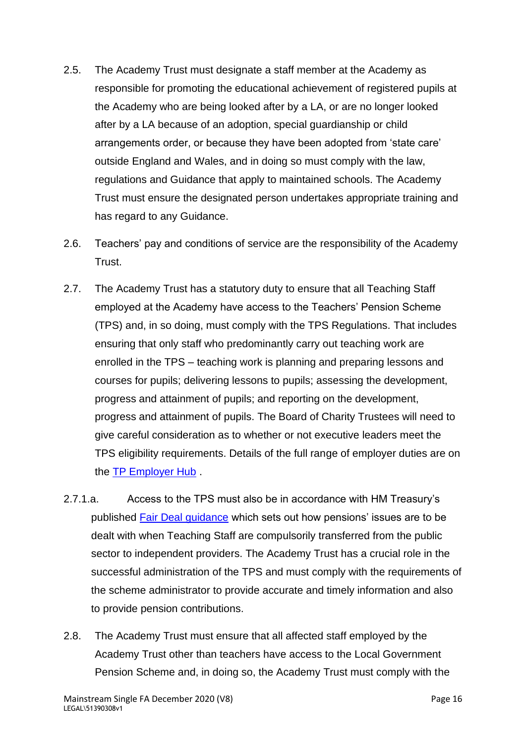2.5. The Academy Trust must designate a staff member at the Academy as responsible for promoting the educational achievement of registered pupils at the Academy who are being looked after by a LA, or are no longer looked after by a LA because of an adoption, special guardianship or child arrangements order, or because they have been adopted from 'state care' outside England and Wales, and in doing so must comply with the law, regulations and Guidance that apply to maintained schools. The Academy Trust must ensure the designated person undertakes appropriate training and has regard to any Guidance.

2.6. Teachers' pay and conditions of service are the responsibility of the Academy Trust.

2.7. The Academy Trust has a statutory duty to ensure that all Teaching Staff employed at the Academy have access to the Teachers' Pension Scheme (TPS) and, in so doing, must comply with the TPS Regulations. That includes ensuring that only staff who predominantly carry out teaching work are enrolled in the TPS – teaching work is planning and preparing lessons and courses for pupils; delivering lessons to pupils; assessing the development, progress and attainment of pupils; and reporting on the development, progress and attainment of pupils. The Board of Charity Trustees will need to give careful consideration as to whether or not executive leaders meet the TPS eligibility requirements. Details of the full range of employer duties are on the TP Employer Hub .

2.7.1.a. Access to the TPS must also be in accordance with HM Treasury's published Fair Deal guidance which sets out how pensions' issues are to be dealt with when Teaching Staff are compulsorily transferred from the public sector to independent providers. The Academy Trust has a crucial role in the successful administration of the TPS and must comply with the requirements of the scheme administrator to provide accurate and timely information and also to provide pension contributions.

2.8. The Academy Trust must ensure that all affected staff employed by the Academy Trust other than teachers have access to the Local Government Pension Scheme and, in doing so, the Academy Trust must comply with the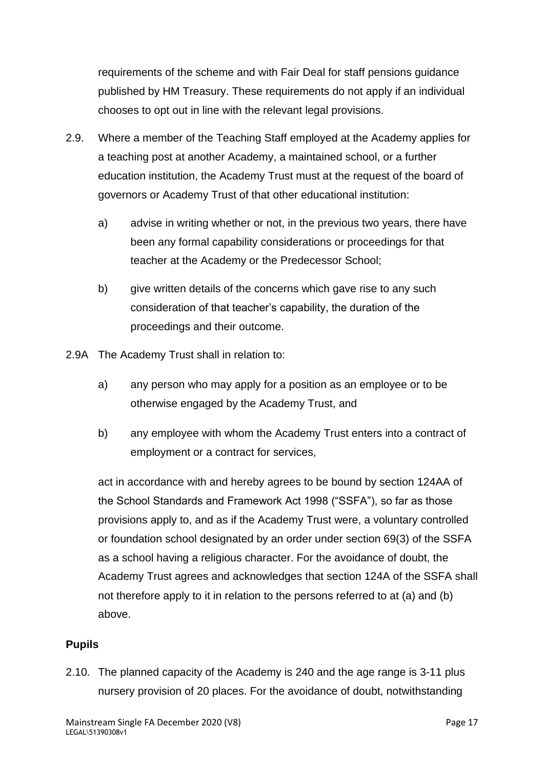requirements of the scheme and with Fair Deal for staff pensions guidance published by HM Treasury. These requirements do not apply if an individual chooses to opt out in line with the relevant legal provisions.

2.9. Where a member of the Teaching Staff employed at the Academy applies for a teaching post at another Academy, a maintained school, or a further education institution, the Academy Trust must at the request of the board of governors or Academy Trust of that other educational institution:

   a) advise in writing whether or not, in the previous two years, there have been any formal capability considerations or proceedings for that teacher at the Academy or the Predecessor School;

   b) give written details of the concerns which gave rise to any such consideration of that teacher's capability, the duration of the proceedings and their outcome.

2.9A The Academy Trust shall in relation to:

   a) any person who may apply for a position as an employee or to be otherwise engaged by the Academy Trust, and

   b) any employee with whom the Academy Trust enters into a contract of employment or a contract for services,

   act in accordance with and hereby agrees to be bound by section 124AA of the School Standards and Framework Act 1998 ("SSFA"), so far as those provisions apply to, and as if the Academy Trust were, a voluntary controlled or foundation school designated by an order under section 69(3) of the SSFA as a school having a religious character. For the avoidance of doubt, the Academy Trust agrees and acknowledges that section 124A of the SSFA shall not therefore apply to it in relation to the persons referred to at (a) and (b) above.

**Pupils**

2.10. The planned capacity of the Academy is 240 and the age range is 3-11 plus nursery provision of 20 places. For the avoidance of doubt, notwithstanding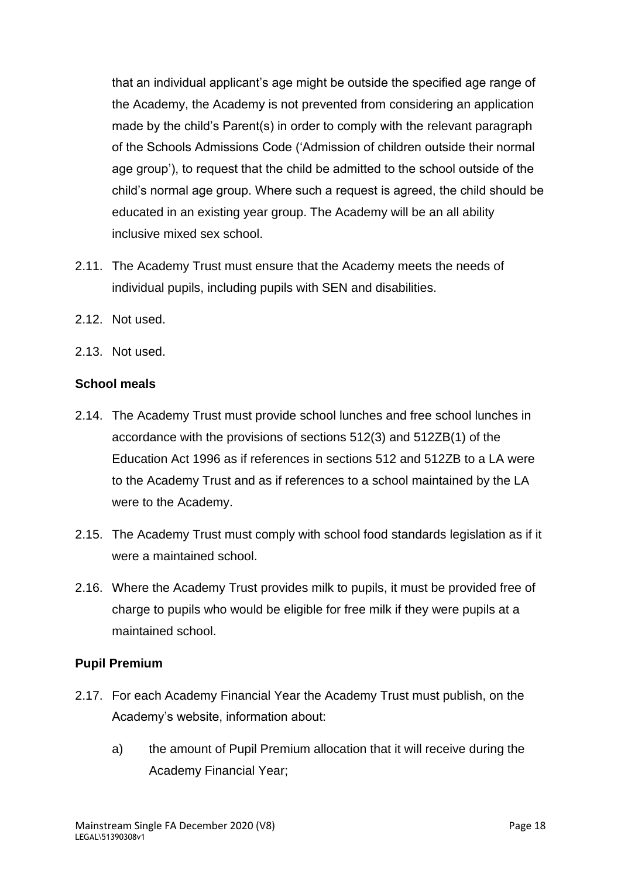that an individual applicant's age might be outside the specified age range of the Academy, the Academy is not prevented from considering an application made by the child's Parent(s) in order to comply with the relevant paragraph of the Schools Admissions Code ('Admission of children outside their normal age group'), to request that the child be admitted to the school outside of the child's normal age group. Where such a request is agreed, the child should be educated in an existing year group. The Academy will be an all ability inclusive mixed sex school.

2.11. The Academy Trust must ensure that the Academy meets the needs of individual pupils, including pupils with SEN and disabilities.

2.12. Not used.

2.13. Not used.

**School meals**

2.14. The Academy Trust must provide school lunches and free school lunches in accordance with the provisions of sections 512(3) and 512ZB(1) of the Education Act 1996 as if references in sections 512 and 512ZB to a LA were to the Academy Trust and as if references to a school maintained by the LA were to the Academy.

2.15. The Academy Trust must comply with school food standards legislation as if it were a maintained school.

2.16. Where the Academy Trust provides milk to pupils, it must be provided free of charge to pupils who would be eligible for free milk if they were pupils at a maintained school.

**Pupil Premium**

2.17. For each Academy Financial Year the Academy Trust must publish, on the Academy's website, information about:

a) the amount of Pupil Premium allocation that it will receive during the Academy Financial Year;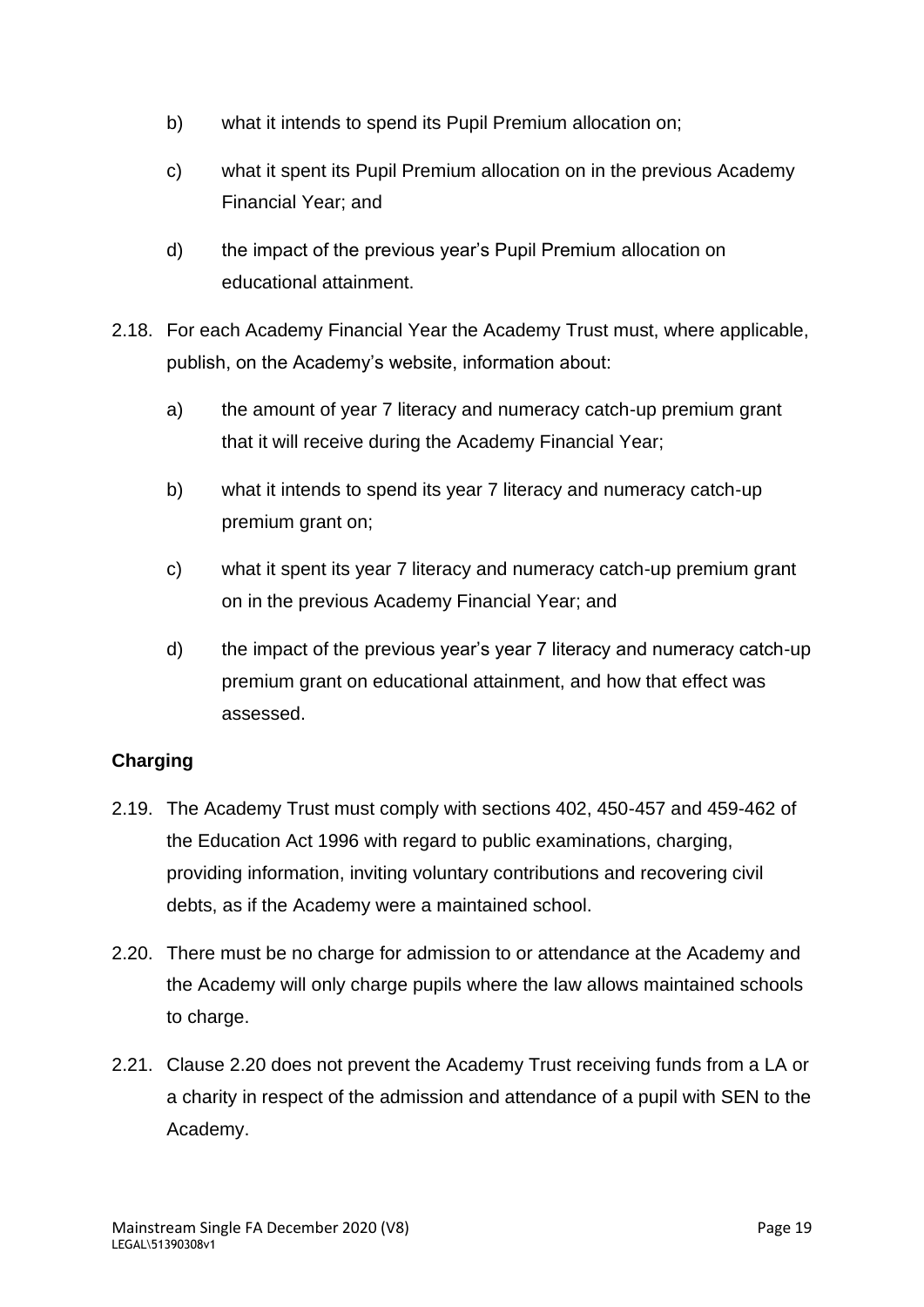b) what it intends to spend its Pupil Premium allocation on;

c) what it spent its Pupil Premium allocation on in the previous Academy Financial Year; and

d) the impact of the previous year's Pupil Premium allocation on educational attainment.

2.18. For each Academy Financial Year the Academy Trust must, where applicable, publish, on the Academy's website, information about:

a) the amount of year 7 literacy and numeracy catch-up premium grant that it will receive during the Academy Financial Year;

b) what it intends to spend its year 7 literacy and numeracy catch-up premium grant on;

c) what it spent its year 7 literacy and numeracy catch-up premium grant on in the previous Academy Financial Year; and

d) the impact of the previous year's year 7 literacy and numeracy catch-up premium grant on educational attainment, and how that effect was assessed.

**Charging**

2.19. The Academy Trust must comply with sections 402, 450-457 and 459-462 of the Education Act 1996 with regard to public examinations, charging, providing information, inviting voluntary contributions and recovering civil debts, as if the Academy were a maintained school.

2.20. There must be no charge for admission to or attendance at the Academy and the Academy will only charge pupils where the law allows maintained schools to charge.

2.21. Clause 2.20 does not prevent the Academy Trust receiving funds from a LA or a charity in respect of the admission and attendance of a pupil with SEN to the Academy.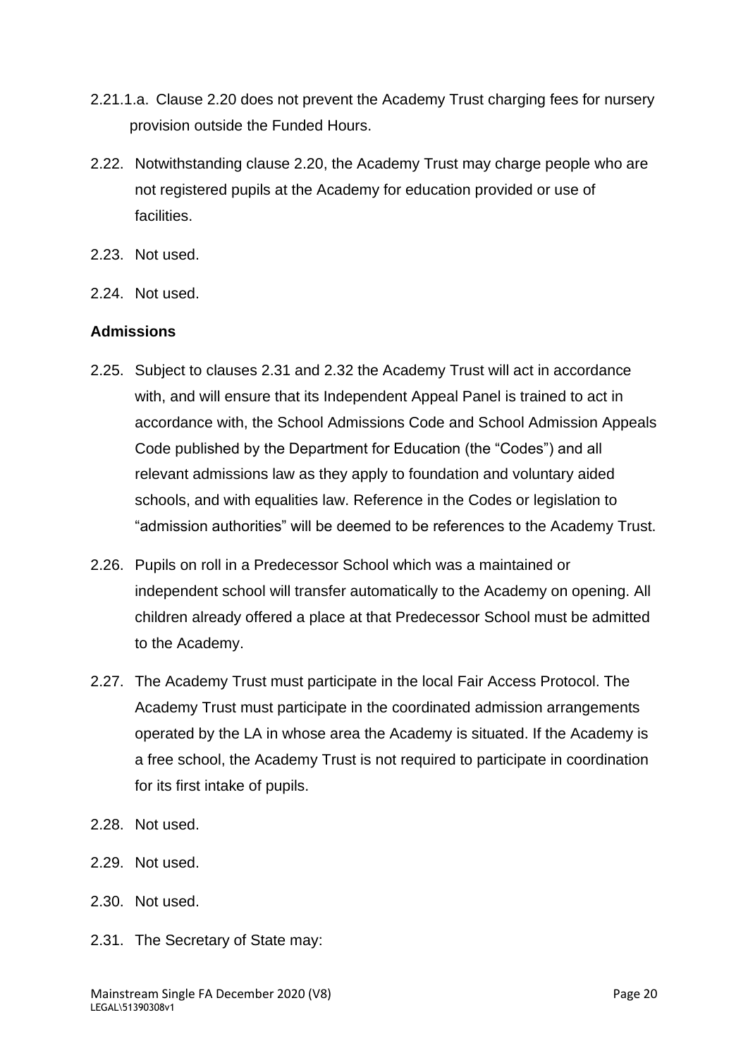2.21.1.a. Clause 2.20 does not prevent the Academy Trust charging fees for nursery provision outside the Funded Hours.

2.22. Notwithstanding clause 2.20, the Academy Trust may charge people who are not registered pupils at the Academy for education provided or use of facilities.

2.23. Not used.

2.24. Not used.

**Admissions**

2.25. Subject to clauses 2.31 and 2.32 the Academy Trust will act in accordance with, and will ensure that its Independent Appeal Panel is trained to act in accordance with, the School Admissions Code and School Admission Appeals Code published by the Department for Education (the "Codes") and all relevant admissions law as they apply to foundation and voluntary aided schools, and with equalities law. Reference in the Codes or legislation to "admission authorities" will be deemed to be references to the Academy Trust.

2.26. Pupils on roll in a Predecessor School which was a maintained or independent school will transfer automatically to the Academy on opening. All children already offered a place at that Predecessor School must be admitted to the Academy.

2.27. The Academy Trust must participate in the local Fair Access Protocol. The Academy Trust must participate in the coordinated admission arrangements operated by the LA in whose area the Academy is situated. If the Academy is a free school, the Academy Trust is not required to participate in coordination for its first intake of pupils.

2.28. Not used.

2.29. Not used.

2.30. Not used.

2.31. The Secretary of State may: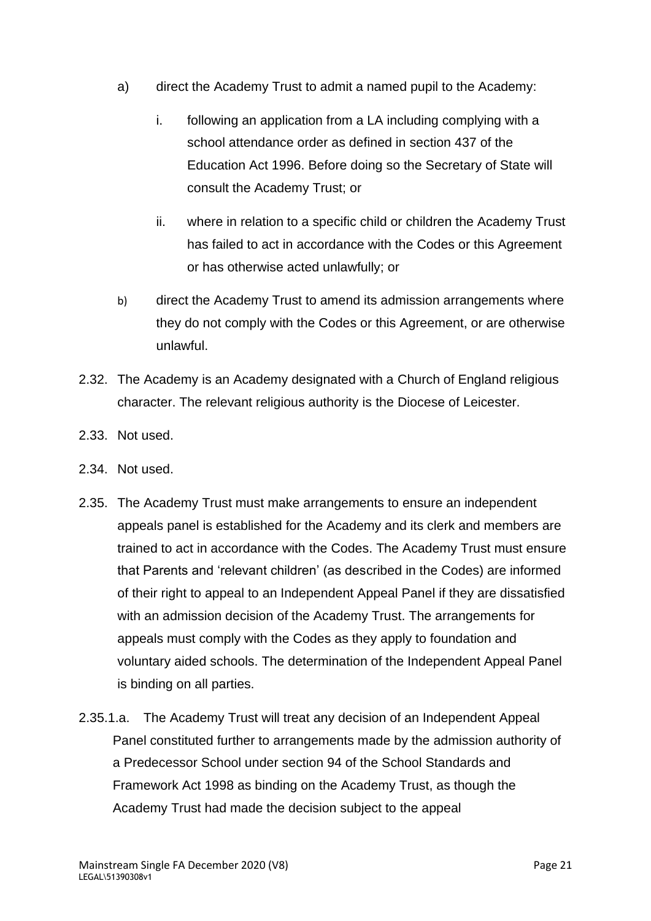a) direct the Academy Trust to admit a named pupil to the Academy:

   i. following an application from a LA including complying with a school attendance order as defined in section 437 of the Education Act 1996. Before doing so the Secretary of State will consult the Academy Trust; or

   ii. where in relation to a specific child or children the Academy Trust has failed to act in accordance with the Codes or this Agreement or has otherwise acted unlawfully; or

b) direct the Academy Trust to amend its admission arrangements where they do not comply with the Codes or this Agreement, or are otherwise unlawful.

2.32. The Academy is an Academy designated with a Church of England religious character. The relevant religious authority is the Diocese of Leicester.

2.33. Not used.

2.34. Not used.

2.35. The Academy Trust must make arrangements to ensure an independent appeals panel is established for the Academy and its clerk and members are trained to act in accordance with the Codes. The Academy Trust must ensure that Parents and 'relevant children' (as described in the Codes) are informed of their right to appeal to an Independent Appeal Panel if they are dissatisfied with an admission decision of the Academy Trust. The arrangements for appeals must comply with the Codes as they apply to foundation and voluntary aided schools. The determination of the Independent Appeal Panel is binding on all parties.

2.35.1.a. The Academy Trust will treat any decision of an Independent Appeal Panel constituted further to arrangements made by the admission authority of a Predecessor School under section 94 of the School Standards and Framework Act 1998 as binding on the Academy Trust, as though the Academy Trust had made the decision subject to the appeal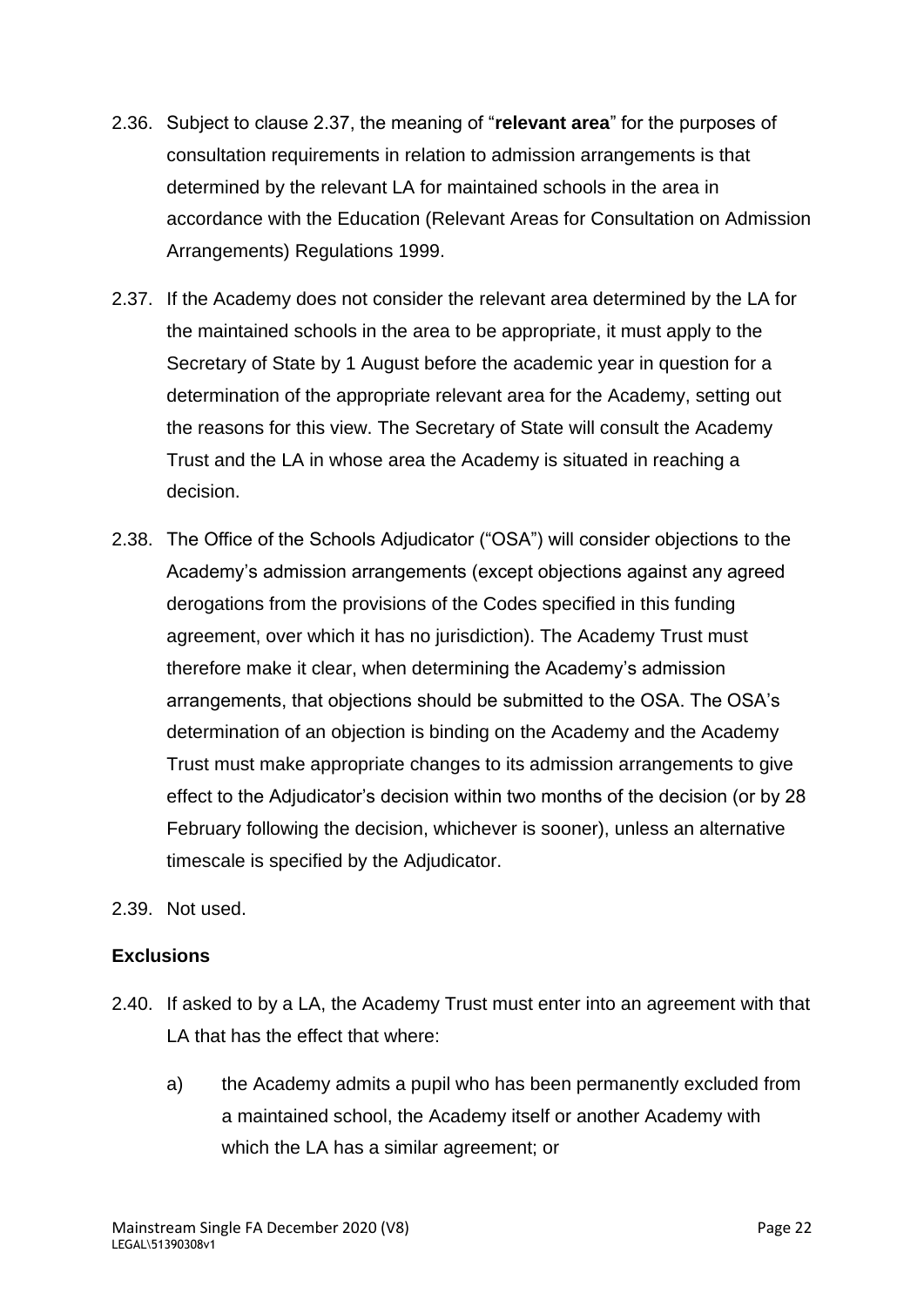2.36. Subject to clause 2.37, the meaning of "**relevant area**" for the purposes of consultation requirements in relation to admission arrangements is that determined by the relevant LA for maintained schools in the area in accordance with the Education (Relevant Areas for Consultation on Admission Arrangements) Regulations 1999.

2.37. If the Academy does not consider the relevant area determined by the LA for the maintained schools in the area to be appropriate, it must apply to the Secretary of State by 1 August before the academic year in question for a determination of the appropriate relevant area for the Academy, setting out the reasons for this view. The Secretary of State will consult the Academy Trust and the LA in whose area the Academy is situated in reaching a decision.

2.38. The Office of the Schools Adjudicator ("OSA") will consider objections to the Academy's admission arrangements (except objections against any agreed derogations from the provisions of the Codes specified in this funding agreement, over which it has no jurisdiction). The Academy Trust must therefore make it clear, when determining the Academy's admission arrangements, that objections should be submitted to the OSA. The OSA's determination of an objection is binding on the Academy and the Academy Trust must make appropriate changes to its admission arrangements to give effect to the Adjudicator's decision within two months of the decision (or by 28 February following the decision, whichever is sooner), unless an alternative timescale is specified by the Adjudicator.

2.39. Not used.

**Exclusions**

2.40. If asked to by a LA, the Academy Trust must enter into an agreement with that LA that has the effect that where:

a) the Academy admits a pupil who has been permanently excluded from a maintained school, the Academy itself or another Academy with which the LA has a similar agreement; or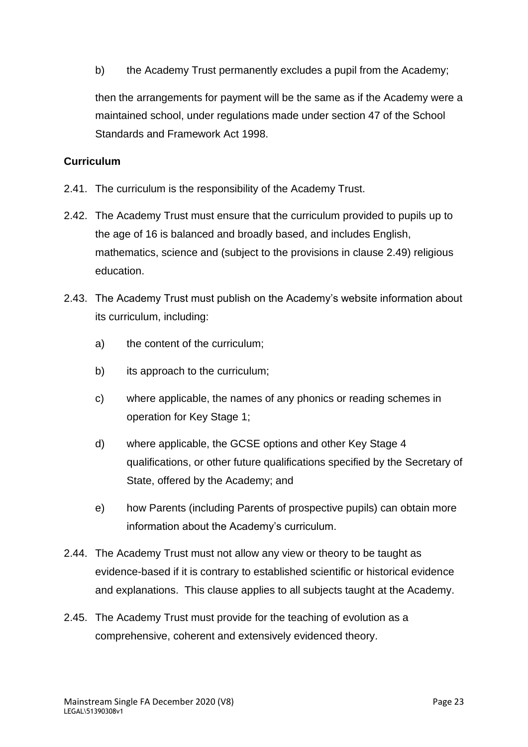b) the Academy Trust permanently excludes a pupil from the Academy;

then the arrangements for payment will be the same as if the Academy were a maintained school, under regulations made under section 47 of the School Standards and Framework Act 1998.

**Curriculum**

2.41. The curriculum is the responsibility of the Academy Trust.

2.42. The Academy Trust must ensure that the curriculum provided to pupils up to the age of 16 is balanced and broadly based, and includes English, mathematics, science and (subject to the provisions in clause 2.49) religious education.

2.43. The Academy Trust must publish on the Academy's website information about its curriculum, including:

a) the content of the curriculum;

b) its approach to the curriculum;

c) where applicable, the names of any phonics or reading schemes in operation for Key Stage 1;

d) where applicable, the GCSE options and other Key Stage 4 qualifications, or other future qualifications specified by the Secretary of State, offered by the Academy; and

e) how Parents (including Parents of prospective pupils) can obtain more information about the Academy's curriculum.

2.44. The Academy Trust must not allow any view or theory to be taught as evidence-based if it is contrary to established scientific or historical evidence and explanations. This clause applies to all subjects taught at the Academy.

2.45. The Academy Trust must provide for the teaching of evolution as a comprehensive, coherent and extensively evidenced theory.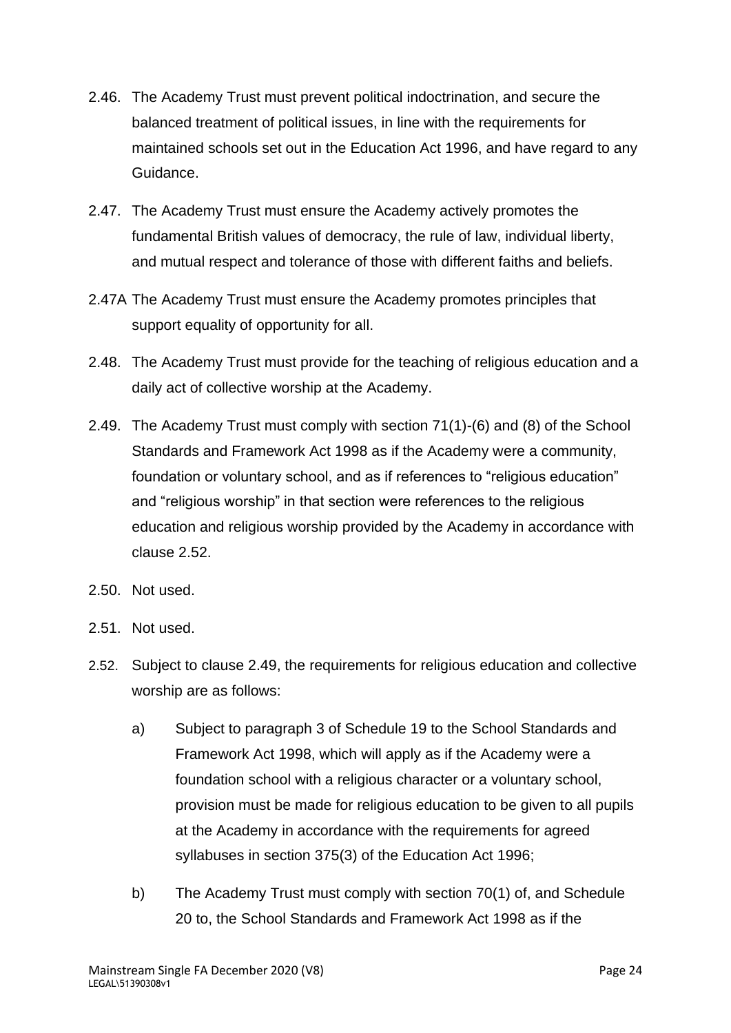2.46. The Academy Trust must prevent political indoctrination, and secure the balanced treatment of political issues, in line with the requirements for maintained schools set out in the Education Act 1996, and have regard to any Guidance.

2.47. The Academy Trust must ensure the Academy actively promotes the fundamental British values of democracy, the rule of law, individual liberty, and mutual respect and tolerance of those with different faiths and beliefs.

2.47A The Academy Trust must ensure the Academy promotes principles that support equality of opportunity for all.

2.48. The Academy Trust must provide for the teaching of religious education and a daily act of collective worship at the Academy.

2.49. The Academy Trust must comply with section 71(1)-(6) and (8) of the School Standards and Framework Act 1998 as if the Academy were a community, foundation or voluntary school, and as if references to "religious education" and "religious worship" in that section were references to the religious education and religious worship provided by the Academy in accordance with clause 2.52.

2.50. Not used.

2.51. Not used.

2.52. Subject to clause 2.49, the requirements for religious education and collective worship are as follows:

a) Subject to paragraph 3 of Schedule 19 to the School Standards and Framework Act 1998, which will apply as if the Academy were a foundation school with a religious character or a voluntary school, provision must be made for religious education to be given to all pupils at the Academy in accordance with the requirements for agreed syllabuses in section 375(3) of the Education Act 1996;

b) The Academy Trust must comply with section 70(1) of, and Schedule 20 to, the School Standards and Framework Act 1998 as if the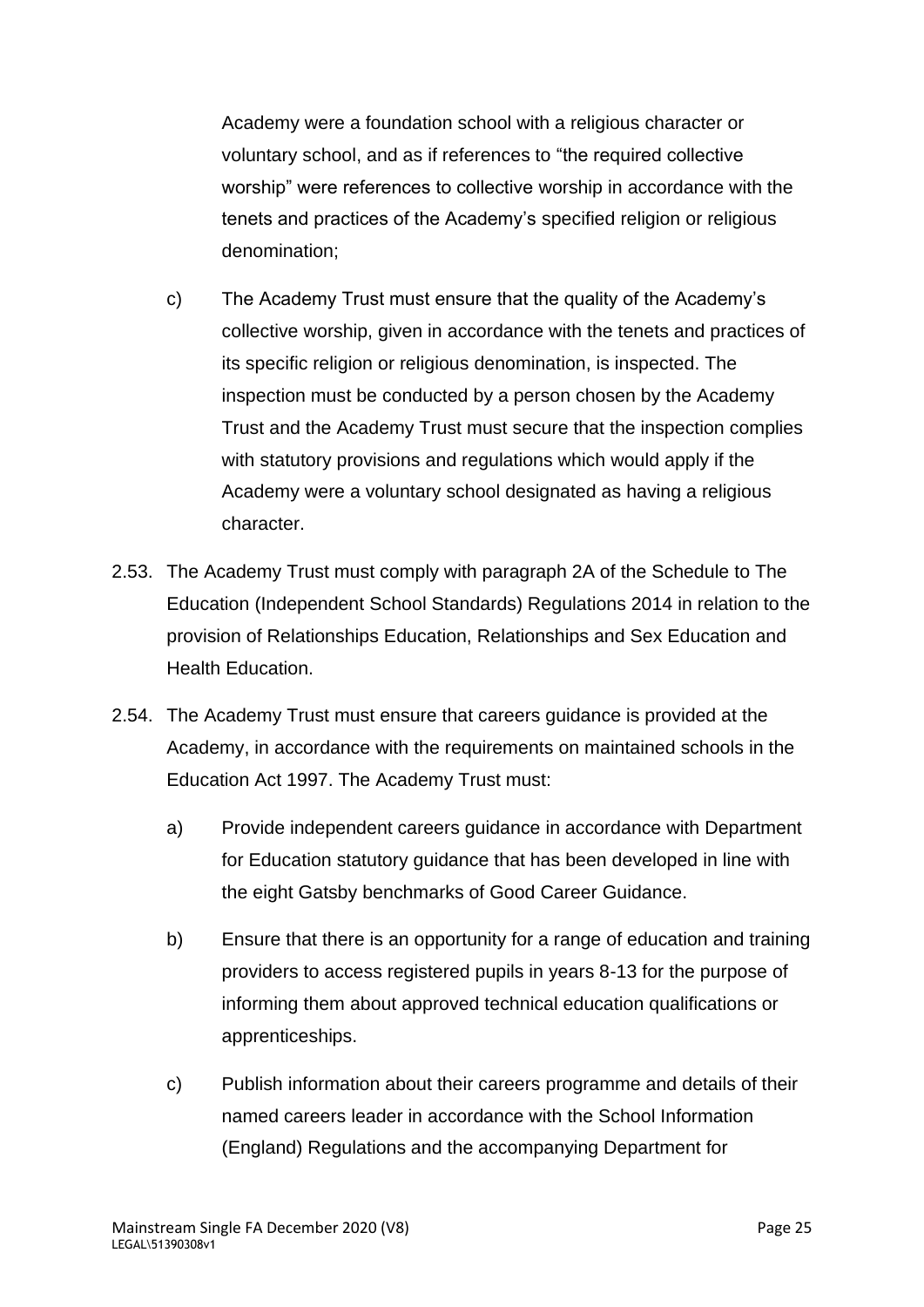Academy were a foundation school with a religious character or voluntary school, and as if references to "the required collective worship" were references to collective worship in accordance with the tenets and practices of the Academy's specified religion or religious denomination;

c) The Academy Trust must ensure that the quality of the Academy's collective worship, given in accordance with the tenets and practices of its specific religion or religious denomination, is inspected. The inspection must be conducted by a person chosen by the Academy Trust and the Academy Trust must secure that the inspection complies with statutory provisions and regulations which would apply if the Academy were a voluntary school designated as having a religious character.

2.53. The Academy Trust must comply with paragraph 2A of the Schedule to The Education (Independent School Standards) Regulations 2014 in relation to the provision of Relationships Education, Relationships and Sex Education and Health Education.

2.54. The Academy Trust must ensure that careers guidance is provided at the Academy, in accordance with the requirements on maintained schools in the Education Act 1997. The Academy Trust must:

a) Provide independent careers guidance in accordance with Department for Education statutory guidance that has been developed in line with the eight Gatsby benchmarks of Good Career Guidance.

b) Ensure that there is an opportunity for a range of education and training providers to access registered pupils in years 8-13 for the purpose of informing them about approved technical education qualifications or apprenticeships.

c) Publish information about their careers programme and details of their named careers leader in accordance with the School Information (England) Regulations and the accompanying Department for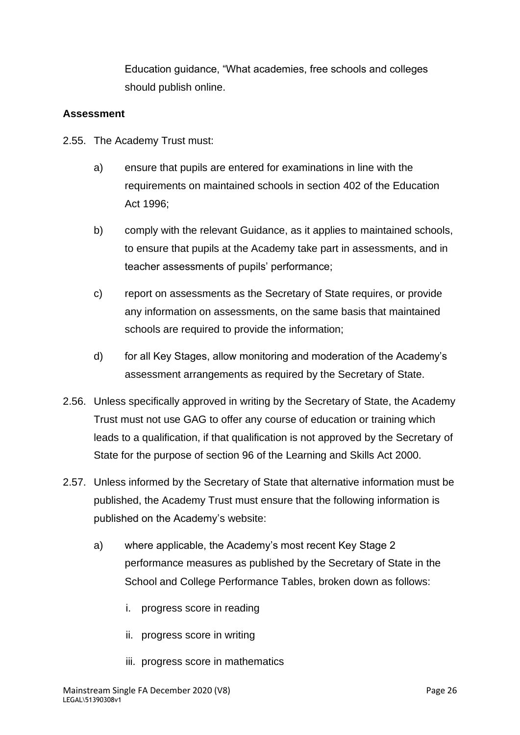Education guidance, "What academies, free schools and colleges should publish online.

**Assessment**

2.55. The Academy Trust must:

a) ensure that pupils are entered for examinations in line with the requirements on maintained schools in section 402 of the Education Act 1996;

b) comply with the relevant Guidance, as it applies to maintained schools, to ensure that pupils at the Academy take part in assessments, and in teacher assessments of pupils' performance;

c) report on assessments as the Secretary of State requires, or provide any information on assessments, on the same basis that maintained schools are required to provide the information;

d) for all Key Stages, allow monitoring and moderation of the Academy's assessment arrangements as required by the Secretary of State.

2.56. Unless specifically approved in writing by the Secretary of State, the Academy Trust must not use GAG to offer any course of education or training which leads to a qualification, if that qualification is not approved by the Secretary of State for the purpose of section 96 of the Learning and Skills Act 2000.

2.57. Unless informed by the Secretary of State that alternative information must be published, the Academy Trust must ensure that the following information is published on the Academy's website:

a) where applicable, the Academy's most recent Key Stage 2 performance measures as published by the Secretary of State in the School and College Performance Tables, broken down as follows:

i. progress score in reading

ii. progress score in writing

iii. progress score in mathematics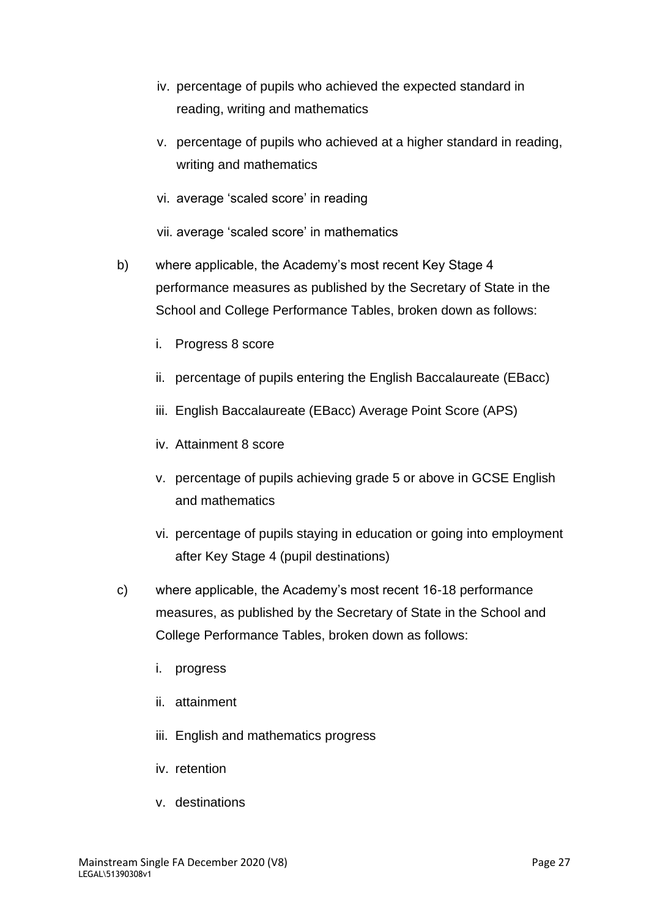iv. percentage of pupils who achieved the expected standard in reading, writing and mathematics

v. percentage of pupils who achieved at a higher standard in reading, writing and mathematics

vi. average 'scaled score' in reading

vii. average 'scaled score' in mathematics

b) where applicable, the Academy's most recent Key Stage 4 performance measures as published by the Secretary of State in the School and College Performance Tables, broken down as follows:

   i. Progress 8 score

   ii. percentage of pupils entering the English Baccalaureate (EBacc)

   iii. English Baccalaureate (EBacc) Average Point Score (APS)

   iv. Attainment 8 score

   v. percentage of pupils achieving grade 5 or above in GCSE English and mathematics

   vi. percentage of pupils staying in education or going into employment after Key Stage 4 (pupil destinations)

c) where applicable, the Academy's most recent 16-18 performance measures, as published by the Secretary of State in the School and College Performance Tables, broken down as follows:

   i. progress

   ii. attainment

   iii. English and mathematics progress

   iv. retention

   v. destinations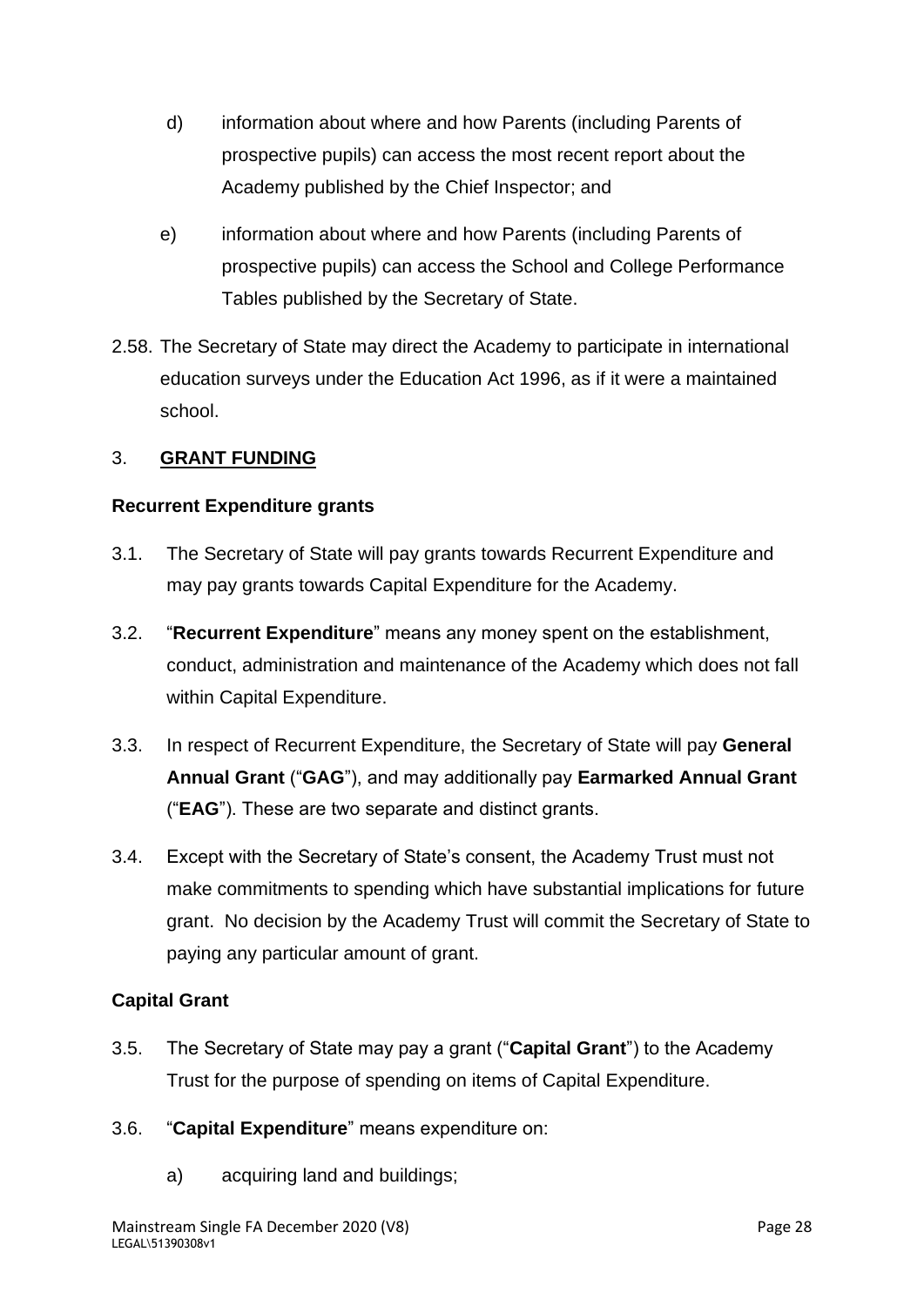d) information about where and how Parents (including Parents of prospective pupils) can access the most recent report about the Academy published by the Chief Inspector; and

e) information about where and how Parents (including Parents of prospective pupils) can access the School and College Performance Tables published by the Secretary of State.

2.58. The Secretary of State may direct the Academy to participate in international education surveys under the Education Act 1996, as if it were a maintained school.

## 3. <u>**GRANT FUNDING**</u>

### Recurrent Expenditure grants

3.1. The Secretary of State will pay grants towards Recurrent Expenditure and may pay grants towards Capital Expenditure for the Academy.

3.2. "**Recurrent Expenditure**" means any money spent on the establishment, conduct, administration and maintenance of the Academy which does not fall within Capital Expenditure.

3.3. In respect of Recurrent Expenditure, the Secretary of State will pay **General Annual Grant** ("**GAG**"), and may additionally pay **Earmarked Annual Grant** ("**EAG**"). These are two separate and distinct grants.

3.4. Except with the Secretary of State's consent, the Academy Trust must not make commitments to spending which have substantial implications for future grant. No decision by the Academy Trust will commit the Secretary of State to paying any particular amount of grant.

### Capital Grant

3.5. The Secretary of State may pay a grant ("**Capital Grant**") to the Academy Trust for the purpose of spending on items of Capital Expenditure.

3.6. "**Capital Expenditure**" means expenditure on:

a) acquiring land and buildings;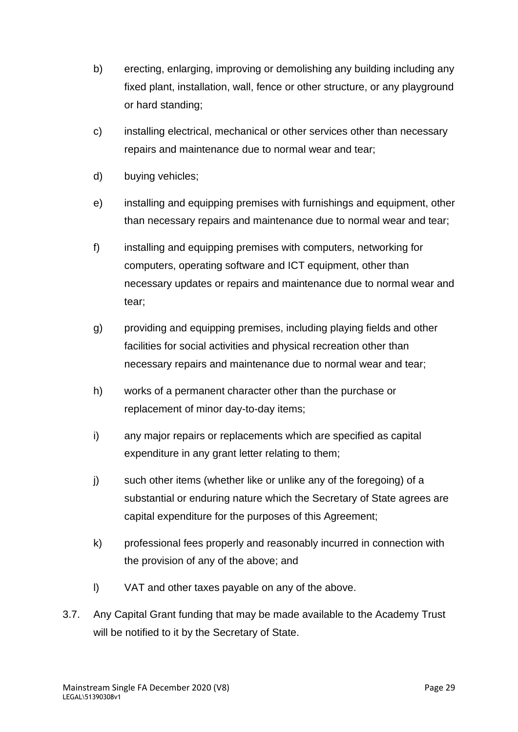b) erecting, enlarging, improving or demolishing any building including any fixed plant, installation, wall, fence or other structure, or any playground or hard standing;

c) installing electrical, mechanical or other services other than necessary repairs and maintenance due to normal wear and tear;

d) buying vehicles;

e) installing and equipping premises with furnishings and equipment, other than necessary repairs and maintenance due to normal wear and tear;

f) installing and equipping premises with computers, networking for computers, operating software and ICT equipment, other than necessary updates or repairs and maintenance due to normal wear and tear;

g) providing and equipping premises, including playing fields and other facilities for social activities and physical recreation other than necessary repairs and maintenance due to normal wear and tear;

h) works of a permanent character other than the purchase or replacement of minor day-to-day items;

i) any major repairs or replacements which are specified as capital expenditure in any grant letter relating to them;

j) such other items (whether like or unlike any of the foregoing) of a substantial or enduring nature which the Secretary of State agrees are capital expenditure for the purposes of this Agreement;

k) professional fees properly and reasonably incurred in connection with the provision of any of the above; and

l) VAT and other taxes payable on any of the above.

3.7. Any Capital Grant funding that may be made available to the Academy Trust will be notified to it by the Secretary of State.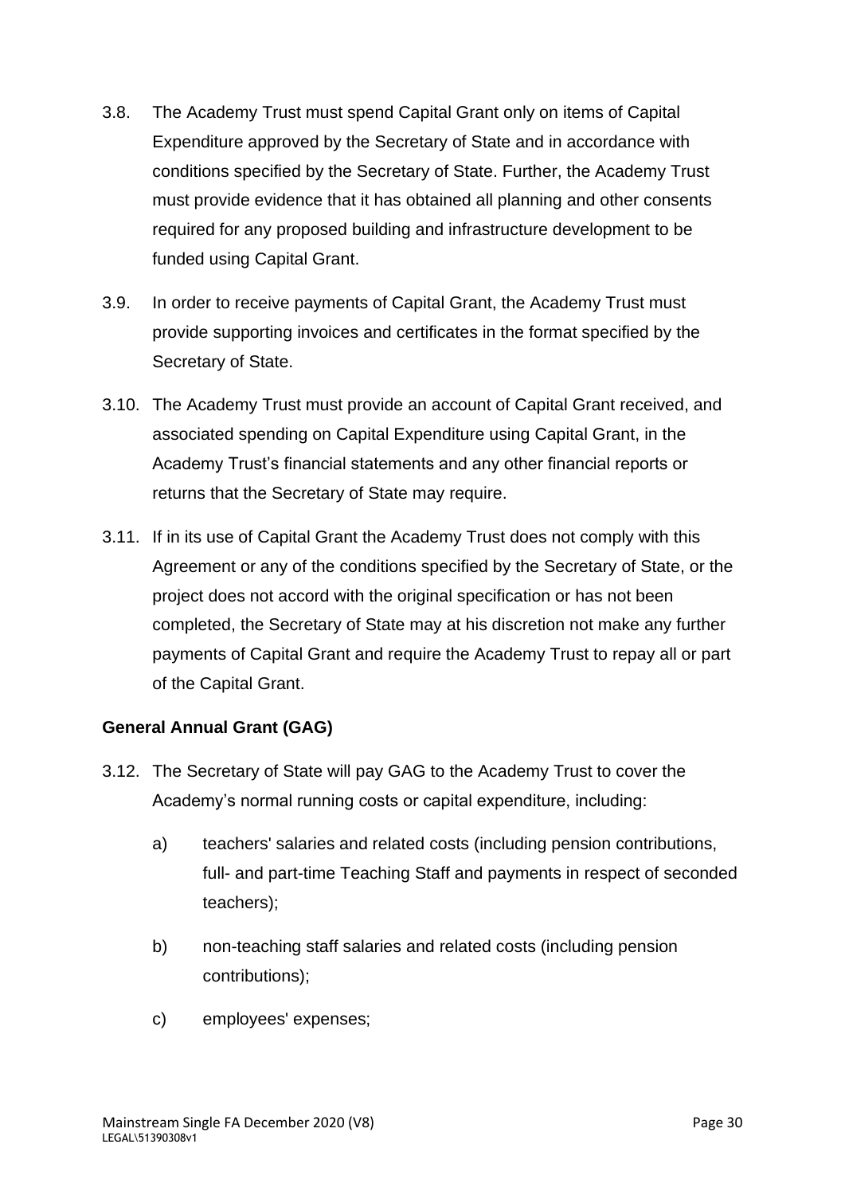3.8. The Academy Trust must spend Capital Grant only on items of Capital Expenditure approved by the Secretary of State and in accordance with conditions specified by the Secretary of State. Further, the Academy Trust must provide evidence that it has obtained all planning and other consents required for any proposed building and infrastructure development to be funded using Capital Grant.

3.9. In order to receive payments of Capital Grant, the Academy Trust must provide supporting invoices and certificates in the format specified by the Secretary of State.

3.10. The Academy Trust must provide an account of Capital Grant received, and associated spending on Capital Expenditure using Capital Grant, in the Academy Trust's financial statements and any other financial reports or returns that the Secretary of State may require.

3.11. If in its use of Capital Grant the Academy Trust does not comply with this Agreement or any of the conditions specified by the Secretary of State, or the project does not accord with the original specification or has not been completed, the Secretary of State may at his discretion not make any further payments of Capital Grant and require the Academy Trust to repay all or part of the Capital Grant.

**General Annual Grant (GAG)**

3.12. The Secretary of State will pay GAG to the Academy Trust to cover the Academy's normal running costs or capital expenditure, including:

a) teachers' salaries and related costs (including pension contributions, full- and part-time Teaching Staff and payments in respect of seconded teachers);

b) non-teaching staff salaries and related costs (including pension contributions);

c) employees' expenses;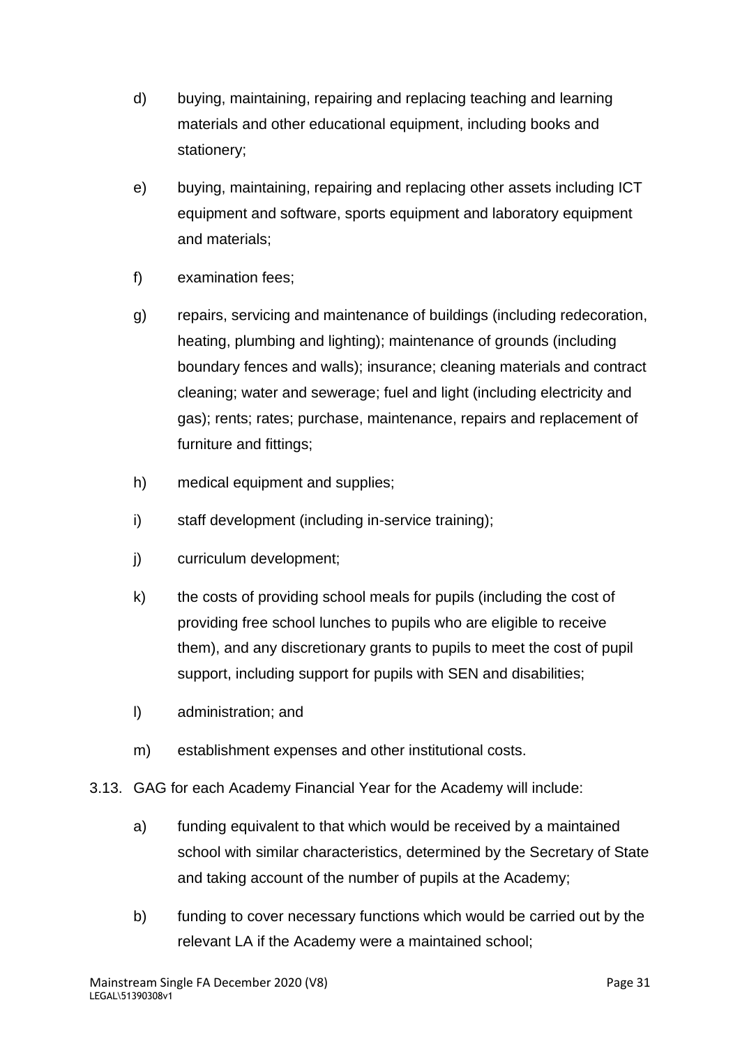d) buying, maintaining, repairing and replacing teaching and learning materials and other educational equipment, including books and stationery;

e) buying, maintaining, repairing and replacing other assets including ICT equipment and software, sports equipment and laboratory equipment and materials;

f) examination fees;

g) repairs, servicing and maintenance of buildings (including redecoration, heating, plumbing and lighting); maintenance of grounds (including boundary fences and walls); insurance; cleaning materials and contract cleaning; water and sewerage; fuel and light (including electricity and gas); rents; rates; purchase, maintenance, repairs and replacement of furniture and fittings;

h) medical equipment and supplies;

i) staff development (including in-service training);

j) curriculum development;

k) the costs of providing school meals for pupils (including the cost of providing free school lunches to pupils who are eligible to receive them), and any discretionary grants to pupils to meet the cost of pupil support, including support for pupils with SEN and disabilities;

l) administration; and

m) establishment expenses and other institutional costs.

3.13. GAG for each Academy Financial Year for the Academy will include:

a) funding equivalent to that which would be received by a maintained school with similar characteristics, determined by the Secretary of State and taking account of the number of pupils at the Academy;

b) funding to cover necessary functions which would be carried out by the relevant LA if the Academy were a maintained school;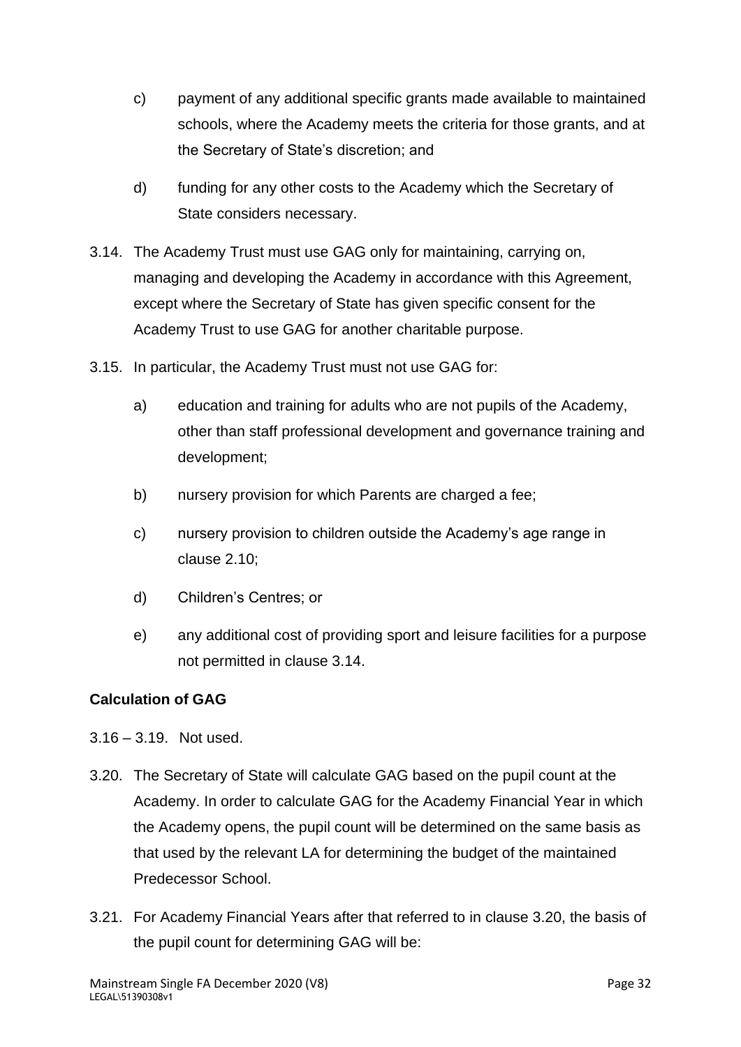c) payment of any additional specific grants made available to maintained schools, where the Academy meets the criteria for those grants, and at the Secretary of State's discretion; and

d) funding for any other costs to the Academy which the Secretary of State considers necessary.

3.14. The Academy Trust must use GAG only for maintaining, carrying on, managing and developing the Academy in accordance with this Agreement, except where the Secretary of State has given specific consent for the Academy Trust to use GAG for another charitable purpose.

3.15. In particular, the Academy Trust must not use GAG for:

a) education and training for adults who are not pupils of the Academy, other than staff professional development and governance training and development;

b) nursery provision for which Parents are charged a fee;

c) nursery provision to children outside the Academy's age range in clause 2.10;

d) Children's Centres; or

e) any additional cost of providing sport and leisure facilities for a purpose not permitted in clause 3.14.

**Calculation of GAG**

3.16 – 3.19. Not used.

3.20. The Secretary of State will calculate GAG based on the pupil count at the Academy. In order to calculate GAG for the Academy Financial Year in which the Academy opens, the pupil count will be determined on the same basis as that used by the relevant LA for determining the budget of the maintained Predecessor School.

3.21. For Academy Financial Years after that referred to in clause 3.20, the basis of the pupil count for determining GAG will be: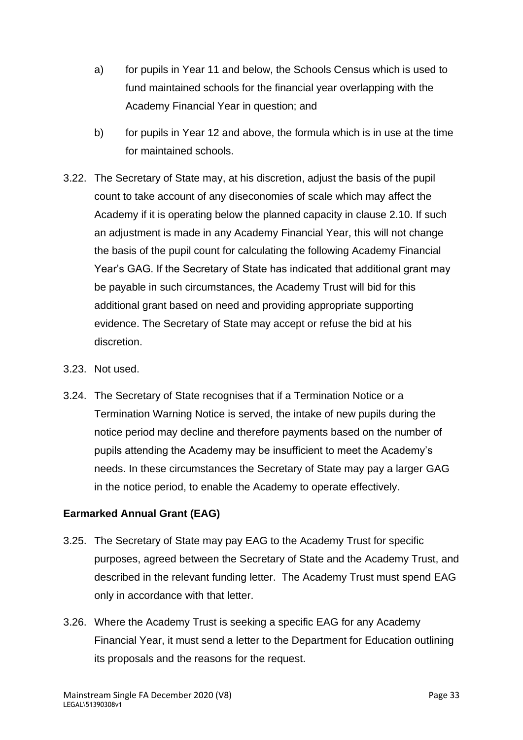a) for pupils in Year 11 and below, the Schools Census which is used to fund maintained schools for the financial year overlapping with the Academy Financial Year in question; and

b) for pupils in Year 12 and above, the formula which is in use at the time for maintained schools.

3.22. The Secretary of State may, at his discretion, adjust the basis of the pupil count to take account of any diseconomies of scale which may affect the Academy if it is operating below the planned capacity in clause 2.10. If such an adjustment is made in any Academy Financial Year, this will not change the basis of the pupil count for calculating the following Academy Financial Year's GAG. If the Secretary of State has indicated that additional grant may be payable in such circumstances, the Academy Trust will bid for this additional grant based on need and providing appropriate supporting evidence. The Secretary of State may accept or refuse the bid at his discretion.

3.23. Not used.

3.24. The Secretary of State recognises that if a Termination Notice or a Termination Warning Notice is served, the intake of new pupils during the notice period may decline and therefore payments based on the number of pupils attending the Academy may be insufficient to meet the Academy's needs. In these circumstances the Secretary of State may pay a larger GAG in the notice period, to enable the Academy to operate effectively.

**Earmarked Annual Grant (EAG)**

3.25. The Secretary of State may pay EAG to the Academy Trust for specific purposes, agreed between the Secretary of State and the Academy Trust, and described in the relevant funding letter. The Academy Trust must spend EAG only in accordance with that letter.

3.26. Where the Academy Trust is seeking a specific EAG for any Academy Financial Year, it must send a letter to the Department for Education outlining its proposals and the reasons for the request.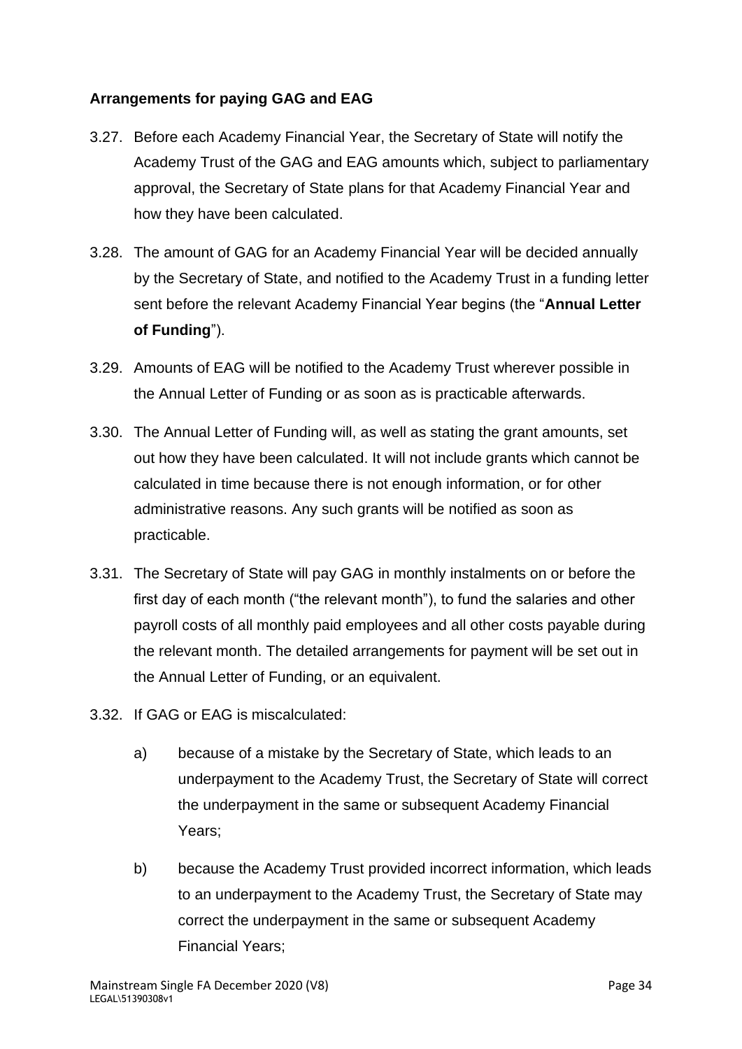**Arrangements for paying GAG and EAG**

3.27. Before each Academy Financial Year, the Secretary of State will notify the Academy Trust of the GAG and EAG amounts which, subject to parliamentary approval, the Secretary of State plans for that Academy Financial Year and how they have been calculated.

3.28. The amount of GAG for an Academy Financial Year will be decided annually by the Secretary of State, and notified to the Academy Trust in a funding letter sent before the relevant Academy Financial Year begins (the "**Annual Letter of Funding**").

3.29. Amounts of EAG will be notified to the Academy Trust wherever possible in the Annual Letter of Funding or as soon as is practicable afterwards.

3.30. The Annual Letter of Funding will, as well as stating the grant amounts, set out how they have been calculated. It will not include grants which cannot be calculated in time because there is not enough information, or for other administrative reasons. Any such grants will be notified as soon as practicable.

3.31. The Secretary of State will pay GAG in monthly instalments on or before the first day of each month ("the relevant month"), to fund the salaries and other payroll costs of all monthly paid employees and all other costs payable during the relevant month. The detailed arrangements for payment will be set out in the Annual Letter of Funding, or an equivalent.

3.32. If GAG or EAG is miscalculated:

a) because of a mistake by the Secretary of State, which leads to an underpayment to the Academy Trust, the Secretary of State will correct the underpayment in the same or subsequent Academy Financial Years;

b) because the Academy Trust provided incorrect information, which leads to an underpayment to the Academy Trust, the Secretary of State may correct the underpayment in the same or subsequent Academy Financial Years;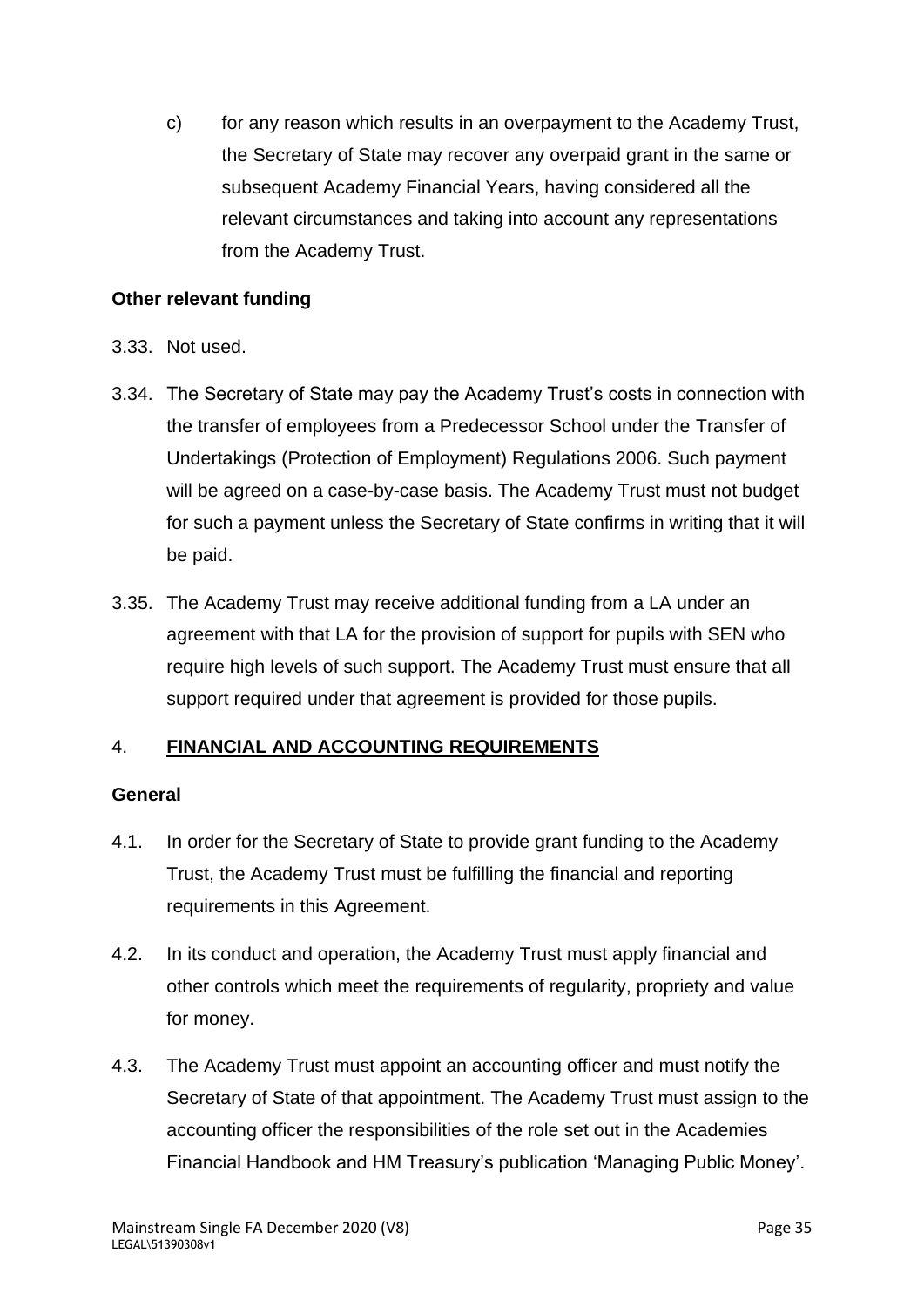c) for any reason which results in an overpayment to the Academy Trust, the Secretary of State may recover any overpaid grant in the same or subsequent Academy Financial Years, having considered all the relevant circumstances and taking into account any representations from the Academy Trust.

**Other relevant funding**

3.33. Not used.

3.34. The Secretary of State may pay the Academy Trust's costs in connection with the transfer of employees from a Predecessor School under the Transfer of Undertakings (Protection of Employment) Regulations 2006. Such payment will be agreed on a case-by-case basis. The Academy Trust must not budget for such a payment unless the Secretary of State confirms in writing that it will be paid.

3.35. The Academy Trust may receive additional funding from a LA under an agreement with that LA for the provision of support for pupils with SEN who require high levels of such support. The Academy Trust must ensure that all support required under that agreement is provided for those pupils.

## 4. **FINANCIAL AND ACCOUNTING REQUIREMENTS**

**General**

4.1. In order for the Secretary of State to provide grant funding to the Academy Trust, the Academy Trust must be fulfilling the financial and reporting requirements in this Agreement.

4.2. In its conduct and operation, the Academy Trust must apply financial and other controls which meet the requirements of regularity, propriety and value for money.

4.3. The Academy Trust must appoint an accounting officer and must notify the Secretary of State of that appointment. The Academy Trust must assign to the accounting officer the responsibilities of the role set out in the Academies Financial Handbook and HM Treasury's publication 'Managing Public Money'.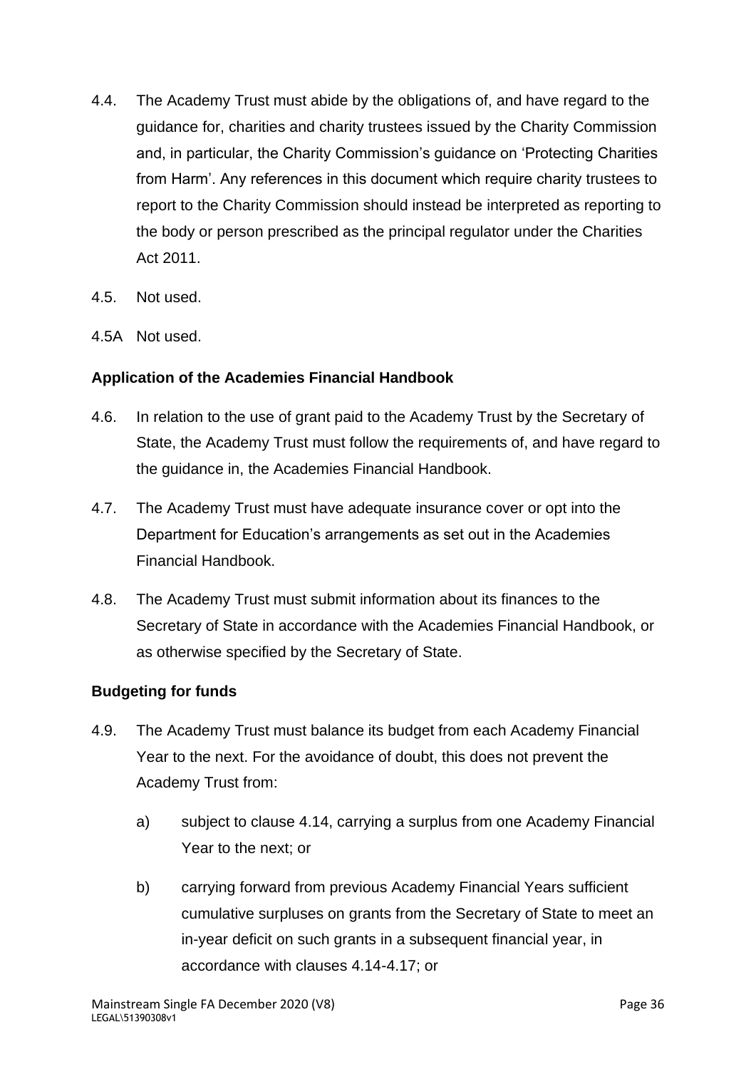4.4. The Academy Trust must abide by the obligations of, and have regard to the guidance for, charities and charity trustees issued by the Charity Commission and, in particular, the Charity Commission's guidance on 'Protecting Charities from Harm'. Any references in this document which require charity trustees to report to the Charity Commission should instead be interpreted as reporting to the body or person prescribed as the principal regulator under the Charities Act 2011.

4.5. Not used.

4.5A Not used.

**Application of the Academies Financial Handbook**

4.6. In relation to the use of grant paid to the Academy Trust by the Secretary of State, the Academy Trust must follow the requirements of, and have regard to the guidance in, the Academies Financial Handbook.

4.7. The Academy Trust must have adequate insurance cover or opt into the Department for Education's arrangements as set out in the Academies Financial Handbook.

4.8. The Academy Trust must submit information about its finances to the Secretary of State in accordance with the Academies Financial Handbook, or as otherwise specified by the Secretary of State.

**Budgeting for funds**

4.9. The Academy Trust must balance its budget from each Academy Financial Year to the next. For the avoidance of doubt, this does not prevent the Academy Trust from:

a) subject to clause 4.14, carrying a surplus from one Academy Financial Year to the next; or

b) carrying forward from previous Academy Financial Years sufficient cumulative surpluses on grants from the Secretary of State to meet an in-year deficit on such grants in a subsequent financial year, in accordance with clauses 4.14-4.17; or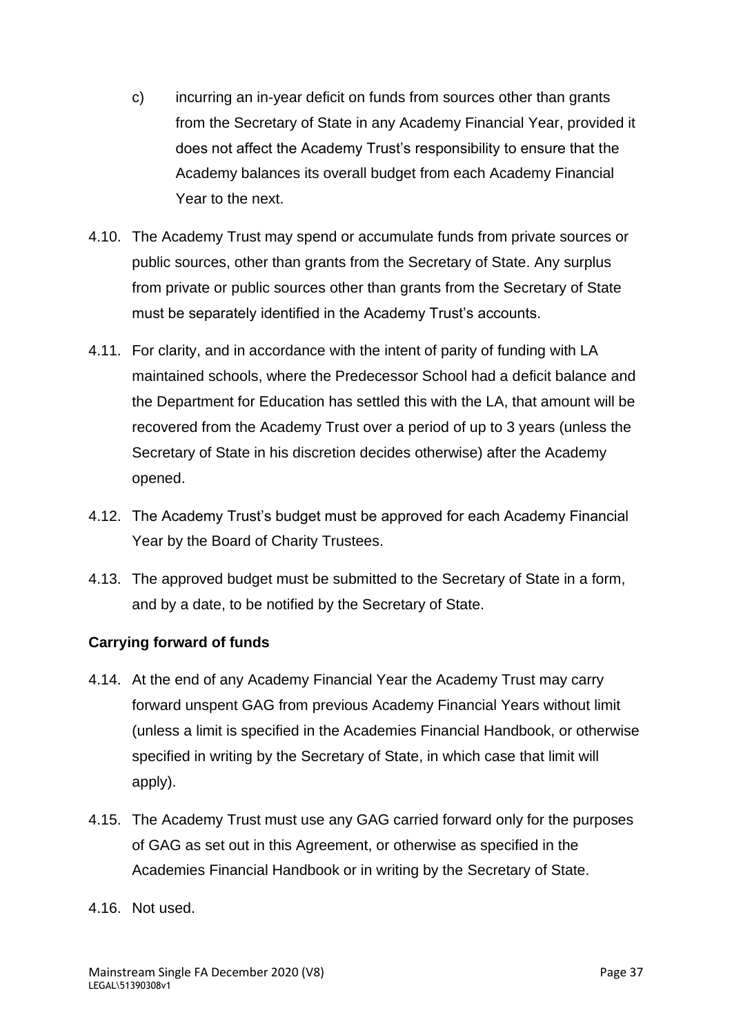c) incurring an in-year deficit on funds from sources other than grants from the Secretary of State in any Academy Financial Year, provided it does not affect the Academy Trust's responsibility to ensure that the Academy balances its overall budget from each Academy Financial Year to the next.

4.10. The Academy Trust may spend or accumulate funds from private sources or public sources, other than grants from the Secretary of State. Any surplus from private or public sources other than grants from the Secretary of State must be separately identified in the Academy Trust's accounts.

4.11. For clarity, and in accordance with the intent of parity of funding with LA maintained schools, where the Predecessor School had a deficit balance and the Department for Education has settled this with the LA, that amount will be recovered from the Academy Trust over a period of up to 3 years (unless the Secretary of State in his discretion decides otherwise) after the Academy opened.

4.12. The Academy Trust's budget must be approved for each Academy Financial Year by the Board of Charity Trustees.

4.13. The approved budget must be submitted to the Secretary of State in a form, and by a date, to be notified by the Secretary of State.

**Carrying forward of funds**

4.14. At the end of any Academy Financial Year the Academy Trust may carry forward unspent GAG from previous Academy Financial Years without limit (unless a limit is specified in the Academies Financial Handbook, or otherwise specified in writing by the Secretary of State, in which case that limit will apply).

4.15. The Academy Trust must use any GAG carried forward only for the purposes of GAG as set out in this Agreement, or otherwise as specified in the Academies Financial Handbook or in writing by the Secretary of State.

4.16. Not used.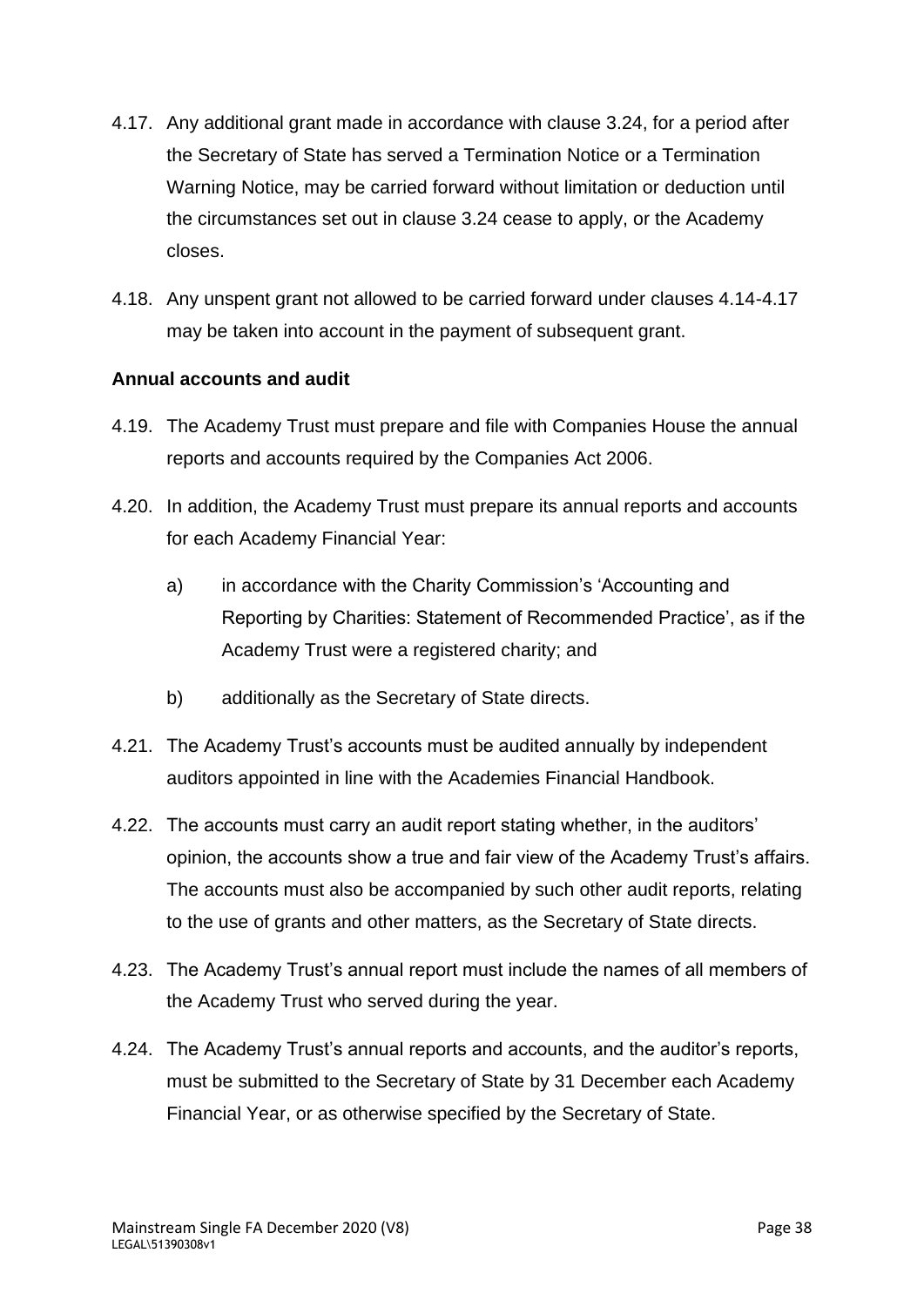4.17. Any additional grant made in accordance with clause 3.24, for a period after the Secretary of State has served a Termination Notice or a Termination Warning Notice, may be carried forward without limitation or deduction until the circumstances set out in clause 3.24 cease to apply, or the Academy closes.

4.18. Any unspent grant not allowed to be carried forward under clauses 4.14-4.17 may be taken into account in the payment of subsequent grant.

**Annual accounts and audit**

4.19. The Academy Trust must prepare and file with Companies House the annual reports and accounts required by the Companies Act 2006.

4.20. In addition, the Academy Trust must prepare its annual reports and accounts for each Academy Financial Year:

a) in accordance with the Charity Commission's 'Accounting and Reporting by Charities: Statement of Recommended Practice', as if the Academy Trust were a registered charity; and

b) additionally as the Secretary of State directs.

4.21. The Academy Trust's accounts must be audited annually by independent auditors appointed in line with the Academies Financial Handbook.

4.22. The accounts must carry an audit report stating whether, in the auditors' opinion, the accounts show a true and fair view of the Academy Trust's affairs. The accounts must also be accompanied by such other audit reports, relating to the use of grants and other matters, as the Secretary of State directs.

4.23. The Academy Trust's annual report must include the names of all members of the Academy Trust who served during the year.

4.24. The Academy Trust's annual reports and accounts, and the auditor's reports, must be submitted to the Secretary of State by 31 December each Academy Financial Year, or as otherwise specified by the Secretary of State.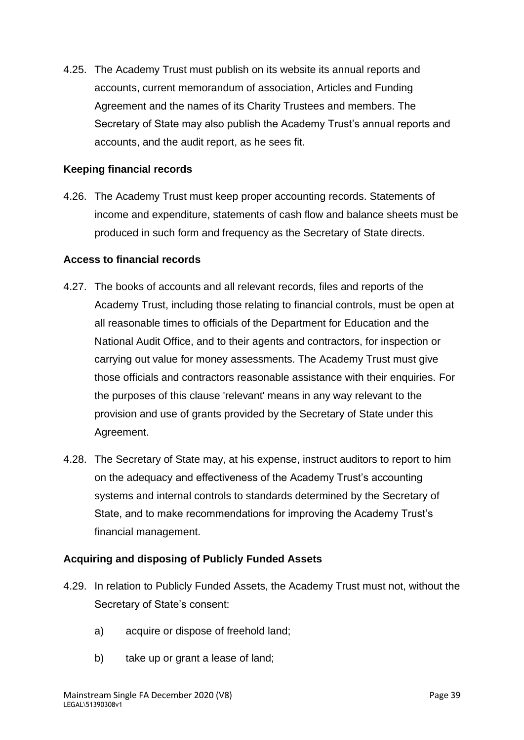4.25. The Academy Trust must publish on its website its annual reports and accounts, current memorandum of association, Articles and Funding Agreement and the names of its Charity Trustees and members. The Secretary of State may also publish the Academy Trust's annual reports and accounts, and the audit report, as he sees fit.

### Keeping financial records

4.26. The Academy Trust must keep proper accounting records. Statements of income and expenditure, statements of cash flow and balance sheets must be produced in such form and frequency as the Secretary of State directs.

### Access to financial records

4.27. The books of accounts and all relevant records, files and reports of the Academy Trust, including those relating to financial controls, must be open at all reasonable times to officials of the Department for Education and the National Audit Office, and to their agents and contractors, for inspection or carrying out value for money assessments. The Academy Trust must give those officials and contractors reasonable assistance with their enquiries. For the purposes of this clause 'relevant' means in any way relevant to the provision and use of grants provided by the Secretary of State under this Agreement.

4.28. The Secretary of State may, at his expense, instruct auditors to report to him on the adequacy and effectiveness of the Academy Trust's accounting systems and internal controls to standards determined by the Secretary of State, and to make recommendations for improving the Academy Trust's financial management.

### Acquiring and disposing of Publicly Funded Assets

4.29. In relation to Publicly Funded Assets, the Academy Trust must not, without the Secretary of State's consent:

a) acquire or dispose of freehold land;

b) take up or grant a lease of land;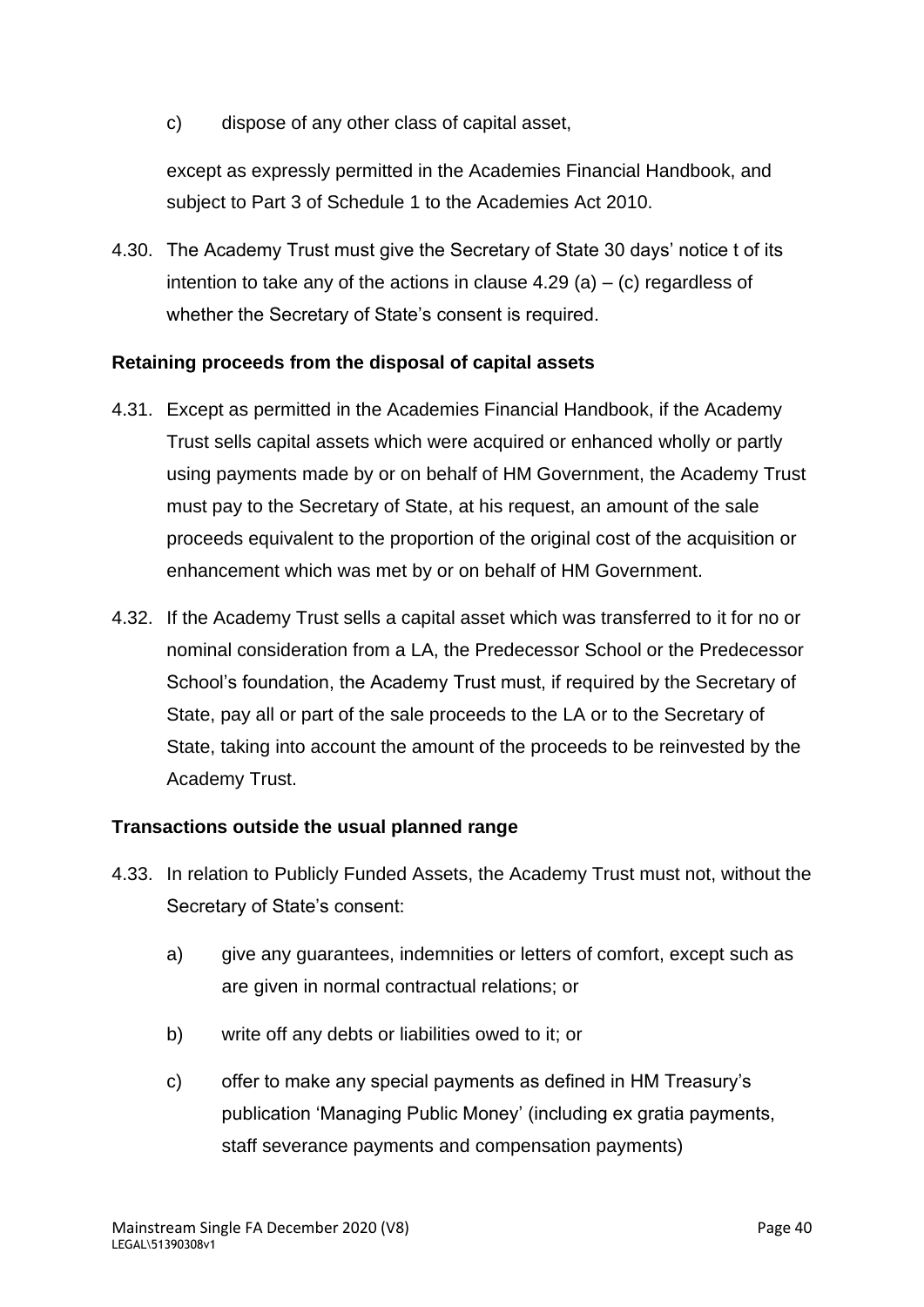c) dispose of any other class of capital asset,

except as expressly permitted in the Academies Financial Handbook, and subject to Part 3 of Schedule 1 to the Academies Act 2010.

4.30. The Academy Trust must give the Secretary of State 30 days' notice t of its intention to take any of the actions in clause 4.29 (a) – (c) regardless of whether the Secretary of State's consent is required.

**Retaining proceeds from the disposal of capital assets**

4.31. Except as permitted in the Academies Financial Handbook, if the Academy Trust sells capital assets which were acquired or enhanced wholly or partly using payments made by or on behalf of HM Government, the Academy Trust must pay to the Secretary of State, at his request, an amount of the sale proceeds equivalent to the proportion of the original cost of the acquisition or enhancement which was met by or on behalf of HM Government.

4.32. If the Academy Trust sells a capital asset which was transferred to it for no or nominal consideration from a LA, the Predecessor School or the Predecessor School's foundation, the Academy Trust must, if required by the Secretary of State, pay all or part of the sale proceeds to the LA or to the Secretary of State, taking into account the amount of the proceeds to be reinvested by the Academy Trust.

**Transactions outside the usual planned range**

4.33. In relation to Publicly Funded Assets, the Academy Trust must not, without the Secretary of State's consent:

a) give any guarantees, indemnities or letters of comfort, except such as are given in normal contractual relations; or

b) write off any debts or liabilities owed to it; or

c) offer to make any special payments as defined in HM Treasury's publication 'Managing Public Money' (including ex gratia payments, staff severance payments and compensation payments)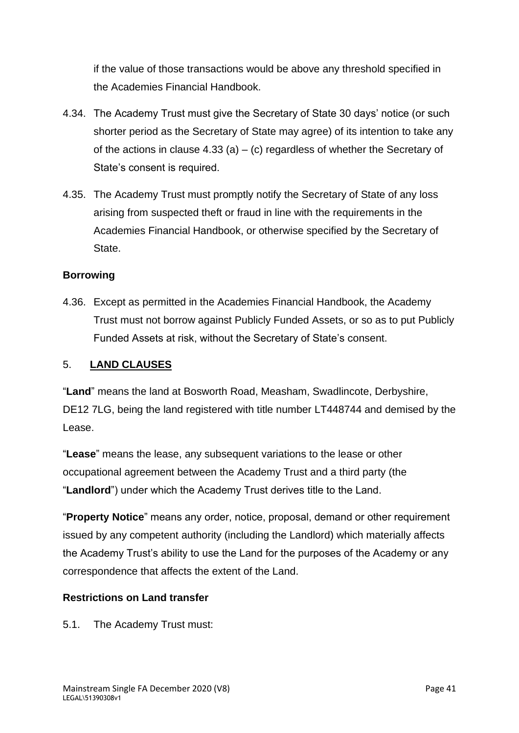if the value of those transactions would be above any threshold specified in the Academies Financial Handbook.

4.34. The Academy Trust must give the Secretary of State 30 days' notice (or such shorter period as the Secretary of State may agree) of its intention to take any of the actions in clause 4.33 (a) – (c) regardless of whether the Secretary of State's consent is required.

4.35. The Academy Trust must promptly notify the Secretary of State of any loss arising from suspected theft or fraud in line with the requirements in the Academies Financial Handbook, or otherwise specified by the Secretary of State.

**Borrowing**

4.36. Except as permitted in the Academies Financial Handbook, the Academy Trust must not borrow against Publicly Funded Assets, or so as to put Publicly Funded Assets at risk, without the Secretary of State's consent.

## 5. **LAND CLAUSES**

"**Land**" means the land at Bosworth Road, Measham, Swadlincote, Derbyshire, DE12 7LG, being the land registered with title number LT448744 and demised by the Lease.

"**Lease**" means the lease, any subsequent variations to the lease or other occupational agreement between the Academy Trust and a third party (the "**Landlord**") under which the Academy Trust derives title to the Land.

"**Property Notice**" means any order, notice, proposal, demand or other requirement issued by any competent authority (including the Landlord) which materially affects the Academy Trust's ability to use the Land for the purposes of the Academy or any correspondence that affects the extent of the Land.

**Restrictions on Land transfer**

5.1. The Academy Trust must: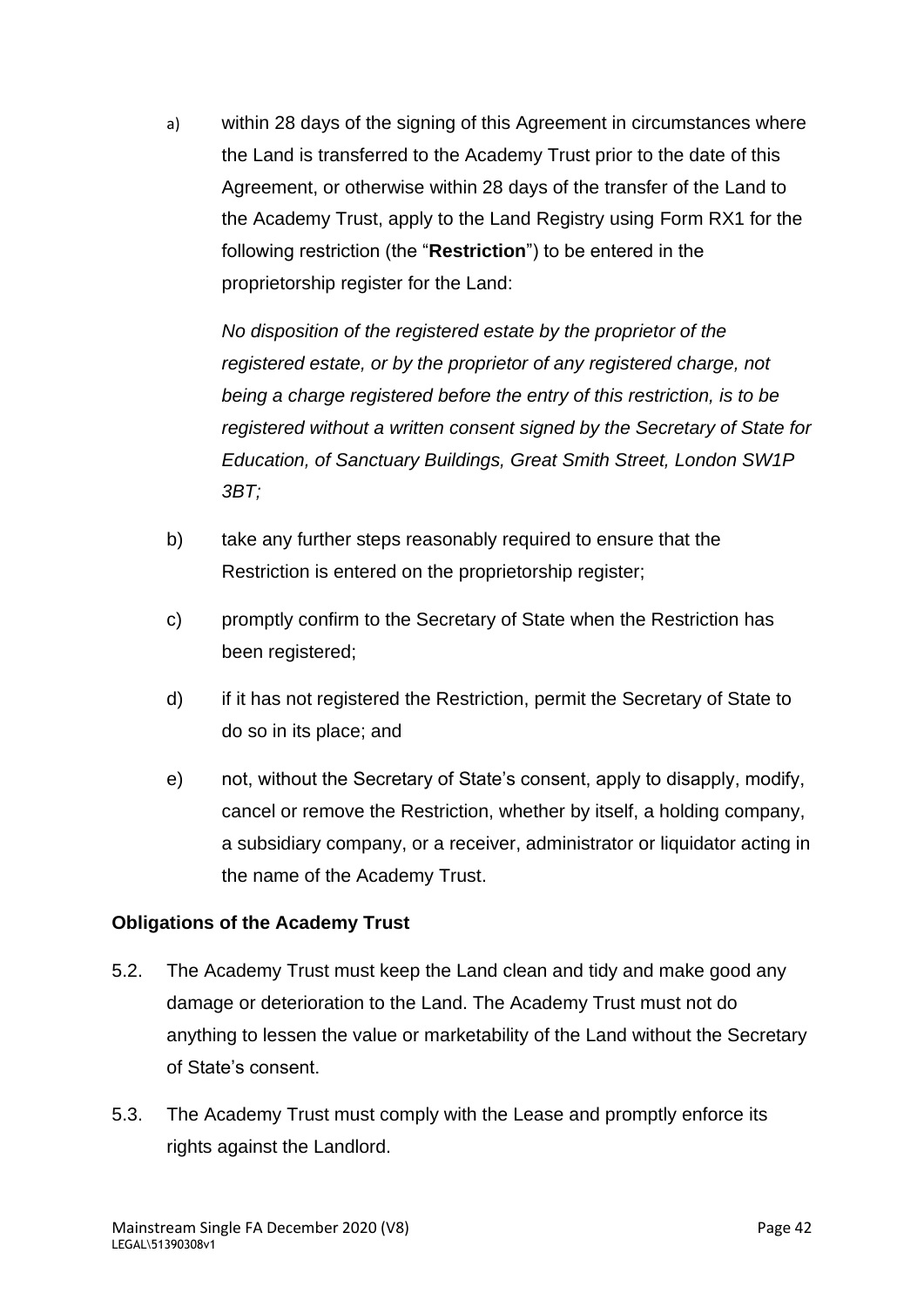a) within 28 days of the signing of this Agreement in circumstances where the Land is transferred to the Academy Trust prior to the date of this Agreement, or otherwise within 28 days of the transfer of the Land to the Academy Trust, apply to the Land Registry using Form RX1 for the following restriction (the "**Restriction**") to be entered in the proprietorship register for the Land:

   *No disposition of the registered estate by the proprietor of the registered estate, or by the proprietor of any registered charge, not being a charge registered before the entry of this restriction, is to be registered without a written consent signed by the Secretary of State for Education, of Sanctuary Buildings, Great Smith Street, London SW1P 3BT;*

b) take any further steps reasonably required to ensure that the Restriction is entered on the proprietorship register;

c) promptly confirm to the Secretary of State when the Restriction has been registered;

d) if it has not registered the Restriction, permit the Secretary of State to do so in its place; and

e) not, without the Secretary of State's consent, apply to disapply, modify, cancel or remove the Restriction, whether by itself, a holding company, a subsidiary company, or a receiver, administrator or liquidator acting in the name of the Academy Trust.

**Obligations of the Academy Trust**

5.2. The Academy Trust must keep the Land clean and tidy and make good any damage or deterioration to the Land. The Academy Trust must not do anything to lessen the value or marketability of the Land without the Secretary of State's consent.

5.3. The Academy Trust must comply with the Lease and promptly enforce its rights against the Landlord.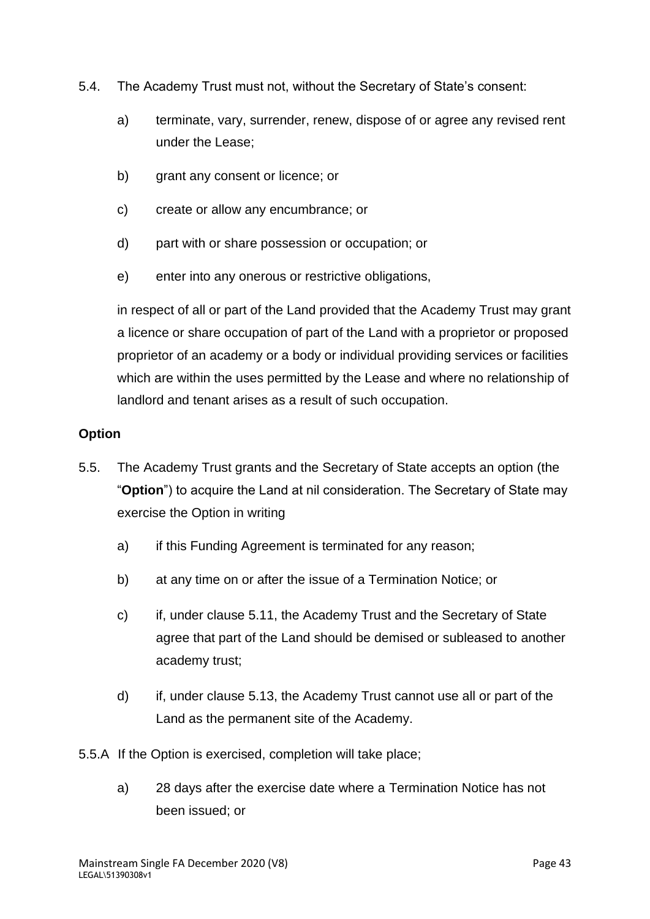5.4. The Academy Trust must not, without the Secretary of State's consent:

a) terminate, vary, surrender, renew, dispose of or agree any revised rent under the Lease;

b) grant any consent or licence; or

c) create or allow any encumbrance; or

d) part with or share possession or occupation; or

e) enter into any onerous or restrictive obligations,

in respect of all or part of the Land provided that the Academy Trust may grant a licence or share occupation of part of the Land with a proprietor or proposed proprietor of an academy or a body or individual providing services or facilities which are within the uses permitted by the Lease and where no relationship of landlord and tenant arises as a result of such occupation.

**Option**

5.5. The Academy Trust grants and the Secretary of State accepts an option (the "**Option**") to acquire the Land at nil consideration. The Secretary of State may exercise the Option in writing

a) if this Funding Agreement is terminated for any reason;

b) at any time on or after the issue of a Termination Notice; or

c) if, under clause 5.11, the Academy Trust and the Secretary of State agree that part of the Land should be demised or subleased to another academy trust;

d) if, under clause 5.13, the Academy Trust cannot use all or part of the Land as the permanent site of the Academy.

5.5.A If the Option is exercised, completion will take place;

a) 28 days after the exercise date where a Termination Notice has not been issued; or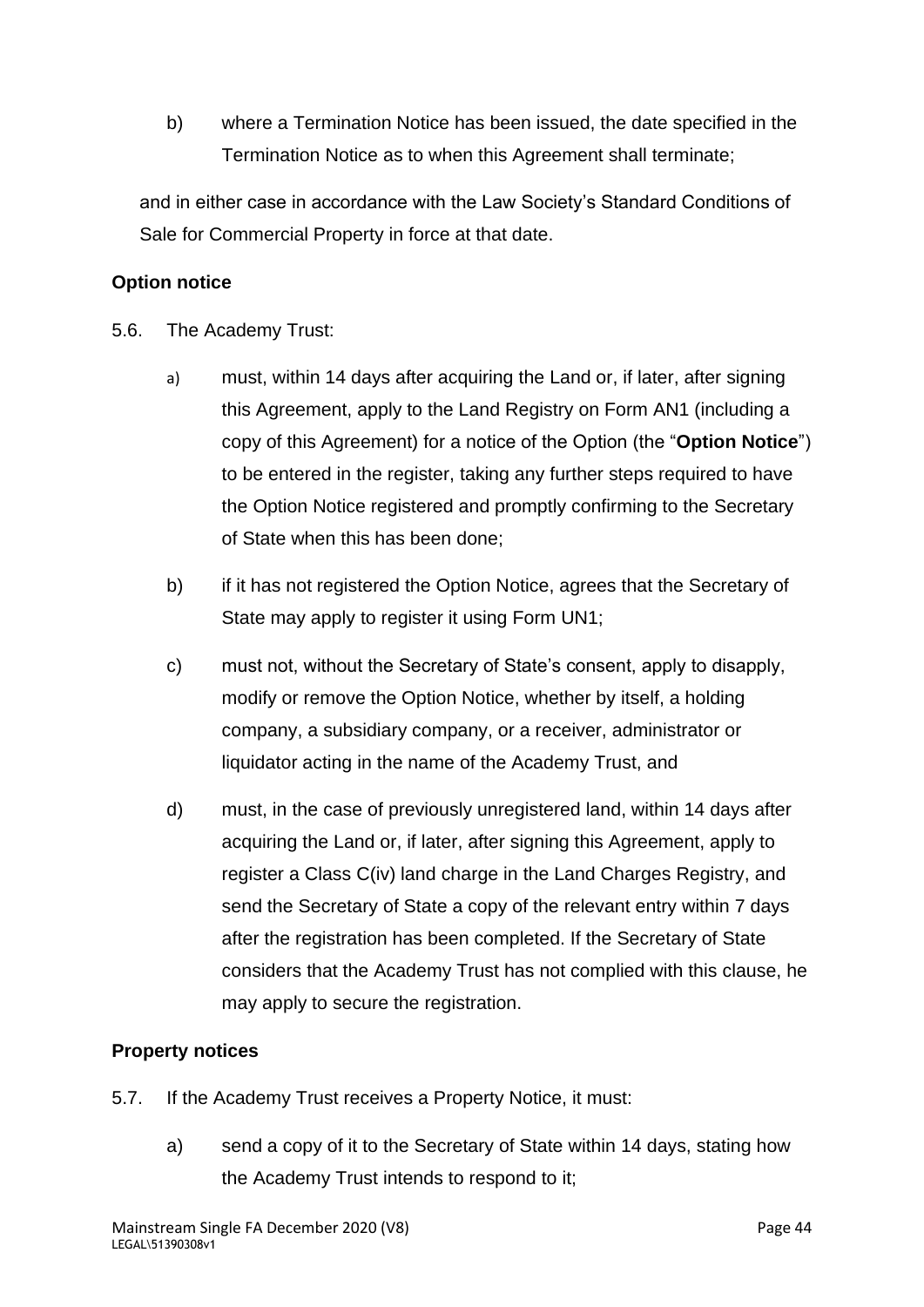b) where a Termination Notice has been issued, the date specified in the Termination Notice as to when this Agreement shall terminate;

and in either case in accordance with the Law Society's Standard Conditions of Sale for Commercial Property in force at that date.

**Option notice**

5.6. The Academy Trust:

a) must, within 14 days after acquiring the Land or, if later, after signing this Agreement, apply to the Land Registry on Form AN1 (including a copy of this Agreement) for a notice of the Option (the "**Option Notice**") to be entered in the register, taking any further steps required to have the Option Notice registered and promptly confirming to the Secretary of State when this has been done;

b) if it has not registered the Option Notice, agrees that the Secretary of State may apply to register it using Form UN1;

c) must not, without the Secretary of State's consent, apply to disapply, modify or remove the Option Notice, whether by itself, a holding company, a subsidiary company, or a receiver, administrator or liquidator acting in the name of the Academy Trust, and

d) must, in the case of previously unregistered land, within 14 days after acquiring the Land or, if later, after signing this Agreement, apply to register a Class C(iv) land charge in the Land Charges Registry, and send the Secretary of State a copy of the relevant entry within 7 days after the registration has been completed. If the Secretary of State considers that the Academy Trust has not complied with this clause, he may apply to secure the registration.

**Property notices**

5.7. If the Academy Trust receives a Property Notice, it must:

a) send a copy of it to the Secretary of State within 14 days, stating how the Academy Trust intends to respond to it;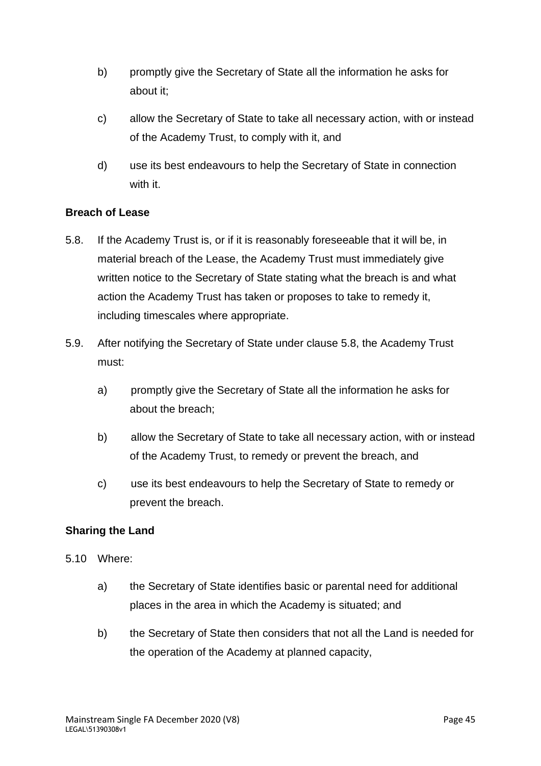b) promptly give the Secretary of State all the information he asks for about it;

c) allow the Secretary of State to take all necessary action, with or instead of the Academy Trust, to comply with it, and

d) use its best endeavours to help the Secretary of State in connection with it.

**Breach of Lease**

5.8. If the Academy Trust is, or if it is reasonably foreseeable that it will be, in material breach of the Lease, the Academy Trust must immediately give written notice to the Secretary of State stating what the breach is and what action the Academy Trust has taken or proposes to take to remedy it, including timescales where appropriate.

5.9. After notifying the Secretary of State under clause 5.8, the Academy Trust must:

a) promptly give the Secretary of State all the information he asks for about the breach;

b) allow the Secretary of State to take all necessary action, with or instead of the Academy Trust, to remedy or prevent the breach, and

c) use its best endeavours to help the Secretary of State to remedy or prevent the breach.

**Sharing the Land**

5.10 Where:

a) the Secretary of State identifies basic or parental need for additional places in the area in which the Academy is situated; and

b) the Secretary of State then considers that not all the Land is needed for the operation of the Academy at planned capacity,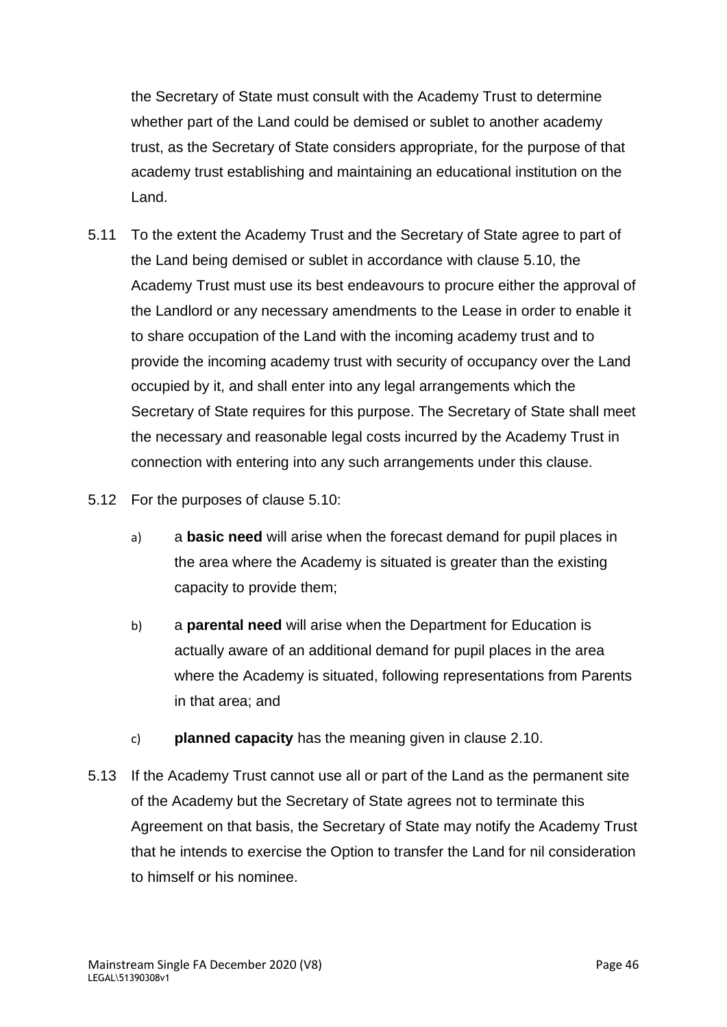the Secretary of State must consult with the Academy Trust to determine whether part of the Land could be demised or sublet to another academy trust, as the Secretary of State considers appropriate, for the purpose of that academy trust establishing and maintaining an educational institution on the Land.

5.11 To the extent the Academy Trust and the Secretary of State agree to part of the Land being demised or sublet in accordance with clause 5.10, the Academy Trust must use its best endeavours to procure either the approval of the Landlord or any necessary amendments to the Lease in order to enable it to share occupation of the Land with the incoming academy trust and to provide the incoming academy trust with security of occupancy over the Land occupied by it, and shall enter into any legal arrangements which the Secretary of State requires for this purpose. The Secretary of State shall meet the necessary and reasonable legal costs incurred by the Academy Trust in connection with entering into any such arrangements under this clause.

5.12 For the purposes of clause 5.10:

a) a **basic need** will arise when the forecast demand for pupil places in the area where the Academy is situated is greater than the existing capacity to provide them;

b) a **parental need** will arise when the Department for Education is actually aware of an additional demand for pupil places in the area where the Academy is situated, following representations from Parents in that area; and

c) **planned capacity** has the meaning given in clause 2.10.

5.13 If the Academy Trust cannot use all or part of the Land as the permanent site of the Academy but the Secretary of State agrees not to terminate this Agreement on that basis, the Secretary of State may notify the Academy Trust that he intends to exercise the Option to transfer the Land for nil consideration to himself or his nominee.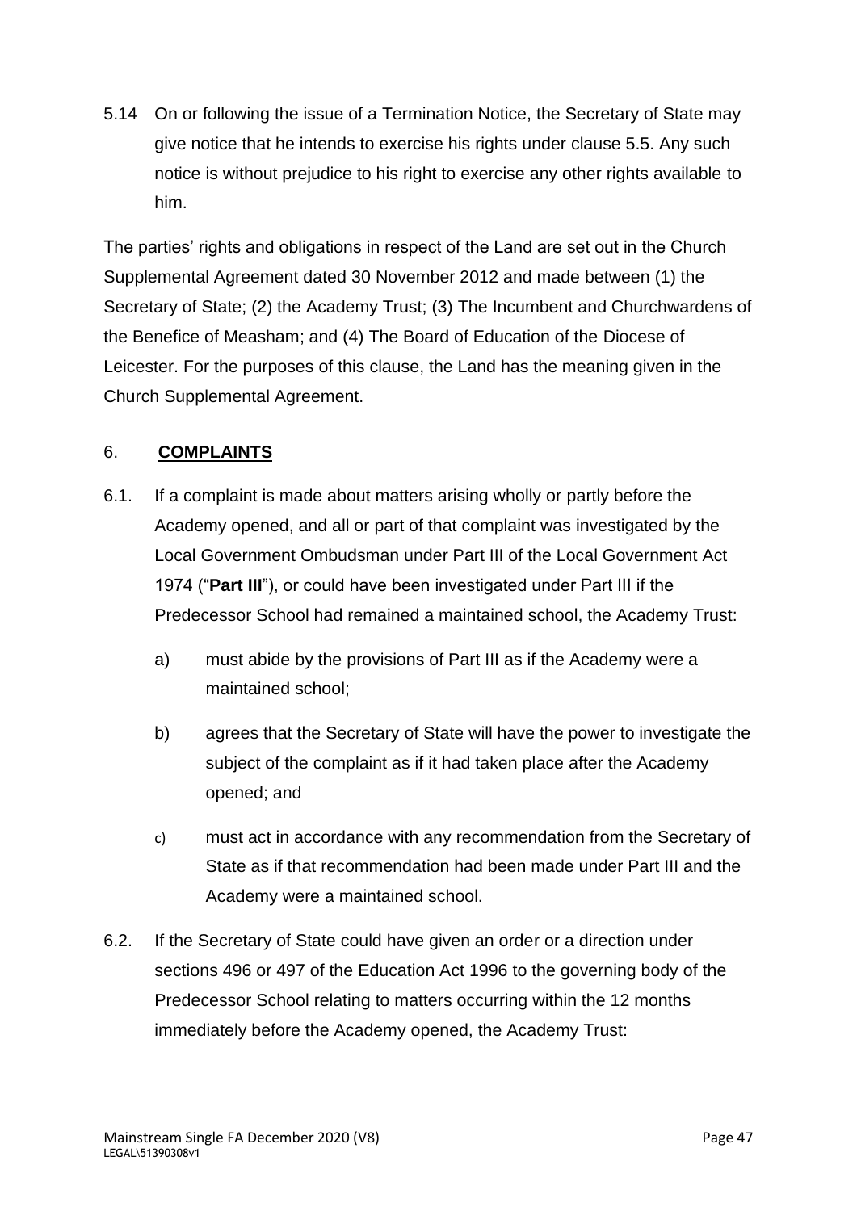5.14 On or following the issue of a Termination Notice, the Secretary of State may give notice that he intends to exercise his rights under clause 5.5. Any such notice is without prejudice to his right to exercise any other rights available to him.

The parties' rights and obligations in respect of the Land are set out in the Church Supplemental Agreement dated 30 November 2012 and made between (1) the Secretary of State; (2) the Academy Trust; (3) The Incumbent and Churchwardens of the Benefice of Measham; and (4) The Board of Education of the Diocese of Leicester. For the purposes of this clause, the Land has the meaning given in the Church Supplemental Agreement.

## 6. COMPLAINTS

6.1. If a complaint is made about matters arising wholly or partly before the Academy opened, and all or part of that complaint was investigated by the Local Government Ombudsman under Part III of the Local Government Act 1974 ("**Part III**"), or could have been investigated under Part III if the Predecessor School had remained a maintained school, the Academy Trust:

a) must abide by the provisions of Part III as if the Academy were a maintained school;

b) agrees that the Secretary of State will have the power to investigate the subject of the complaint as if it had taken place after the Academy opened; and

c) must act in accordance with any recommendation from the Secretary of State as if that recommendation had been made under Part III and the Academy were a maintained school.

6.2. If the Secretary of State could have given an order or a direction under sections 496 or 497 of the Education Act 1996 to the governing body of the Predecessor School relating to matters occurring within the 12 months immediately before the Academy opened, the Academy Trust: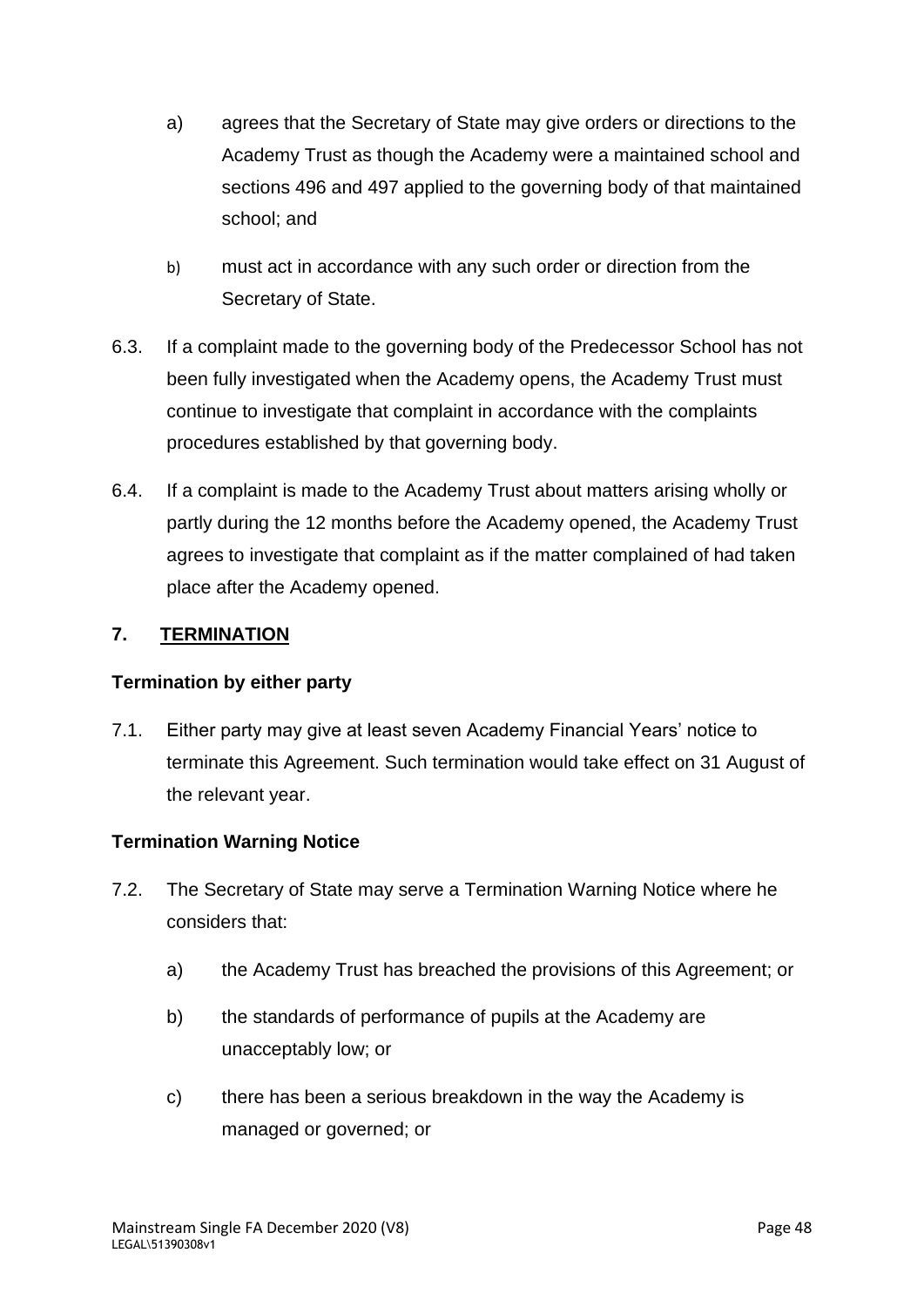a) agrees that the Secretary of State may give orders or directions to the Academy Trust as though the Academy were a maintained school and sections 496 and 497 applied to the governing body of that maintained school; and

b) must act in accordance with any such order or direction from the Secretary of State.

6.3. If a complaint made to the governing body of the Predecessor School has not been fully investigated when the Academy opens, the Academy Trust must continue to investigate that complaint in accordance with the complaints procedures established by that governing body.

6.4. If a complaint is made to the Academy Trust about matters arising wholly or partly during the 12 months before the Academy opened, the Academy Trust agrees to investigate that complaint as if the matter complained of had taken place after the Academy opened.

## 7. TERMINATION

### Termination by either party

7.1. Either party may give at least seven Academy Financial Years' notice to terminate this Agreement. Such termination would take effect on 31 August of the relevant year.

### Termination Warning Notice

7.2. The Secretary of State may serve a Termination Warning Notice where he considers that:

a) the Academy Trust has breached the provisions of this Agreement; or

b) the standards of performance of pupils at the Academy are unacceptably low; or

c) there has been a serious breakdown in the way the Academy is managed or governed; or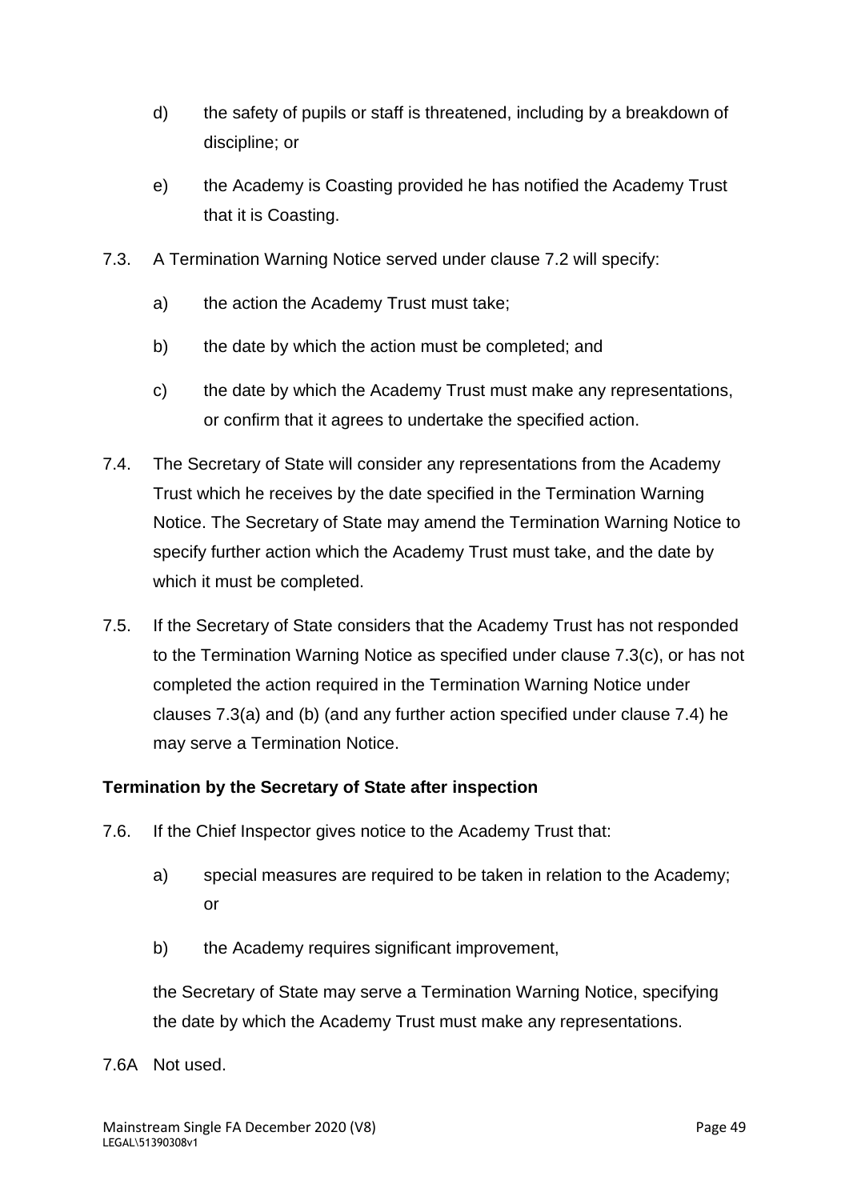d) the safety of pupils or staff is threatened, including by a breakdown of discipline; or

e) the Academy is Coasting provided he has notified the Academy Trust that it is Coasting.

7.3. A Termination Warning Notice served under clause 7.2 will specify:

a) the action the Academy Trust must take;

b) the date by which the action must be completed; and

c) the date by which the Academy Trust must make any representations, or confirm that it agrees to undertake the specified action.

7.4. The Secretary of State will consider any representations from the Academy Trust which he receives by the date specified in the Termination Warning Notice. The Secretary of State may amend the Termination Warning Notice to specify further action which the Academy Trust must take, and the date by which it must be completed.

7.5. If the Secretary of State considers that the Academy Trust has not responded to the Termination Warning Notice as specified under clause 7.3(c), or has not completed the action required in the Termination Warning Notice under clauses 7.3(a) and (b) (and any further action specified under clause 7.4) he may serve a Termination Notice.

**Termination by the Secretary of State after inspection**

7.6. If the Chief Inspector gives notice to the Academy Trust that:

a) special measures are required to be taken in relation to the Academy; or

b) the Academy requires significant improvement,

the Secretary of State may serve a Termination Warning Notice, specifying the date by which the Academy Trust must make any representations.

7.6A Not used.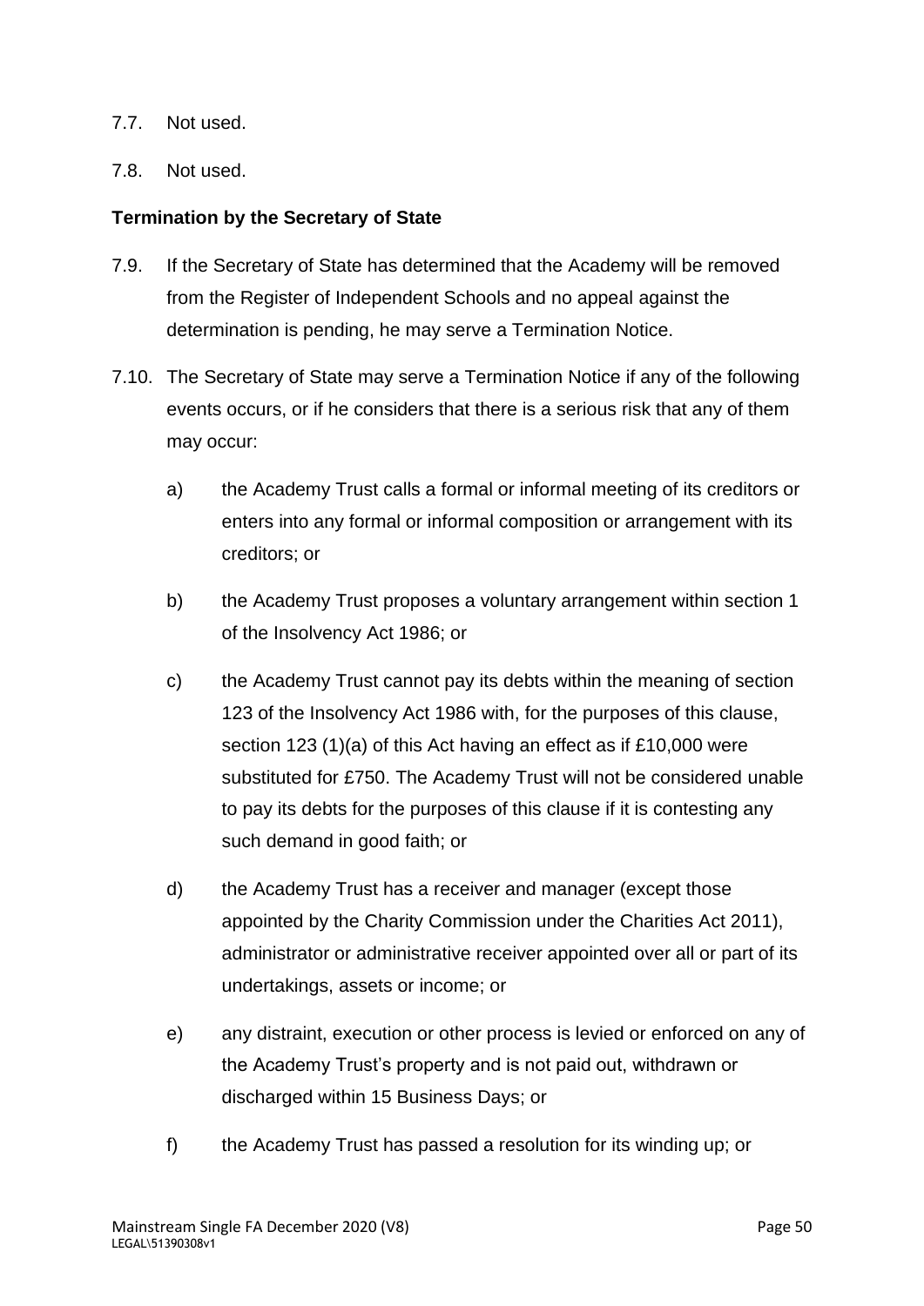7.7. Not used.

7.8. Not used.

**Termination by the Secretary of State**

7.9. If the Secretary of State has determined that the Academy will be removed from the Register of Independent Schools and no appeal against the determination is pending, he may serve a Termination Notice.

7.10. The Secretary of State may serve a Termination Notice if any of the following events occurs, or if he considers that there is a serious risk that any of them may occur:

a) the Academy Trust calls a formal or informal meeting of its creditors or enters into any formal or informal composition or arrangement with its creditors; or

b) the Academy Trust proposes a voluntary arrangement within section 1 of the Insolvency Act 1986; or

c) the Academy Trust cannot pay its debts within the meaning of section 123 of the Insolvency Act 1986 with, for the purposes of this clause, section 123 (1)(a) of this Act having an effect as if £10,000 were substituted for £750. The Academy Trust will not be considered unable to pay its debts for the purposes of this clause if it is contesting any such demand in good faith; or

d) the Academy Trust has a receiver and manager (except those appointed by the Charity Commission under the Charities Act 2011), administrator or administrative receiver appointed over all or part of its undertakings, assets or income; or

e) any distraint, execution or other process is levied or enforced on any of the Academy Trust's property and is not paid out, withdrawn or discharged within 15 Business Days; or

f) the Academy Trust has passed a resolution for its winding up; or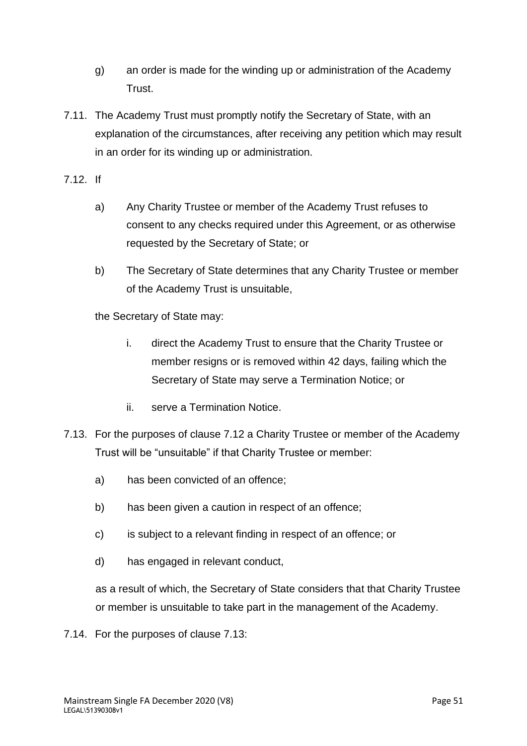g) an order is made for the winding up or administration of the Academy Trust.

7.11. The Academy Trust must promptly notify the Secretary of State, with an explanation of the circumstances, after receiving any petition which may result in an order for its winding up or administration.

7.12. If

a) Any Charity Trustee or member of the Academy Trust refuses to consent to any checks required under this Agreement, or as otherwise requested by the Secretary of State; or

b) The Secretary of State determines that any Charity Trustee or member of the Academy Trust is unsuitable,

the Secretary of State may:

i. direct the Academy Trust to ensure that the Charity Trustee or member resigns or is removed within 42 days, failing which the Secretary of State may serve a Termination Notice; or

ii. serve a Termination Notice.

7.13. For the purposes of clause 7.12 a Charity Trustee or member of the Academy Trust will be "unsuitable" if that Charity Trustee or member:

a) has been convicted of an offence;

b) has been given a caution in respect of an offence;

c) is subject to a relevant finding in respect of an offence; or

d) has engaged in relevant conduct,

as a result of which, the Secretary of State considers that that Charity Trustee or member is unsuitable to take part in the management of the Academy.

7.14. For the purposes of clause 7.13: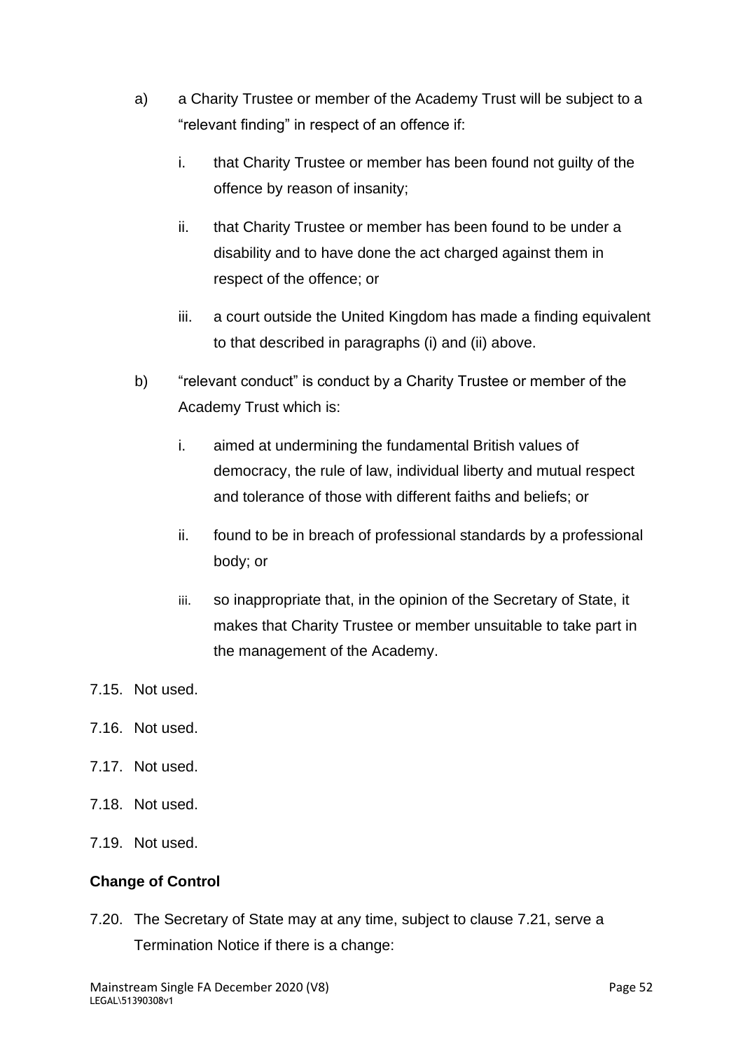a) a Charity Trustee or member of the Academy Trust will be subject to a "relevant finding" in respect of an offence if:

   i. that Charity Trustee or member has been found not guilty of the offence by reason of insanity;

   ii. that Charity Trustee or member has been found to be under a disability and to have done the act charged against them in respect of the offence; or

   iii. a court outside the United Kingdom has made a finding equivalent to that described in paragraphs (i) and (ii) above.

b) "relevant conduct" is conduct by a Charity Trustee or member of the Academy Trust which is:

   i. aimed at undermining the fundamental British values of democracy, the rule of law, individual liberty and mutual respect and tolerance of those with different faiths and beliefs; or

   ii. found to be in breach of professional standards by a professional body; or

   iii. so inappropriate that, in the opinion of the Secretary of State, it makes that Charity Trustee or member unsuitable to take part in the management of the Academy.

7.15. Not used.

7.16. Not used.

7.17. Not used.

7.18. Not used.

7.19. Not used.

**Change of Control**

7.20. The Secretary of State may at any time, subject to clause 7.21, serve a Termination Notice if there is a change: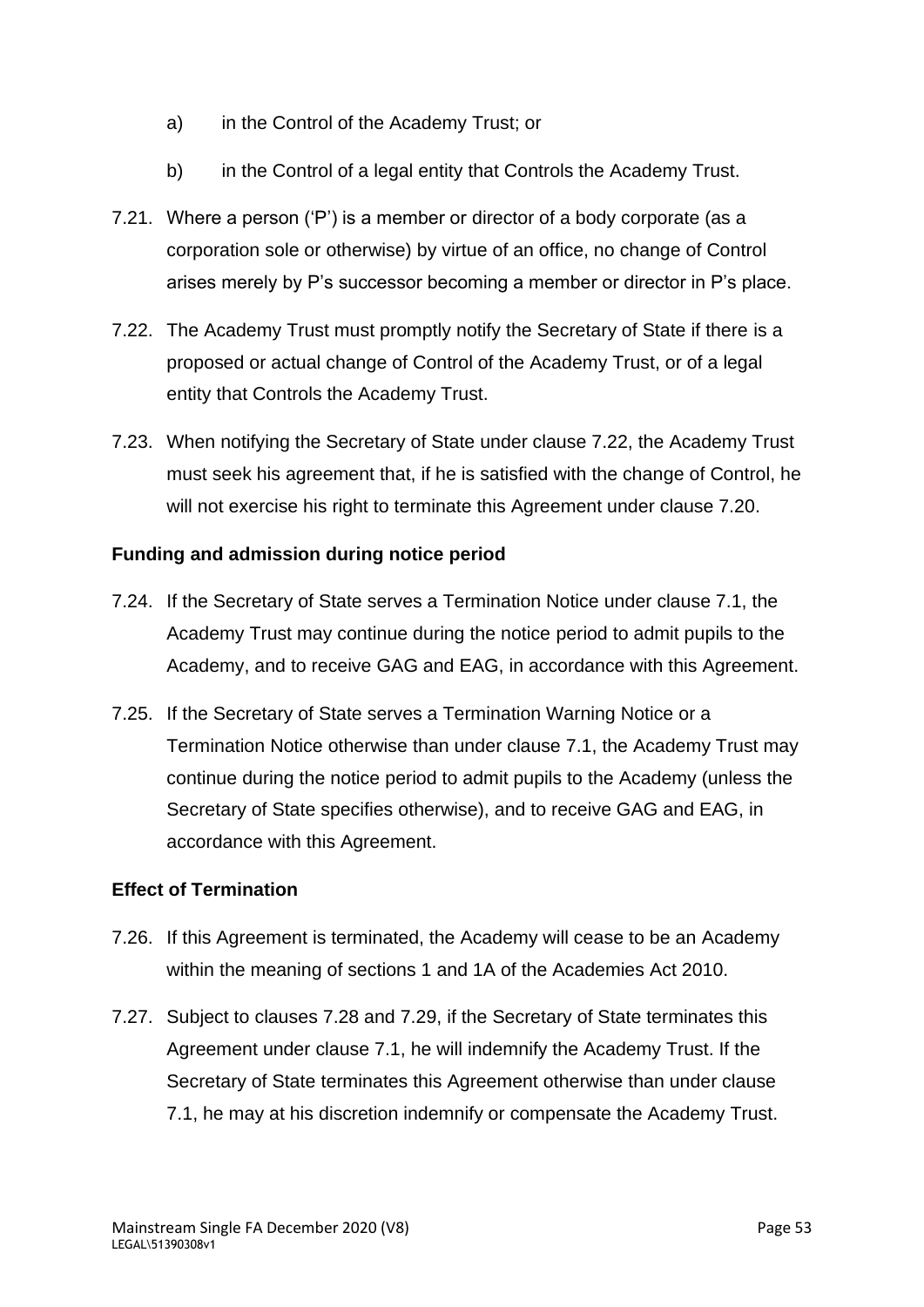a) in the Control of the Academy Trust; or

b) in the Control of a legal entity that Controls the Academy Trust.

7.21. Where a person ('P') is a member or director of a body corporate (as a corporation sole or otherwise) by virtue of an office, no change of Control arises merely by P's successor becoming a member or director in P's place.

7.22. The Academy Trust must promptly notify the Secretary of State if there is a proposed or actual change of Control of the Academy Trust, or of a legal entity that Controls the Academy Trust.

7.23. When notifying the Secretary of State under clause 7.22, the Academy Trust must seek his agreement that, if he is satisfied with the change of Control, he will not exercise his right to terminate this Agreement under clause 7.20.

**Funding and admission during notice period**

7.24. If the Secretary of State serves a Termination Notice under clause 7.1, the Academy Trust may continue during the notice period to admit pupils to the Academy, and to receive GAG and EAG, in accordance with this Agreement.

7.25. If the Secretary of State serves a Termination Warning Notice or a Termination Notice otherwise than under clause 7.1, the Academy Trust may continue during the notice period to admit pupils to the Academy (unless the Secretary of State specifies otherwise), and to receive GAG and EAG, in accordance with this Agreement.

**Effect of Termination**

7.26. If this Agreement is terminated, the Academy will cease to be an Academy within the meaning of sections 1 and 1A of the Academies Act 2010.

7.27. Subject to clauses 7.28 and 7.29, if the Secretary of State terminates this Agreement under clause 7.1, he will indemnify the Academy Trust. If the Secretary of State terminates this Agreement otherwise than under clause 7.1, he may at his discretion indemnify or compensate the Academy Trust.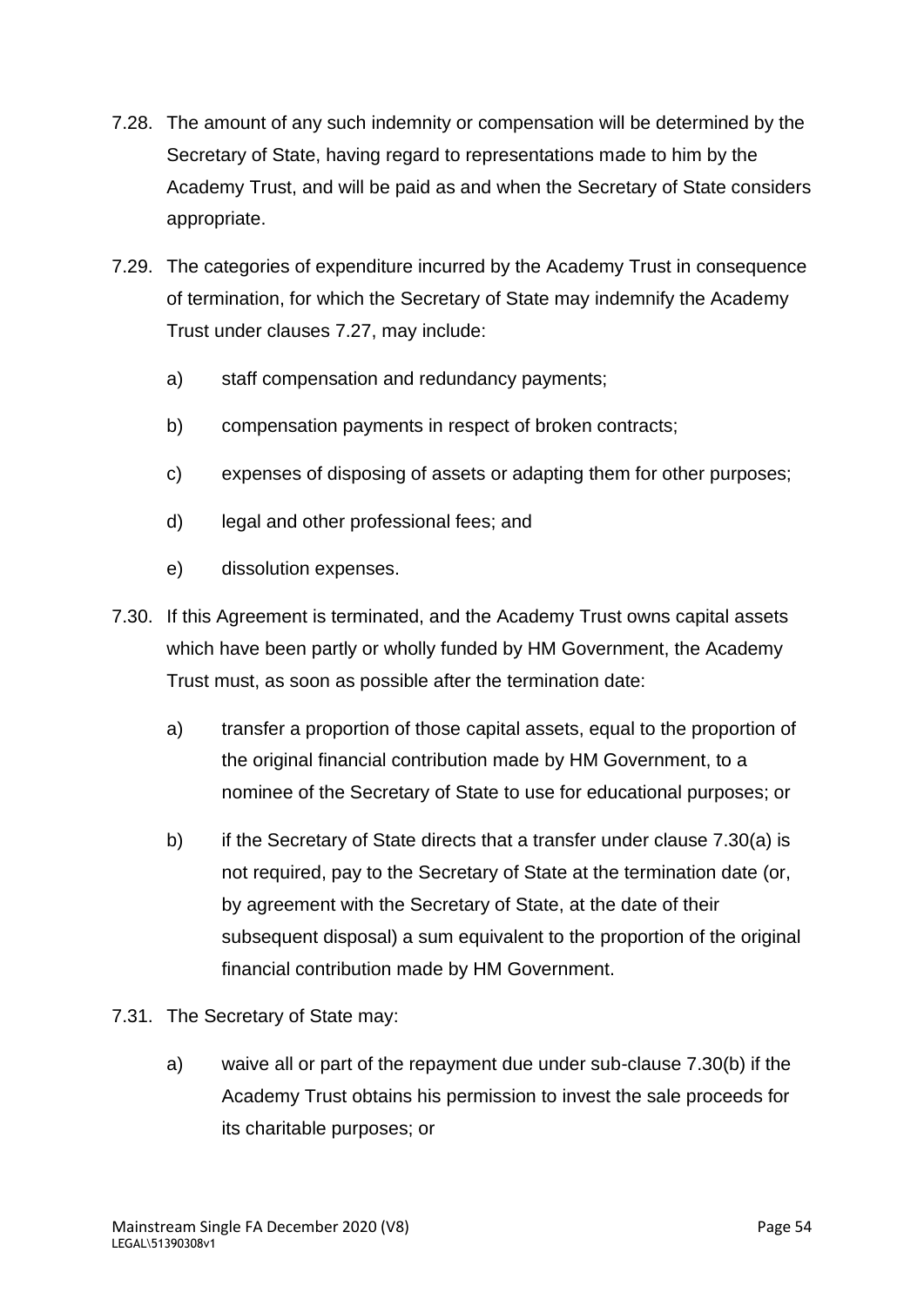7.28. The amount of any such indemnity or compensation will be determined by the Secretary of State, having regard to representations made to him by the Academy Trust, and will be paid as and when the Secretary of State considers appropriate.

7.29. The categories of expenditure incurred by the Academy Trust in consequence of termination, for which the Secretary of State may indemnify the Academy Trust under clauses 7.27, may include:

a) staff compensation and redundancy payments;

b) compensation payments in respect of broken contracts;

c) expenses of disposing of assets or adapting them for other purposes;

d) legal and other professional fees; and

e) dissolution expenses.

7.30. If this Agreement is terminated, and the Academy Trust owns capital assets which have been partly or wholly funded by HM Government, the Academy Trust must, as soon as possible after the termination date:

a) transfer a proportion of those capital assets, equal to the proportion of the original financial contribution made by HM Government, to a nominee of the Secretary of State to use for educational purposes; or

b) if the Secretary of State directs that a transfer under clause 7.30(a) is not required, pay to the Secretary of State at the termination date (or, by agreement with the Secretary of State, at the date of their subsequent disposal) a sum equivalent to the proportion of the original financial contribution made by HM Government.

7.31. The Secretary of State may:

a) waive all or part of the repayment due under sub-clause 7.30(b) if the Academy Trust obtains his permission to invest the sale proceeds for its charitable purposes; or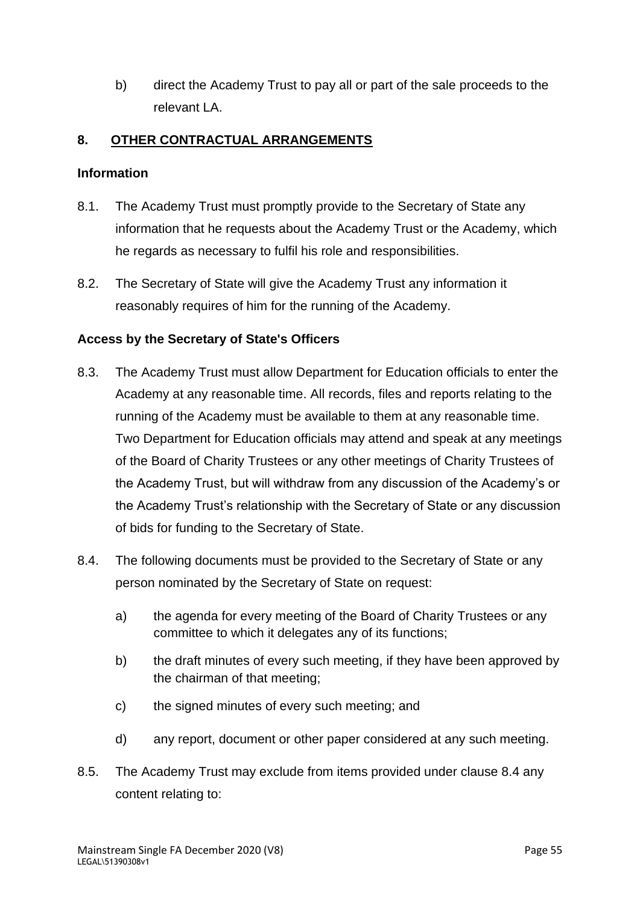b) direct the Academy Trust to pay all or part of the sale proceeds to the relevant LA.

## 8. OTHER CONTRACTUAL ARRANGEMENTS

### Information

8.1. The Academy Trust must promptly provide to the Secretary of State any information that he requests about the Academy Trust or the Academy, which he regards as necessary to fulfil his role and responsibilities.

8.2. The Secretary of State will give the Academy Trust any information it reasonably requires of him for the running of the Academy.

### Access by the Secretary of State's Officers

8.3. The Academy Trust must allow Department for Education officials to enter the Academy at any reasonable time. All records, files and reports relating to the running of the Academy must be available to them at any reasonable time. Two Department for Education officials may attend and speak at any meetings of the Board of Charity Trustees or any other meetings of Charity Trustees of the Academy Trust, but will withdraw from any discussion of the Academy's or the Academy Trust's relationship with the Secretary of State or any discussion of bids for funding to the Secretary of State.

8.4. The following documents must be provided to the Secretary of State or any person nominated by the Secretary of State on request:

a) the agenda for every meeting of the Board of Charity Trustees or any committee to which it delegates any of its functions;

b) the draft minutes of every such meeting, if they have been approved by the chairman of that meeting;

c) the signed minutes of every such meeting; and

d) any report, document or other paper considered at any such meeting.

8.5. The Academy Trust may exclude from items provided under clause 8.4 any content relating to: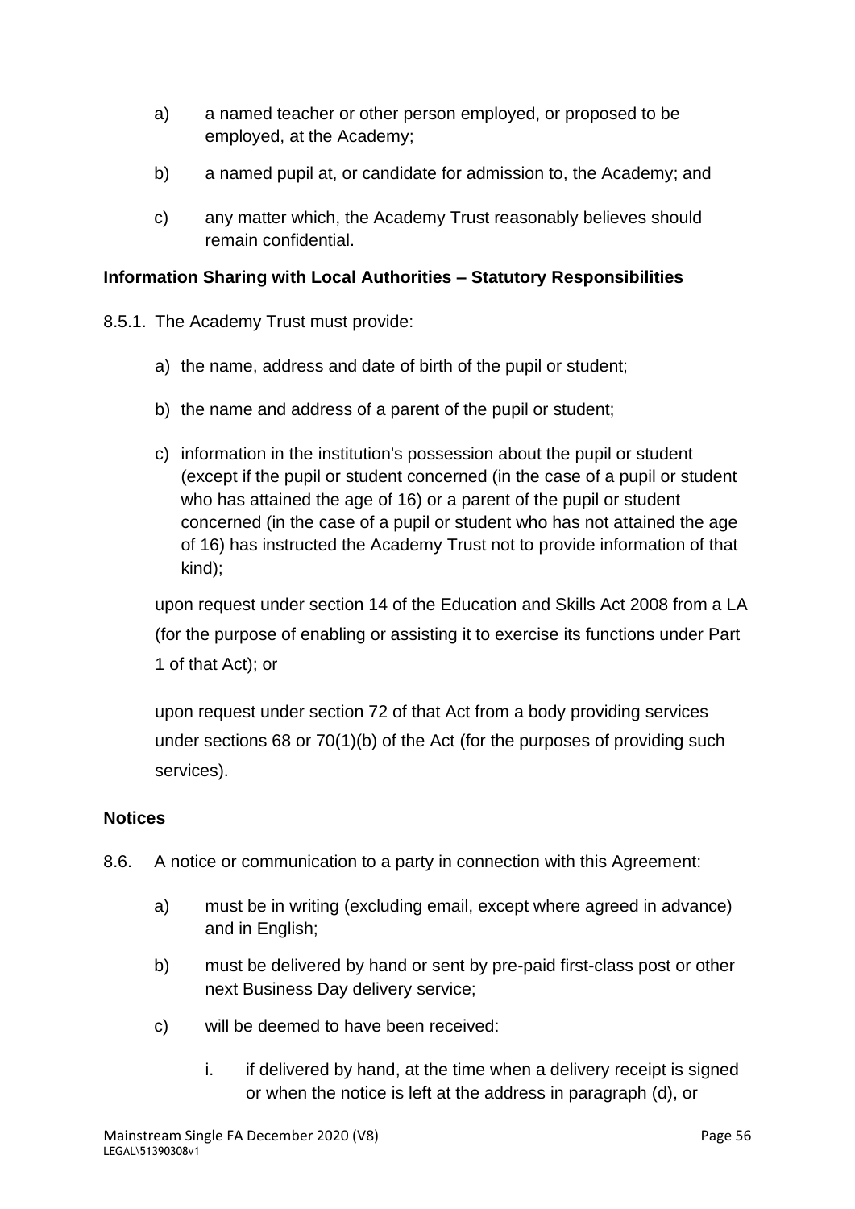a) a named teacher or other person employed, or proposed to be employed, at the Academy;

b) a named pupil at, or candidate for admission to, the Academy; and

c) any matter which, the Academy Trust reasonably believes should remain confidential.

**Information Sharing with Local Authorities – Statutory Responsibilities**

8.5.1. The Academy Trust must provide:

a) the name, address and date of birth of the pupil or student;

b) the name and address of a parent of the pupil or student;

c) information in the institution's possession about the pupil or student (except if the pupil or student concerned (in the case of a pupil or student who has attained the age of 16) or a parent of the pupil or student concerned (in the case of a pupil or student who has not attained the age of 16) has instructed the Academy Trust not to provide information of that kind);

upon request under section 14 of the Education and Skills Act 2008 from a LA (for the purpose of enabling or assisting it to exercise its functions under Part 1 of that Act); or

upon request under section 72 of that Act from a body providing services under sections 68 or 70(1)(b) of the Act (for the purposes of providing such services).

**Notices**

8.6. A notice or communication to a party in connection with this Agreement:

a) must be in writing (excluding email, except where agreed in advance) and in English;

b) must be delivered by hand or sent by pre-paid first-class post or other next Business Day delivery service;

c) will be deemed to have been received:

   i. if delivered by hand, at the time when a delivery receipt is signed or when the notice is left at the address in paragraph (d), or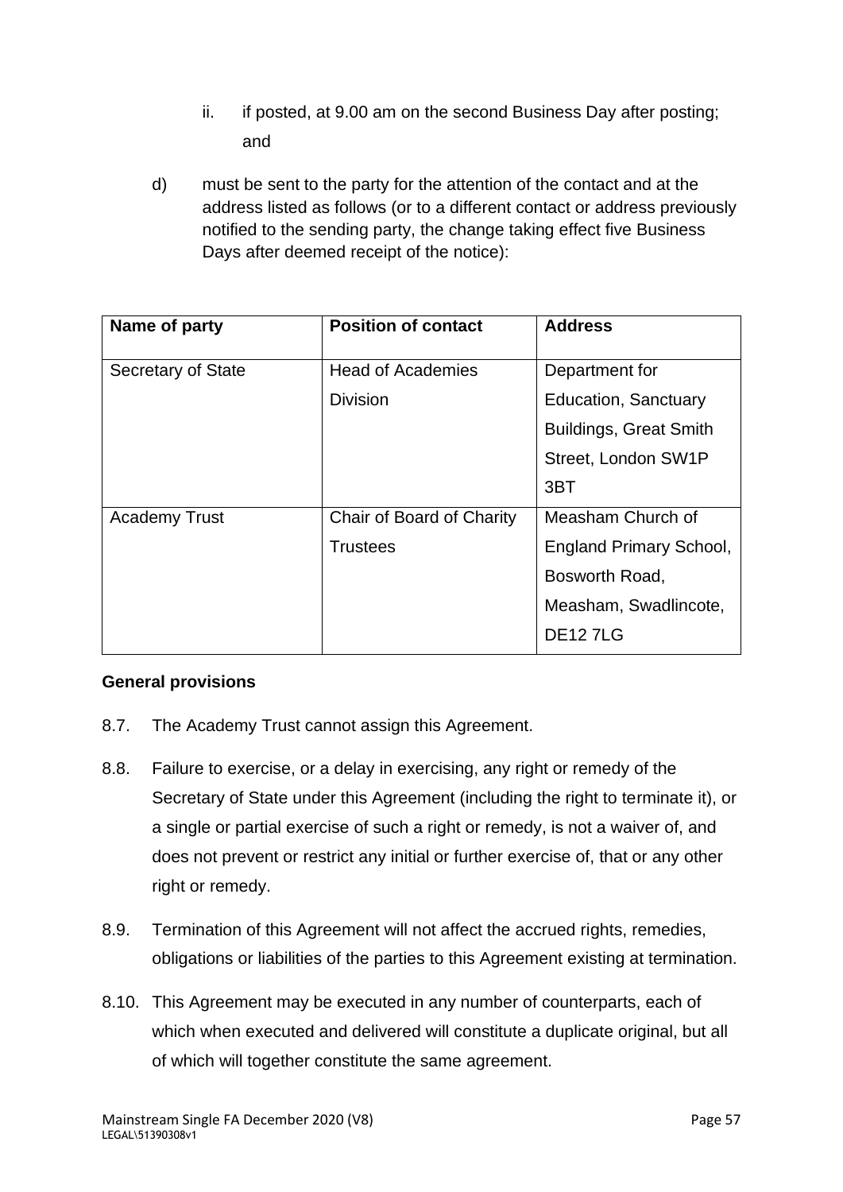ii. if posted, at 9.00 am on the second Business Day after posting; and

d) must be sent to the party for the attention of the contact and at the address listed as follows (or to a different contact or address previously notified to the sending party, the change taking effect five Business Days after deemed receipt of the notice):

| Name of party | Position of contact | Address |
|---|---|---|
| Secretary of State | Head of Academies Division | Department for Education, Sanctuary Buildings, Great Smith Street, London SW1P 3BT |
| Academy Trust | Chair of Board of Charity Trustees | Measham Church of England Primary School, Bosworth Road, Measham, Swadlincote, DE12 7LG |

**General provisions**

8.7. The Academy Trust cannot assign this Agreement.

8.8. Failure to exercise, or a delay in exercising, any right or remedy of the Secretary of State under this Agreement (including the right to terminate it), or a single or partial exercise of such a right or remedy, is not a waiver of, and does not prevent or restrict any initial or further exercise of, that or any other right or remedy.

8.9. Termination of this Agreement will not affect the accrued rights, remedies, obligations or liabilities of the parties to this Agreement existing at termination.

8.10. This Agreement may be executed in any number of counterparts, each of which when executed and delivered will constitute a duplicate original, but all of which will together constitute the same agreement.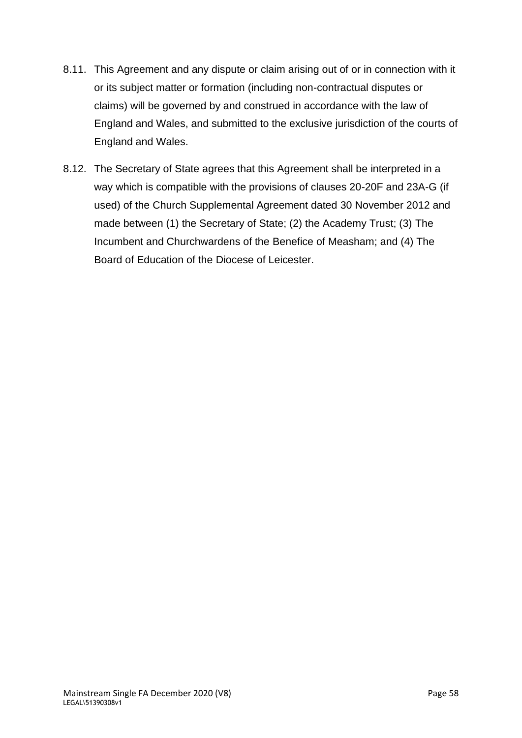8.11. This Agreement and any dispute or claim arising out of or in connection with it or its subject matter or formation (including non-contractual disputes or claims) will be governed by and construed in accordance with the law of England and Wales, and submitted to the exclusive jurisdiction of the courts of England and Wales.

8.12. The Secretary of State agrees that this Agreement shall be interpreted in a way which is compatible with the provisions of clauses 20-20F and 23A-G (if used) of the Church Supplemental Agreement dated 30 November 2012 and made between (1) the Secretary of State; (2) the Academy Trust; (3) The Incumbent and Churchwardens of the Benefice of Measham; and (4) The Board of Education of the Diocese of Leicester.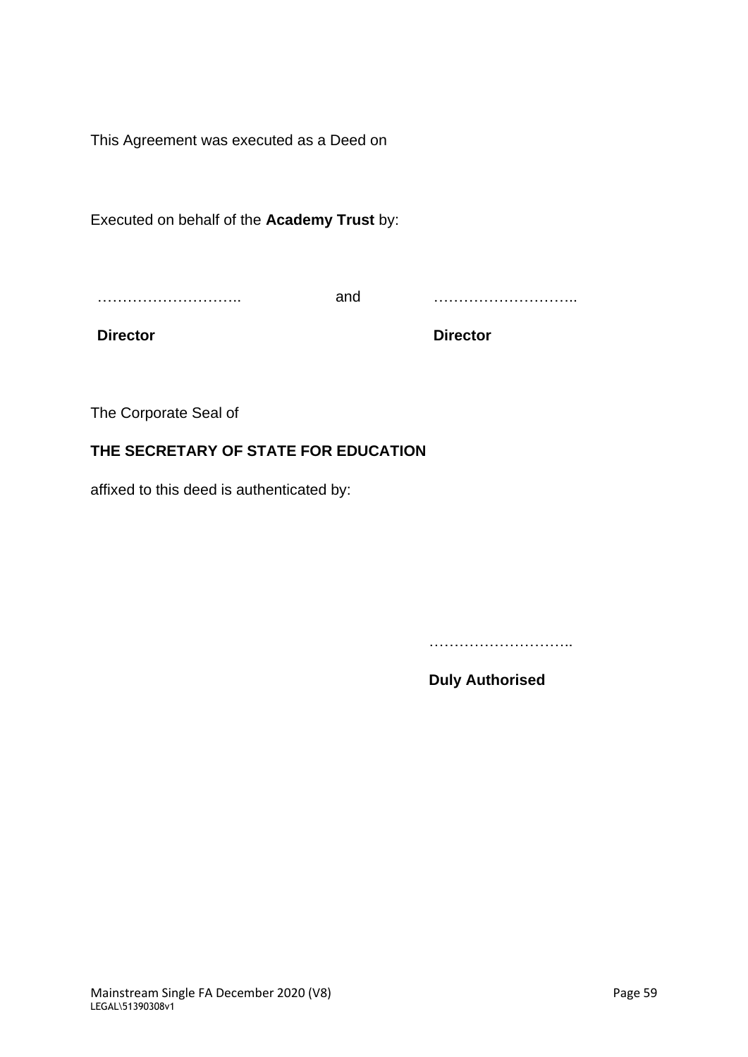This Agreement was executed as a Deed on

Executed on behalf of the **Academy Trust** by:

……………………….. and ………………………..

**Director** **Director**

The Corporate Seal of

**THE SECRETARY OF STATE FOR EDUCATION**

affixed to this deed is authenticated by:

………………………..

**Duly Authorised**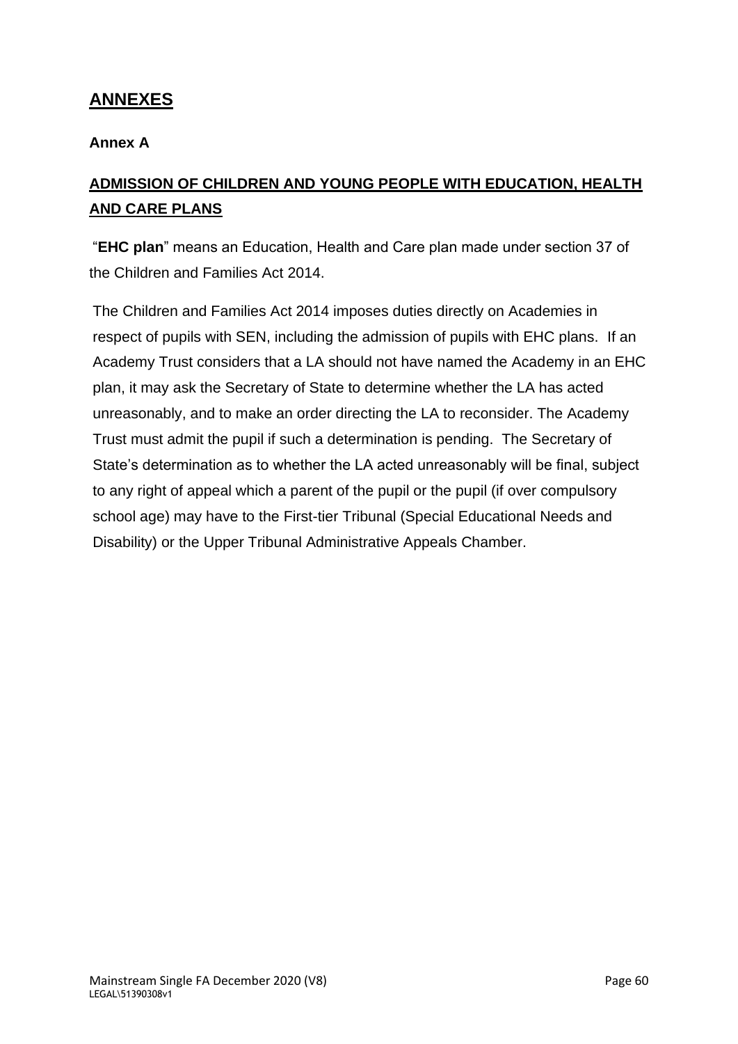## ANNEXES

### Annex A

**ADMISSION OF CHILDREN AND YOUNG PEOPLE WITH EDUCATION, HEALTH AND CARE PLANS**

"**EHC plan**" means an Education, Health and Care plan made under section 37 of the Children and Families Act 2014.

The Children and Families Act 2014 imposes duties directly on Academies in respect of pupils with SEN, including the admission of pupils with EHC plans. If an Academy Trust considers that a LA should not have named the Academy in an EHC plan, it may ask the Secretary of State to determine whether the LA has acted unreasonably, and to make an order directing the LA to reconsider. The Academy Trust must admit the pupil if such a determination is pending. The Secretary of State's determination as to whether the LA acted unreasonably will be final, subject to any right of appeal which a parent of the pupil or the pupil (if over compulsory school age) may have to the First-tier Tribunal (Special Educational Needs and Disability) or the Upper Tribunal Administrative Appeals Chamber.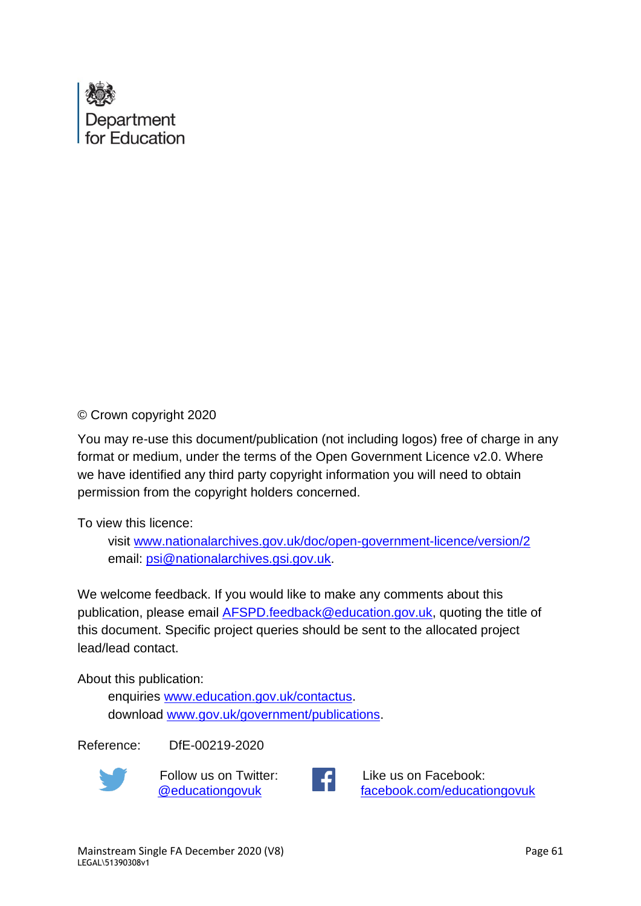Department for Education

© Crown copyright 2020

You may re-use this document/publication (not including logos) free of charge in any format or medium, under the terms of the Open Government Licence v2.0. Where we have identified any third party copyright information you will need to obtain permission from the copyright holders concerned.

To view this licence:

visit www.nationalarchives.gov.uk/doc/open-government-licence/version/2
email: psi@nationalarchives.gsi.gov.uk.

We welcome feedback. If you would like to make any comments about this publication, please email AFSPD.feedback@education.gov.uk, quoting the title of this document. Specific project queries should be sent to the allocated project lead/lead contact.

About this publication:

enquiries www.education.gov.uk/contactus.
download www.gov.uk/government/publications.

Reference: DfE-00219-2020

Follow us on Twitter: @educationgovuk

Like us on Facebook: facebook.com/educationgovuk